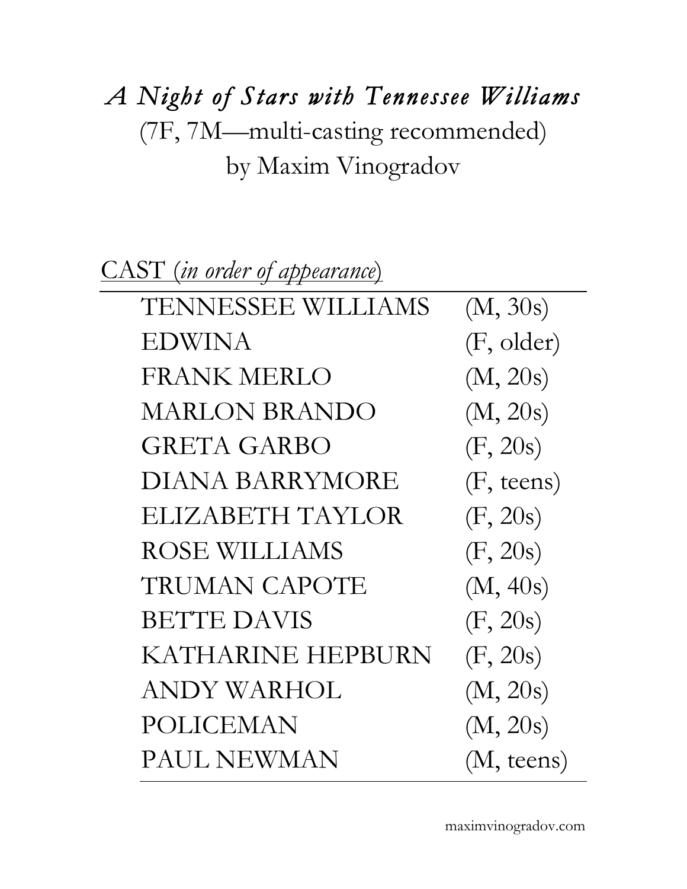# *A Night of Stars with Tennessee Williams*

(7F, 7M—multi-casting recommended)

by Maxim Vinogradov

CAST (*in order of appearance*)

| | |
|---|---|
| TENNESSEE WILLIAMS | (M, 30s) |
| EDWINA | (F, older) |
| FRANK MERLO | (M, 20s) |
| MARLON BRANDO | (M, 20s) |
| GRETA GARBO | (F, 20s) |
| DIANA BARRYMORE | (F, teens) |
| ELIZABETH TAYLOR | (F, 20s) |
| ROSE WILLIAMS | (F, 20s) |
| TRUMAN CAPOTE | (M, 40s) |
| BETTE DAVIS | (F, 20s) |
| KATHARINE HEPBURN | (F, 20s) |
| ANDY WARHOL | (M, 20s) |
| POLICEMAN | (M, 20s) |
| PAUL NEWMAN | (M, teens) |

maximvinogradov.com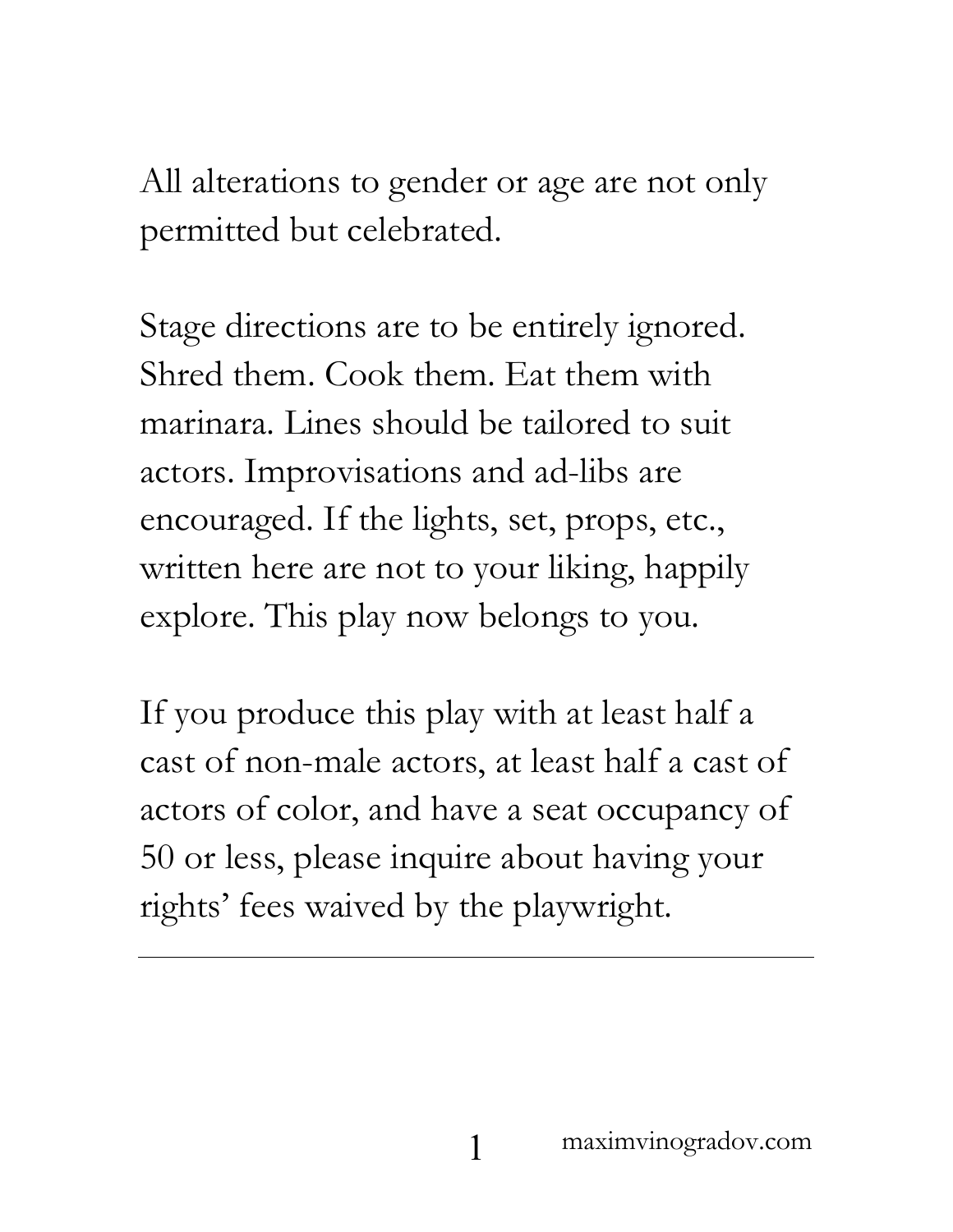All alterations to gender or age are not only permitted but celebrated.

Stage directions are to be entirely ignored. Shred them. Cook them. Eat them with marinara. Lines should be tailored to suit actors. Improvisations and ad-libs are encouraged. If the lights, set, props, etc., written here are not to your liking, happily explore. This play now belongs to you.

If you produce this play with at least half a cast of non-male actors, at least half a cast of actors of color, and have a seat occupancy of 50 or less, please inquire about having your rights' fees waived by the playwright.

---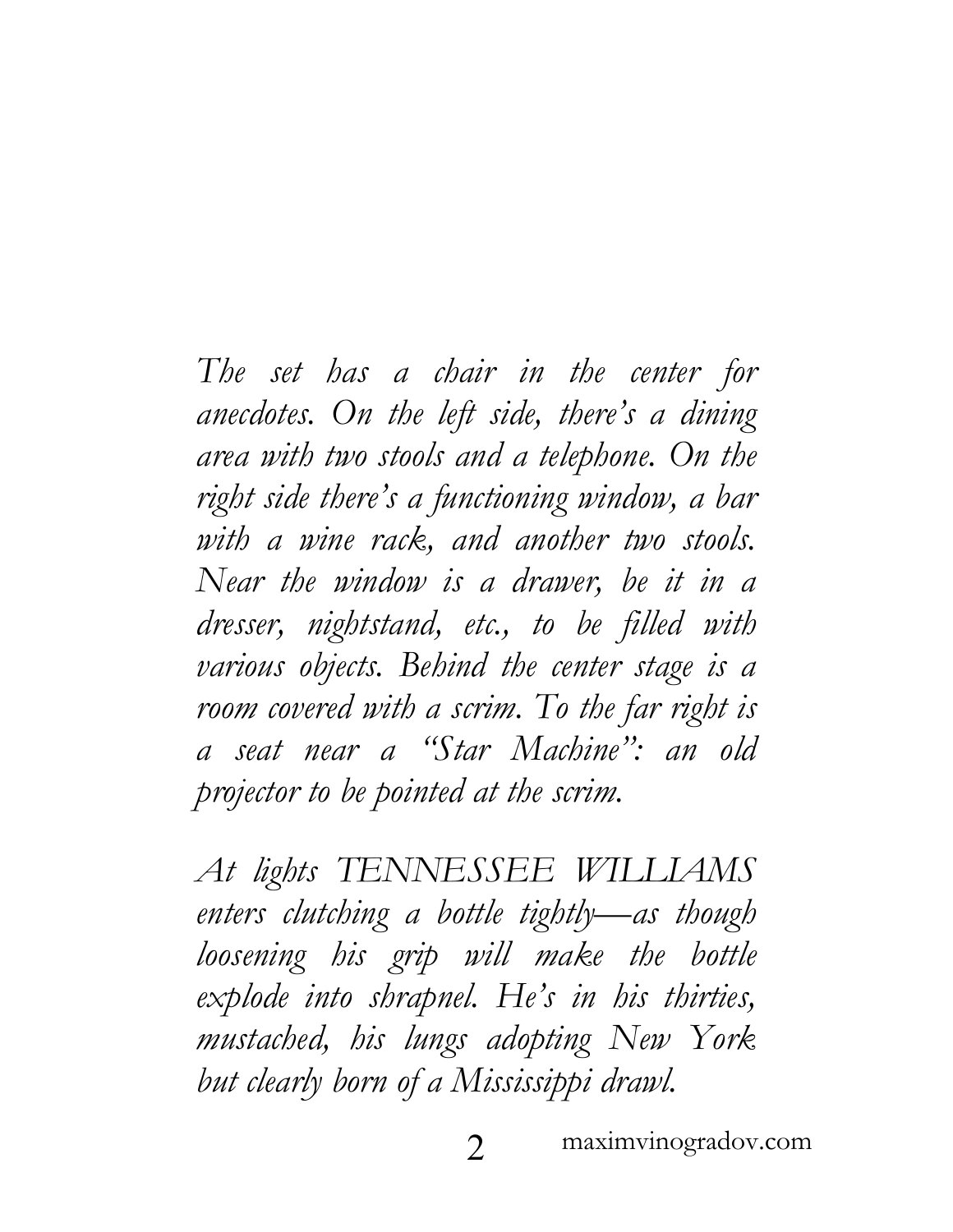*The set has a chair in the center for anecdotes. On the left side, there's a dining area with two stools and a telephone. On the right side there's a functioning window, a bar with a wine rack, and another two stools. Near the window is a drawer, be it in a dresser, nightstand, etc., to be filled with various objects. Behind the center stage is a room covered with a scrim. To the far right is a seat near a "Star Machine": an old projector to be pointed at the scrim.*

*At lights TENNESSEE WILLIAMS enters clutching a bottle tightly—as though loosening his grip will make the bottle explode into shrapnel. He's in his thirties, mustached, his lungs adopting New York but clearly born of a Mississippi drawl.*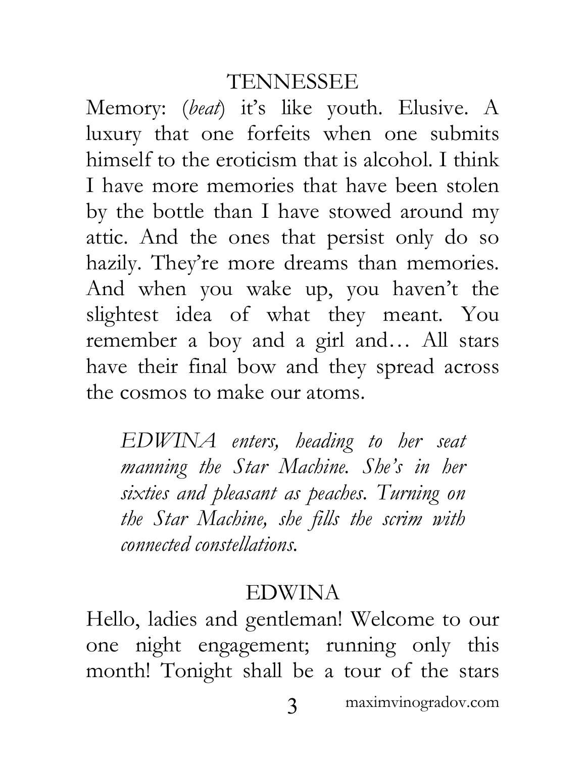TENNESSEE

Memory: (*beat*) it's like youth. Elusive. A luxury that one forfeits when one submits himself to the eroticism that is alcohol. I think I have more memories that have been stolen by the bottle than I have stowed around my attic. And the ones that persist only do so hazily. They're more dreams than memories. And when you wake up, you haven't the slightest idea of what they meant. You remember a boy and a girl and… All stars have their final bow and they spread across the cosmos to make our atoms.

*EDWINA enters, heading to her seat manning the Star Machine. She's in her sixties and pleasant as peaches. Turning on the Star Machine, she fills the scrim with connected constellations.*

EDWINA

Hello, ladies and gentleman! Welcome to our one night engagement; running only this month! Tonight shall be a tour of the stars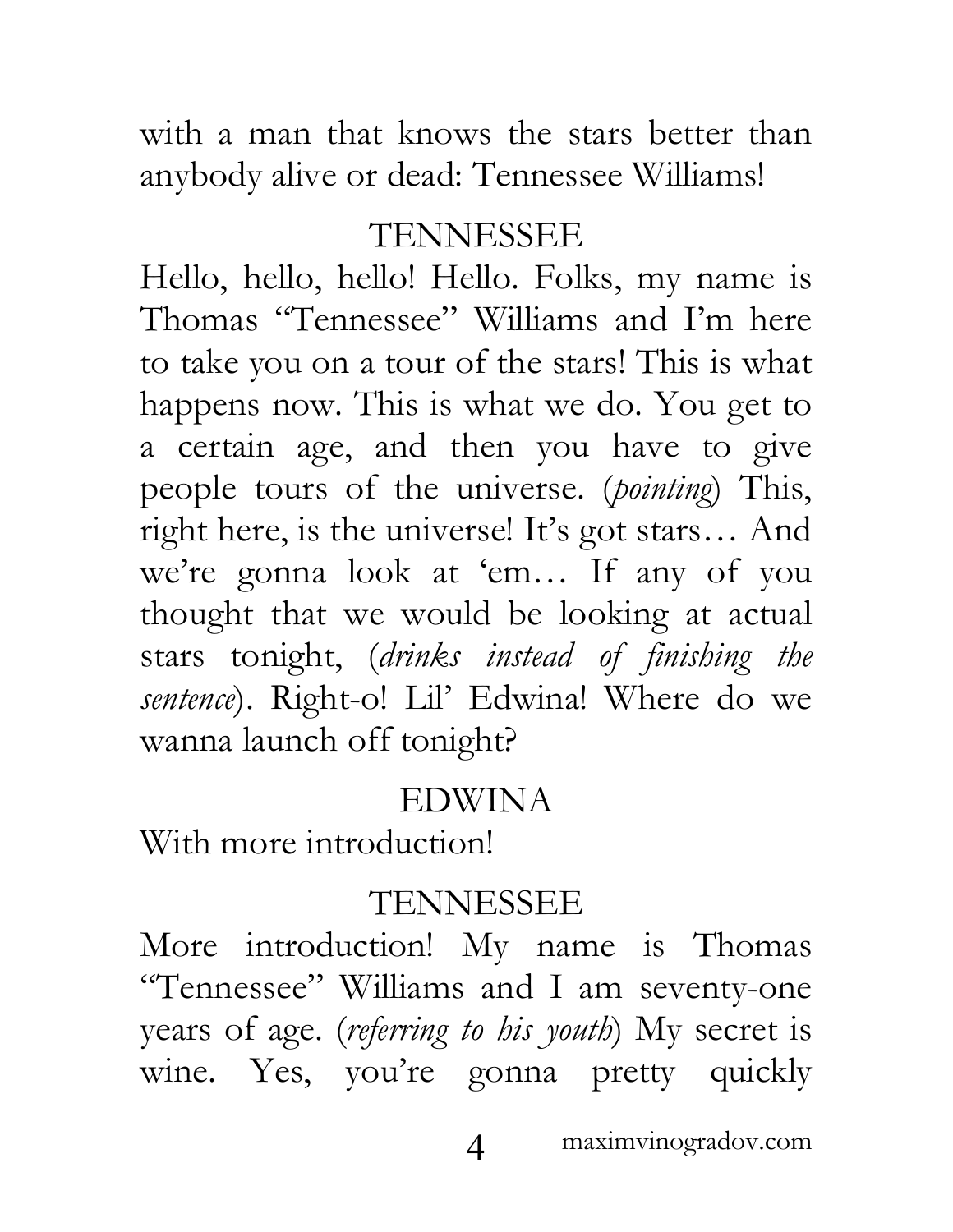with a man that knows the stars better than anybody alive or dead: Tennessee Williams!

TENNESSEE

Hello, hello, hello! Hello. Folks, my name is Thomas "Tennessee" Williams and I'm here to take you on a tour of the stars! This is what happens now. This is what we do. You get to a certain age, and then you have to give people tours of the universe. (*pointing*) This, right here, is the universe! It's got stars… And we're gonna look at 'em… If any of you thought that we would be looking at actual stars tonight, (*drinks instead of finishing the sentence*). Right-o! Lil' Edwina! Where do we wanna launch off tonight?

EDWINA

With more introduction!

TENNESSEE

More introduction! My name is Thomas "Tennessee" Williams and I am seventy-one years of age. (*referring to his youth*) My secret is wine. Yes, you're gonna pretty quickly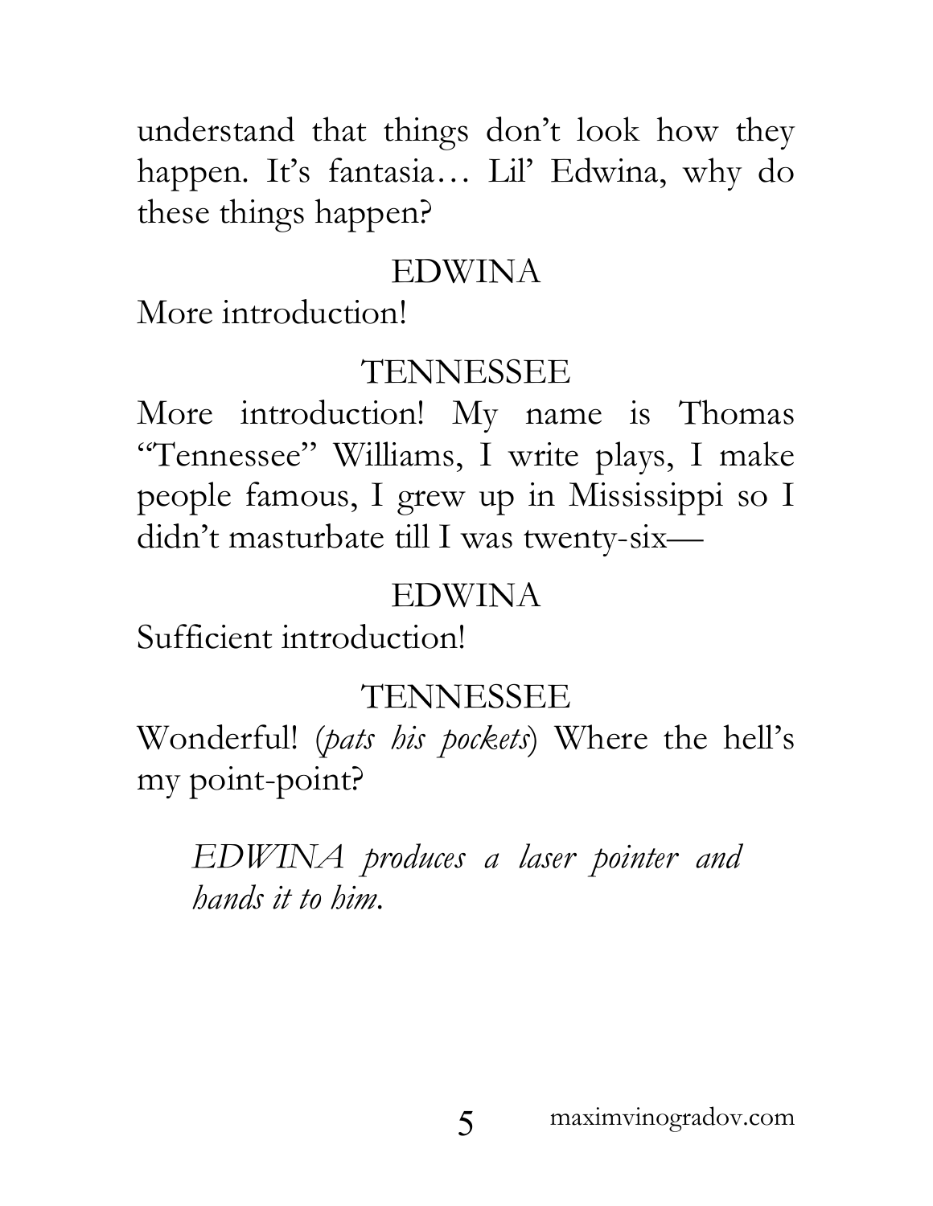understand that things don't look how they happen. It's fantasia… Lil' Edwina, why do these things happen?

EDWINA

More introduction!

TENNESSEE

More introduction! My name is Thomas "Tennessee" Williams, I write plays, I make people famous, I grew up in Mississippi so I didn't masturbate till I was twenty-six—

EDWINA

Sufficient introduction!

TENNESSEE

Wonderful! (*pats his pockets*) Where the hell's my point-point?

> *EDWINA produces a laser pointer and hands it to him.*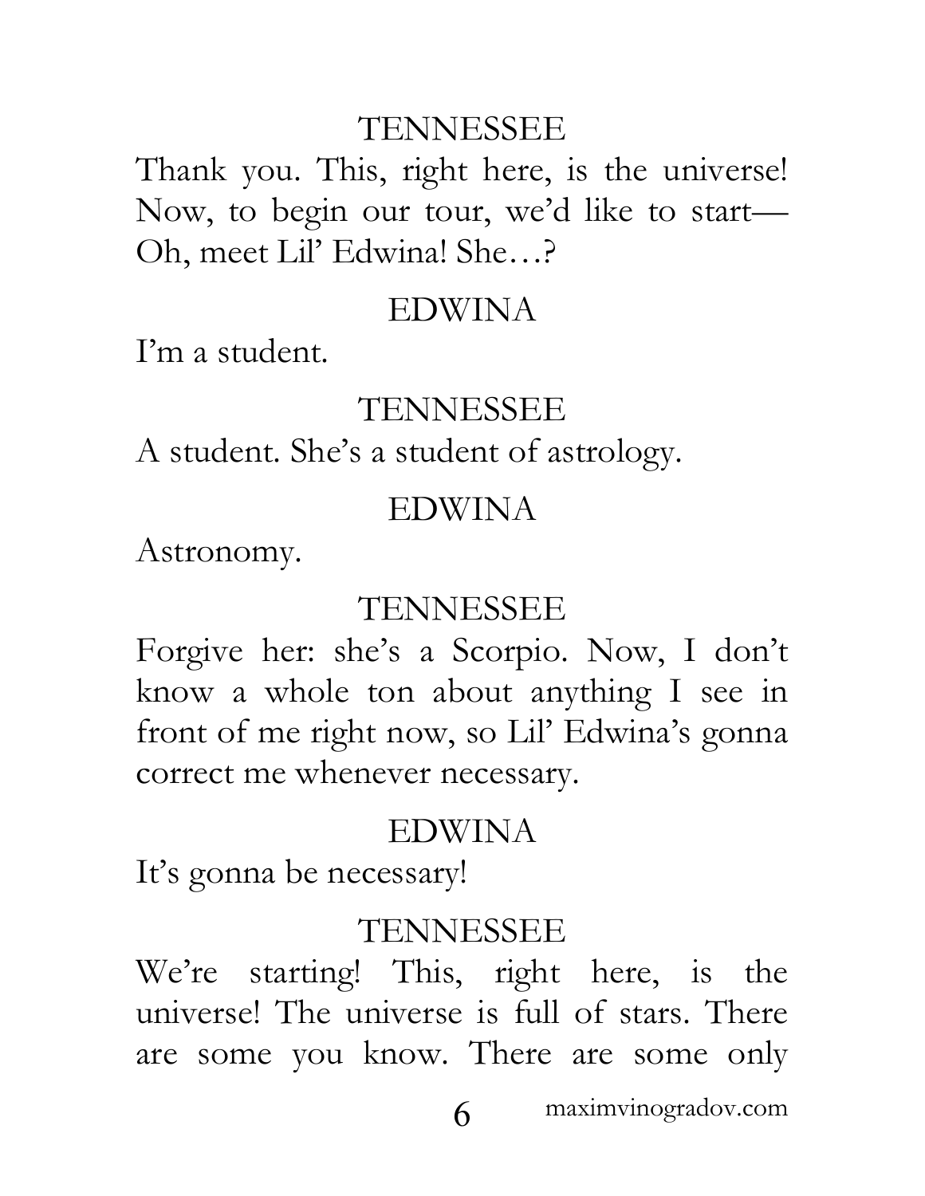TENNESSEE

Thank you. This, right here, is the universe! Now, to begin our tour, we'd like to start— Oh, meet Lil' Edwina! She…?

EDWINA

I'm a student.

TENNESSEE

A student. She's a student of astrology.

EDWINA

Astronomy.

TENNESSEE

Forgive her: she's a Scorpio. Now, I don't know a whole ton about anything I see in front of me right now, so Lil' Edwina's gonna correct me whenever necessary.

EDWINA

It's gonna be necessary!

TENNESSEE

We're starting! This, right here, is the universe! The universe is full of stars. There are some you know. There are some only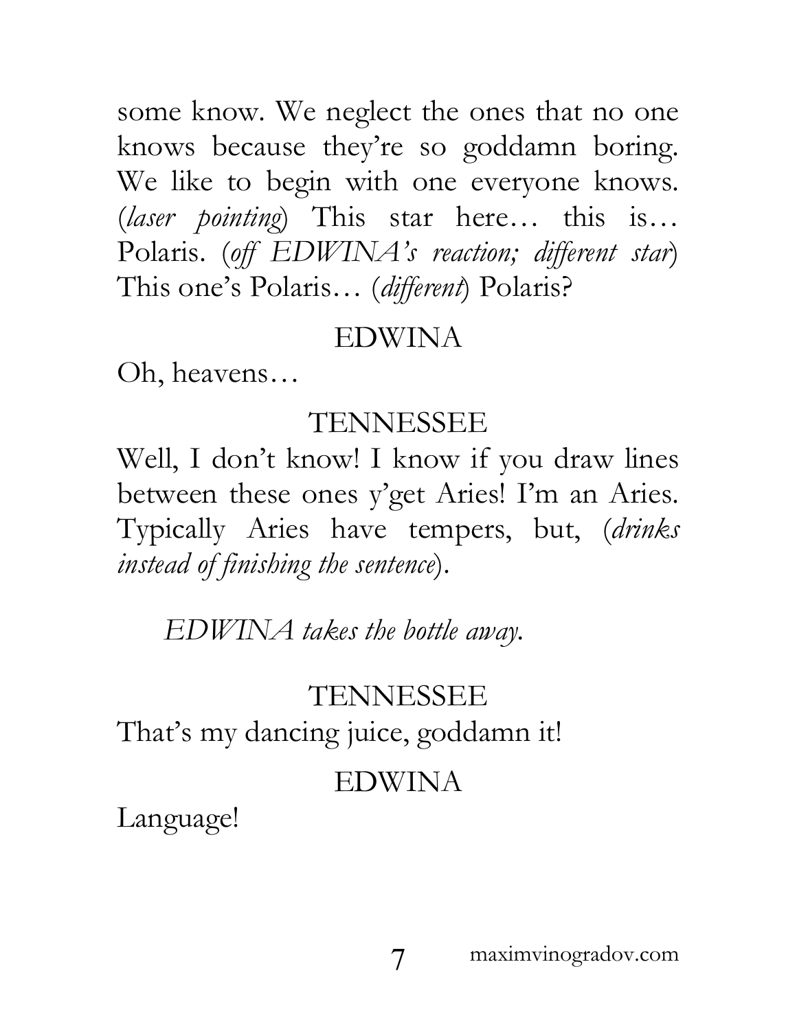some know. We neglect the ones that no one knows because they're so goddamn boring. We like to begin with one everyone knows. (*laser pointing*) This star here… this is… Polaris. (*off EDWINA's reaction; different star*) This one's Polaris… (*different*) Polaris?

EDWINA

Oh, heavens…

TENNESSEE

Well, I don't know! I know if you draw lines between these ones y'get Aries! I'm an Aries. Typically Aries have tempers, but, (*drinks instead of finishing the sentence*).

*EDWINA takes the bottle away.*

TENNESSEE

That's my dancing juice, goddamn it!

EDWINA

Language!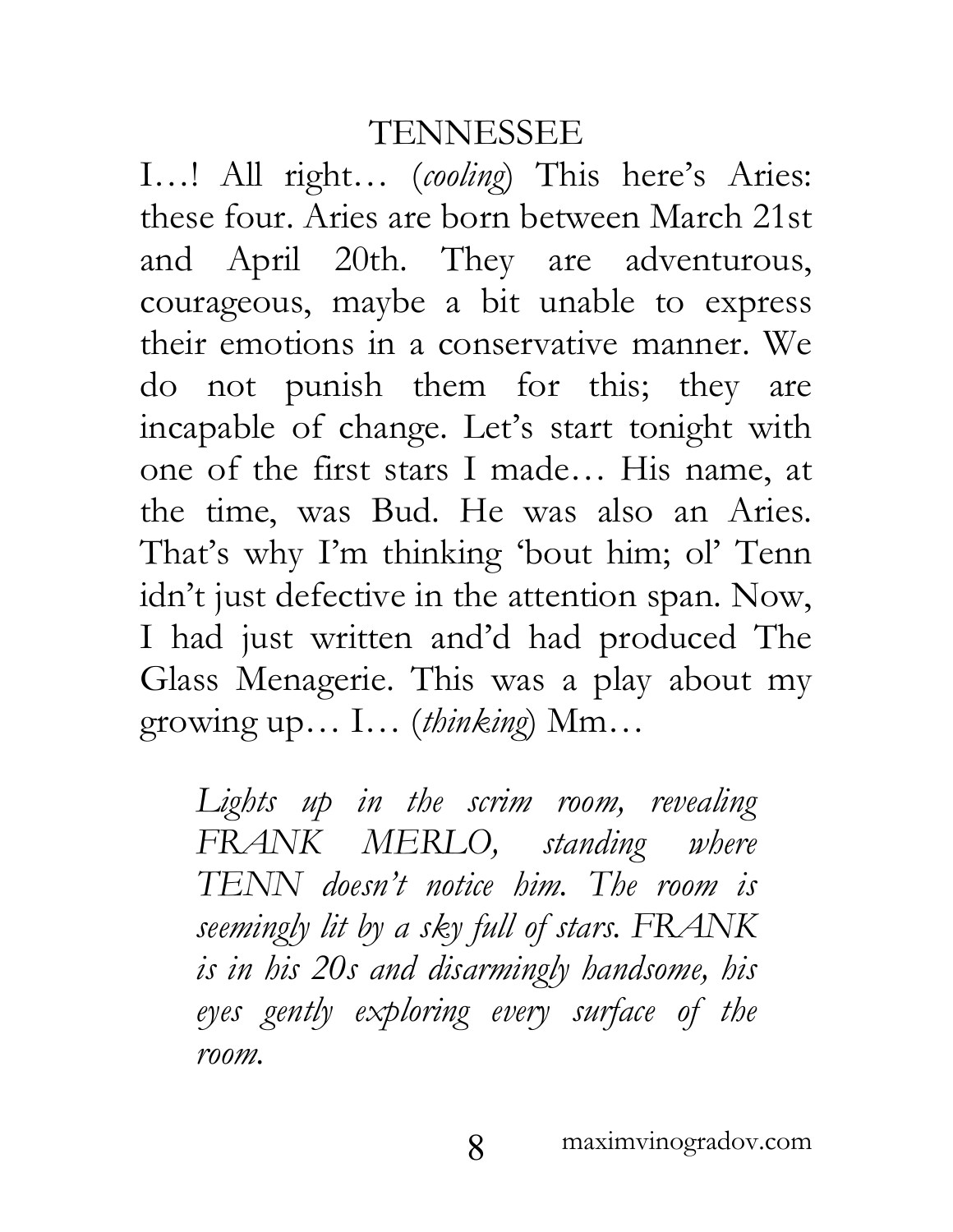TENNESSEE

I…! All right… (*cooling*) This here's Aries: these four. Aries are born between March 21st and April 20th. They are adventurous, courageous, maybe a bit unable to express their emotions in a conservative manner. We do not punish them for this; they are incapable of change. Let's start tonight with one of the first stars I made… His name, at the time, was Bud. He was also an Aries. That's why I'm thinking 'bout him; ol' Tenn idn't just defective in the attention span. Now, I had just written and'd had produced The Glass Menagerie. This was a play about my growing up… I… (*thinking*) Mm…

> *Lights up in the scrim room, revealing FRANK MERLO, standing where TENN doesn't notice him. The room is seemingly lit by a sky full of stars. FRANK is in his 20s and disarmingly handsome, his eyes gently exploring every surface of the room.*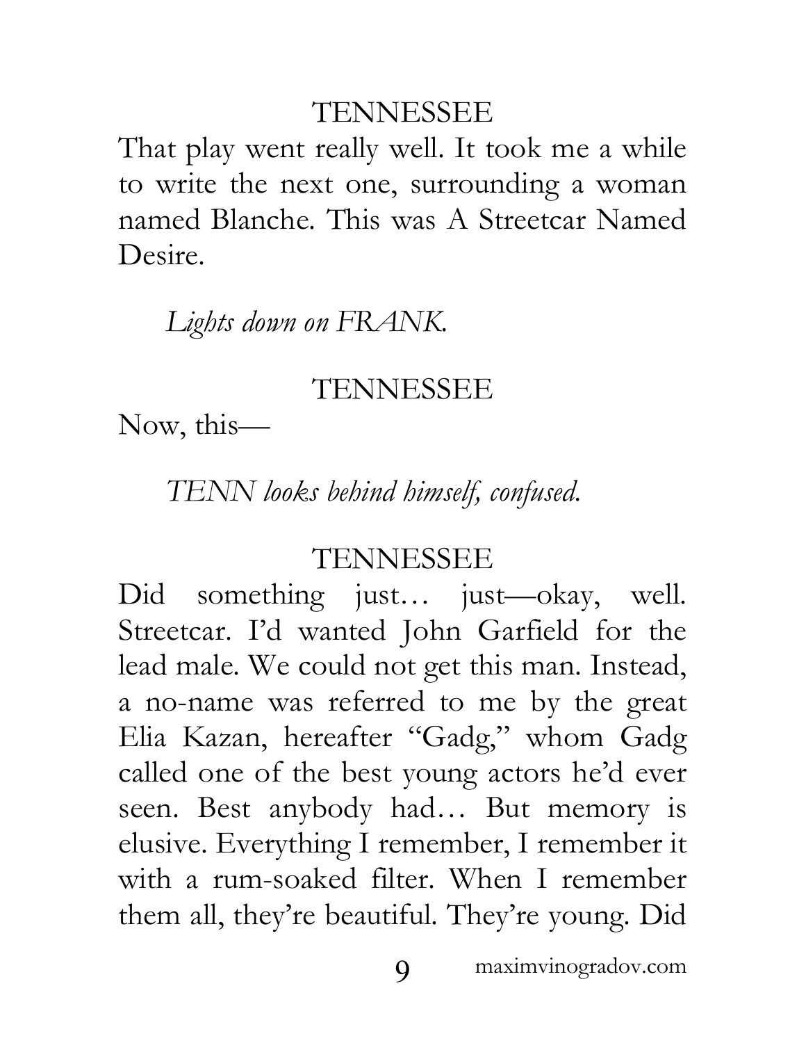TENNESSEE

That play went really well. It took me a while to write the next one, surrounding a woman named Blanche. This was A Streetcar Named Desire.

*Lights down on FRANK.*

TENNESSEE

Now, this—

*TENN looks behind himself, confused.*

TENNESSEE

Did something just… just—okay, well. Streetcar. I'd wanted John Garfield for the lead male. We could not get this man. Instead, a no-name was referred to me by the great Elia Kazan, hereafter "Gadg," whom Gadg called one of the best young actors he'd ever seen. Best anybody had… But memory is elusive. Everything I remember, I remember it with a rum-soaked filter. When I remember them all, they're beautiful. They're young. Did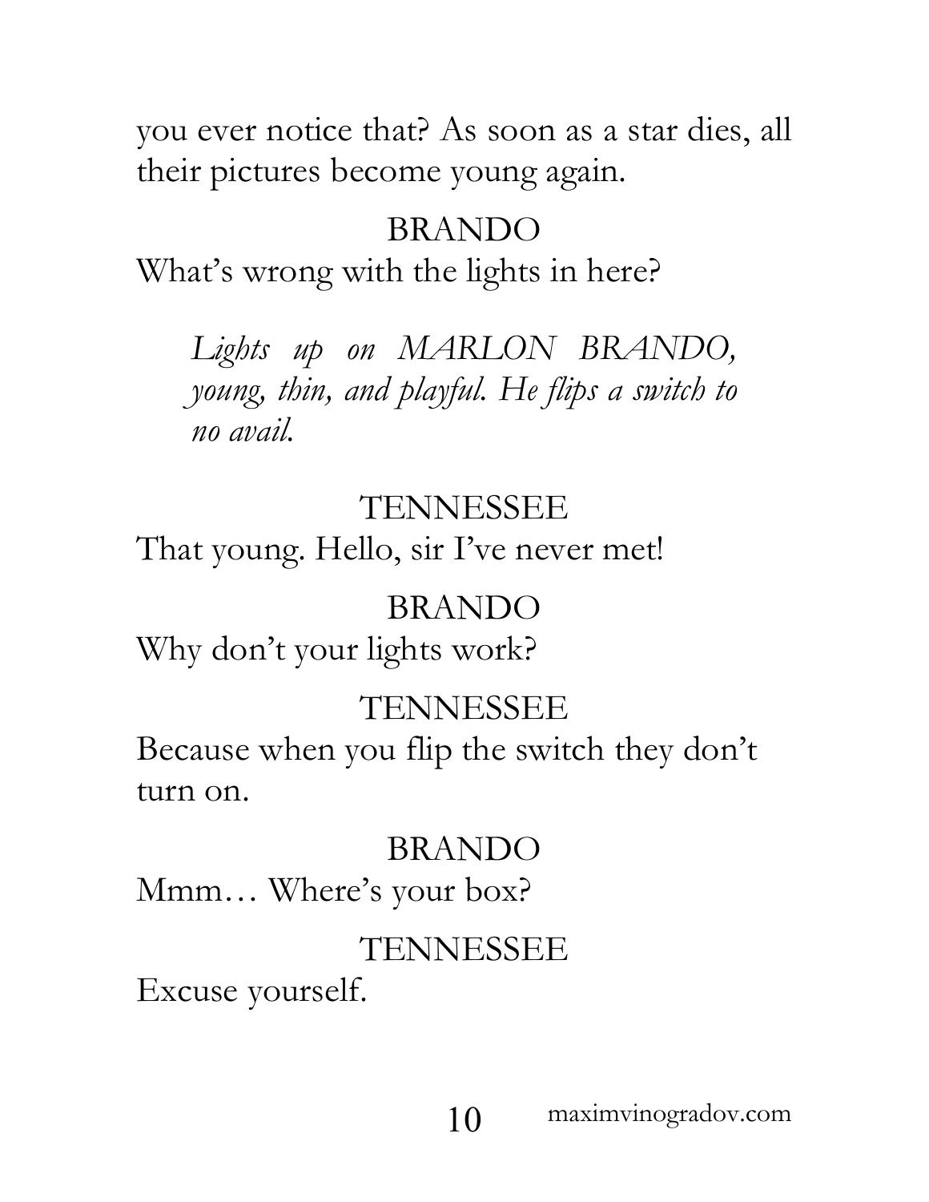you ever notice that? As soon as a star dies, all their pictures become young again.

BRANDO

What's wrong with the lights in here?

*Lights up on MARLON BRANDO, young, thin, and playful. He flips a switch to no avail.*

TENNESSEE

That young. Hello, sir I've never met!

BRANDO

Why don't your lights work?

TENNESSEE

Because when you flip the switch they don't turn on.

BRANDO

Mmm… Where's your box?

TENNESSEE

Excuse yourself.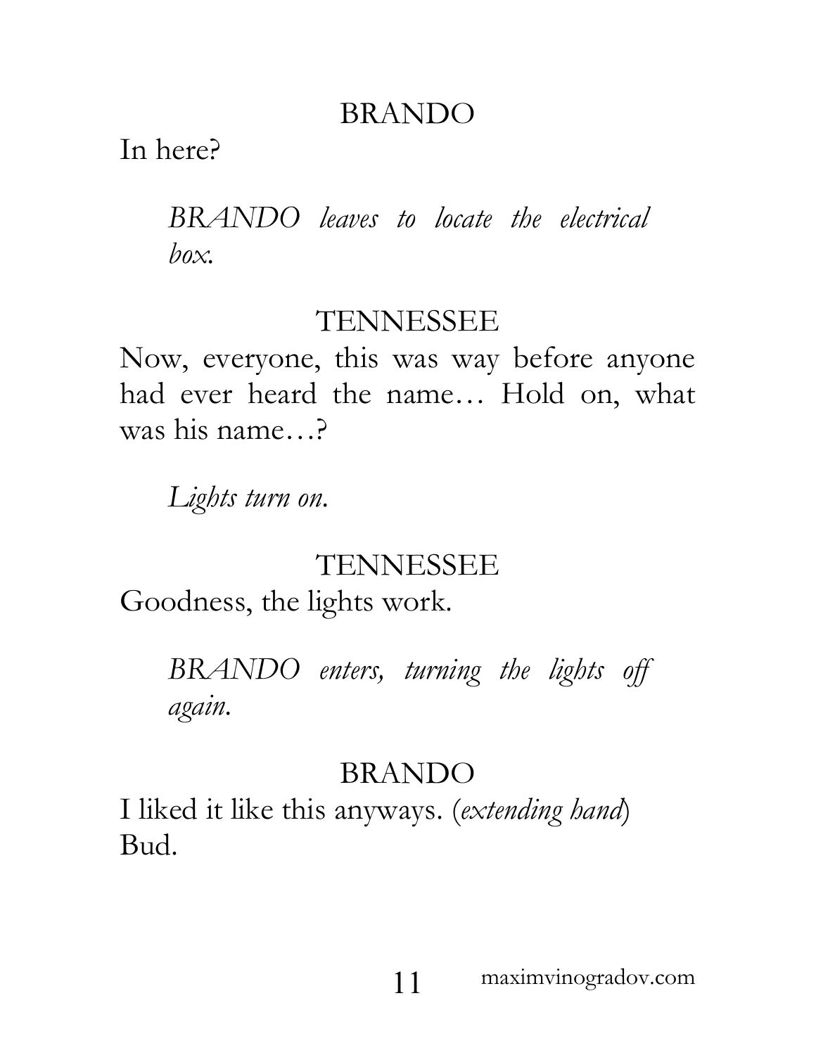BRANDO

In here?

*BRANDO leaves to locate the electrical box.*

TENNESSEE

Now, everyone, this was way before anyone had ever heard the name… Hold on, what was his name…?

*Lights turn on.*

TENNESSEE

Goodness, the lights work.

*BRANDO enters, turning the lights off again.*

BRANDO

I liked it like this anyways. (*extending hand*) Bud.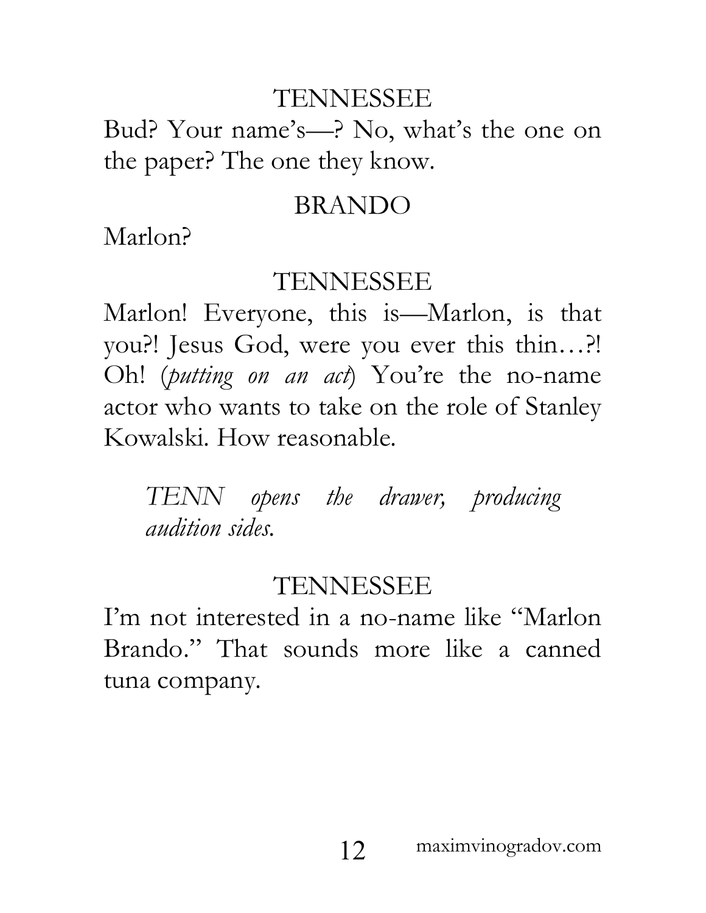TENNESSEE

Bud? Your name's—? No, what's the one on the paper? The one they know.

BRANDO

Marlon?

TENNESSEE

Marlon! Everyone, this is—Marlon, is that you?! Jesus God, were you ever this thin…?! Oh! (*putting on an act*) You're the no-name actor who wants to take on the role of Stanley Kowalski. How reasonable.

*TENN opens the drawer, producing audition sides.*

TENNESSEE

I'm not interested in a no-name like "Marlon Brando." That sounds more like a canned tuna company.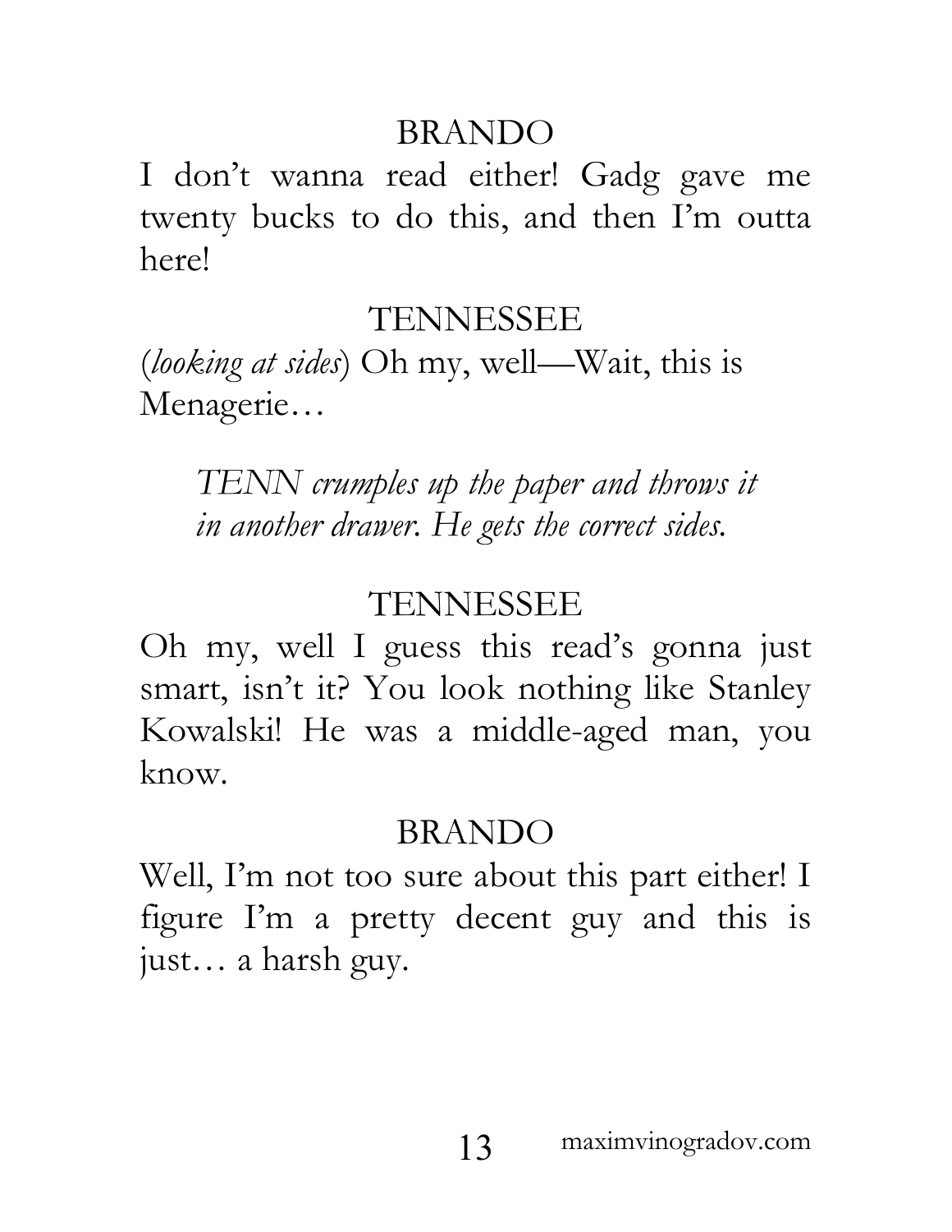BRANDO

I don't wanna read either! Gadg gave me twenty bucks to do this, and then I'm outta here!

TENNESSEE

(*looking at sides*) Oh my, well—Wait, this is Menagerie…

*TENN crumples up the paper and throws it in another drawer. He gets the correct sides.*

TENNESSEE

Oh my, well I guess this read's gonna just smart, isn't it? You look nothing like Stanley Kowalski! He was a middle-aged man, you know.

BRANDO

Well, I'm not too sure about this part either! I figure I'm a pretty decent guy and this is just… a harsh guy.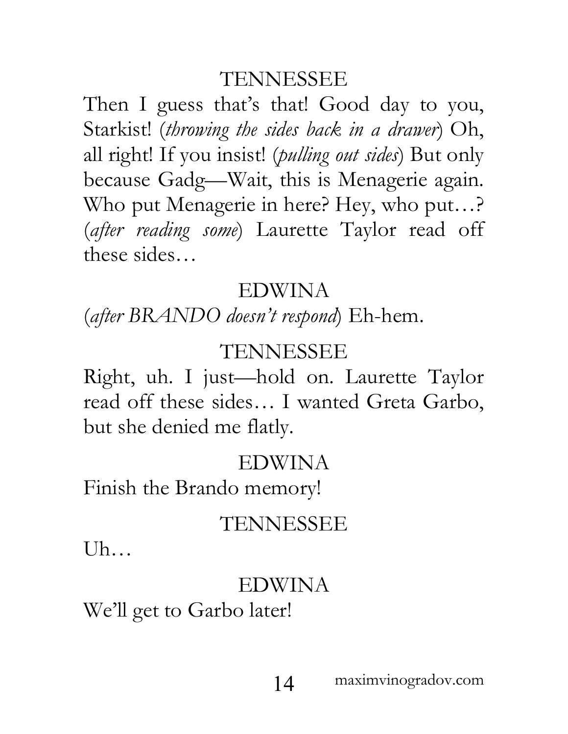TENNESSEE

Then I guess that's that! Good day to you, Starkist! (*throwing the sides back in a drawer*) Oh, all right! If you insist! (*pulling out sides*) But only because Gadg—Wait, this is Menagerie again. Who put Menagerie in here? Hey, who put…? (*after reading some*) Laurette Taylor read off these sides…

EDWINA

(*after BRANDO doesn't respond*) Eh-hem.

TENNESSEE

Right, uh. I just—hold on. Laurette Taylor read off these sides… I wanted Greta Garbo, but she denied me flatly.

EDWINA

Finish the Brando memory!

TENNESSEE

Uh…

EDWINA

We'll get to Garbo later!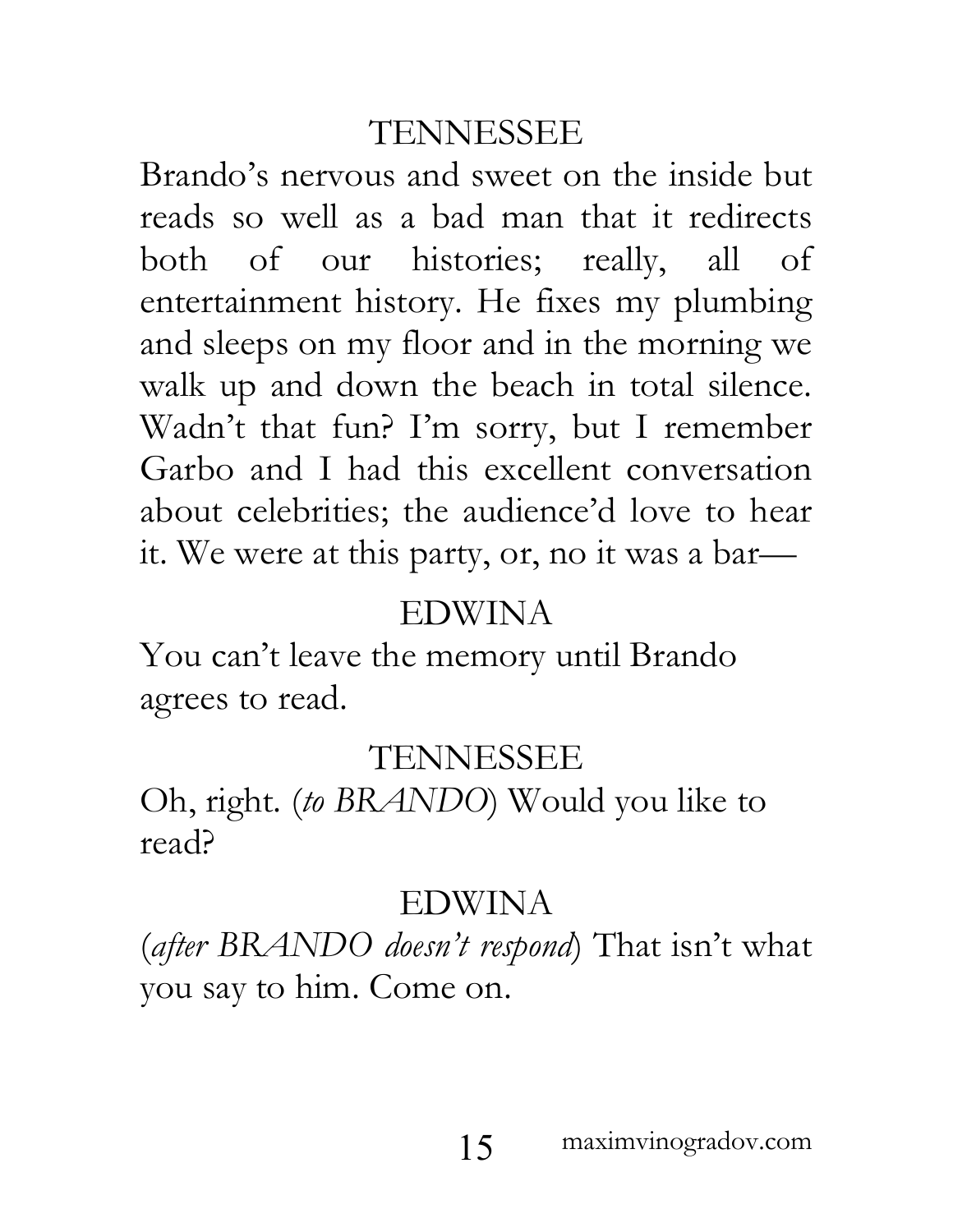TENNESSEE

Brando's nervous and sweet on the inside but reads so well as a bad man that it redirects both of our histories; really, all of entertainment history. He fixes my plumbing and sleeps on my floor and in the morning we walk up and down the beach in total silence. Wadn't that fun? I'm sorry, but I remember Garbo and I had this excellent conversation about celebrities; the audience'd love to hear it. We were at this party, or, no it was a bar—

EDWINA

You can't leave the memory until Brando agrees to read.

TENNESSEE

Oh, right. (*to BRANDO*) Would you like to read?

EDWINA

(*after BRANDO doesn't respond*) That isn't what you say to him. Come on.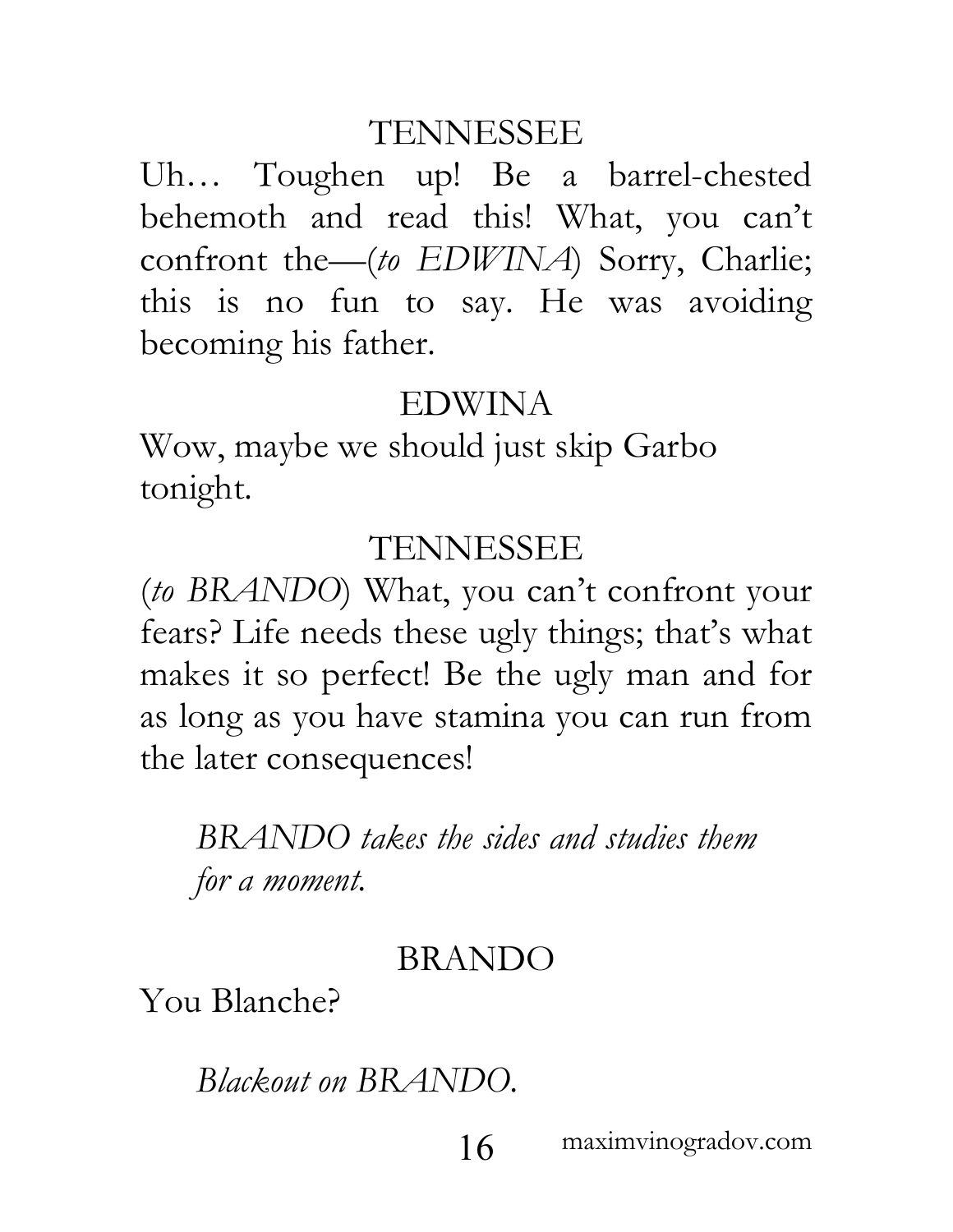TENNESSEE

Uh… Toughen up! Be a barrel-chested behemoth and read this! What, you can't confront the—(*to EDWINA*) Sorry, Charlie; this is no fun to say. He was avoiding becoming his father.

EDWINA

Wow, maybe we should just skip Garbo tonight.

TENNESSEE

(*to BRANDO*) What, you can't confront your fears? Life needs these ugly things; that's what makes it so perfect! Be the ugly man and for as long as you have stamina you can run from the later consequences!

*BRANDO takes the sides and studies them for a moment.*

BRANDO

You Blanche?

*Blackout on BRANDO.*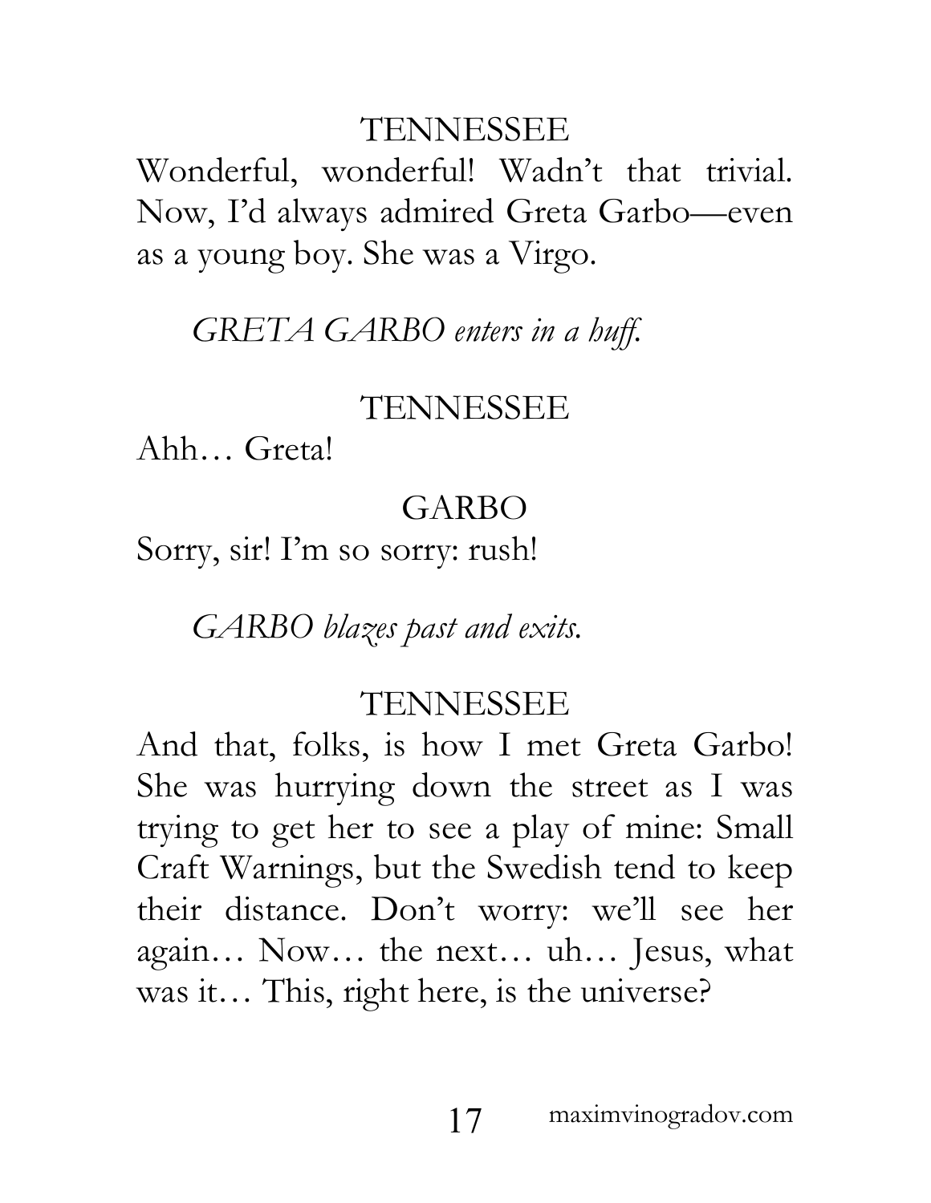TENNESSEE

Wonderful, wonderful! Wadn't that trivial. Now, I'd always admired Greta Garbo—even as a young boy. She was a Virgo.

*GRETA GARBO enters in a huff.*

TENNESSEE

Ahh… Greta!

GARBO

Sorry, sir! I'm so sorry: rush!

*GARBO blazes past and exits.*

TENNESSEE

And that, folks, is how I met Greta Garbo! She was hurrying down the street as I was trying to get her to see a play of mine: Small Craft Warnings, but the Swedish tend to keep their distance. Don't worry: we'll see her again… Now… the next… uh… Jesus, what was it… This, right here, is the universe?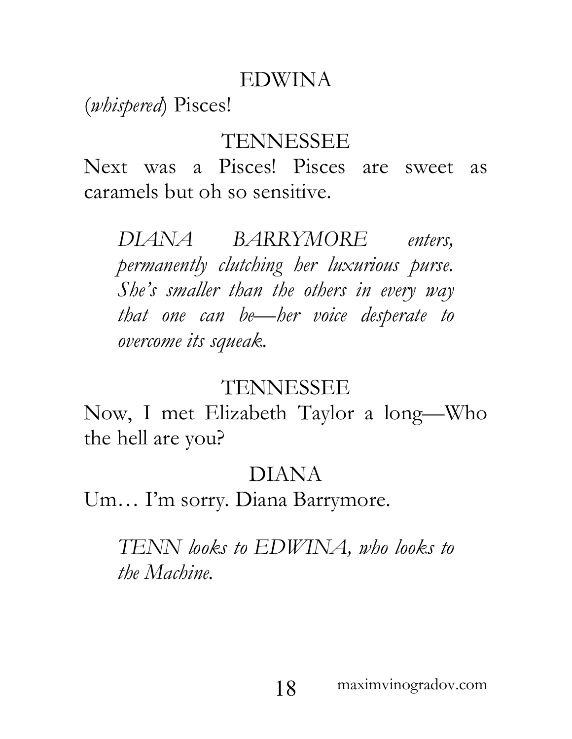EDWINA

(*whispered*) Pisces!

TENNESSEE

Next was a Pisces! Pisces are sweet as caramels but oh so sensitive.

> *DIANA BARRYMORE enters, permanently clutching her luxurious purse. She's smaller than the others in every way that one can be—her voice desperate to overcome its squeak.*

TENNESSEE

Now, I met Elizabeth Taylor a long—Who the hell are you?

DIANA

Um… I'm sorry. Diana Barrymore.

> *TENN looks to EDWINA, who looks to the Machine.*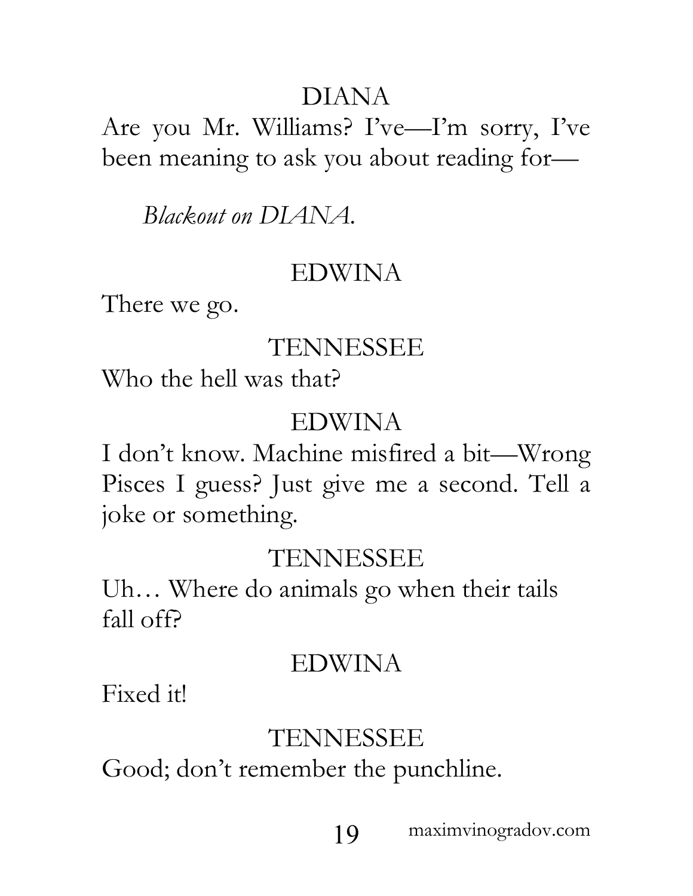DIANA

Are you Mr. Williams? I've—I'm sorry, I've been meaning to ask you about reading for—

*Blackout on DIANA.*

EDWINA

There we go.

TENNESSEE

Who the hell was that?

EDWINA

I don't know. Machine misfired a bit—Wrong Pisces I guess? Just give me a second. Tell a joke or something.

TENNESSEE

Uh… Where do animals go when their tails fall off?

EDWINA

Fixed it!

TENNESSEE

Good; don't remember the punchline.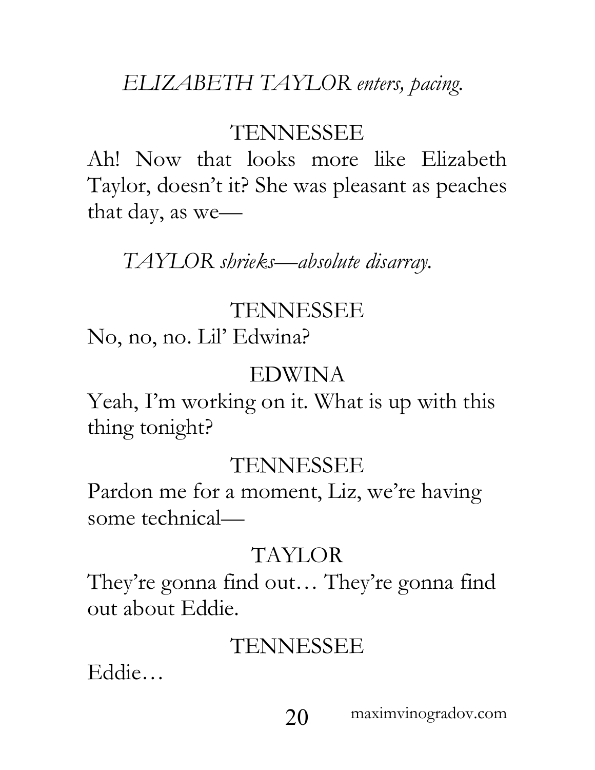*ELIZABETH TAYLOR enters, pacing.*

TENNESSEE

Ah! Now that looks more like Elizabeth Taylor, doesn't it? She was pleasant as peaches that day, as we—

*TAYLOR shrieks—absolute disarray.*

TENNESSEE

No, no, no. Lil' Edwina?

EDWINA

Yeah, I'm working on it. What is up with this thing tonight?

TENNESSEE

Pardon me for a moment, Liz, we're having some technical—

TAYLOR

They're gonna find out… They're gonna find out about Eddie.

TENNESSEE

Eddie…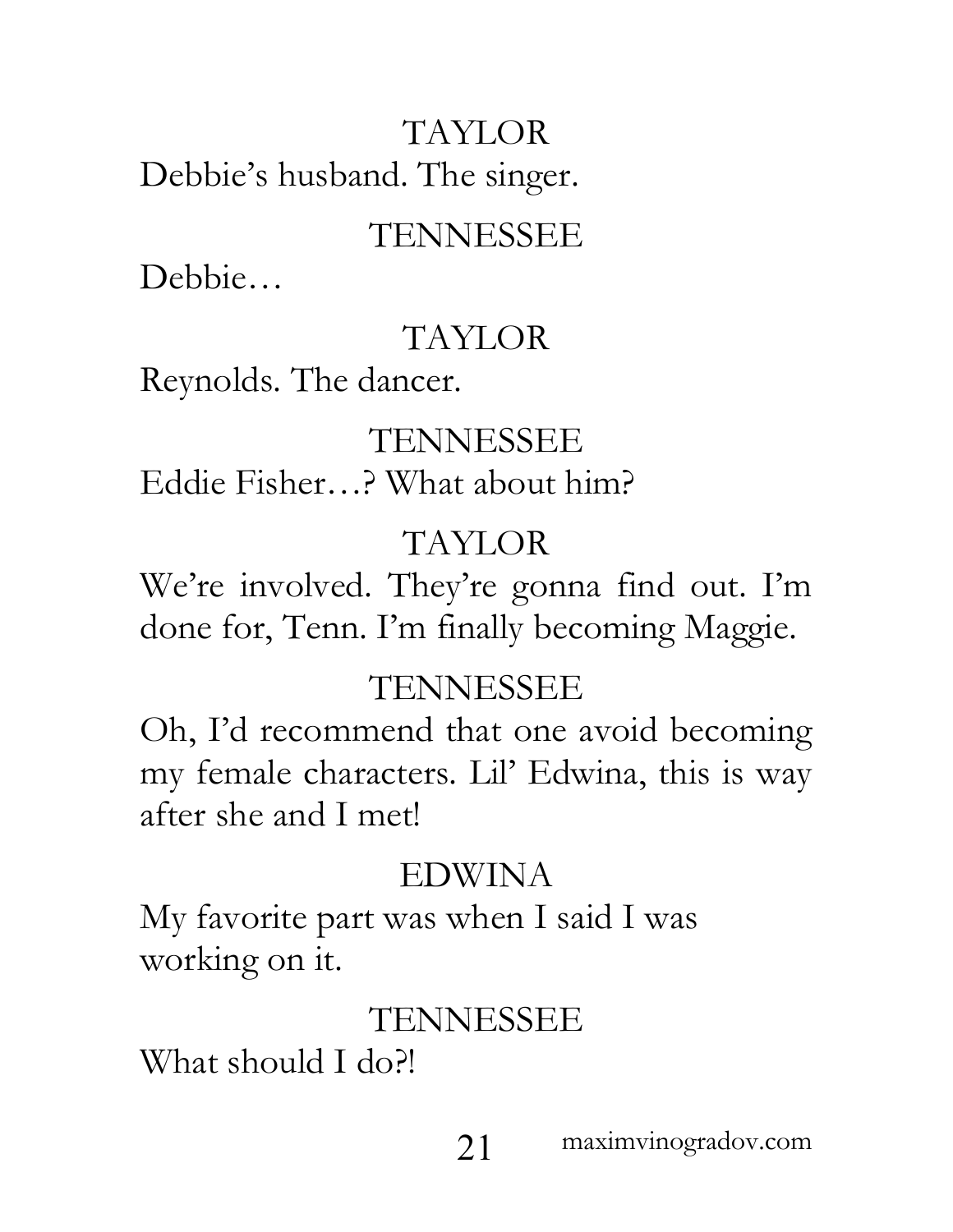TAYLOR

Debbie's husband. The singer.

TENNESSEE

Debbie…

TAYLOR

Reynolds. The dancer.

TENNESSEE

Eddie Fisher…? What about him?

TAYLOR

We're involved. They're gonna find out. I'm done for, Tenn. I'm finally becoming Maggie.

TENNESSEE

Oh, I'd recommend that one avoid becoming my female characters. Lil' Edwina, this is way after she and I met!

EDWINA

My favorite part was when I said I was working on it.

TENNESSEE

What should I do?!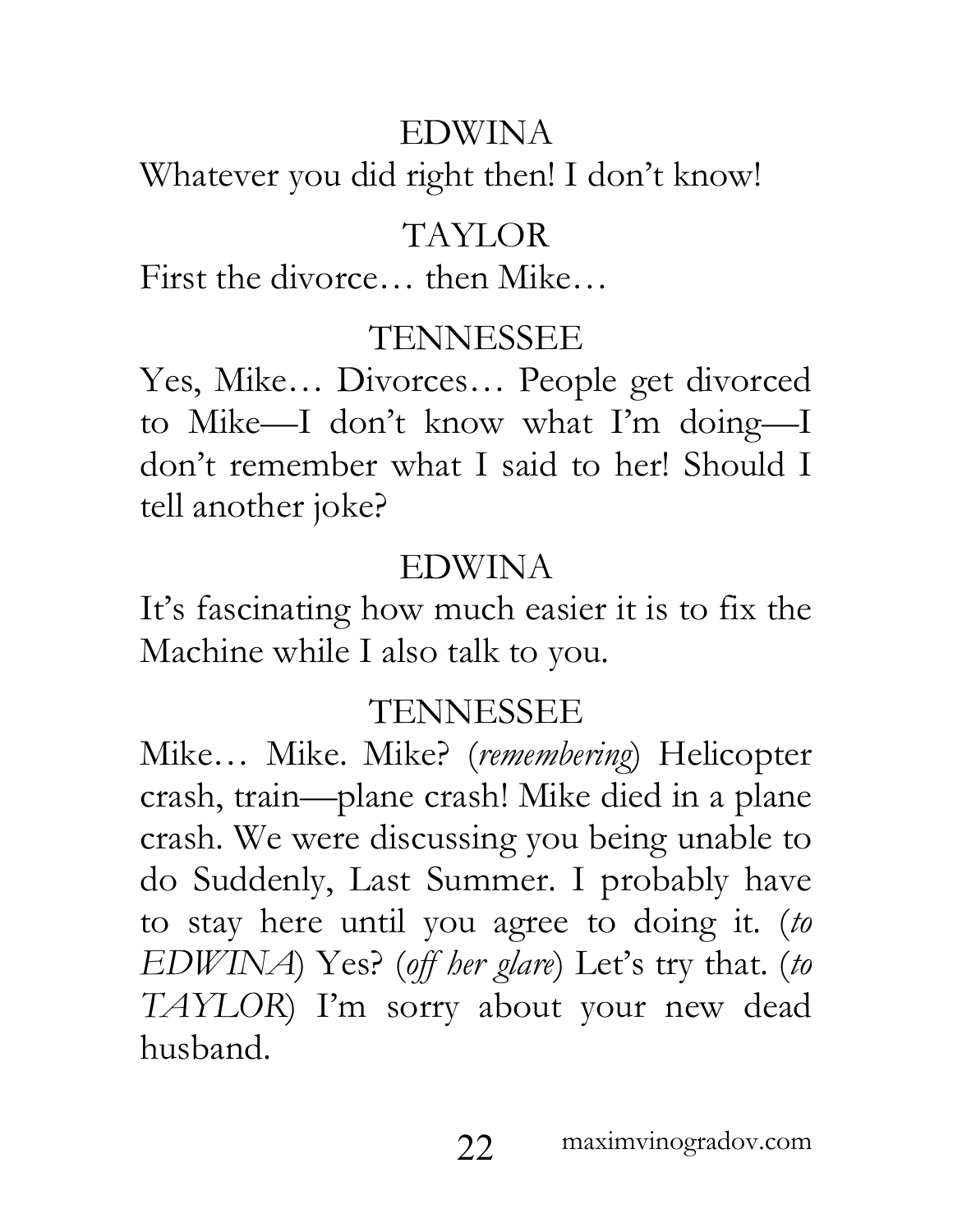EDWINA

Whatever you did right then! I don't know!

TAYLOR

First the divorce… then Mike…

TENNESSEE

Yes, Mike… Divorces… People get divorced to Mike—I don't know what I'm doing—I don't remember what I said to her! Should I tell another joke?

EDWINA

It's fascinating how much easier it is to fix the Machine while I also talk to you.

TENNESSEE

Mike… Mike. Mike? (*remembering*) Helicopter crash, train—plane crash! Mike died in a plane crash. We were discussing you being unable to do Suddenly, Last Summer. I probably have to stay here until you agree to doing it. (*to EDWINA*) Yes? (*off her glare*) Let's try that. (*to TAYLOR*) I'm sorry about your new dead husband.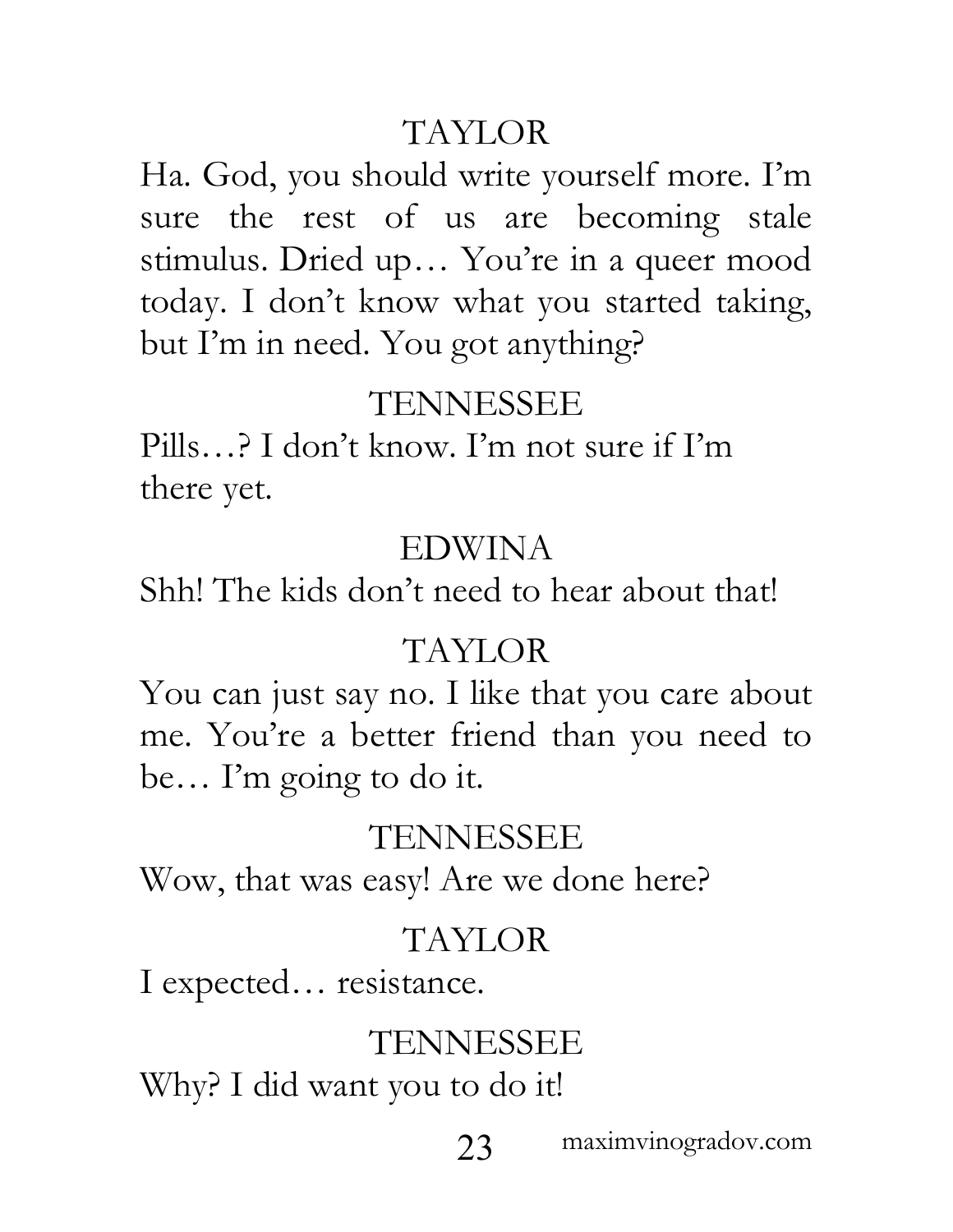TAYLOR

Ha. God, you should write yourself more. I'm sure the rest of us are becoming stale stimulus. Dried up… You're in a queer mood today. I don't know what you started taking, but I'm in need. You got anything?

TENNESSEE

Pills…? I don't know. I'm not sure if I'm there yet.

EDWINA

Shh! The kids don't need to hear about that!

TAYLOR

You can just say no. I like that you care about me. You're a better friend than you need to be… I'm going to do it.

TENNESSEE

Wow, that was easy! Are we done here?

TAYLOR

I expected… resistance.

TENNESSEE

Why? I did want you to do it!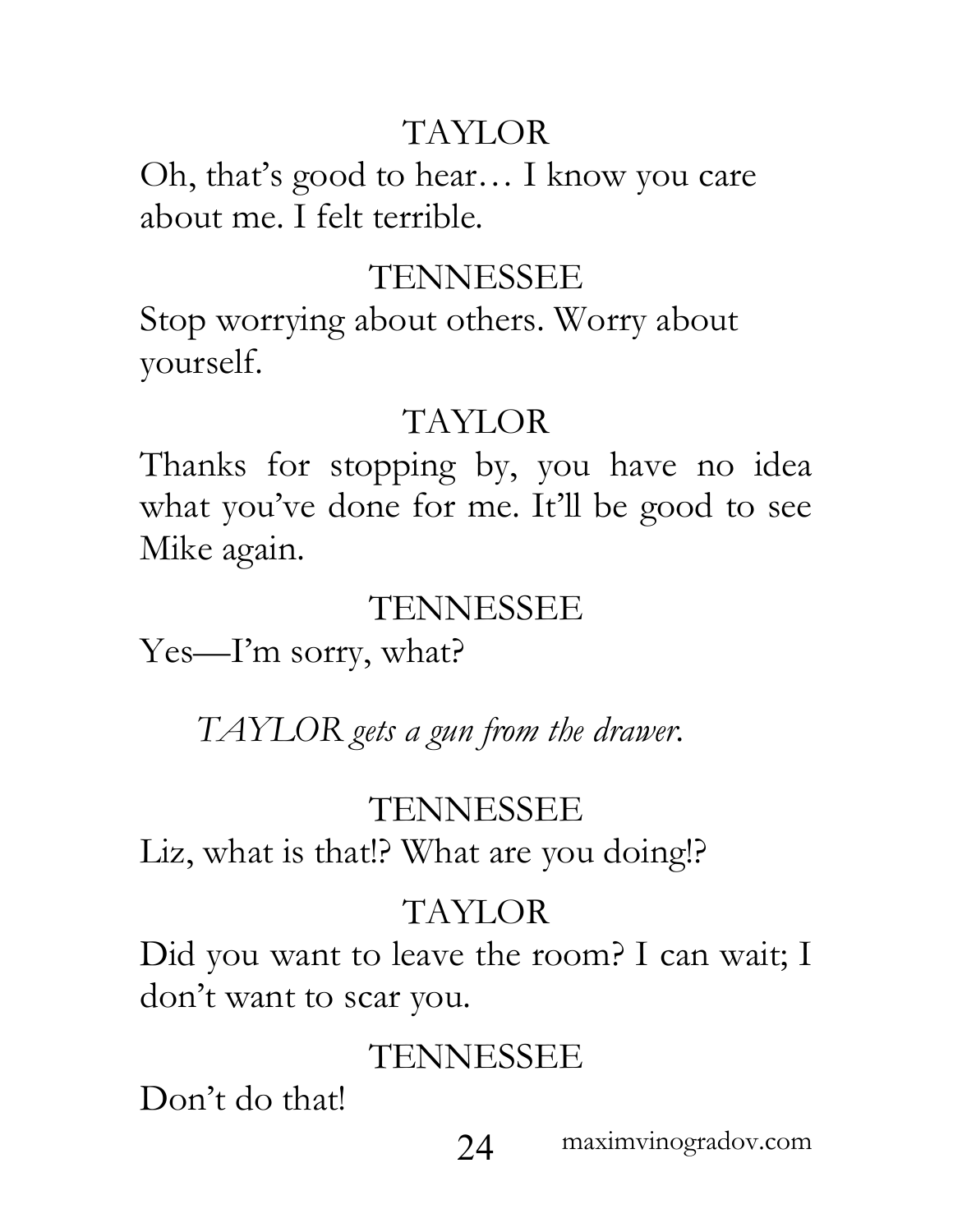TAYLOR

Oh, that's good to hear… I know you care about me. I felt terrible.

TENNESSEE

Stop worrying about others. Worry about yourself.

TAYLOR

Thanks for stopping by, you have no idea what you've done for me. It'll be good to see Mike again.

TENNESSEE

Yes—I'm sorry, what?

*TAYLOR gets a gun from the drawer.*

TENNESSEE

Liz, what is that!? What are you doing!?

TAYLOR

Did you want to leave the room? I can wait; I don't want to scar you.

TENNESSEE

Don't do that!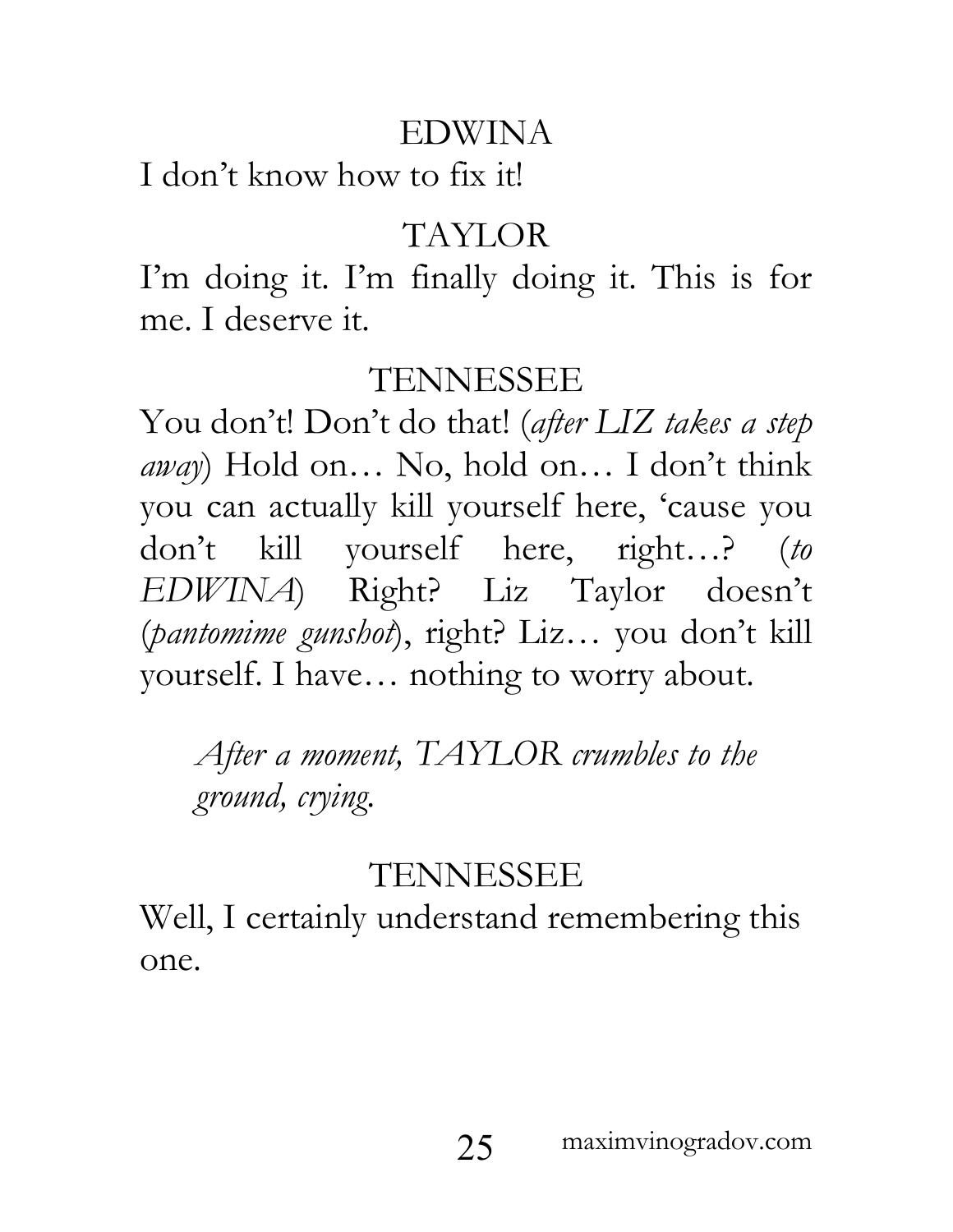EDWINA

I don't know how to fix it!

TAYLOR

I'm doing it. I'm finally doing it. This is for me. I deserve it.

TENNESSEE

You don't! Don't do that! (*after LIZ takes a step away*) Hold on… No, hold on… I don't think you can actually kill yourself here, 'cause you don't kill yourself here, right…? (*to EDWINA*) Right? Liz Taylor doesn't (*pantomime gunshot*), right? Liz… you don't kill yourself. I have… nothing to worry about.

*After a moment, TAYLOR crumbles to the ground, crying.*

TENNESSEE

Well, I certainly understand remembering this one.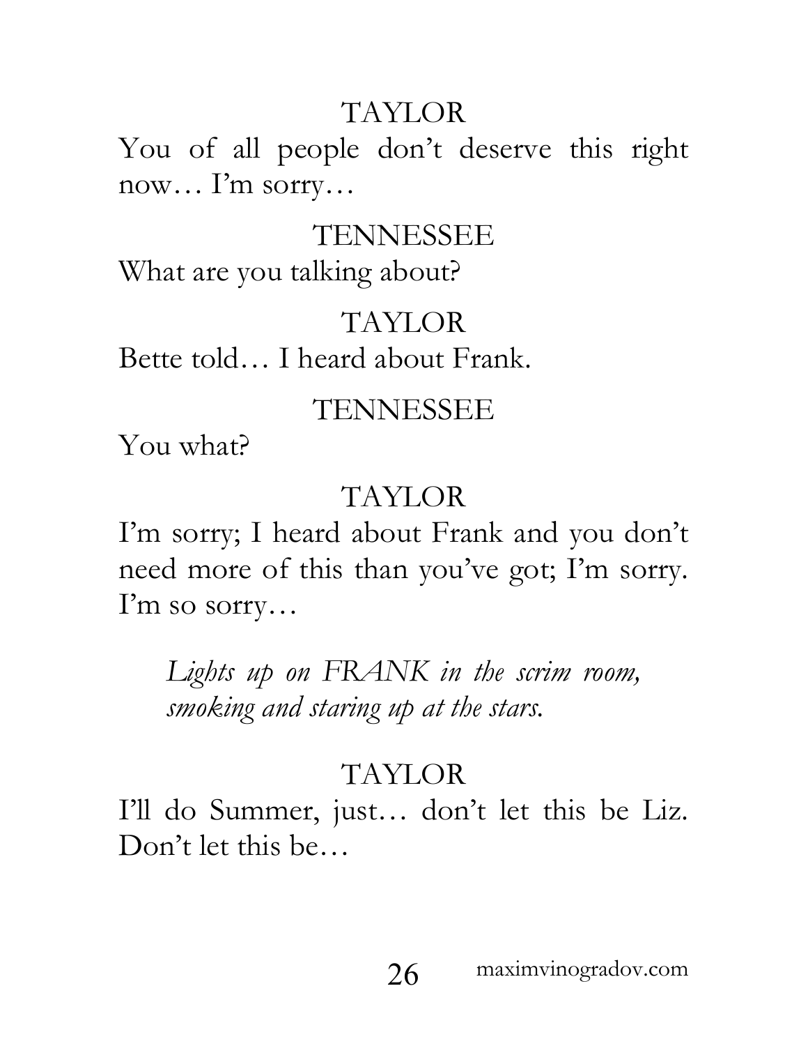TAYLOR

You of all people don't deserve this right now… I'm sorry…

TENNESSEE

What are you talking about?

TAYLOR

Bette told… I heard about Frank.

TENNESSEE

You what?

TAYLOR

I'm sorry; I heard about Frank and you don't need more of this than you've got; I'm sorry. I'm so sorry…

*Lights up on FRANK in the scrim room, smoking and staring up at the stars.*

TAYLOR

I'll do Summer, just… don't let this be Liz. Don't let this be…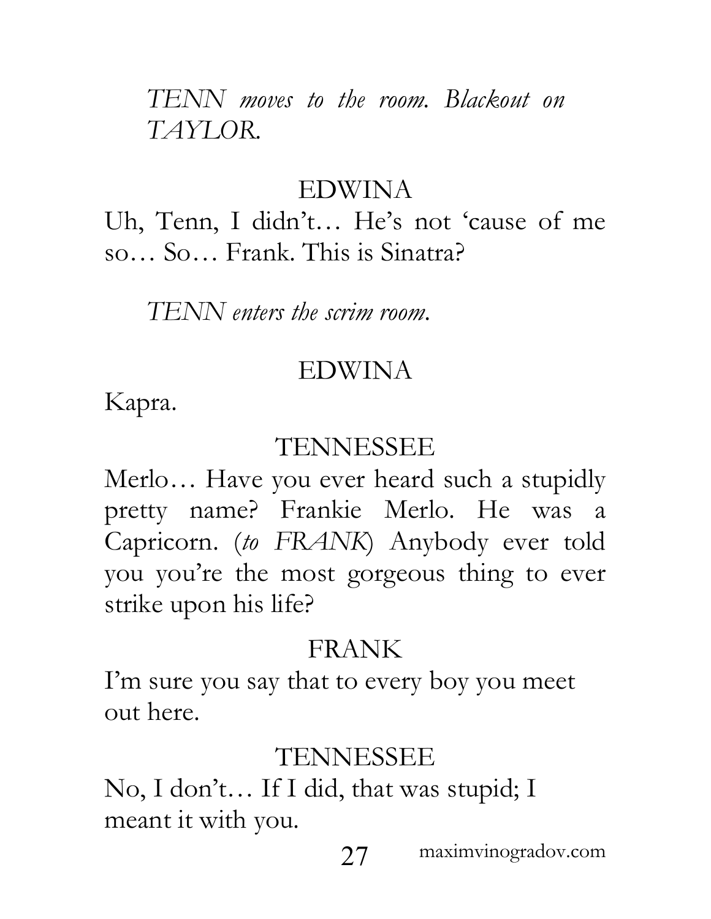*TENN moves to the room. Blackout on TAYLOR.*

EDWINA

Uh, Tenn, I didn't… He's not 'cause of me so… So… Frank. This is Sinatra?

*TENN enters the scrim room.*

EDWINA

Kapra.

TENNESSEE

Merlo… Have you ever heard such a stupidly pretty name? Frankie Merlo. He was a Capricorn. (*to FRANK*) Anybody ever told you you're the most gorgeous thing to ever strike upon his life?

FRANK

I'm sure you say that to every boy you meet out here.

TENNESSEE

No, I don't… If I did, that was stupid; I meant it with you.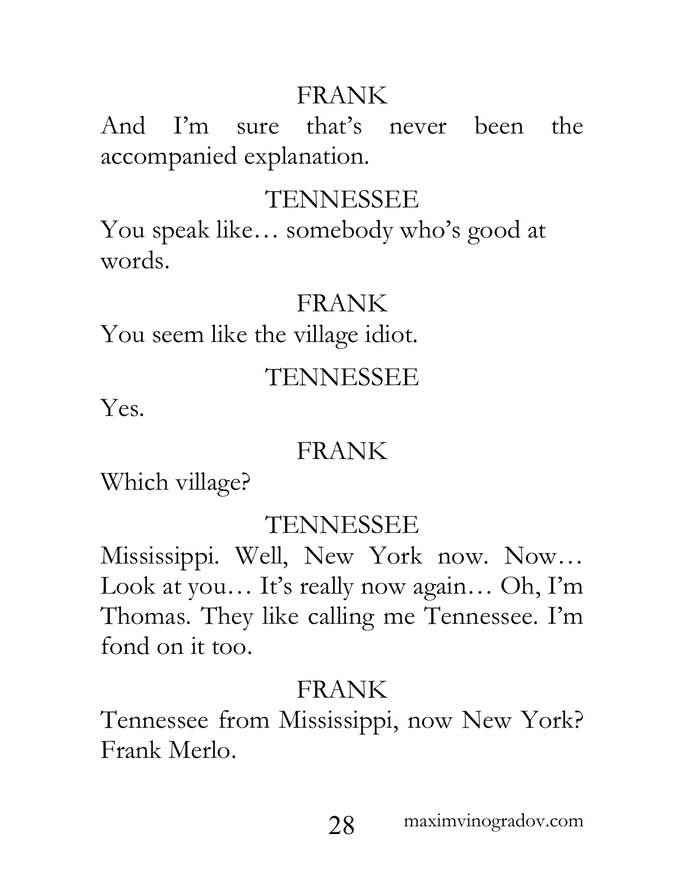FRANK

And I'm sure that's never been the accompanied explanation.

TENNESSEE

You speak like… somebody who's good at words.

FRANK

You seem like the village idiot.

TENNESSEE

Yes.

FRANK

Which village?

TENNESSEE

Mississippi. Well, New York now. Now… Look at you… It's really now again… Oh, I'm Thomas. They like calling me Tennessee. I'm fond on it too.

FRANK

Tennessee from Mississippi, now New York? Frank Merlo.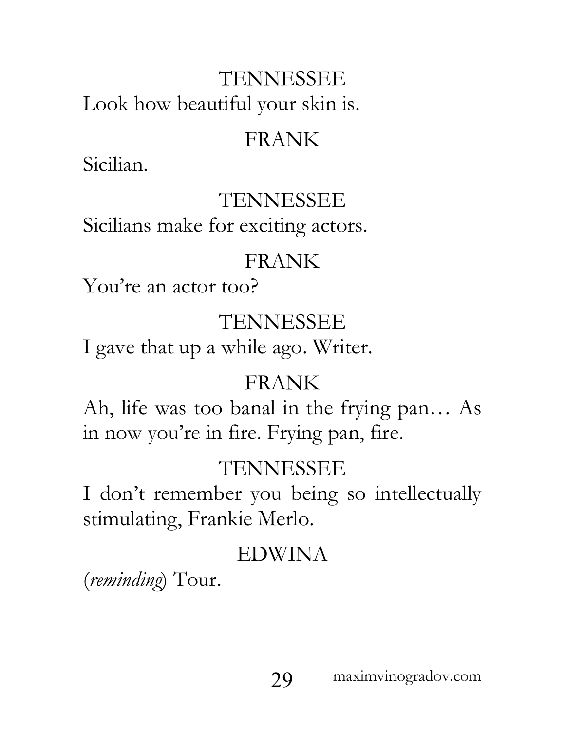TENNESSEE

Look how beautiful your skin is.

FRANK

Sicilian.

TENNESSEE

Sicilians make for exciting actors.

FRANK

You're an actor too?

TENNESSEE

I gave that up a while ago. Writer.

FRANK

Ah, life was too banal in the frying pan… As in now you're in fire. Frying pan, fire.

TENNESSEE

I don't remember you being so intellectually stimulating, Frankie Merlo.

EDWINA

(*reminding*) Tour.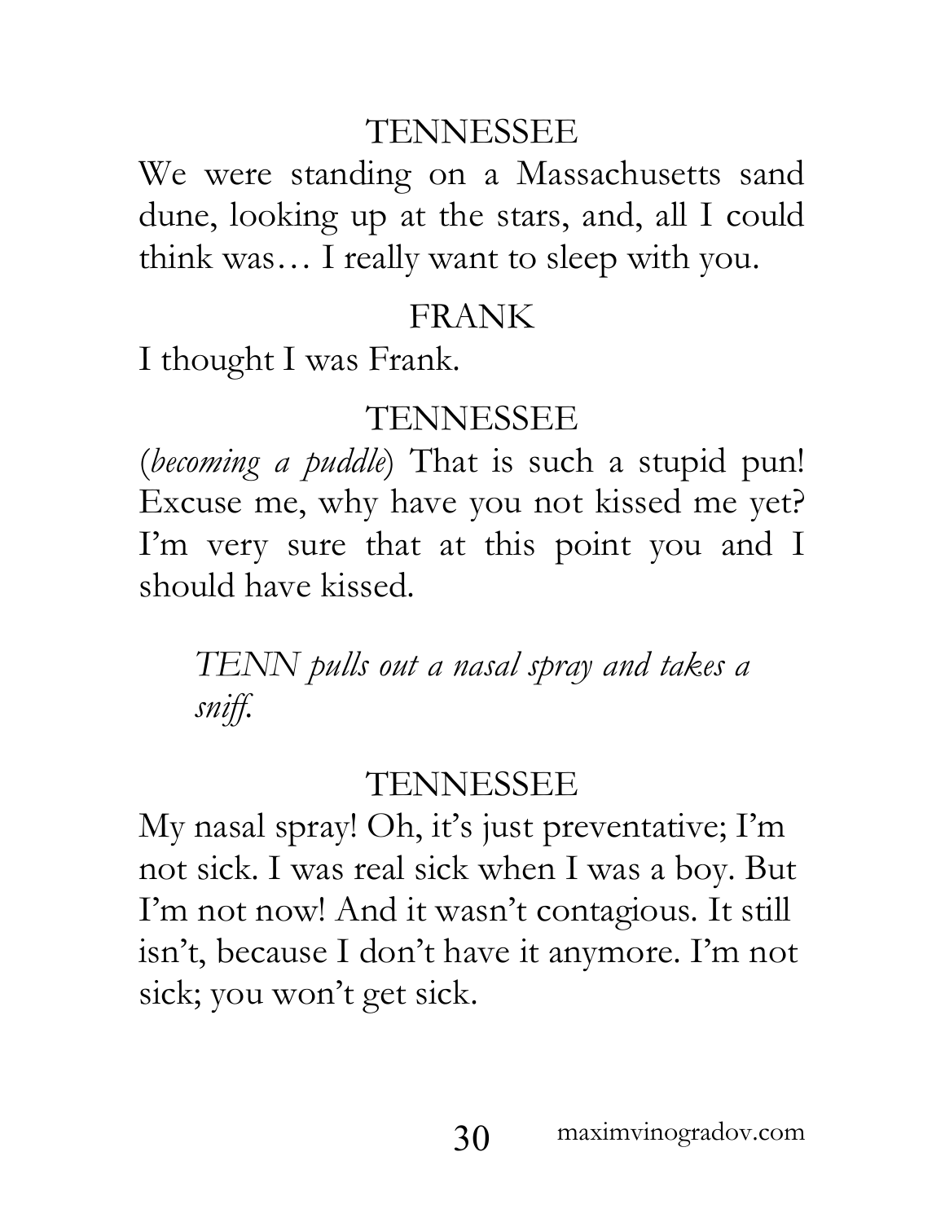TENNESSEE

We were standing on a Massachusetts sand dune, looking up at the stars, and, all I could think was… I really want to sleep with you.

FRANK

I thought I was Frank.

TENNESSEE

(*becoming a puddle*) That is such a stupid pun! Excuse me, why have you not kissed me yet? I'm very sure that at this point you and I should have kissed.

*TENN pulls out a nasal spray and takes a sniff.*

TENNESSEE

My nasal spray! Oh, it's just preventative; I'm not sick. I was real sick when I was a boy. But I'm not now! And it wasn't contagious. It still isn't, because I don't have it anymore. I'm not sick; you won't get sick.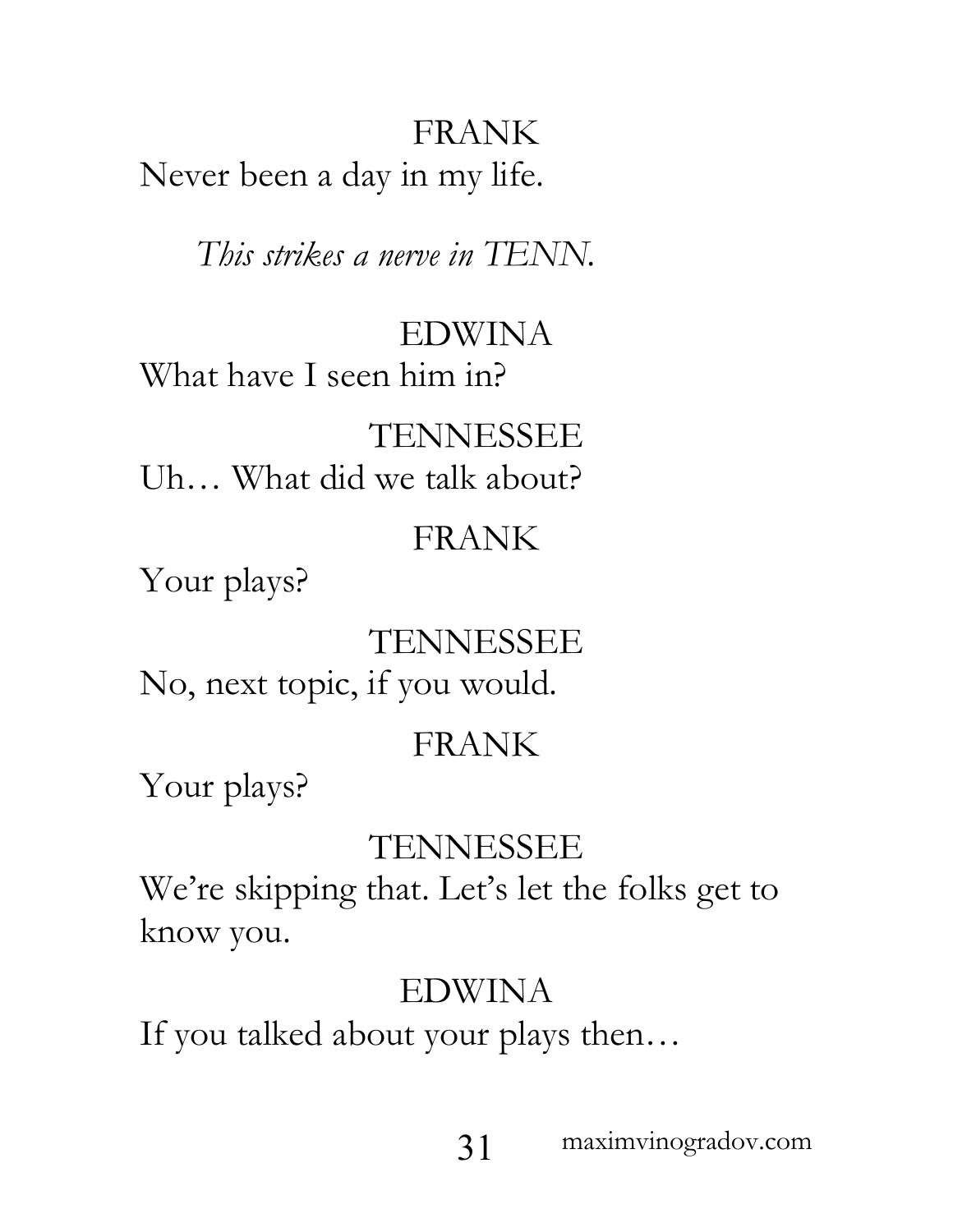FRANK

Never been a day in my life.

*This strikes a nerve in TENN.*

EDWINA

What have I seen him in?

TENNESSEE

Uh… What did we talk about?

FRANK

Your plays?

TENNESSEE

No, next topic, if you would.

FRANK

Your plays?

TENNESSEE

We're skipping that. Let's let the folks get to know you.

EDWINA

If you talked about your plays then…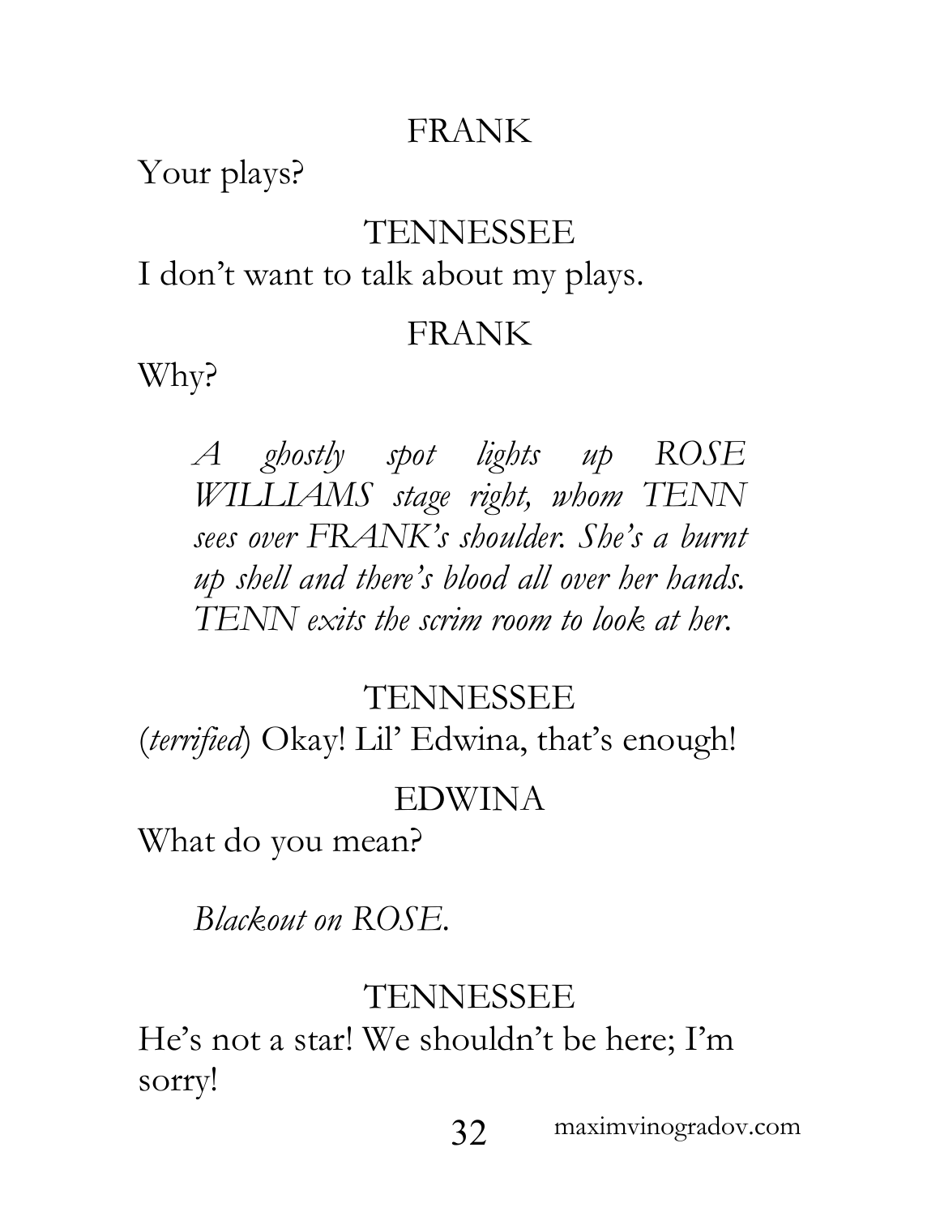FRANK

Your plays?

TENNESSEE

I don't want to talk about my plays.

FRANK

Why?

*A ghostly spot lights up ROSE WILLIAMS stage right, whom TENN sees over FRANK's shoulder. She's a burnt up shell and there's blood all over her hands. TENN exits the scrim room to look at her.*

TENNESSEE

(*terrified*) Okay! Lil' Edwina, that's enough!

EDWINA

What do you mean?

*Blackout on ROSE.*

TENNESSEE

He's not a star! We shouldn't be here; I'm sorry!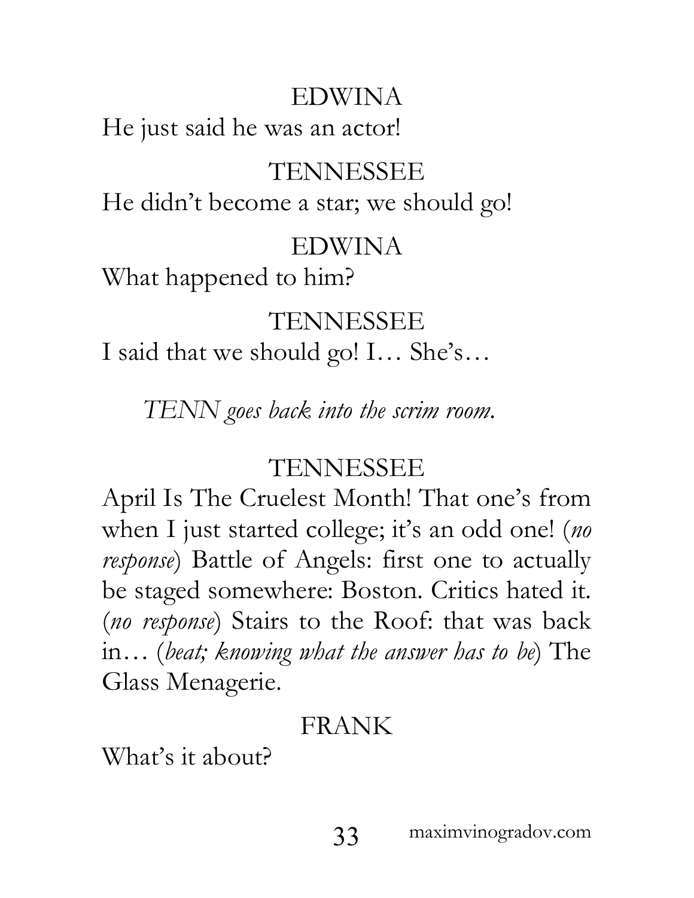EDWINA

He just said he was an actor!

TENNESSEE

He didn't become a star; we should go!

EDWINA

What happened to him?

TENNESSEE

I said that we should go! I… She's…

*TENN goes back into the scrim room.*

TENNESSEE

April Is The Cruelest Month! That one's from when I just started college; it's an odd one! (*no response*) Battle of Angels: first one to actually be staged somewhere: Boston. Critics hated it. (*no response*) Stairs to the Roof: that was back in… (*beat; knowing what the answer has to be*) The Glass Menagerie.

FRANK

What's it about?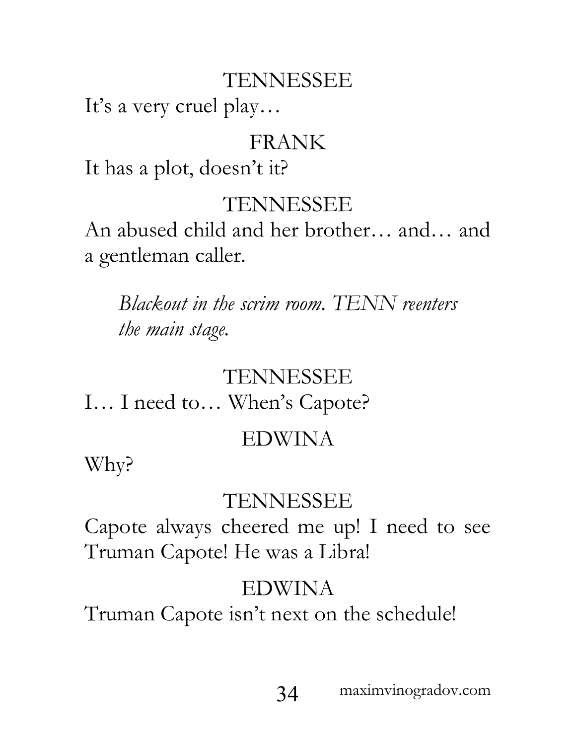TENNESSEE

It's a very cruel play…

FRANK

It has a plot, doesn't it?

TENNESSEE

An abused child and her brother… and… and a gentleman caller.

*Blackout in the scrim room. TENN reenters the main stage.*

TENNESSEE

I… I need to… When's Capote?

EDWINA

Why?

TENNESSEE

Capote always cheered me up! I need to see Truman Capote! He was a Libra!

EDWINA

Truman Capote isn't next on the schedule!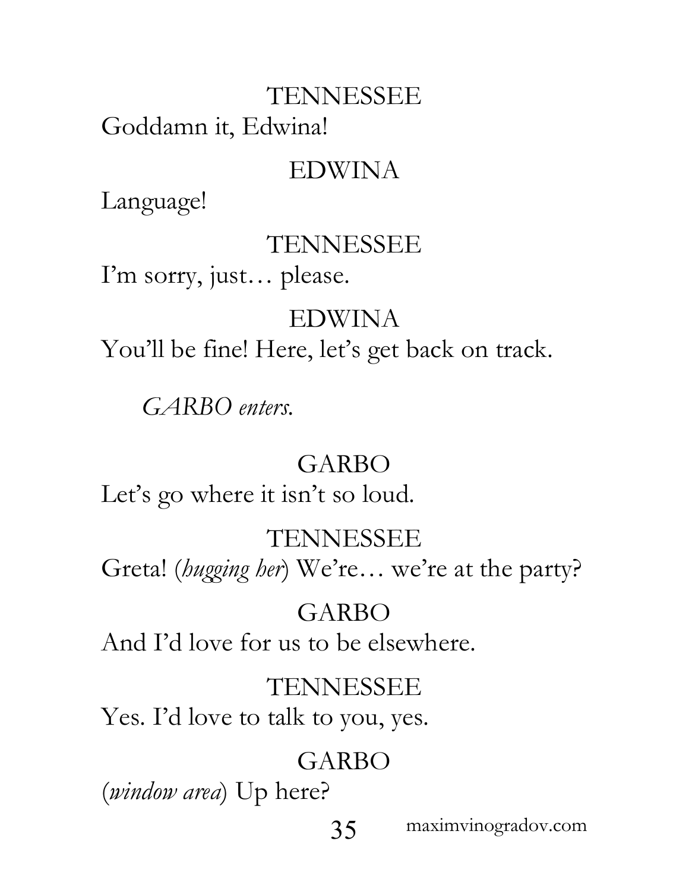TENNESSEE

Goddamn it, Edwina!

EDWINA

Language!

TENNESSEE

I'm sorry, just… please.

EDWINA

You'll be fine! Here, let's get back on track.

*GARBO enters.*

GARBO

Let's go where it isn't so loud.

TENNESSEE

Greta! (*hugging her*) We're… we're at the party?

GARBO

And I'd love for us to be elsewhere.

TENNESSEE

Yes. I'd love to talk to you, yes.

GARBO

(*window area*) Up here?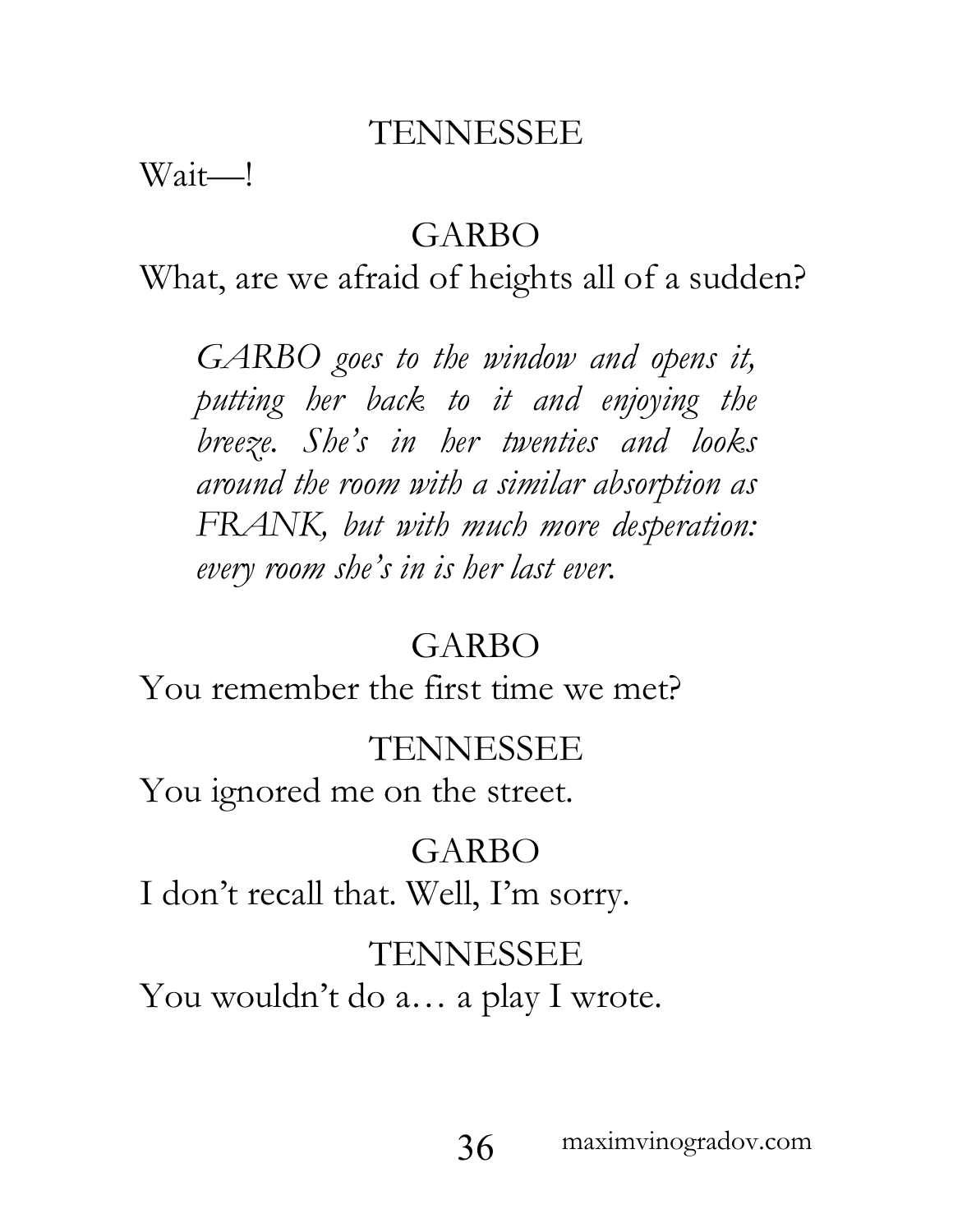TENNESSEE

Wait—!

GARBO

What, are we afraid of heights all of a sudden?

*GARBO goes to the window and opens it, putting her back to it and enjoying the breeze. She's in her twenties and looks around the room with a similar absorption as FRANK, but with much more desperation: every room she's in is her last ever.*

GARBO

You remember the first time we met?

TENNESSEE

You ignored me on the street.

GARBO

I don't recall that. Well, I'm sorry.

TENNESSEE

You wouldn't do a… a play I wrote.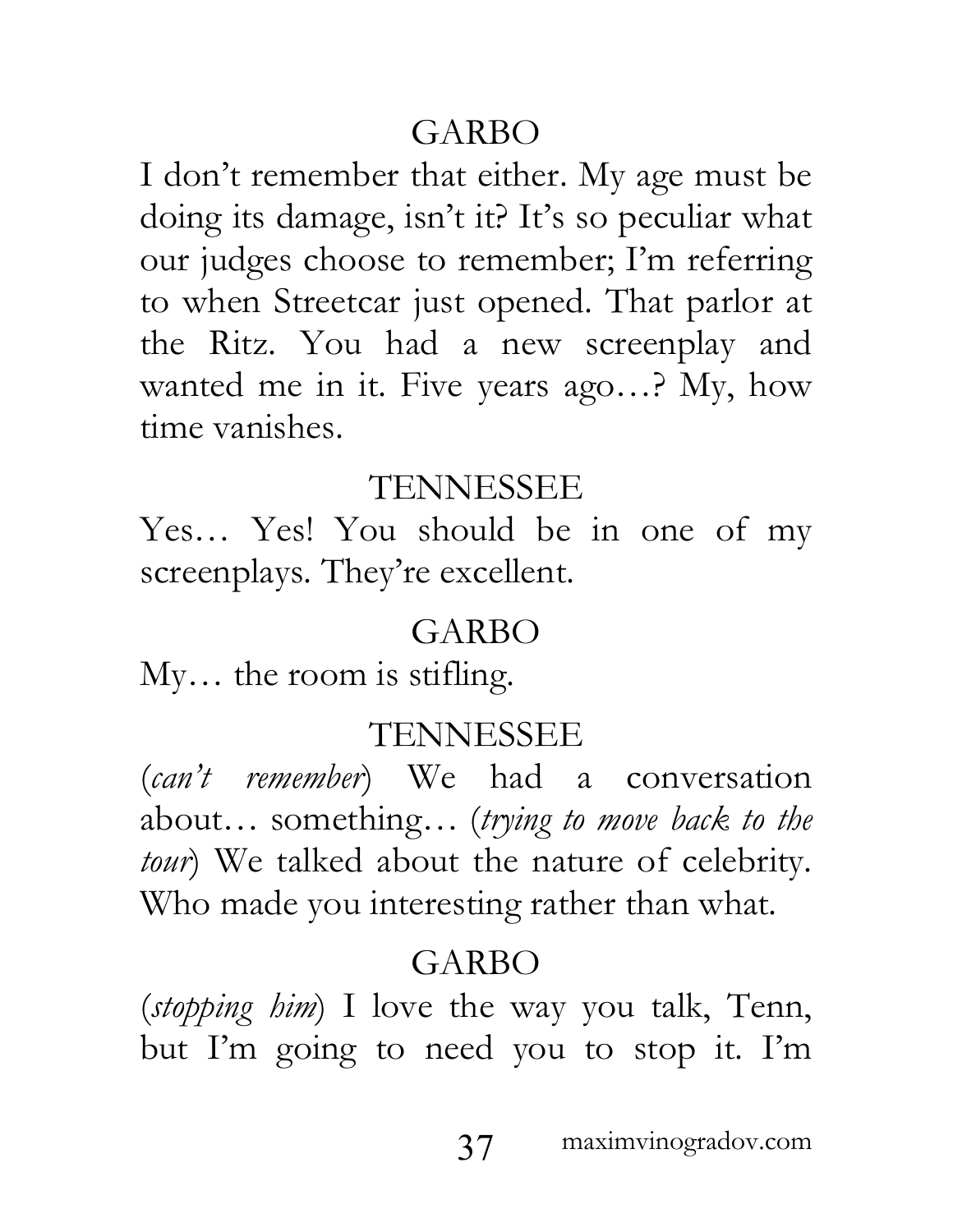GARBO

I don't remember that either. My age must be doing its damage, isn't it? It's so peculiar what our judges choose to remember; I'm referring to when Streetcar just opened. That parlor at the Ritz. You had a new screenplay and wanted me in it. Five years ago…? My, how time vanishes.

TENNESSEE

Yes… Yes! You should be in one of my screenplays. They're excellent.

GARBO

My… the room is stifling.

TENNESSEE

(*can't remember*) We had a conversation about… something… (*trying to move back to the tour*) We talked about the nature of celebrity. Who made you interesting rather than what.

GARBO

(*stopping him*) I love the way you talk, Tenn, but I'm going to need you to stop it. I'm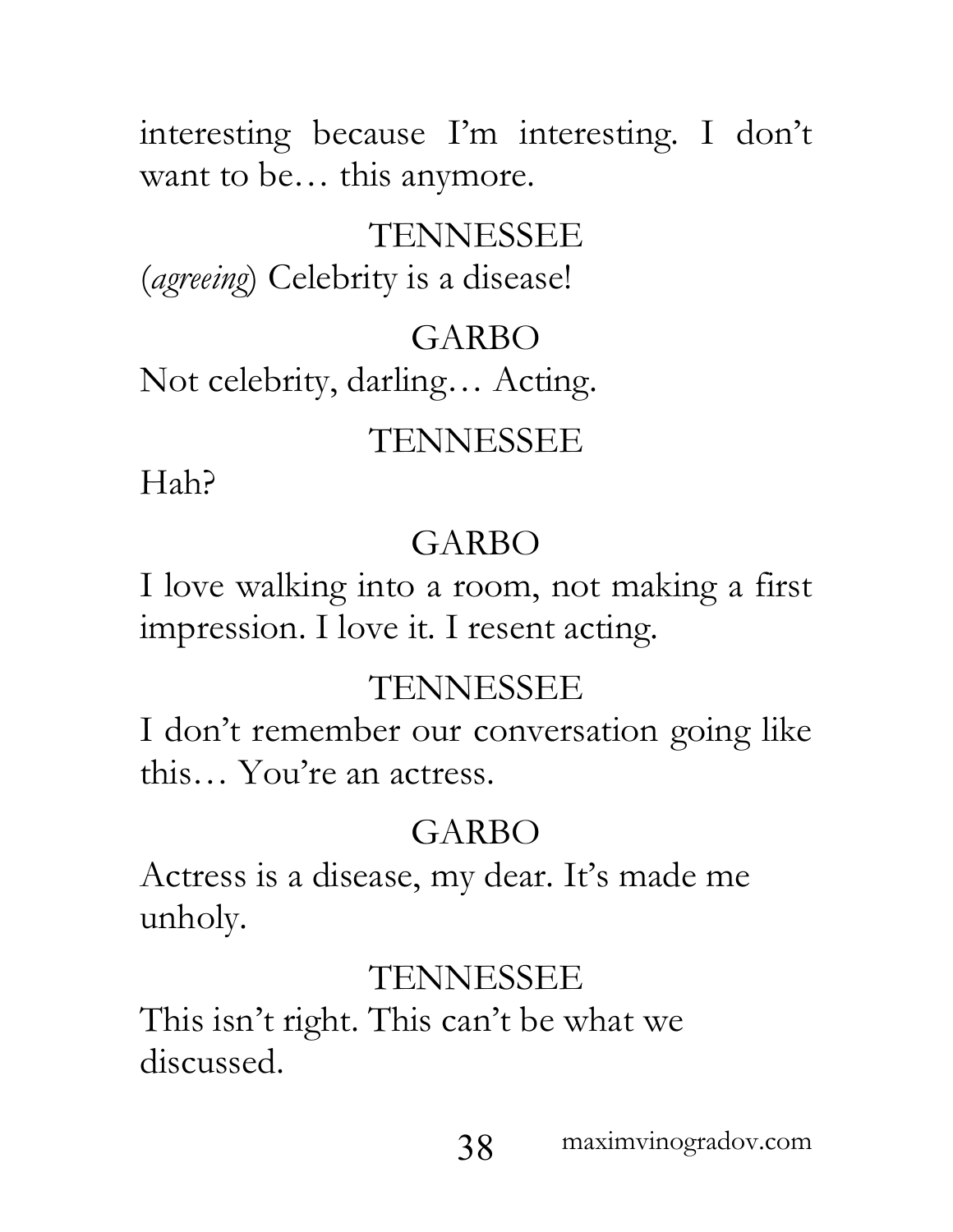interesting because I'm interesting. I don't want to be… this anymore.

TENNESSEE

(*agreeing*) Celebrity is a disease!

GARBO

Not celebrity, darling… Acting.

TENNESSEE

Hah?

GARBO

I love walking into a room, not making a first impression. I love it. I resent acting.

TENNESSEE

I don't remember our conversation going like this… You're an actress.

GARBO

Actress is a disease, my dear. It's made me unholy.

TENNESSEE

This isn't right. This can't be what we discussed.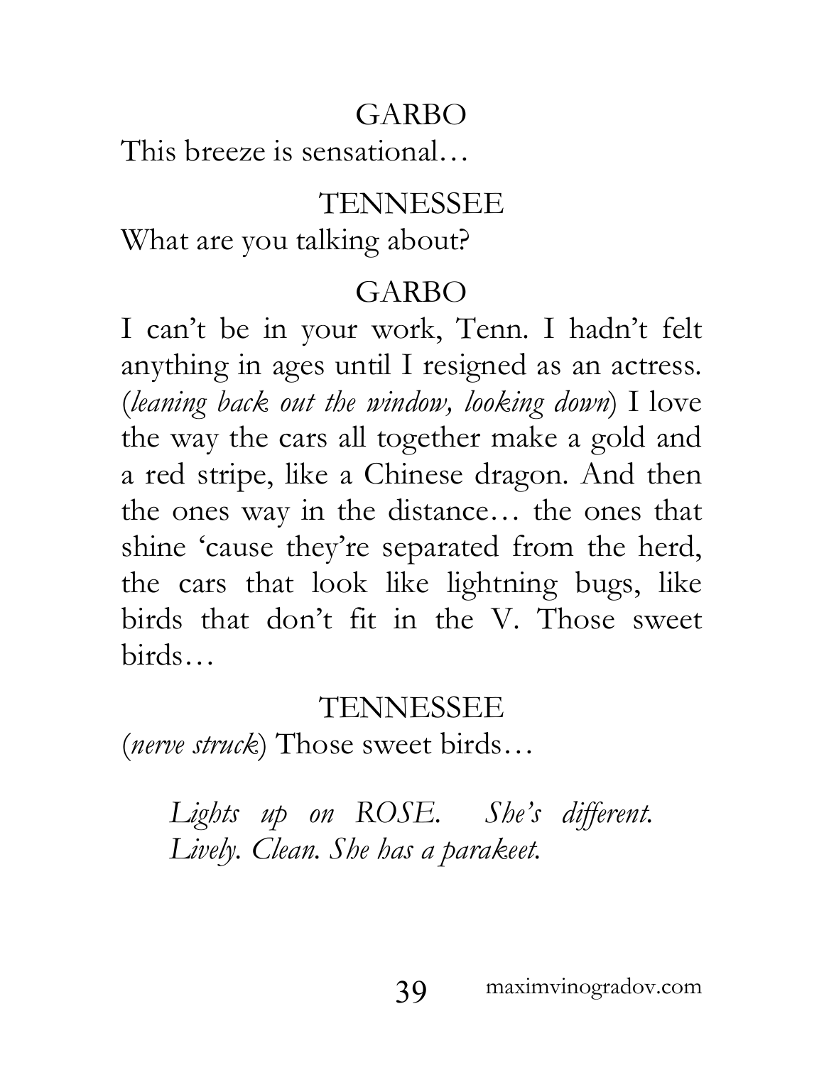GARBO

This breeze is sensational…

TENNESSEE

What are you talking about?

GARBO

I can't be in your work, Tenn. I hadn't felt anything in ages until I resigned as an actress. (*leaning back out the window, looking down*) I love the way the cars all together make a gold and a red stripe, like a Chinese dragon. And then the ones way in the distance… the ones that shine 'cause they're separated from the herd, the cars that look like lightning bugs, like birds that don't fit in the V. Those sweet birds…

TENNESSEE

(*nerve struck*) Those sweet birds…

*Lights up on ROSE. She's different. Lively. Clean. She has a parakeet.*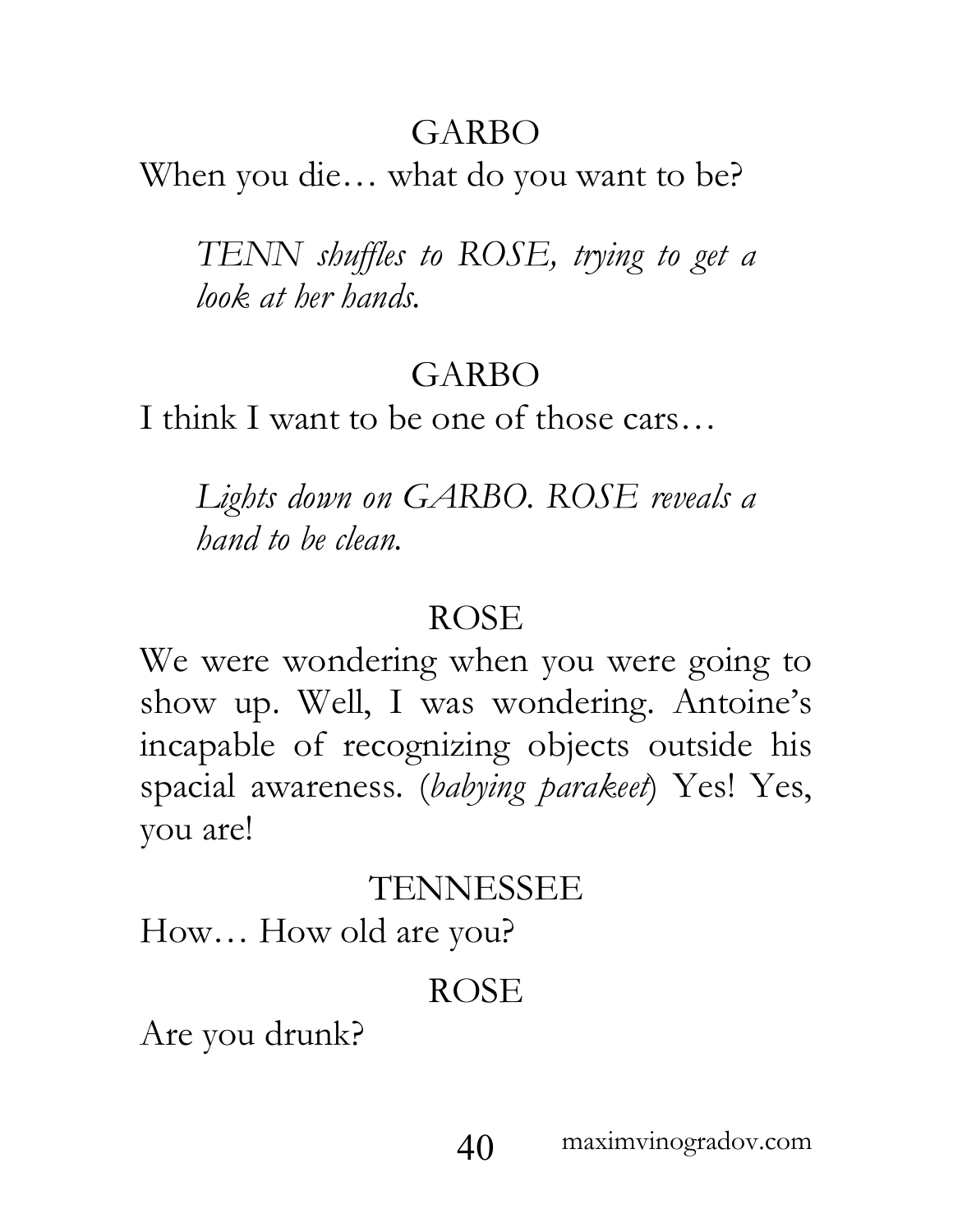GARBO

When you die… what do you want to be?

*TENN shuffles to ROSE, trying to get a look at her hands.*

GARBO

I think I want to be one of those cars…

*Lights down on GARBO. ROSE reveals a hand to be clean.*

ROSE

We were wondering when you were going to show up. Well, I was wondering. Antoine's incapable of recognizing objects outside his spacial awareness. (*babying parakeet*) Yes! Yes, you are!

TENNESSEE

How… How old are you?

ROSE

Are you drunk?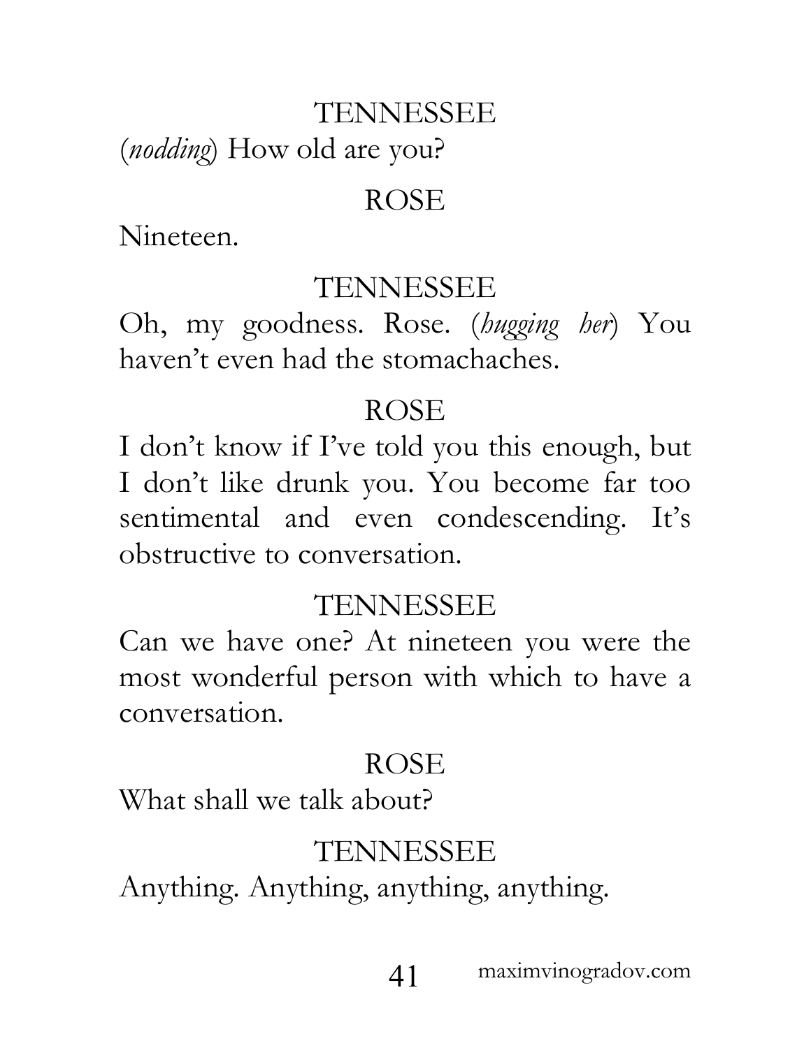TENNESSEE

(*nodding*) How old are you?

ROSE

Nineteen.

TENNESSEE

Oh, my goodness. Rose. (*hugging her*) You haven't even had the stomachaches.

ROSE

I don't know if I've told you this enough, but I don't like drunk you. You become far too sentimental and even condescending. It's obstructive to conversation.

TENNESSEE

Can we have one? At nineteen you were the most wonderful person with which to have a conversation.

ROSE

What shall we talk about?

TENNESSEE

Anything. Anything, anything, anything.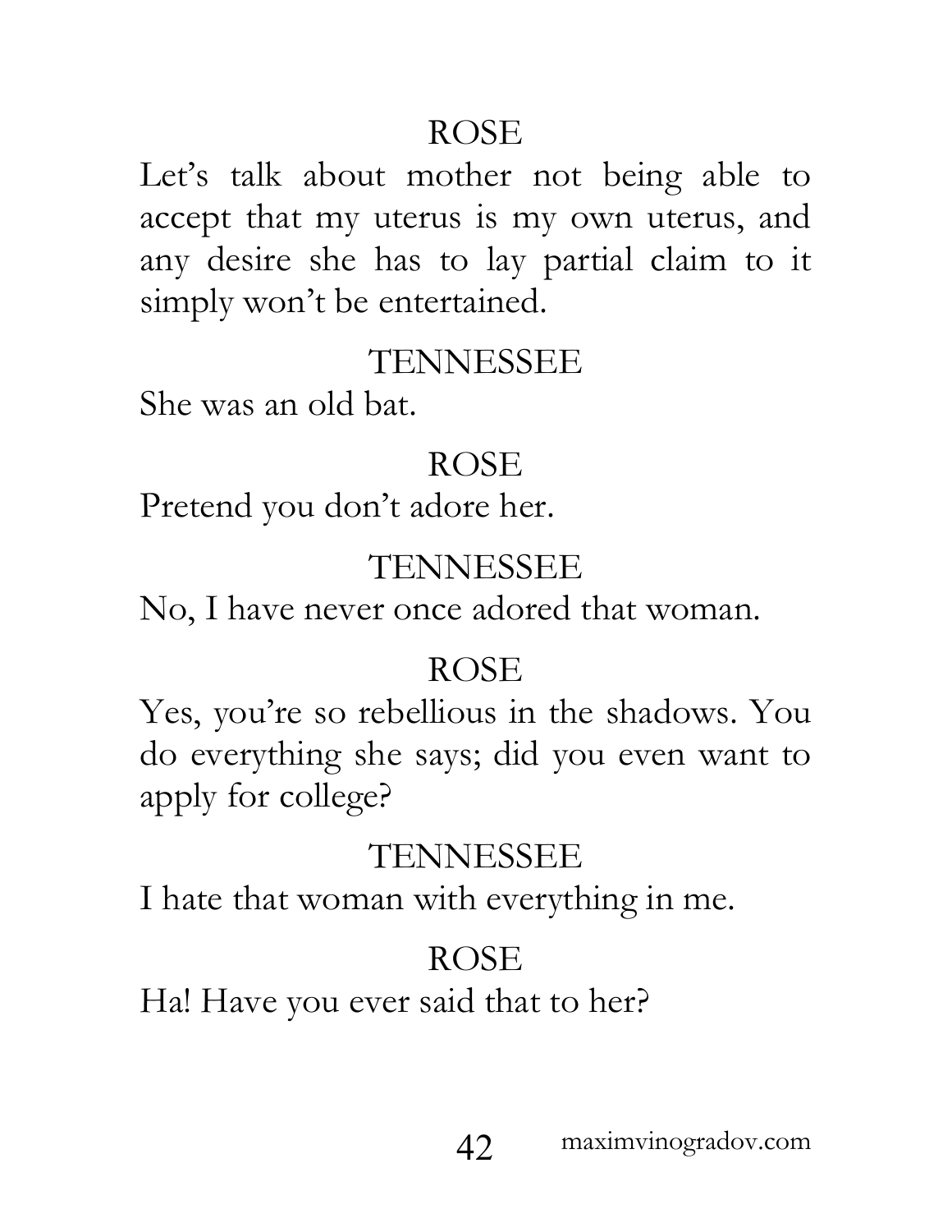ROSE

Let's talk about mother not being able to accept that my uterus is my own uterus, and any desire she has to lay partial claim to it simply won't be entertained.

TENNESSEE

She was an old bat.

ROSE

Pretend you don't adore her.

TENNESSEE

No, I have never once adored that woman.

ROSE

Yes, you're so rebellious in the shadows. You do everything she says; did you even want to apply for college?

TENNESSEE

I hate that woman with everything in me.

ROSE

Ha! Have you ever said that to her?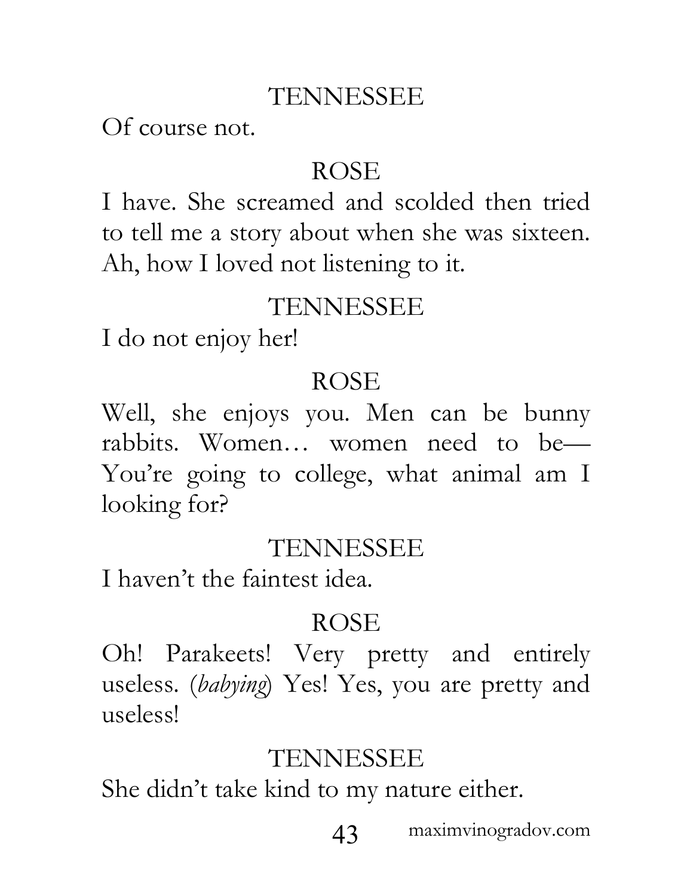TENNESSEE

Of course not.

ROSE

I have. She screamed and scolded then tried to tell me a story about when she was sixteen. Ah, how I loved not listening to it.

TENNESSEE

I do not enjoy her!

ROSE

Well, she enjoys you. Men can be bunny rabbits. Women… women need to be— You're going to college, what animal am I looking for?

TENNESSEE

I haven't the faintest idea.

ROSE

Oh! Parakeets! Very pretty and entirely useless. (*babying*) Yes! Yes, you are pretty and useless!

TENNESSEE

She didn't take kind to my nature either.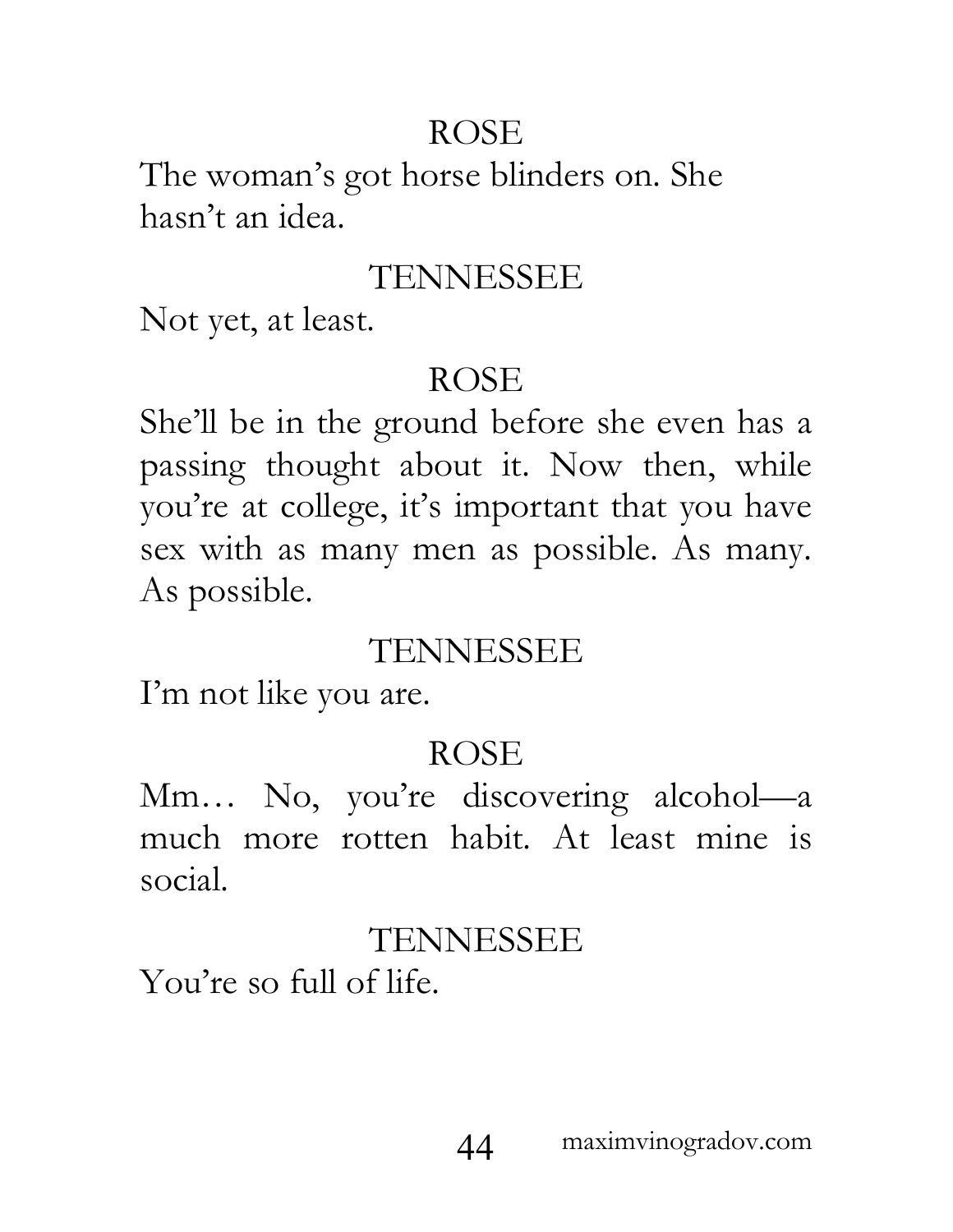ROSE

The woman's got horse blinders on. She hasn't an idea.

TENNESSEE

Not yet, at least.

ROSE

She'll be in the ground before she even has a passing thought about it. Now then, while you're at college, it's important that you have sex with as many men as possible. As many. As possible.

TENNESSEE

I'm not like you are.

ROSE

Mm… No, you're discovering alcohol—a much more rotten habit. At least mine is social.

TENNESSEE

You're so full of life.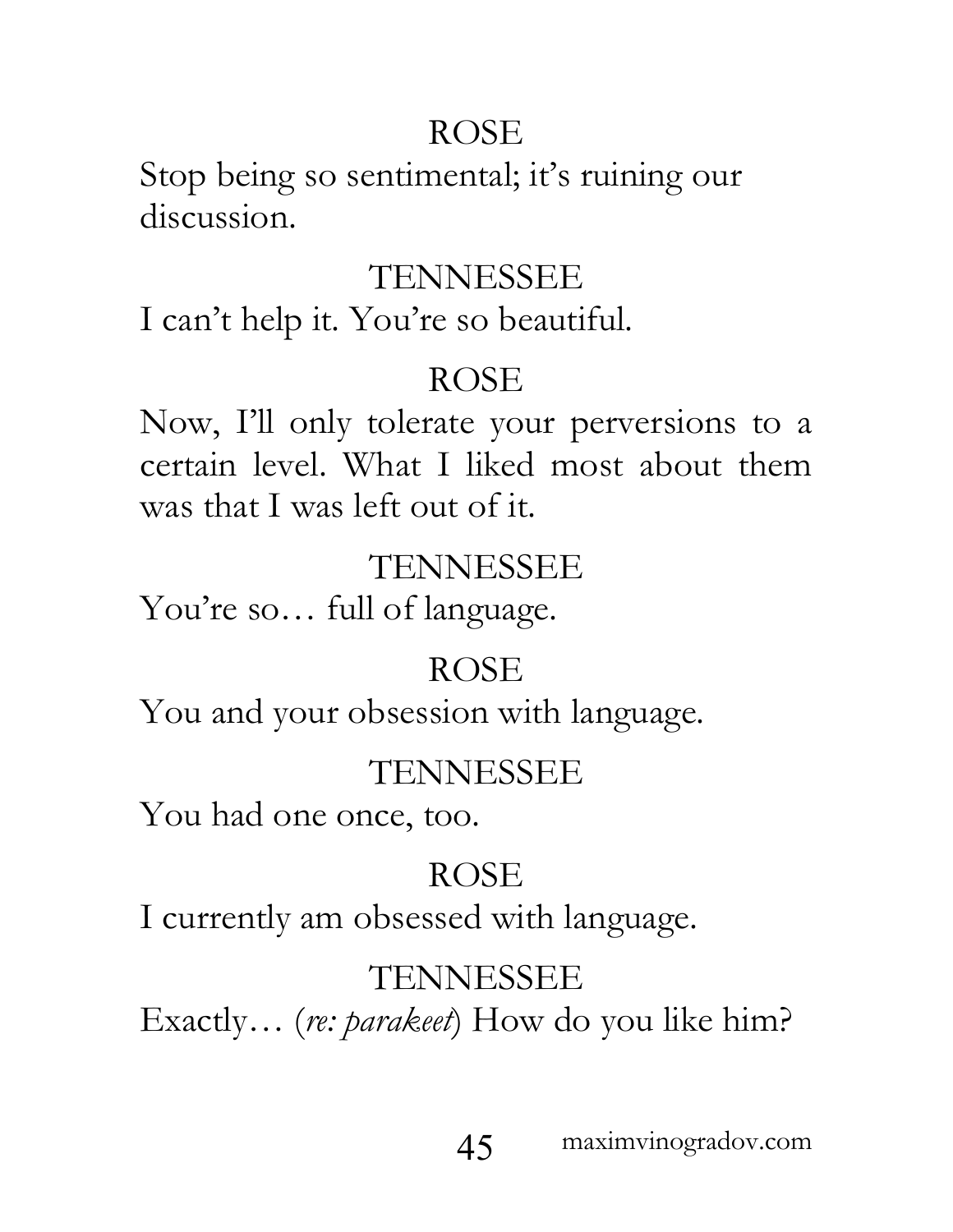ROSE

Stop being so sentimental; it's ruining our discussion.

TENNESSEE

I can't help it. You're so beautiful.

ROSE

Now, I'll only tolerate your perversions to a certain level. What I liked most about them was that I was left out of it.

TENNESSEE

You're so… full of language.

ROSE

You and your obsession with language.

TENNESSEE

You had one once, too.

ROSE

I currently am obsessed with language.

TENNESSEE

Exactly… (*re: parakeet*) How do you like him?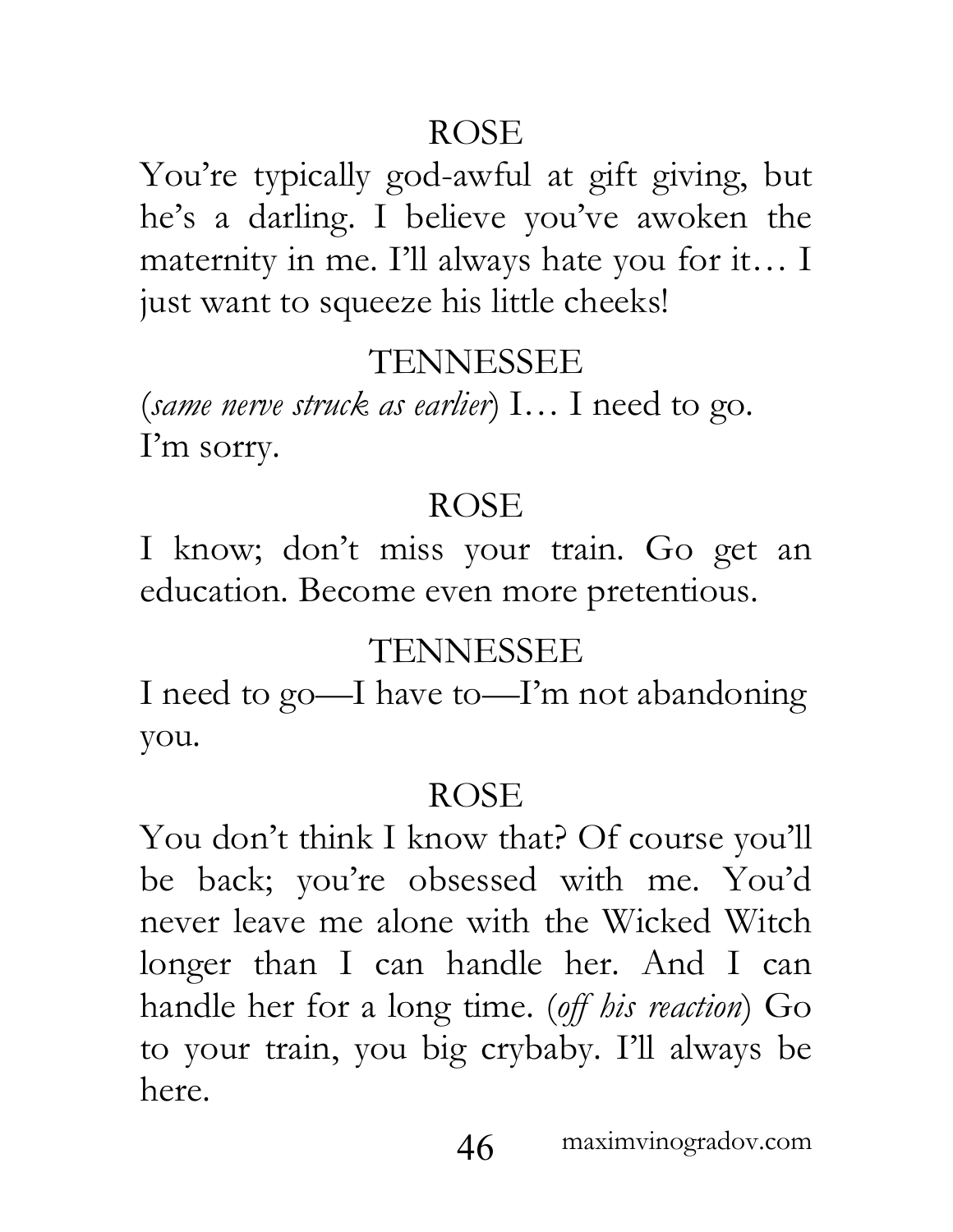ROSE

You're typically god-awful at gift giving, but he's a darling. I believe you've awoken the maternity in me. I'll always hate you for it… I just want to squeeze his little cheeks!

TENNESSEE

(*same nerve struck as earlier*) I… I need to go. I'm sorry.

ROSE

I know; don't miss your train. Go get an education. Become even more pretentious.

TENNESSEE

I need to go—I have to—I'm not abandoning you.

ROSE

You don't think I know that? Of course you'll be back; you're obsessed with me. You'd never leave me alone with the Wicked Witch longer than I can handle her. And I can handle her for a long time. (*off his reaction*) Go to your train, you big crybaby. I'll always be here.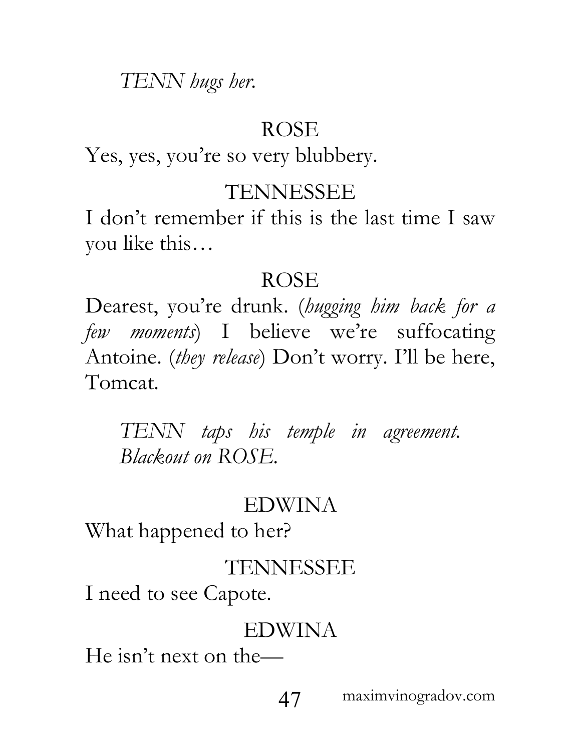*TENN hugs her.*

ROSE

Yes, yes, you're so very blubbery.

TENNESSEE

I don't remember if this is the last time I saw you like this…

ROSE

Dearest, you're drunk. (*hugging him back for a few moments*) I believe we're suffocating Antoine. (*they release*) Don't worry. I'll be here, Tomcat.

*TENN taps his temple in agreement. Blackout on ROSE.*

EDWINA

What happened to her?

TENNESSEE

I need to see Capote.

EDWINA

He isn't next on the—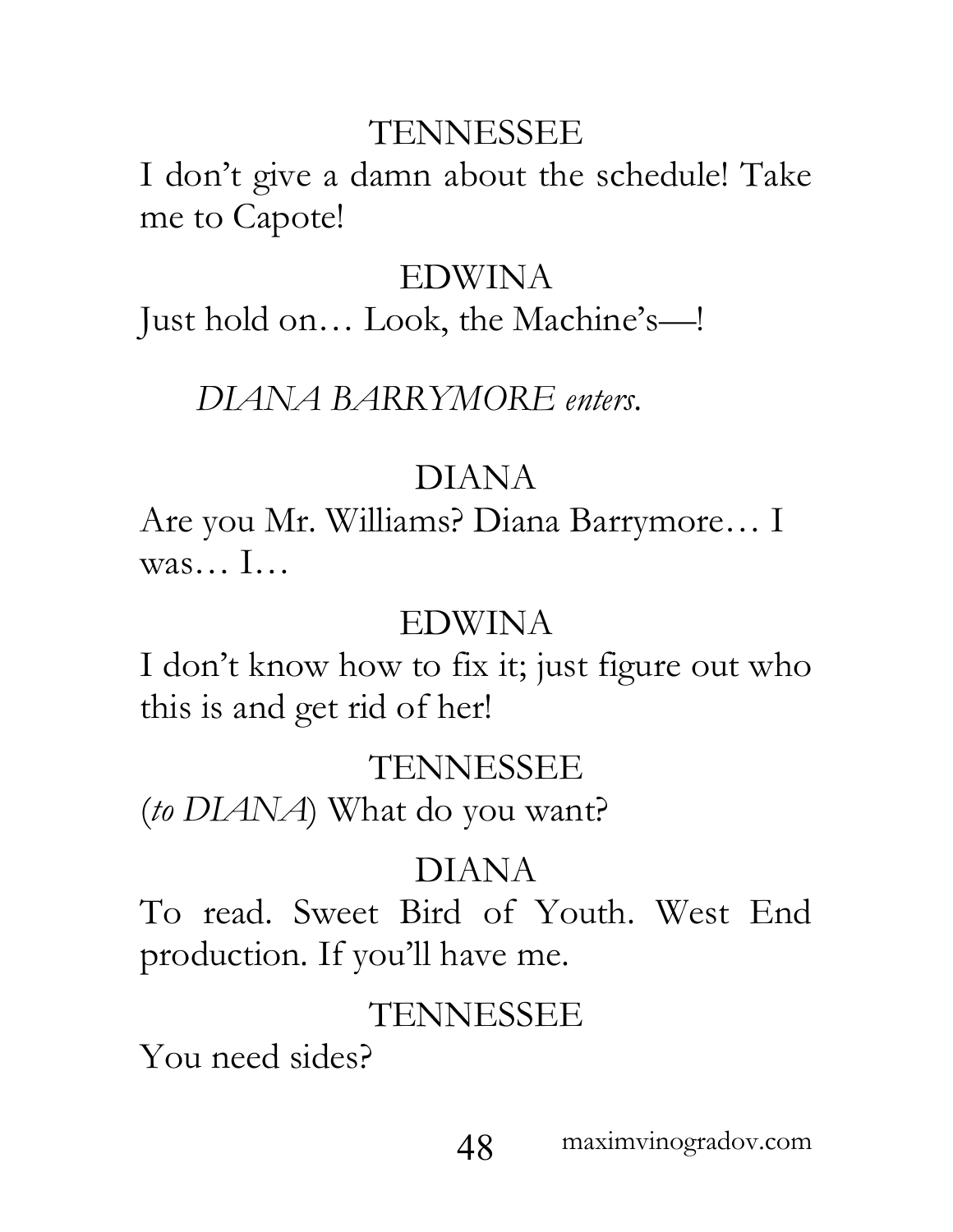TENNESSEE

I don't give a damn about the schedule! Take me to Capote!

EDWINA

Just hold on… Look, the Machine's—!

*DIANA BARRYMORE enters.*

DIANA

Are you Mr. Williams? Diana Barrymore… I was… I…

EDWINA

I don't know how to fix it; just figure out who this is and get rid of her!

TENNESSEE

(*to DIANA*) What do you want?

DIANA

To read. Sweet Bird of Youth. West End production. If you'll have me.

TENNESSEE

You need sides?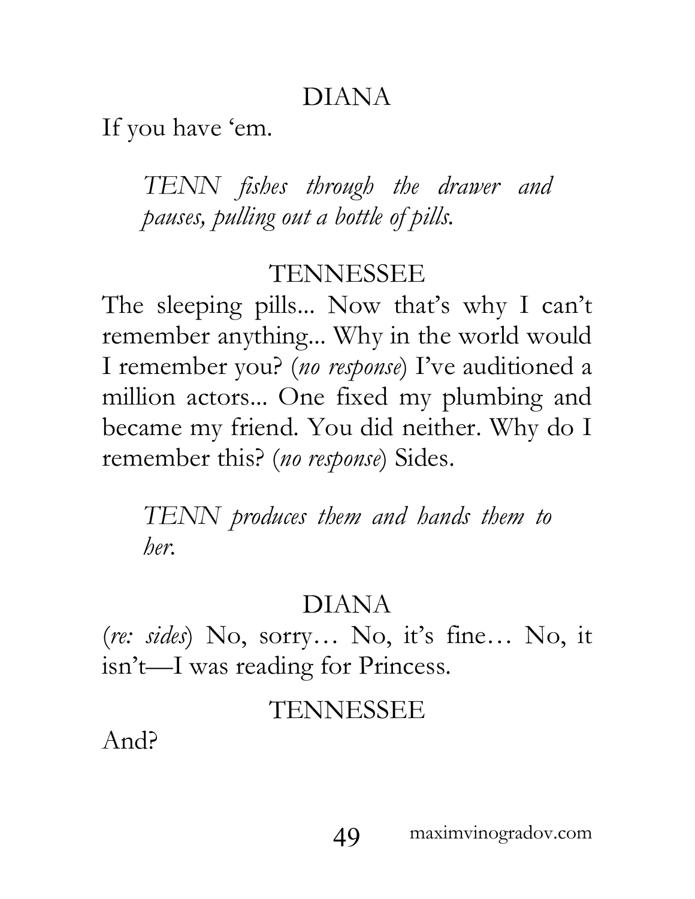DIANA

If you have 'em.

*TENN fishes through the drawer and pauses, pulling out a bottle of pills.*

TENNESSEE

The sleeping pills... Now that's why I can't remember anything... Why in the world would I remember you? (*no response*) I've auditioned a million actors... One fixed my plumbing and became my friend. You did neither. Why do I remember this? (*no response*) Sides.

*TENN produces them and hands them to her.*

DIANA

(*re: sides*) No, sorry… No, it's fine… No, it isn't—I was reading for Princess.

TENNESSEE

And?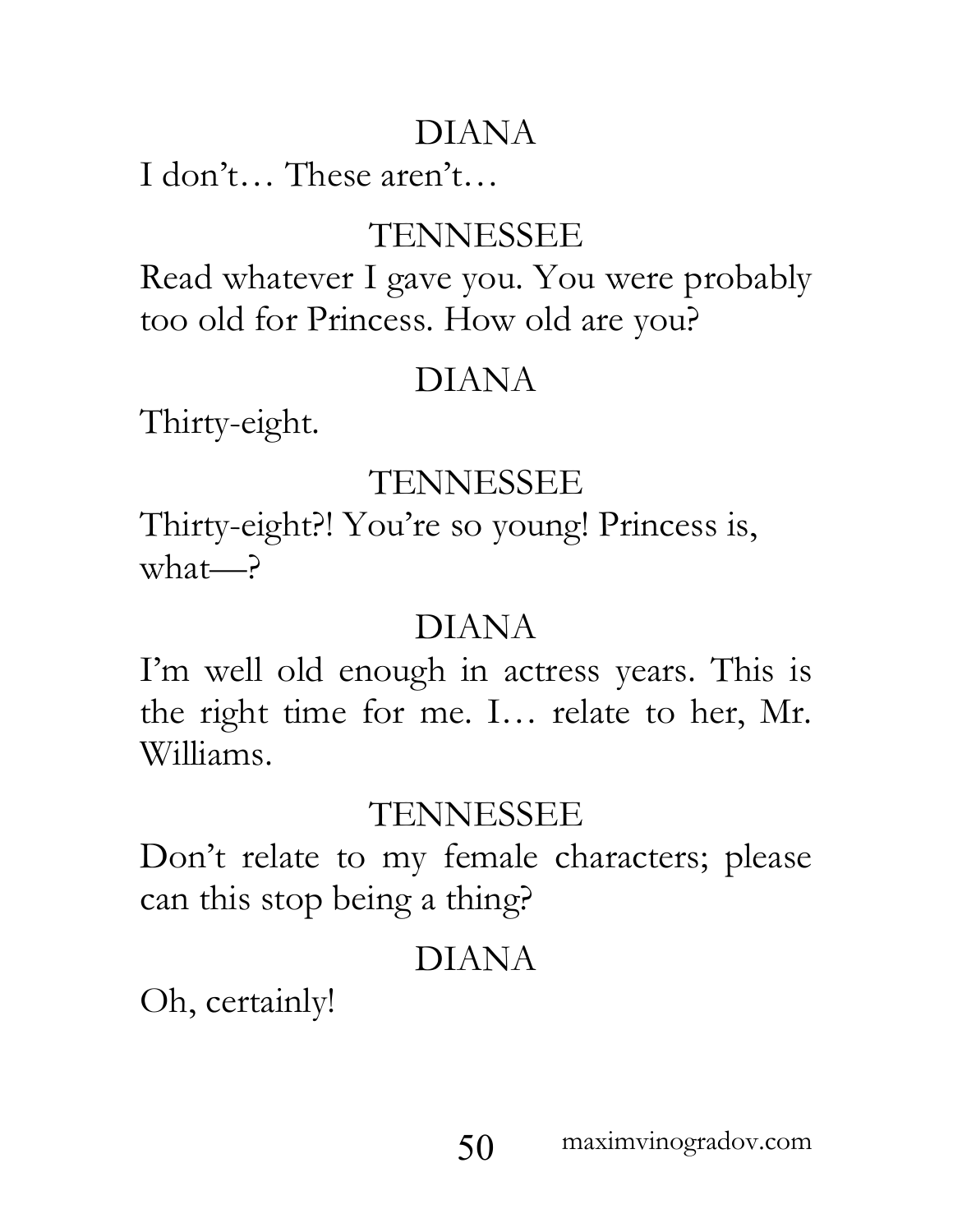DIANA

I don't… These aren't…

TENNESSEE

Read whatever I gave you. You were probably too old for Princess. How old are you?

DIANA

Thirty-eight.

TENNESSEE

Thirty-eight?! You're so young! Princess is, what—?

DIANA

I'm well old enough in actress years. This is the right time for me. I… relate to her, Mr. Williams.

TENNESSEE

Don't relate to my female characters; please can this stop being a thing?

DIANA

Oh, certainly!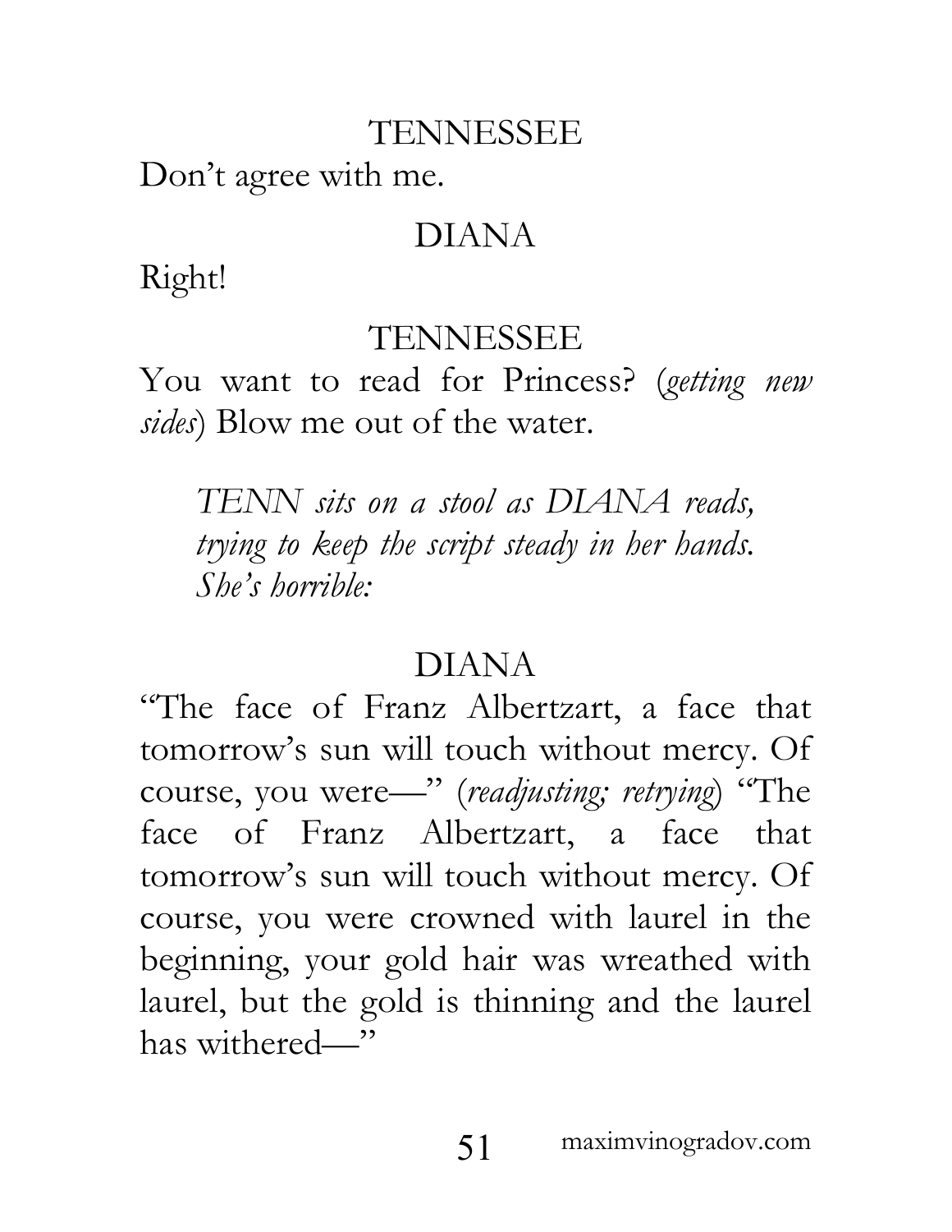TENNESSEE

Don't agree with me.

DIANA

Right!

TENNESSEE

You want to read for Princess? (*getting new sides*) Blow me out of the water.

> *TENN sits on a stool as DIANA reads, trying to keep the script steady in her hands. She's horrible:*

DIANA

"The face of Franz Albertzart, a face that tomorrow's sun will touch without mercy. Of course, you were—" (*readjusting; retrying*) "The face of Franz Albertzart, a face that tomorrow's sun will touch without mercy. Of course, you were crowned with laurel in the beginning, your gold hair was wreathed with laurel, but the gold is thinning and the laurel has withered—"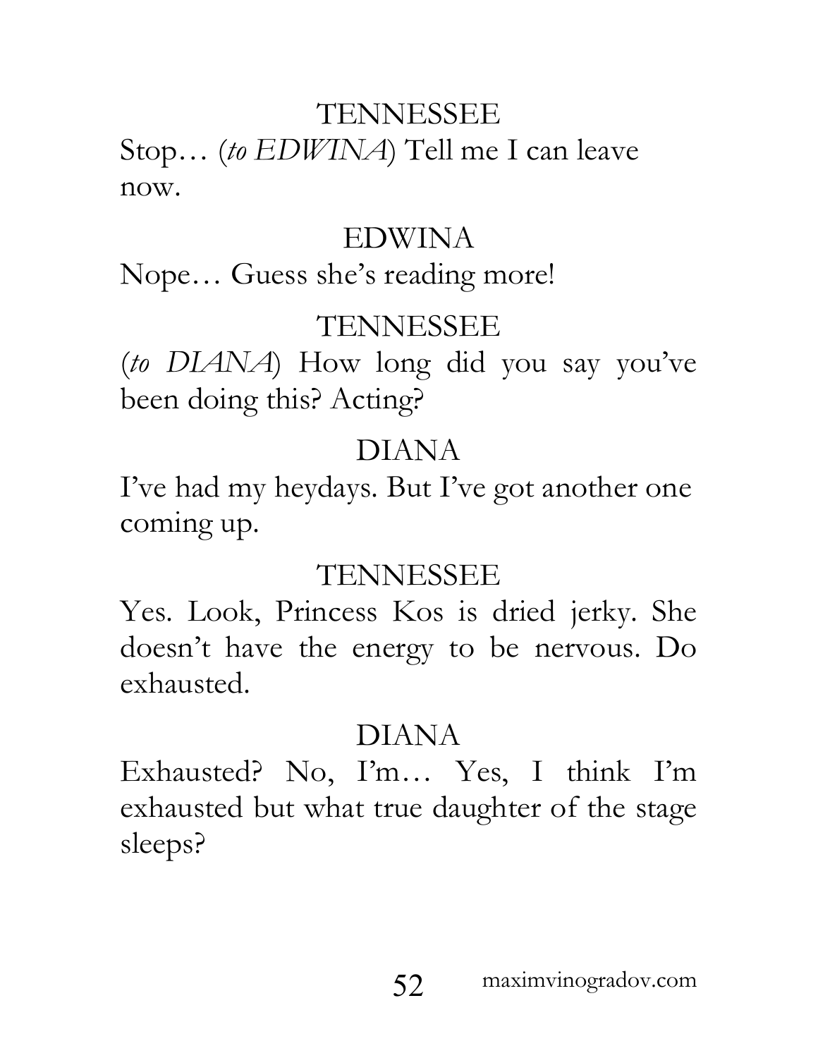TENNESSEE

Stop… (*to EDWINA*) Tell me I can leave now.

EDWINA

Nope… Guess she's reading more!

TENNESSEE

(*to DIANA*) How long did you say you've been doing this? Acting?

DIANA

I've had my heydays. But I've got another one coming up.

TENNESSEE

Yes. Look, Princess Kos is dried jerky. She doesn't have the energy to be nervous. Do exhausted.

DIANA

Exhausted? No, I'm… Yes, I think I'm exhausted but what true daughter of the stage sleeps?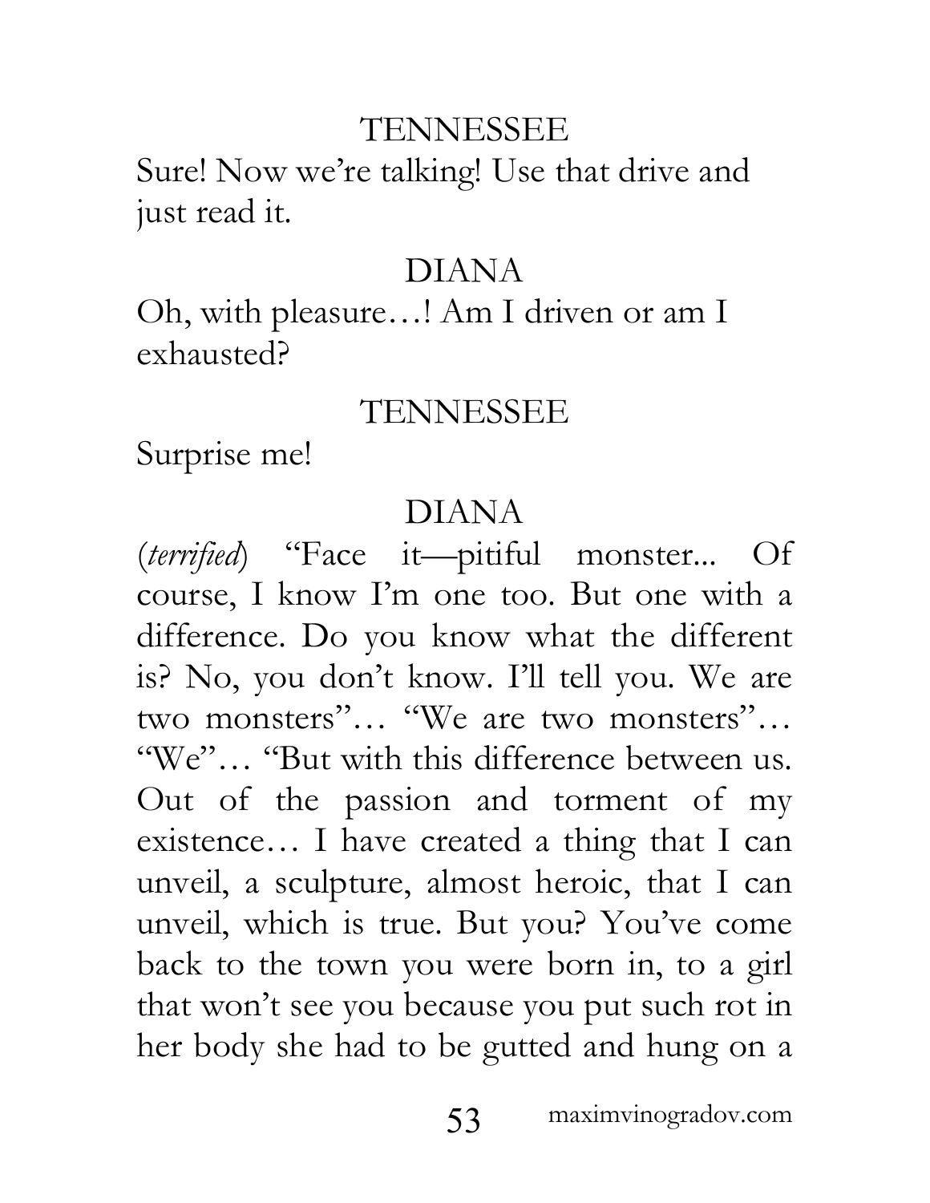TENNESSEE

Sure! Now we're talking! Use that drive and just read it.

DIANA

Oh, with pleasure…! Am I driven or am I exhausted?

TENNESSEE

Surprise me!

DIANA

(*terrified*) "Face it—pitiful monster... Of course, I know I'm one too. But one with a difference. Do you know what the different is? No, you don't know. I'll tell you. We are two monsters"… "We are two monsters"… "We"… "But with this difference between us. Out of the passion and torment of my existence… I have created a thing that I can unveil, a sculpture, almost heroic, that I can unveil, which is true. But you? You've come back to the town you were born in, to a girl that won't see you because you put such rot in her body she had to be gutted and hung on a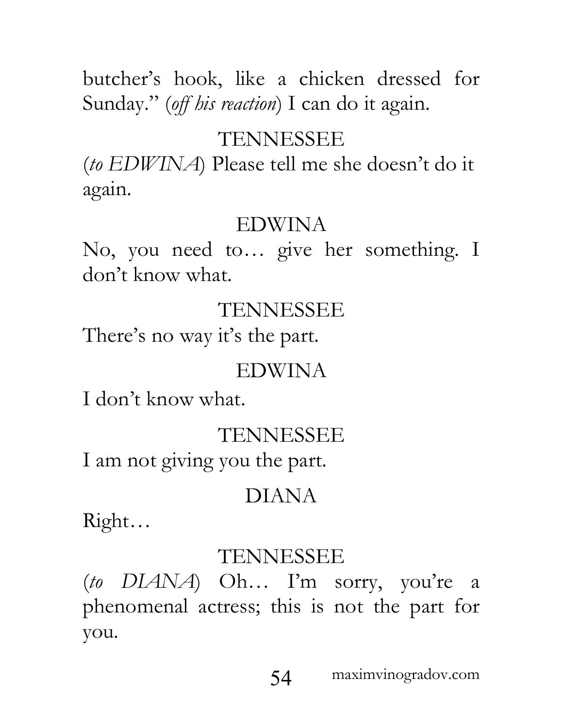butcher's hook, like a chicken dressed for Sunday." (*off his reaction*) I can do it again.

TENNESSEE

(*to EDWINA*) Please tell me she doesn't do it again.

EDWINA

No, you need to… give her something. I don't know what.

TENNESSEE

There's no way it's the part.

EDWINA

I don't know what.

TENNESSEE

I am not giving you the part.

DIANA

Right…

TENNESSEE

(*to DIANA*) Oh… I'm sorry, you're a phenomenal actress; this is not the part for you.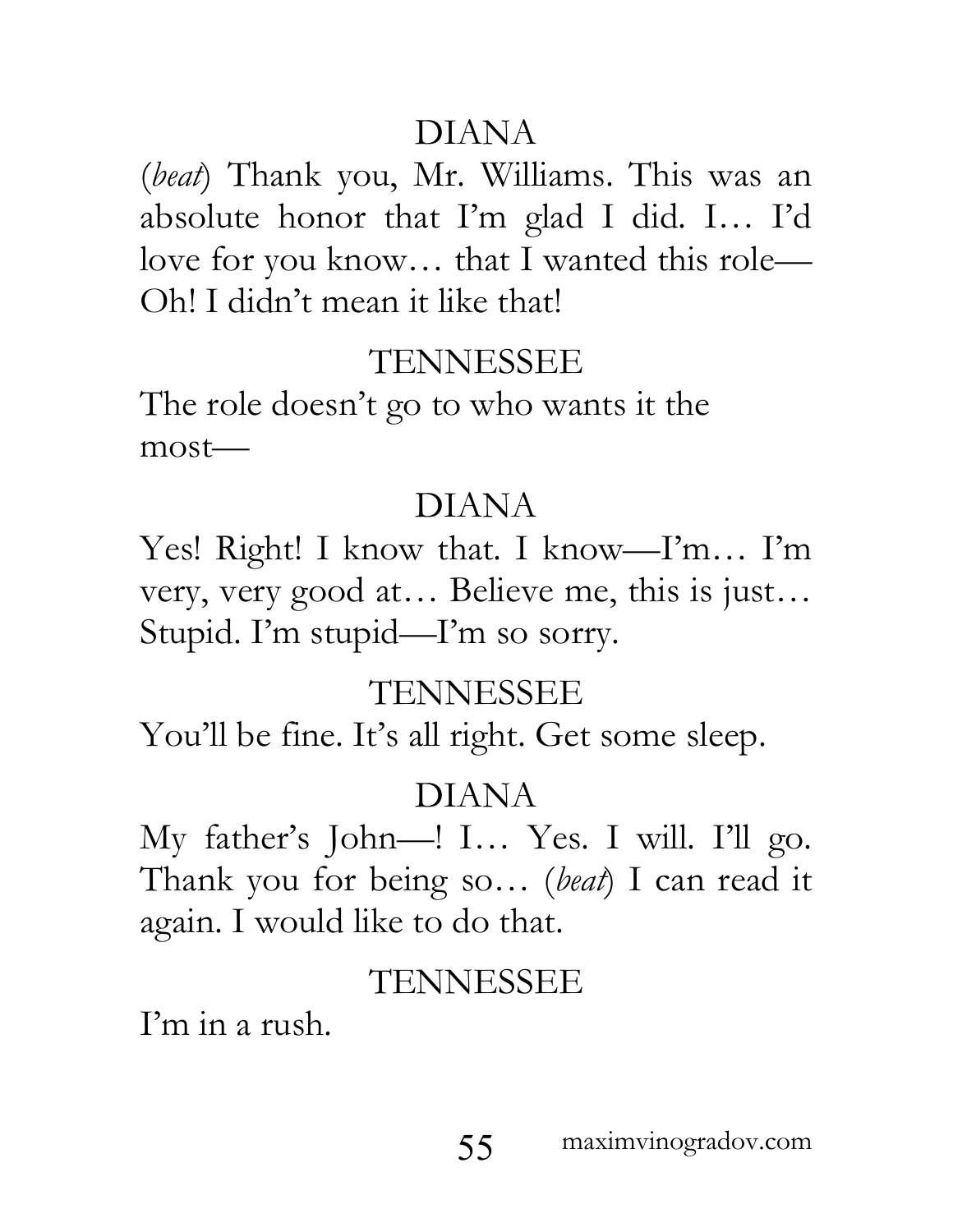DIANA

(*beat*) Thank you, Mr. Williams. This was an absolute honor that I'm glad I did. I… I'd love for you know… that I wanted this role— Oh! I didn't mean it like that!

TENNESSEE

The role doesn't go to who wants it the most—

DIANA

Yes! Right! I know that. I know—I'm… I'm very, very good at… Believe me, this is just… Stupid. I'm stupid—I'm so sorry.

TENNESSEE

You'll be fine. It's all right. Get some sleep.

DIANA

My father's John—! I… Yes. I will. I'll go. Thank you for being so… (*beat*) I can read it again. I would like to do that.

TENNESSEE

I'm in a rush.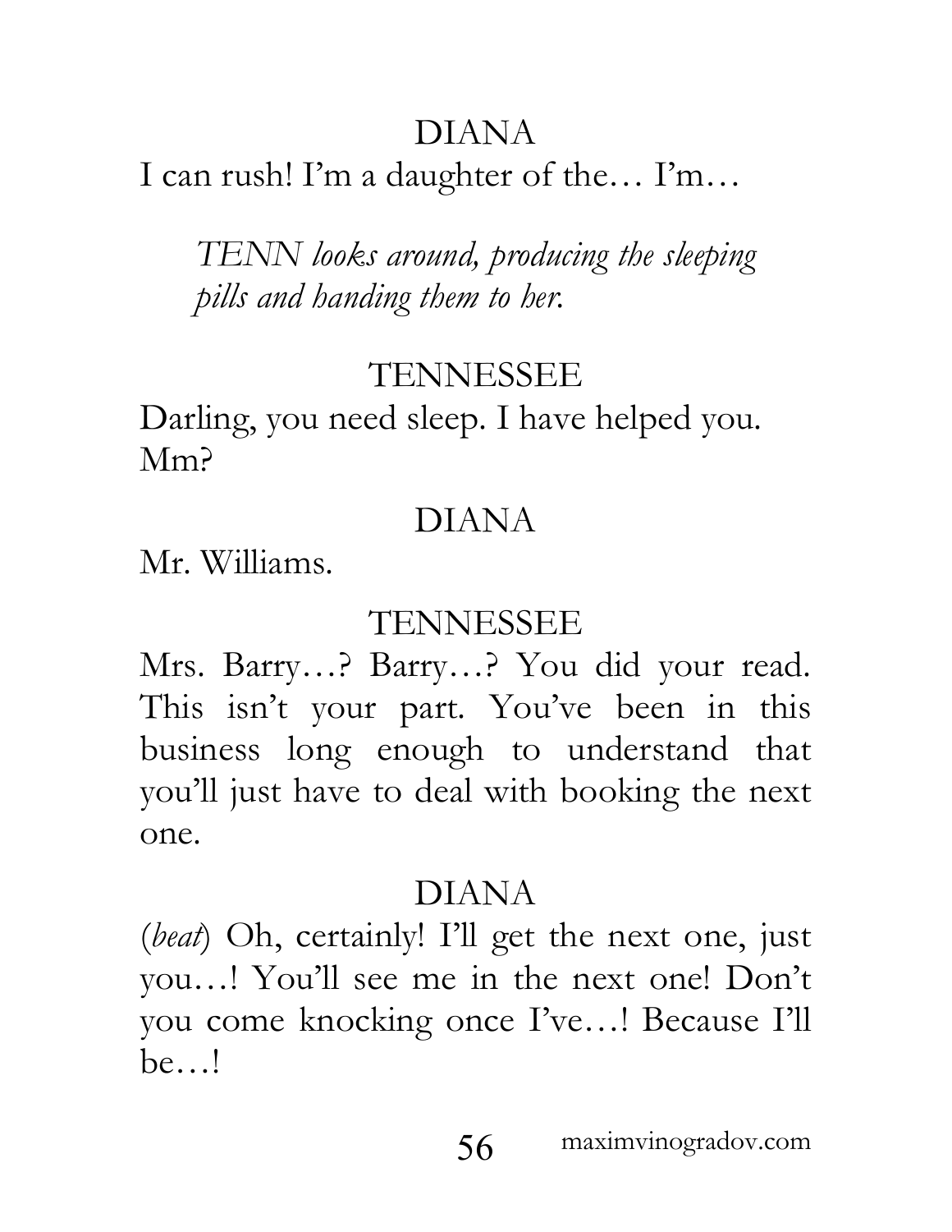DIANA

I can rush! I'm a daughter of the… I'm…

*TENN looks around, producing the sleeping pills and handing them to her.*

TENNESSEE

Darling, you need sleep. I have helped you. Mm?

DIANA

Mr. Williams.

TENNESSEE

Mrs. Barry…? Barry…? You did your read. This isn't your part. You've been in this business long enough to understand that you'll just have to deal with booking the next one.

DIANA

(*beat*) Oh, certainly! I'll get the next one, just you…! You'll see me in the next one! Don't you come knocking once I've…! Because I'll be…!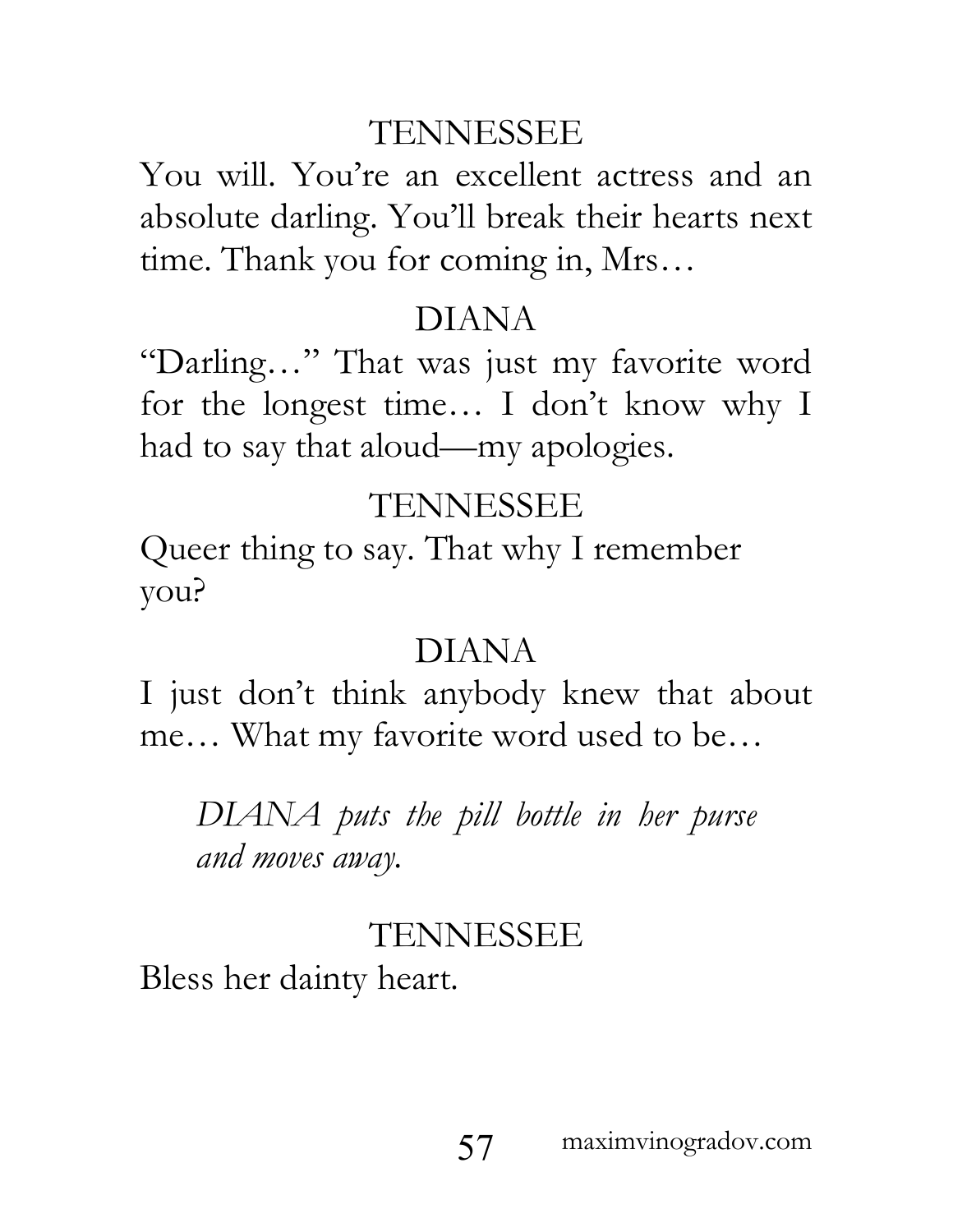TENNESSEE

You will. You're an excellent actress and an absolute darling. You'll break their hearts next time. Thank you for coming in, Mrs…

DIANA

"Darling…" That was just my favorite word for the longest time… I don't know why I had to say that aloud—my apologies.

TENNESSEE

Queer thing to say. That why I remember you?

DIANA

I just don't think anybody knew that about me… What my favorite word used to be…

*DIANA puts the pill bottle in her purse and moves away.*

TENNESSEE

Bless her dainty heart.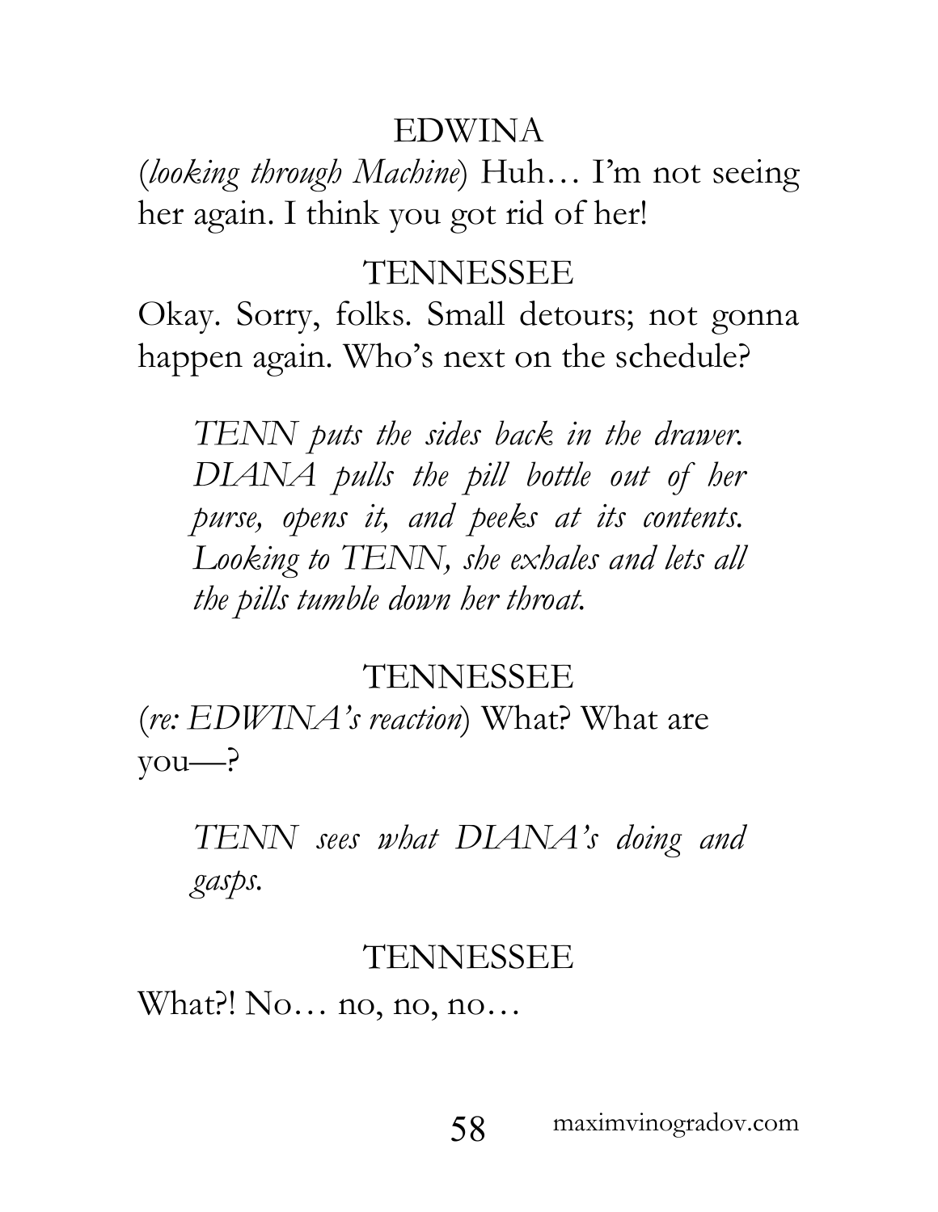EDWINA

(*looking through Machine*) Huh… I'm not seeing her again. I think you got rid of her!

TENNESSEE

Okay. Sorry, folks. Small detours; not gonna happen again. Who's next on the schedule?

*TENN puts the sides back in the drawer. DIANA pulls the pill bottle out of her purse, opens it, and peeks at its contents. Looking to TENN, she exhales and lets all the pills tumble down her throat.*

TENNESSEE

(*re: EDWINA's reaction*) What? What are you—?

*TENN sees what DIANA's doing and gasps.*

TENNESSEE

What?! No… no, no, no…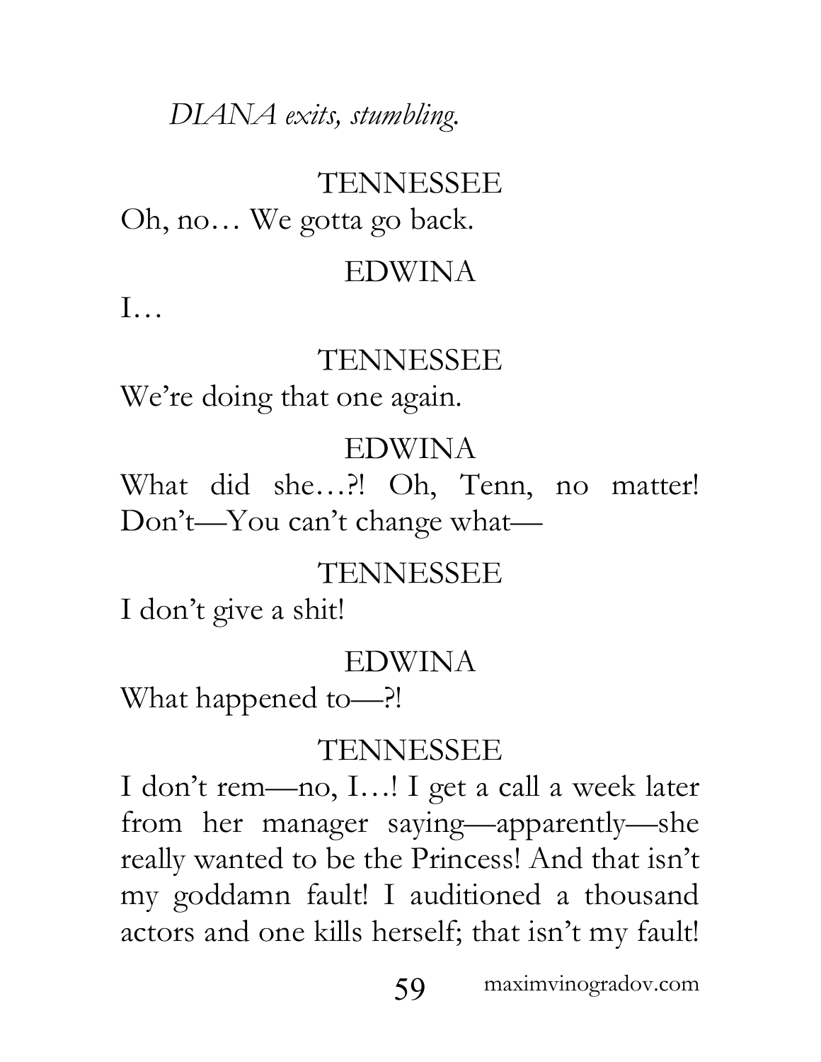*DIANA exits, stumbling.*

TENNESSEE

Oh, no… We gotta go back.

EDWINA

I…

TENNESSEE

We're doing that one again.

EDWINA

What did she…?! Oh, Tenn, no matter! Don't—You can't change what—

TENNESSEE

I don't give a shit!

EDWINA

What happened to—?!

TENNESSEE

I don't rem—no, I…! I get a call a week later from her manager saying—apparently—she really wanted to be the Princess! And that isn't my goddamn fault! I auditioned a thousand actors and one kills herself; that isn't my fault!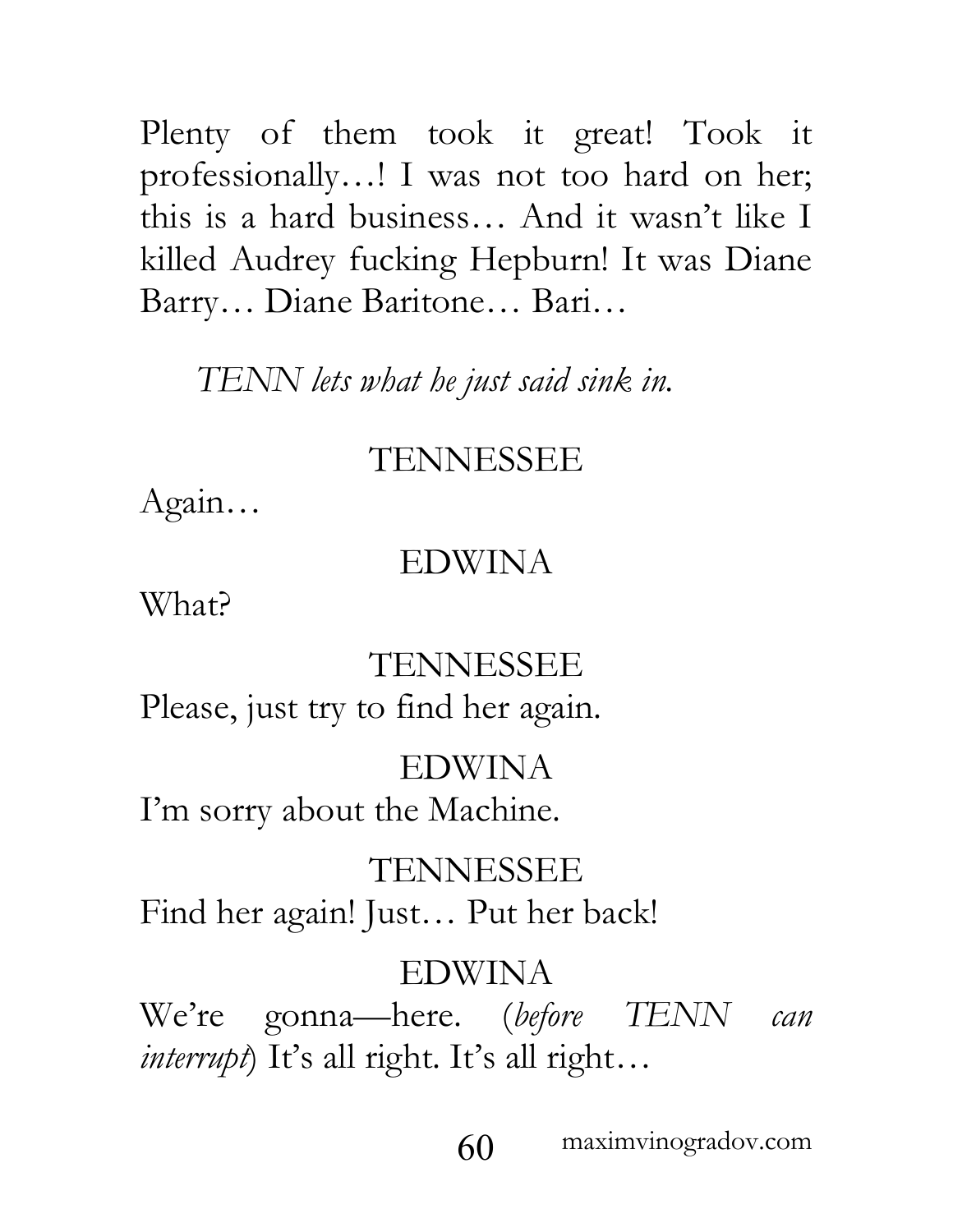Plenty of them took it great! Took it professionally…! I was not too hard on her; this is a hard business… And it wasn't like I killed Audrey fucking Hepburn! It was Diane Barry… Diane Baritone… Bari…

*TENN lets what he just said sink in.*

TENNESSEE

Again…

EDWINA

What?

TENNESSEE

Please, just try to find her again.

EDWINA

I'm sorry about the Machine.

TENNESSEE

Find her again! Just… Put her back!

EDWINA

We're gonna—here. (*before TENN can interrupt*) It's all right. It's all right…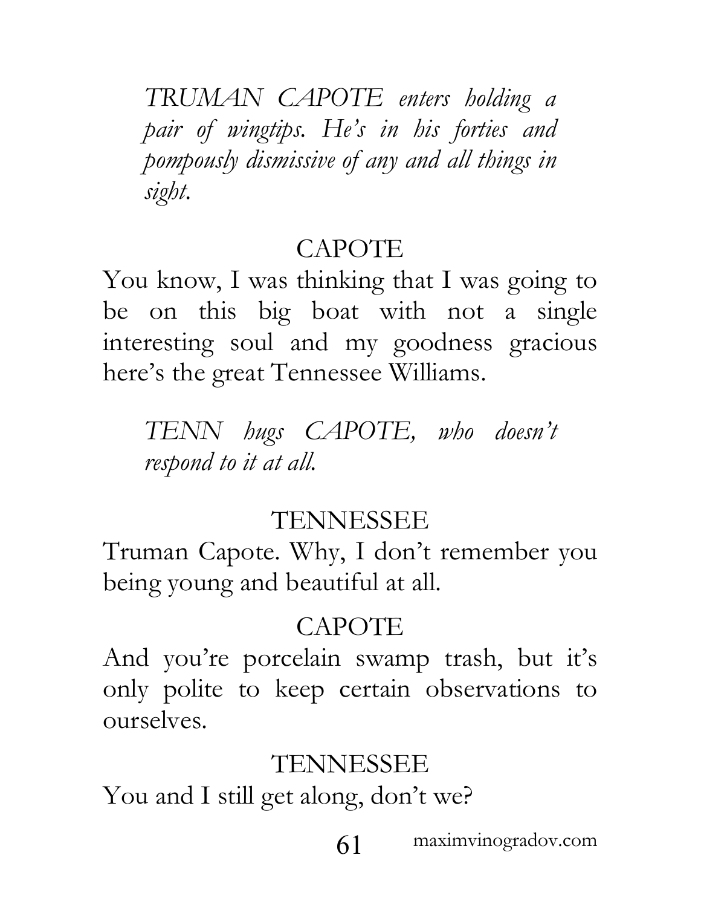*TRUMAN CAPOTE enters holding a pair of wingtips. He's in his forties and pompously dismissive of any and all things in sight.*

CAPOTE

You know, I was thinking that I was going to be on this big boat with not a single interesting soul and my goodness gracious here's the great Tennessee Williams.

*TENN hugs CAPOTE, who doesn't respond to it at all.*

TENNESSEE

Truman Capote. Why, I don't remember you being young and beautiful at all.

CAPOTE

And you're porcelain swamp trash, but it's only polite to keep certain observations to ourselves.

TENNESSEE

You and I still get along, don't we?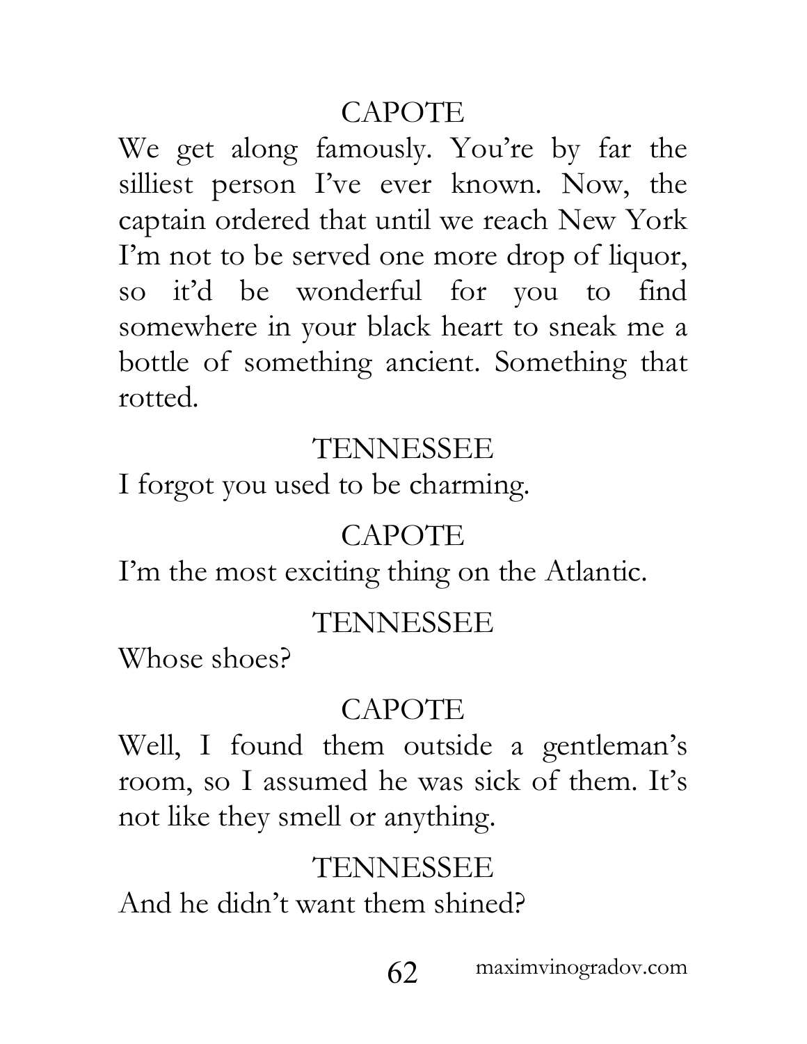CAPOTE

We get along famously. You're by far the silliest person I've ever known. Now, the captain ordered that until we reach New York I'm not to be served one more drop of liquor, so it'd be wonderful for you to find somewhere in your black heart to sneak me a bottle of something ancient. Something that rotted.

TENNESSEE

I forgot you used to be charming.

CAPOTE

I'm the most exciting thing on the Atlantic.

TENNESSEE

Whose shoes?

CAPOTE

Well, I found them outside a gentleman's room, so I assumed he was sick of them. It's not like they smell or anything.

TENNESSEE

And he didn't want them shined?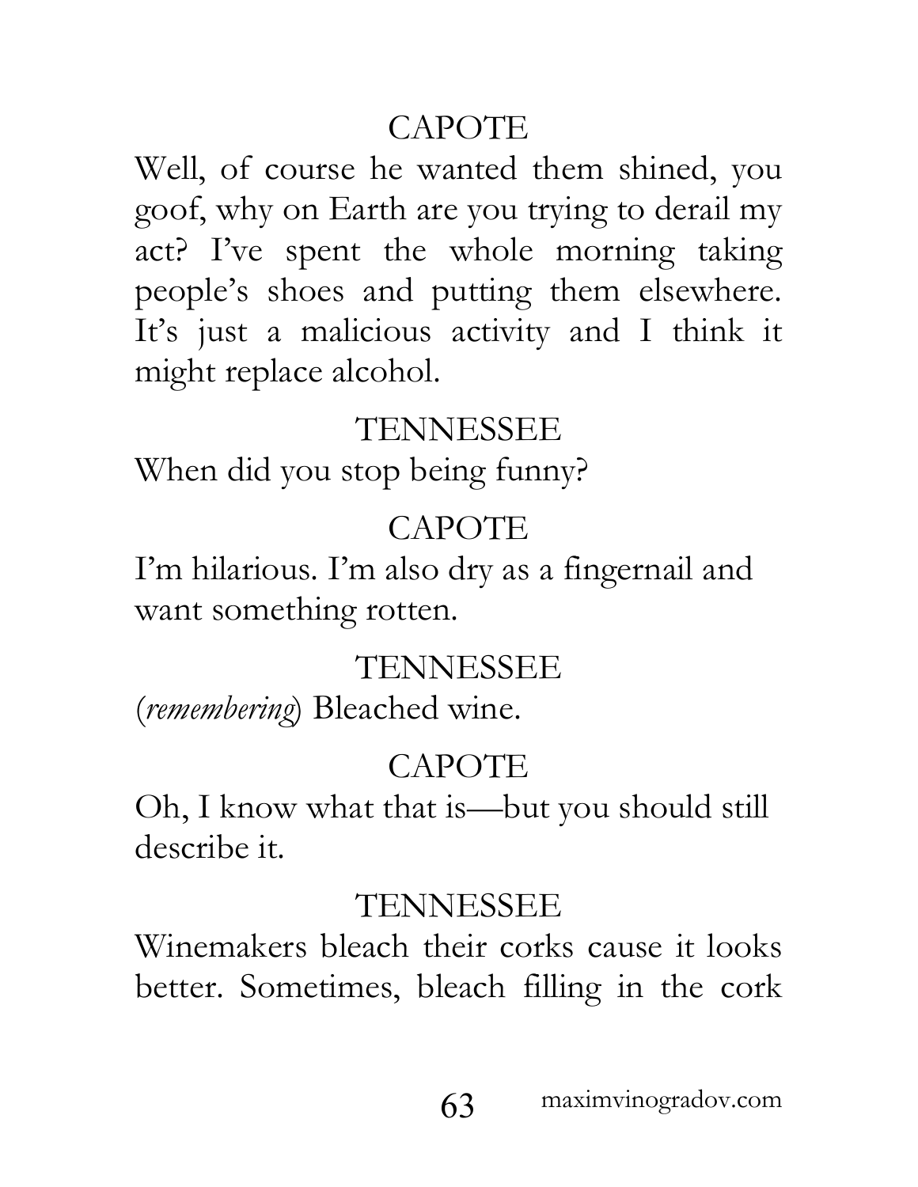CAPOTE

Well, of course he wanted them shined, you goof, why on Earth are you trying to derail my act? I've spent the whole morning taking people's shoes and putting them elsewhere. It's just a malicious activity and I think it might replace alcohol.

TENNESSEE

When did you stop being funny?

CAPOTE

I'm hilarious. I'm also dry as a fingernail and want something rotten.

TENNESSEE

(*remembering*) Bleached wine.

CAPOTE

Oh, I know what that is—but you should still describe it.

TENNESSEE

Winemakers bleach their corks cause it looks better. Sometimes, bleach filling in the cork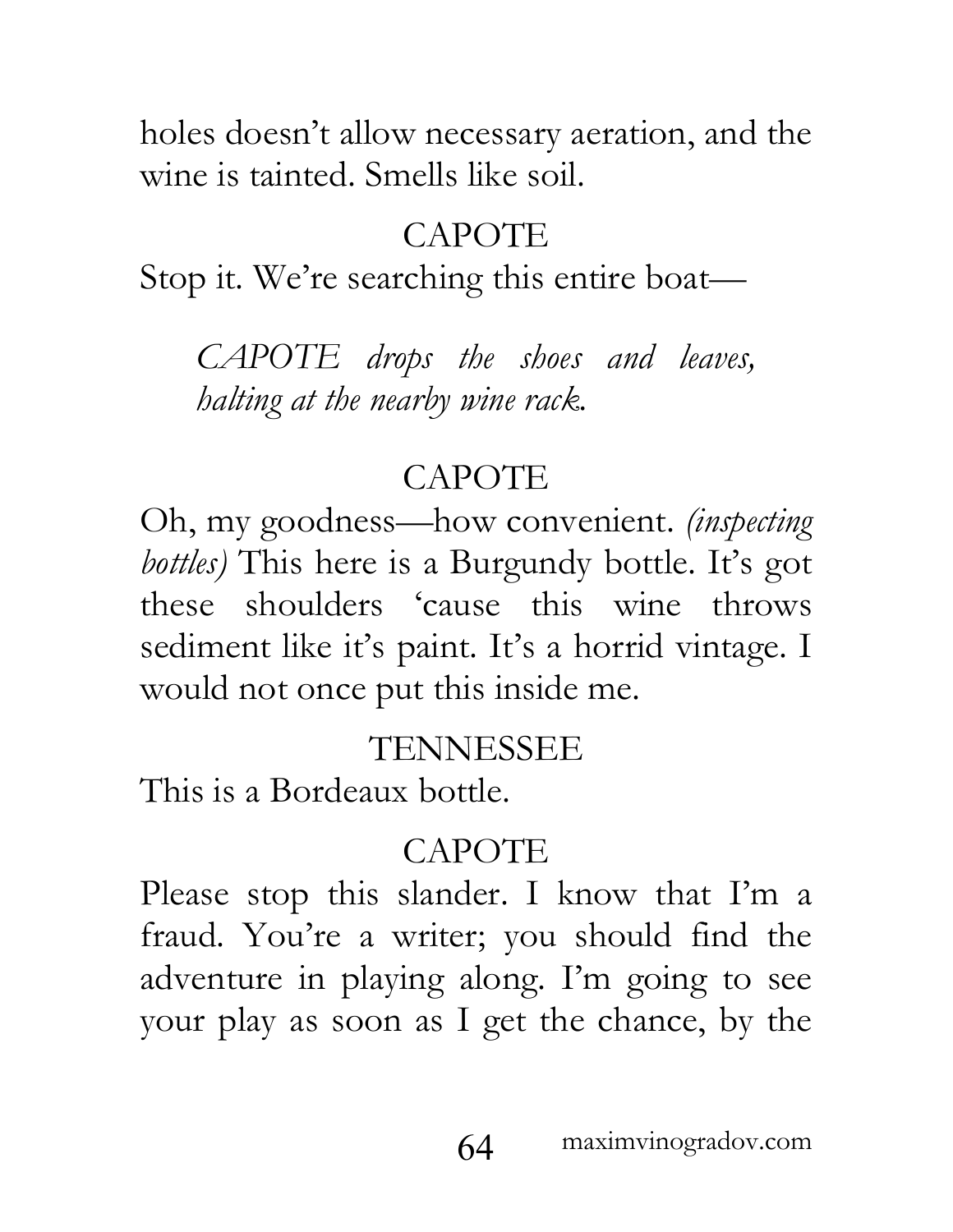holes doesn't allow necessary aeration, and the wine is tainted. Smells like soil.

CAPOTE

Stop it. We're searching this entire boat—

*CAPOTE drops the shoes and leaves, halting at the nearby wine rack.*

CAPOTE

Oh, my goodness—how convenient. *(inspecting bottles)* This here is a Burgundy bottle. It's got these shoulders 'cause this wine throws sediment like it's paint. It's a horrid vintage. I would not once put this inside me.

TENNESSEE

This is a Bordeaux bottle.

CAPOTE

Please stop this slander. I know that I'm a fraud. You're a writer; you should find the adventure in playing along. I'm going to see your play as soon as I get the chance, by the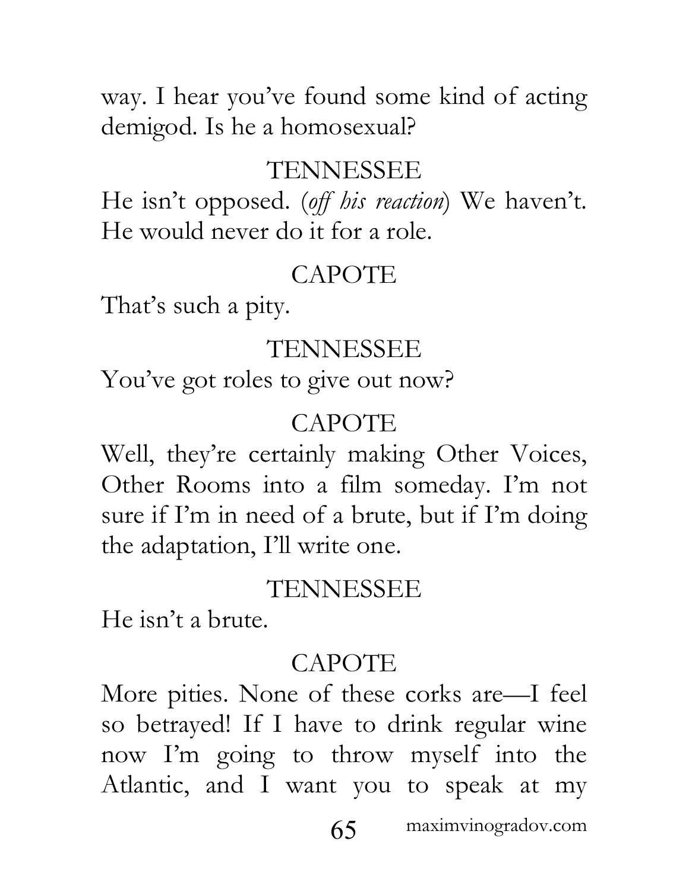way. I hear you've found some kind of acting demigod. Is he a homosexual?

TENNESSEE

He isn't opposed. (*off his reaction*) We haven't. He would never do it for a role.

CAPOTE

That's such a pity.

TENNESSEE

You've got roles to give out now?

CAPOTE

Well, they're certainly making Other Voices, Other Rooms into a film someday. I'm not sure if I'm in need of a brute, but if I'm doing the adaptation, I'll write one.

TENNESSEE

He isn't a brute.

CAPOTE

More pities. None of these corks are—I feel so betrayed! If I have to drink regular wine now I'm going to throw myself into the Atlantic, and I want you to speak at my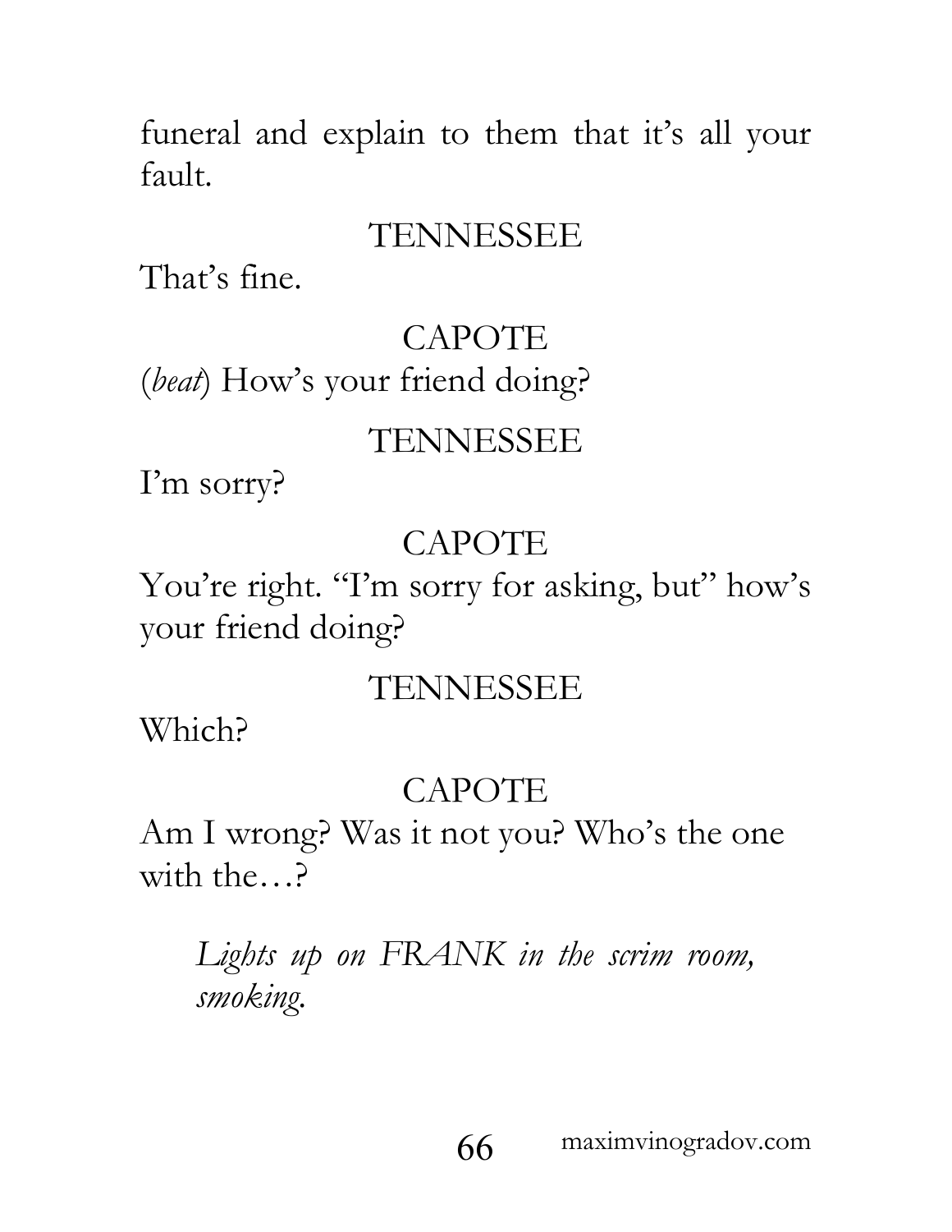funeral and explain to them that it's all your fault.

TENNESSEE

That's fine.

CAPOTE

(*beat*) How's your friend doing?

TENNESSEE

I'm sorry?

CAPOTE

You're right. "I'm sorry for asking, but" how's your friend doing?

TENNESSEE

Which?

CAPOTE

Am I wrong? Was it not you? Who's the one with the…?

*Lights up on FRANK in the scrim room, smoking.*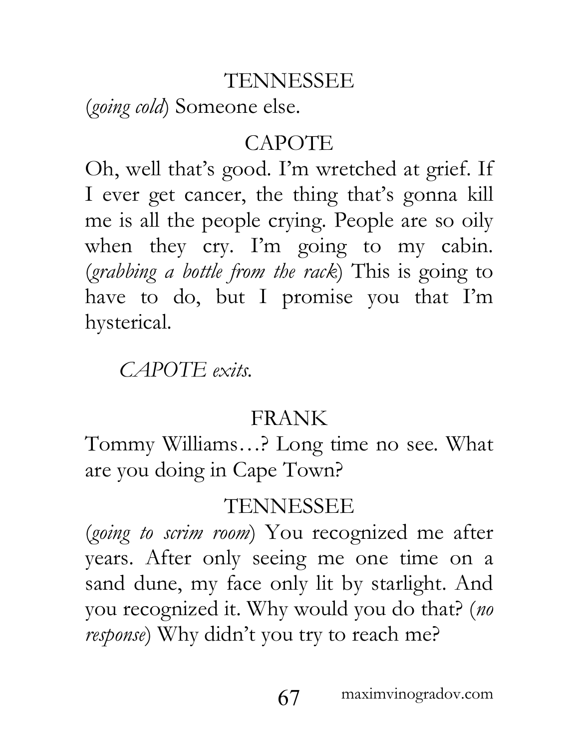TENNESSEE

(*going cold*) Someone else.

CAPOTE

Oh, well that's good. I'm wretched at grief. If I ever get cancer, the thing that's gonna kill me is all the people crying. People are so oily when they cry. I'm going to my cabin. (*grabbing a bottle from the rack*) This is going to have to do, but I promise you that I'm hysterical.

*CAPOTE exits.*

FRANK

Tommy Williams…? Long time no see. What are you doing in Cape Town?

TENNESSEE

(*going to scrim room*) You recognized me after years. After only seeing me one time on a sand dune, my face only lit by starlight. And you recognized it. Why would you do that? (*no response*) Why didn't you try to reach me?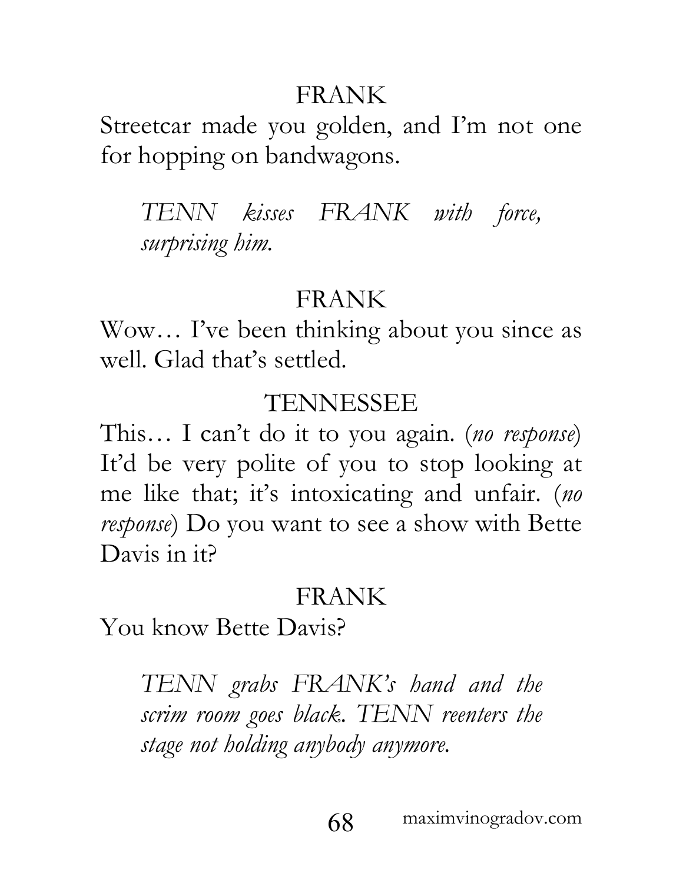FRANK

Streetcar made you golden, and I'm not one for hopping on bandwagons.

*TENN kisses FRANK with force, surprising him.*

FRANK

Wow… I've been thinking about you since as well. Glad that's settled.

TENNESSEE

This… I can't do it to you again. (*no response*) It'd be very polite of you to stop looking at me like that; it's intoxicating and unfair. (*no response*) Do you want to see a show with Bette Davis in it?

FRANK

You know Bette Davis?

*TENN grabs FRANK's hand and the scrim room goes black. TENN reenters the stage not holding anybody anymore.*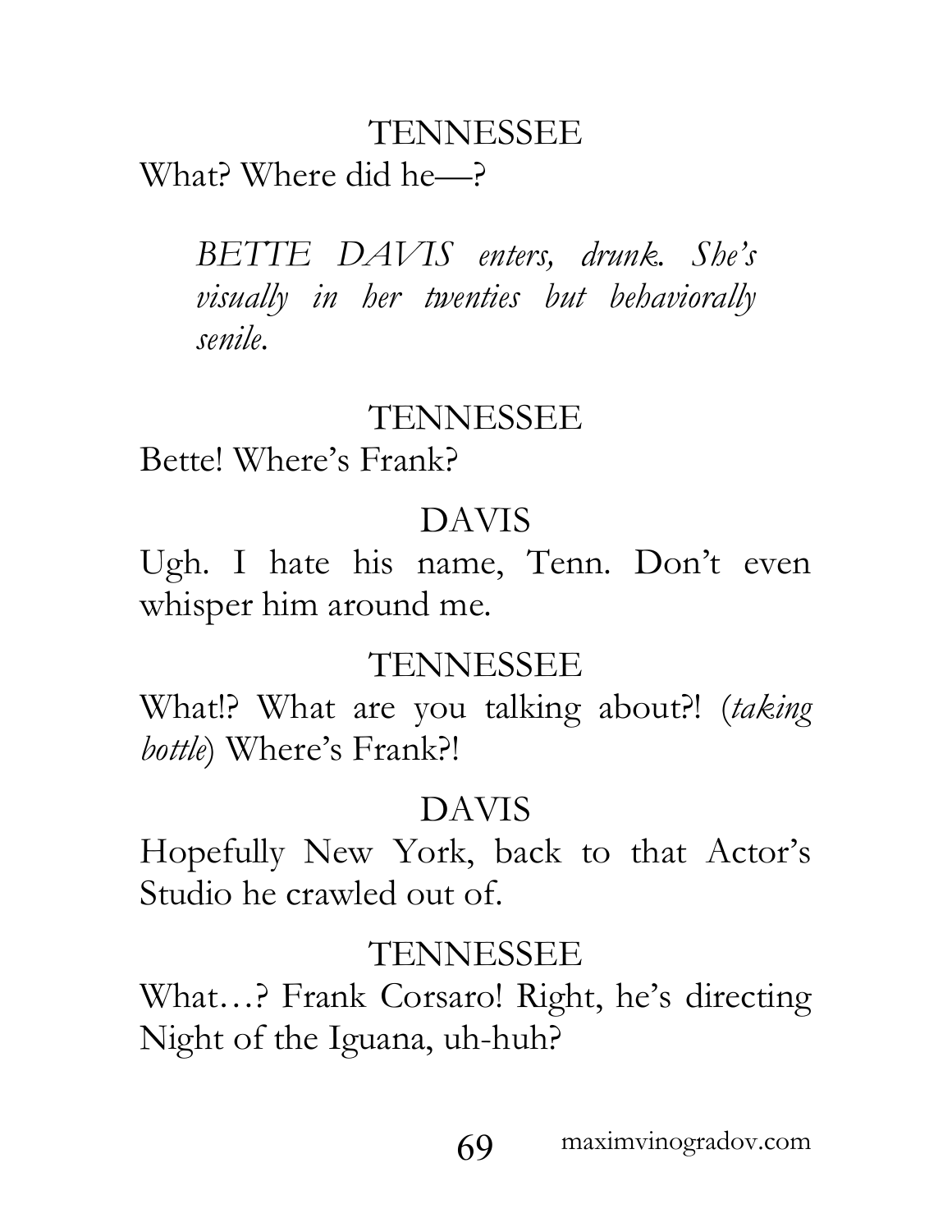TENNESSEE

What? Where did he—?

*BETTE DAVIS enters, drunk. She's visually in her twenties but behaviorally senile.*

TENNESSEE

Bette! Where's Frank?

DAVIS

Ugh. I hate his name, Tenn. Don't even whisper him around me.

TENNESSEE

What!? What are you talking about?! (*taking bottle*) Where's Frank?!

DAVIS

Hopefully New York, back to that Actor's Studio he crawled out of.

TENNESSEE

What…? Frank Corsaro! Right, he's directing Night of the Iguana, uh-huh?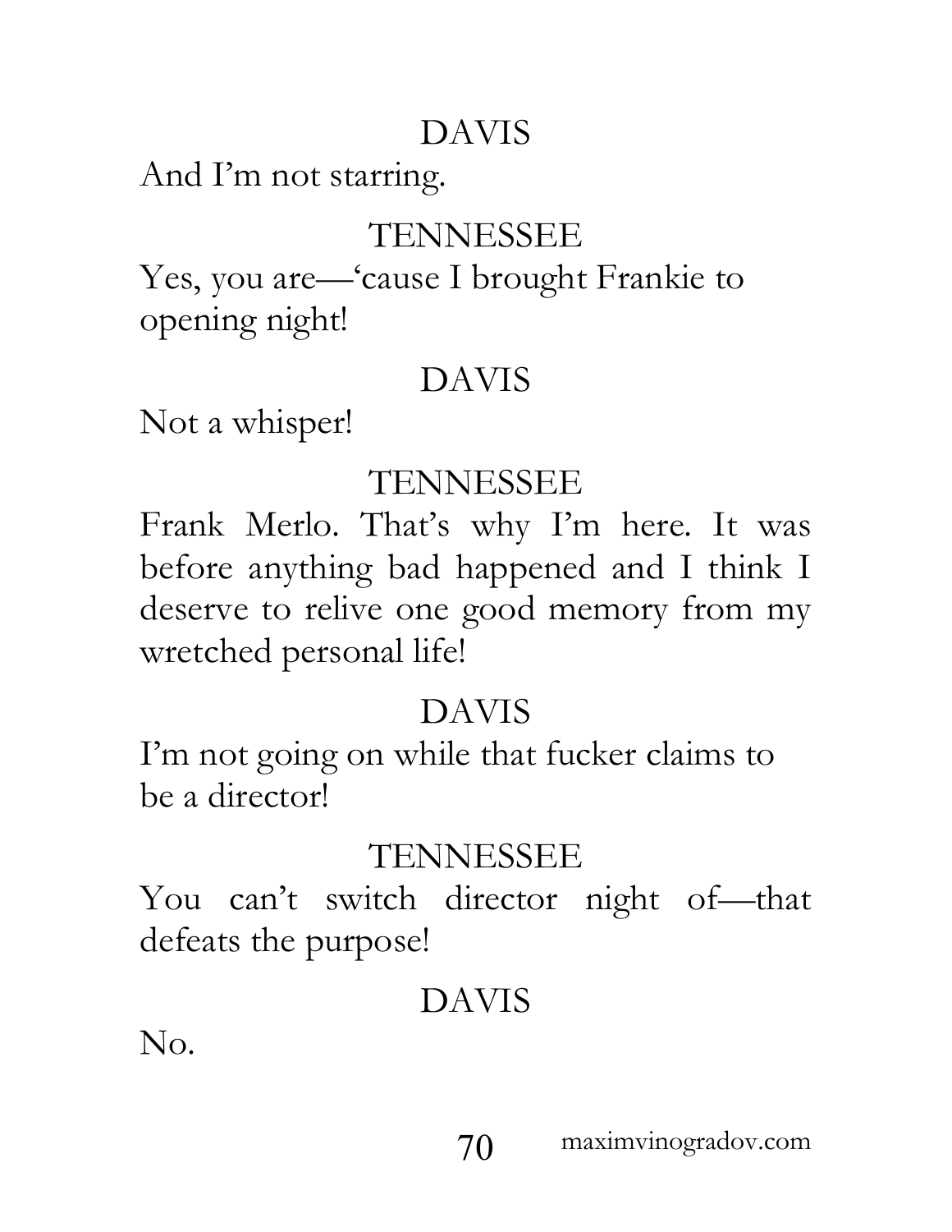DAVIS

And I'm not starring.

TENNESSEE

Yes, you are—'cause I brought Frankie to opening night!

DAVIS

Not a whisper!

TENNESSEE

Frank Merlo. That's why I'm here. It was before anything bad happened and I think I deserve to relive one good memory from my wretched personal life!

DAVIS

I'm not going on while that fucker claims to be a director!

TENNESSEE

You can't switch director night of—that defeats the purpose!

DAVIS

No.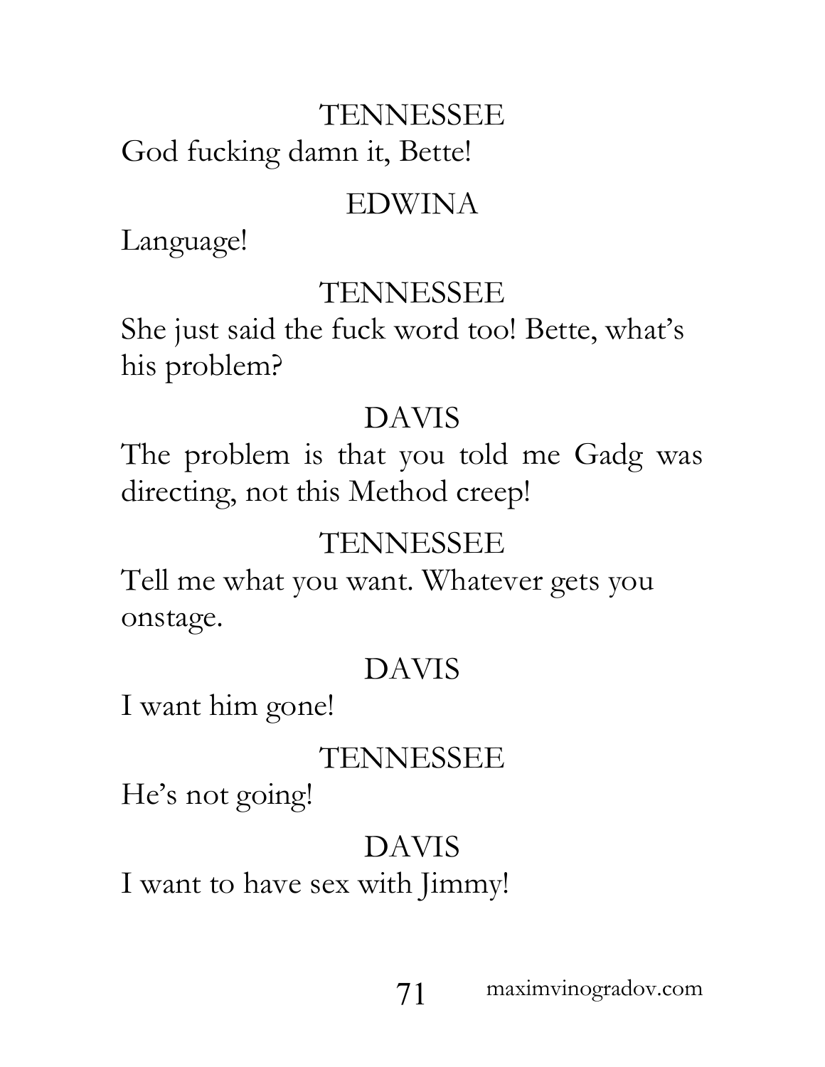TENNESSEE

God fucking damn it, Bette!

EDWINA

Language!

TENNESSEE

She just said the fuck word too! Bette, what's his problem?

DAVIS

The problem is that you told me Gadg was directing, not this Method creep!

TENNESSEE

Tell me what you want. Whatever gets you onstage.

DAVIS

I want him gone!

TENNESSEE

He's not going!

DAVIS

I want to have sex with Jimmy!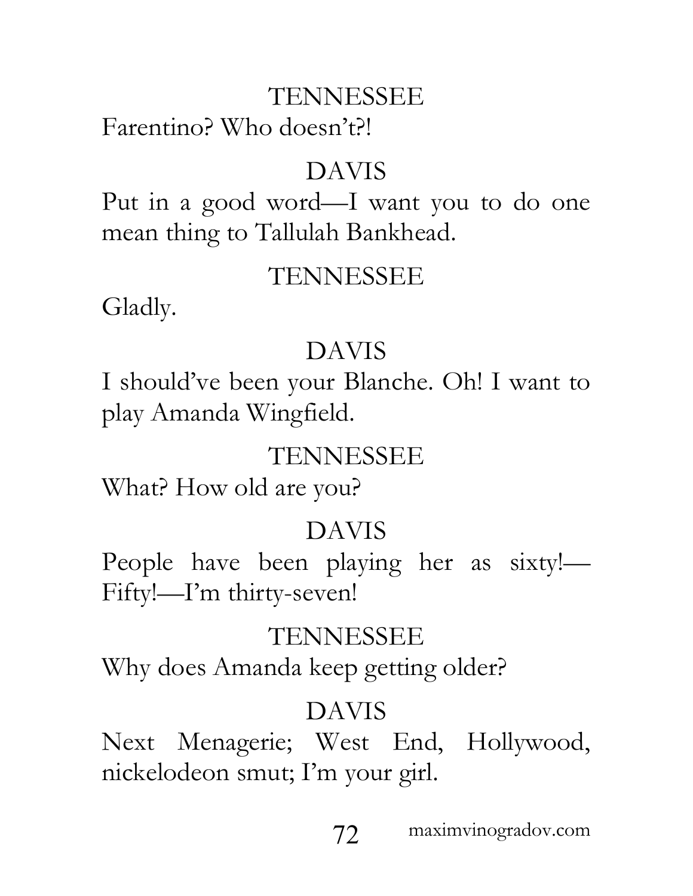TENNESSEE

Farentino? Who doesn't?!

DAVIS

Put in a good word—I want you to do one mean thing to Tallulah Bankhead.

TENNESSEE

Gladly.

DAVIS

I should've been your Blanche. Oh! I want to play Amanda Wingfield.

TENNESSEE

What? How old are you?

DAVIS

People have been playing her as sixty!—Fifty!—I'm thirty-seven!

TENNESSEE

Why does Amanda keep getting older?

DAVIS

Next Menagerie; West End, Hollywood, nickelodeon smut; I'm your girl.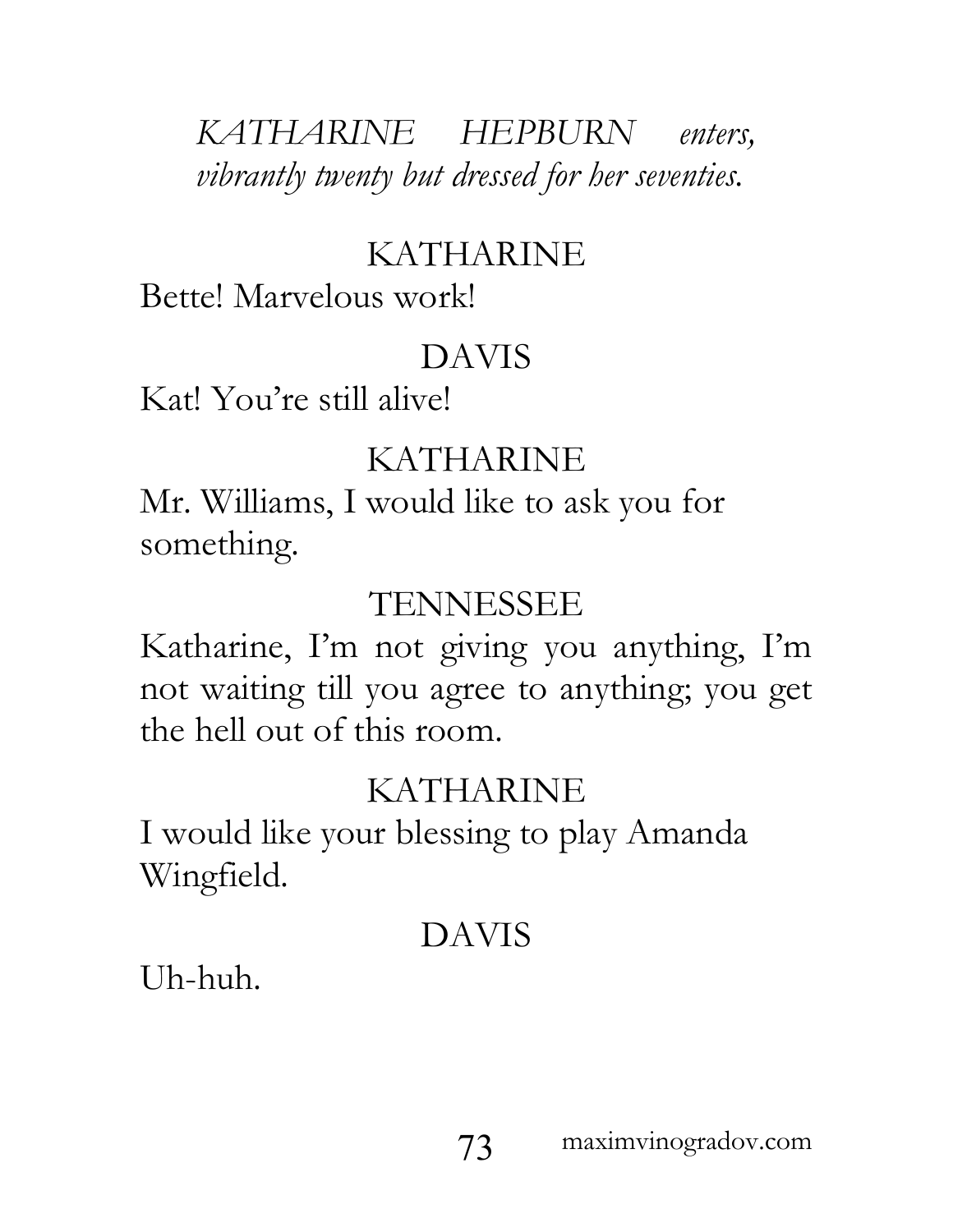*KATHARINE HEPBURN enters, vibrantly twenty but dressed for her seventies.*

KATHARINE

Bette! Marvelous work!

DAVIS

Kat! You're still alive!

KATHARINE

Mr. Williams, I would like to ask you for something.

TENNESSEE

Katharine, I'm not giving you anything, I'm not waiting till you agree to anything; you get the hell out of this room.

KATHARINE

I would like your blessing to play Amanda Wingfield.

DAVIS

Uh-huh.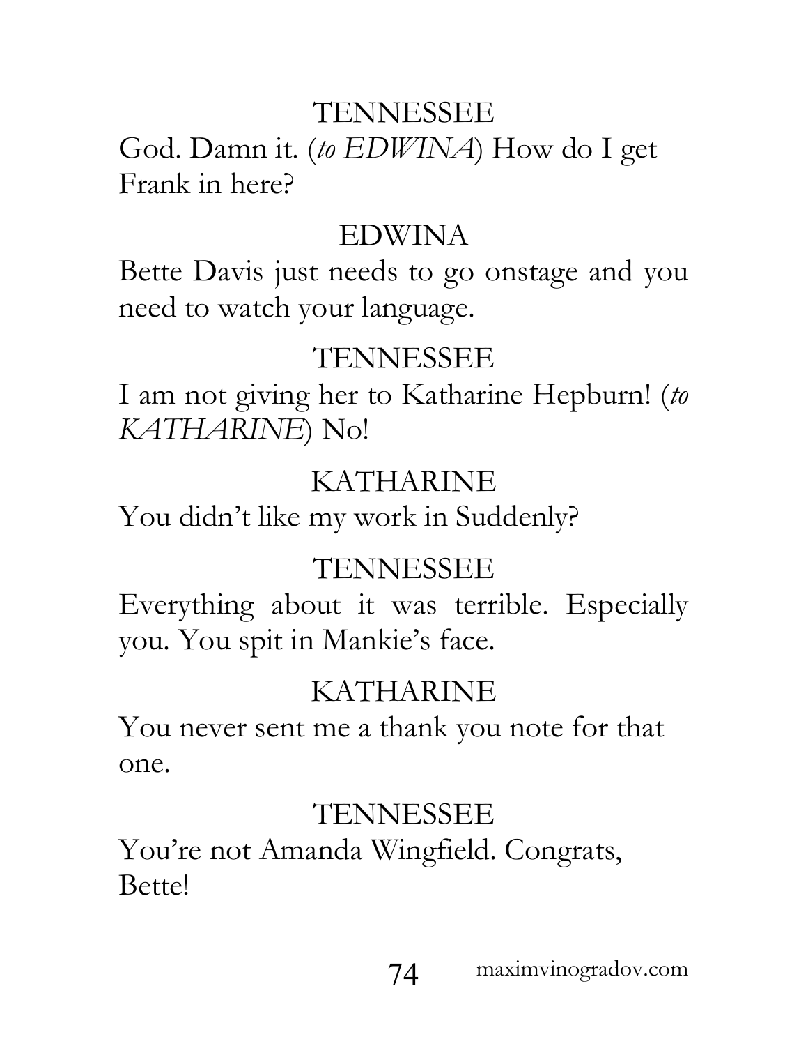TENNESSEE

God. Damn it. (*to EDWINA*) How do I get Frank in here?

EDWINA

Bette Davis just needs to go onstage and you need to watch your language.

TENNESSEE

I am not giving her to Katharine Hepburn! (*to KATHARINE*) No!

KATHARINE

You didn't like my work in Suddenly?

TENNESSEE

Everything about it was terrible. Especially you. You spit in Mankie's face.

KATHARINE

You never sent me a thank you note for that one.

TENNESSEE

You're not Amanda Wingfield. Congrats, Bette!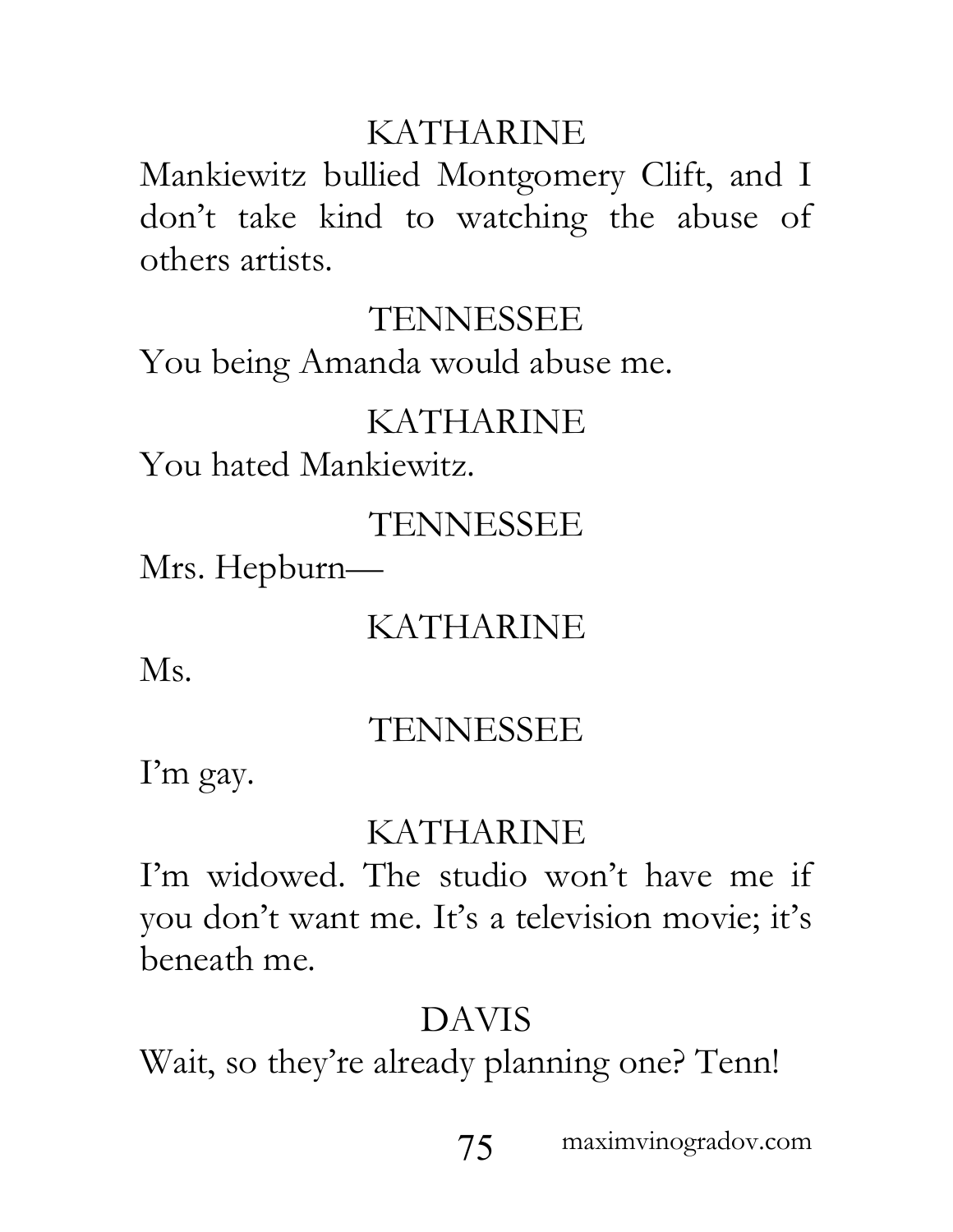KATHARINE

Mankiewitz bullied Montgomery Clift, and I don't take kind to watching the abuse of others artists.

TENNESSEE

You being Amanda would abuse me.

KATHARINE

You hated Mankiewitz.

TENNESSEE

Mrs. Hepburn—

KATHARINE

Ms.

TENNESSEE

I'm gay.

KATHARINE

I'm widowed. The studio won't have me if you don't want me. It's a television movie; it's beneath me.

DAVIS

Wait, so they're already planning one? Tenn!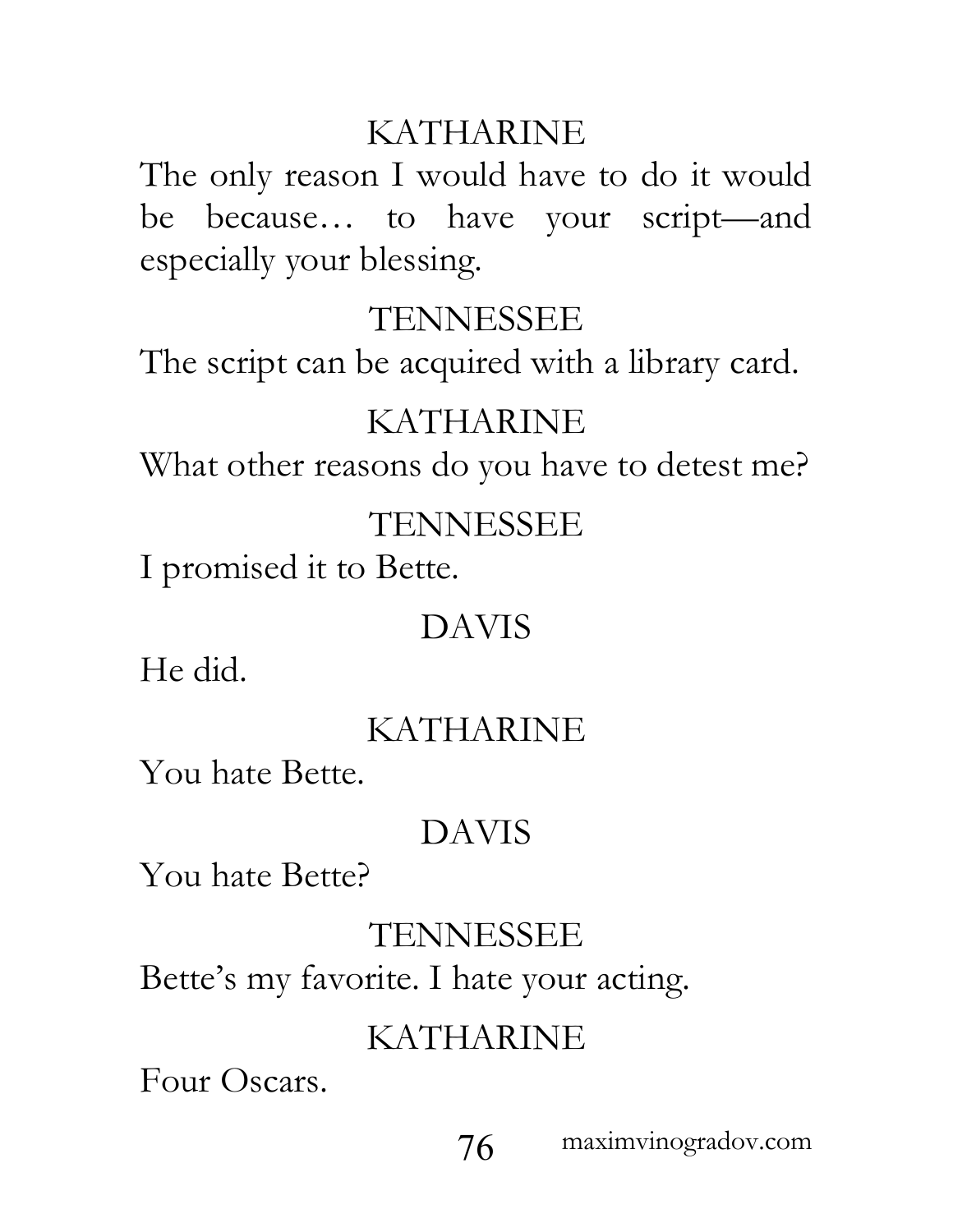KATHARINE

The only reason I would have to do it would be because… to have your script—and especially your blessing.

TENNESSEE

The script can be acquired with a library card.

KATHARINE

What other reasons do you have to detest me?

TENNESSEE

I promised it to Bette.

DAVIS

He did.

KATHARINE

You hate Bette.

DAVIS

You hate Bette?

TENNESSEE

Bette's my favorite. I hate your acting.

KATHARINE

Four Oscars.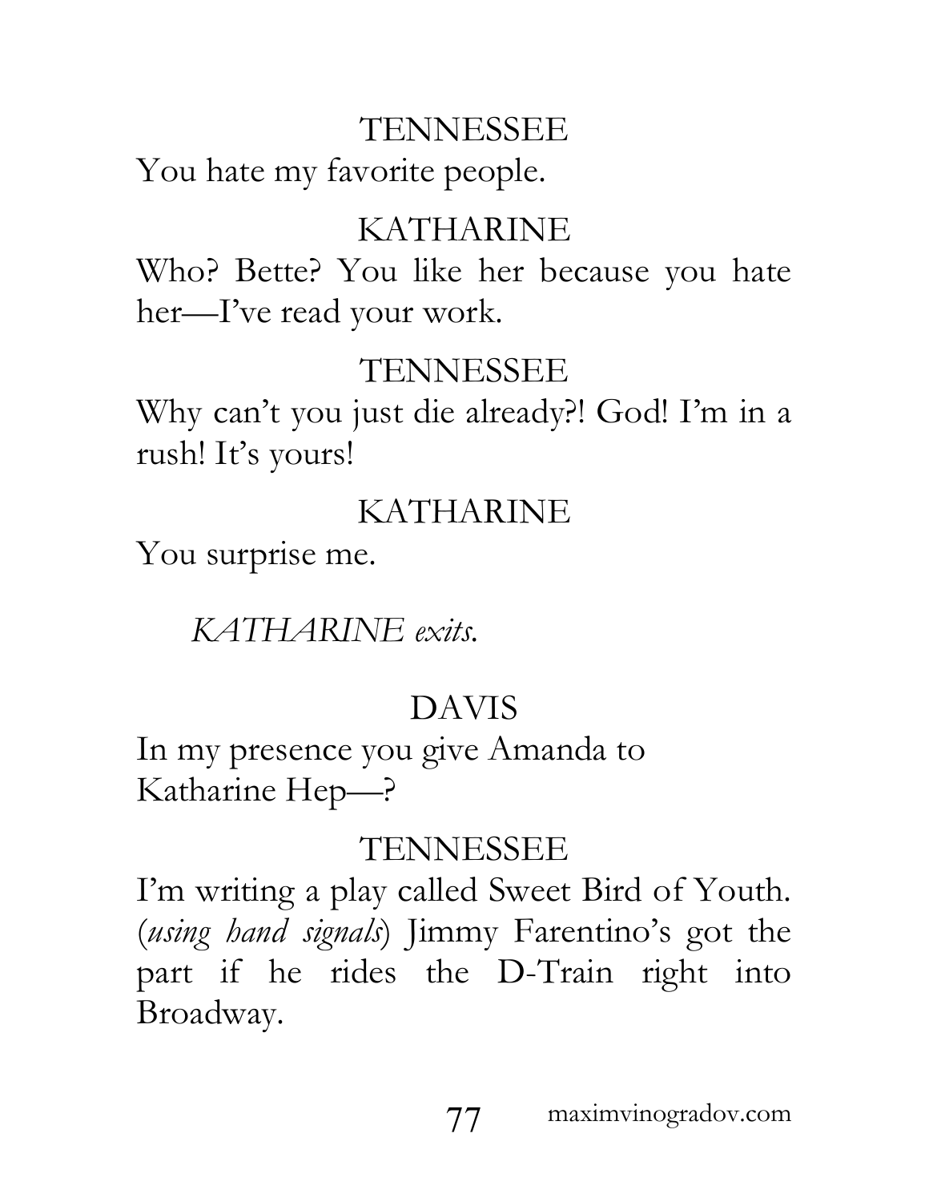TENNESSEE

You hate my favorite people.

KATHARINE

Who? Bette? You like her because you hate her—I've read your work.

TENNESSEE

Why can't you just die already?! God! I'm in a rush! It's yours!

KATHARINE

You surprise me.

*KATHARINE exits.*

DAVIS

In my presence you give Amanda to Katharine Hep—?

TENNESSEE

I'm writing a play called Sweet Bird of Youth. (*using hand signals*) Jimmy Farentino's got the part if he rides the D-Train right into Broadway.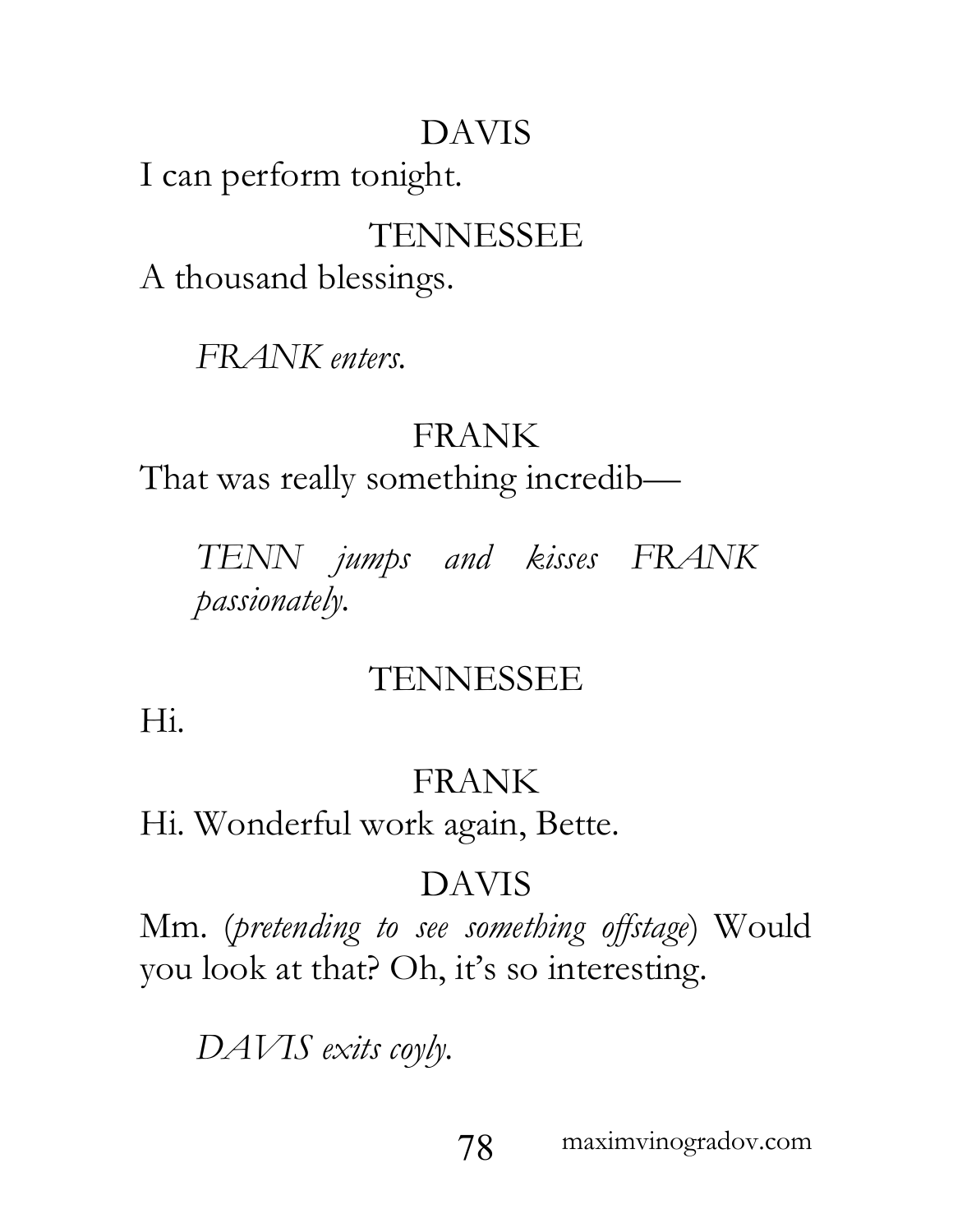DAVIS

I can perform tonight.

TENNESSEE

A thousand blessings.

*FRANK enters.*

FRANK

That was really something incredib—

*TENN jumps and kisses FRANK passionately.*

TENNESSEE

Hi.

FRANK

Hi. Wonderful work again, Bette.

DAVIS

Mm. (*pretending to see something offstage*) Would you look at that? Oh, it's so interesting.

*DAVIS exits coyly.*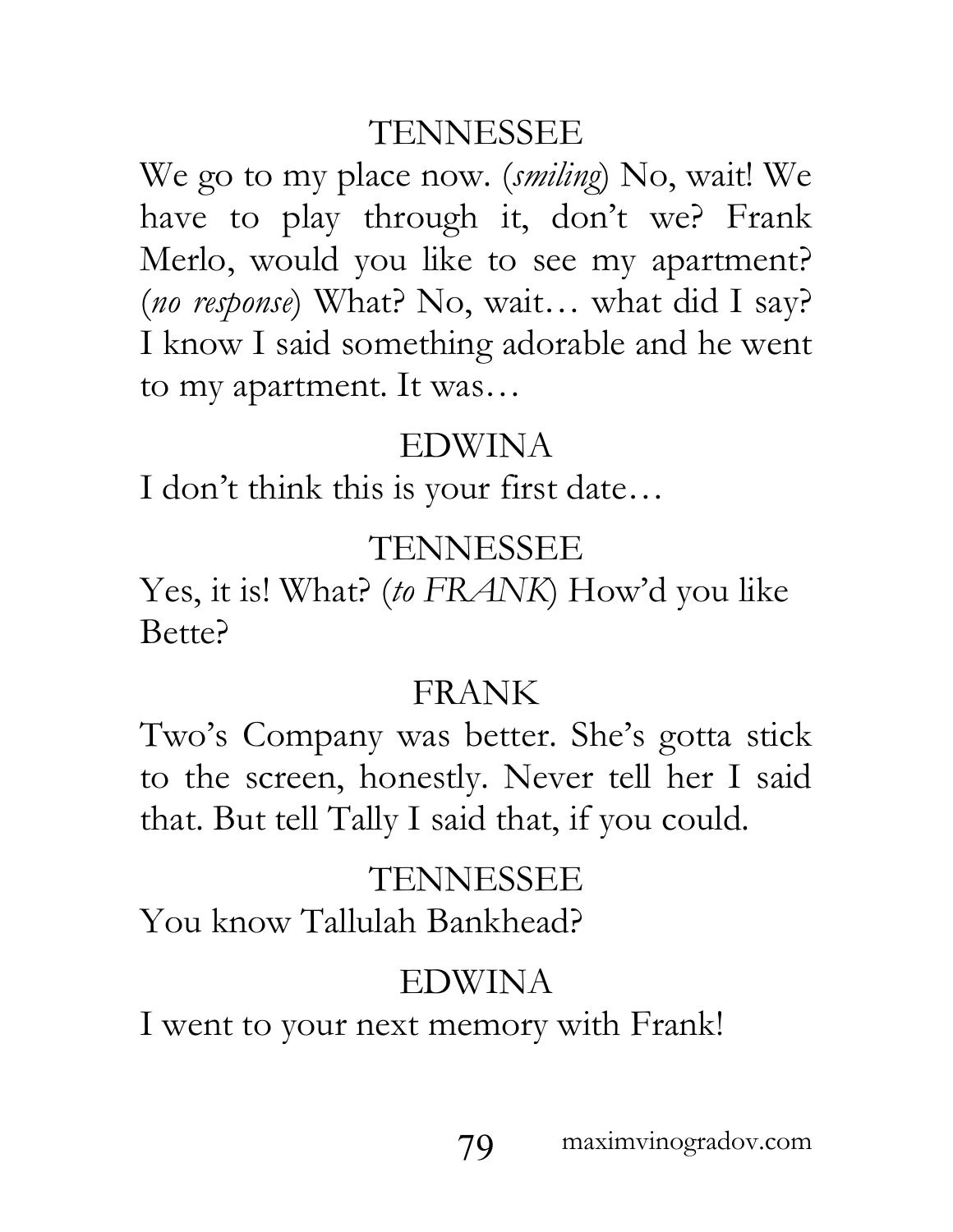TENNESSEE

We go to my place now. (*smiling*) No, wait! We have to play through it, don't we? Frank Merlo, would you like to see my apartment? (*no response*) What? No, wait… what did I say? I know I said something adorable and he went to my apartment. It was…

EDWINA

I don't think this is your first date…

TENNESSEE

Yes, it is! What? (*to FRANK*) How'd you like Bette?

FRANK

Two's Company was better. She's gotta stick to the screen, honestly. Never tell her I said that. But tell Tally I said that, if you could.

TENNESSEE

You know Tallulah Bankhead?

EDWINA

I went to your next memory with Frank!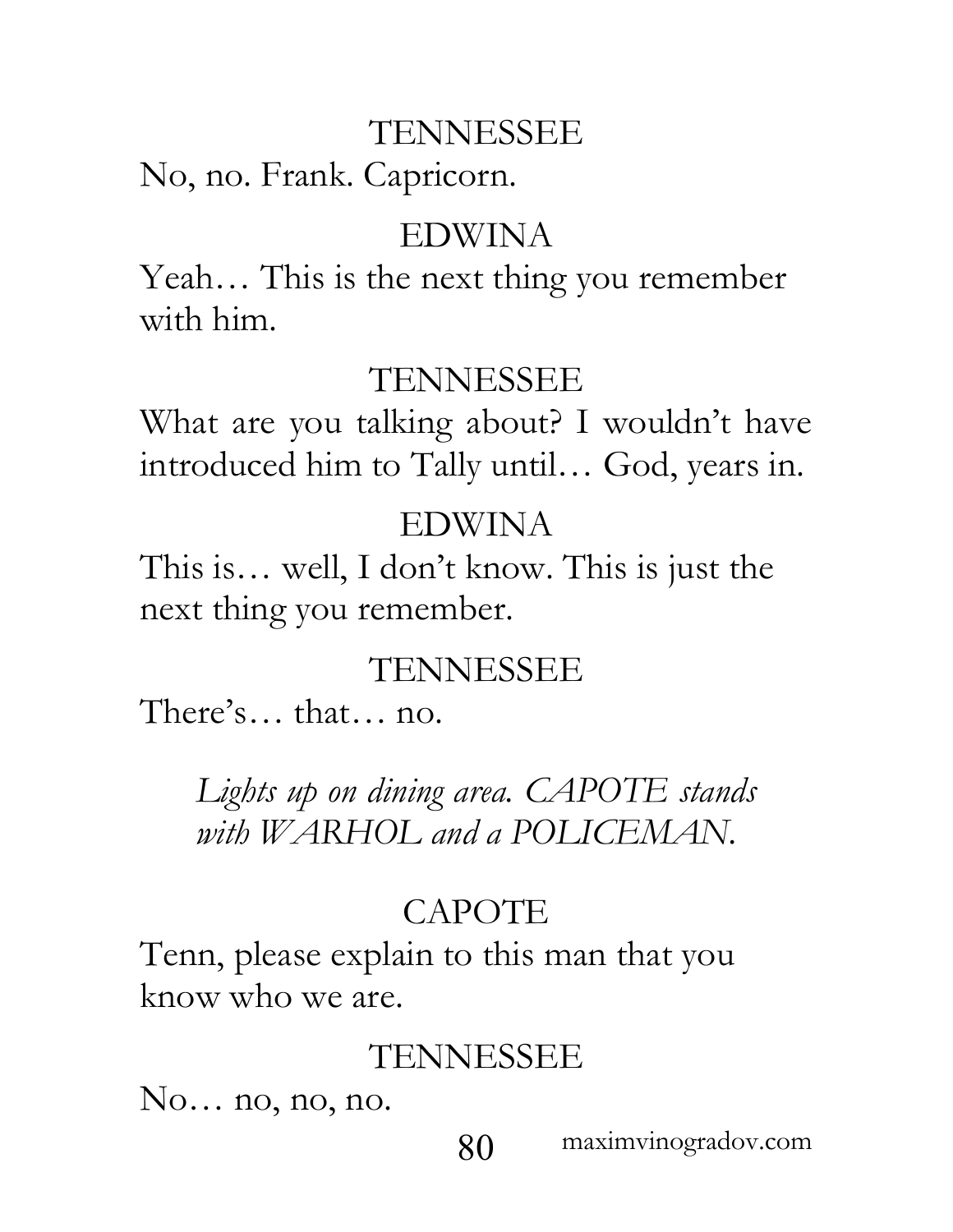TENNESSEE

No, no. Frank. Capricorn.

EDWINA

Yeah… This is the next thing you remember with him.

TENNESSEE

What are you talking about? I wouldn't have introduced him to Tally until… God, years in.

EDWINA

This is… well, I don't know. This is just the next thing you remember.

TENNESSEE

There's… that… no.

*Lights up on dining area. CAPOTE stands with WARHOL and a POLICEMAN.*

CAPOTE

Tenn, please explain to this man that you know who we are.

TENNESSEE

No… no, no, no.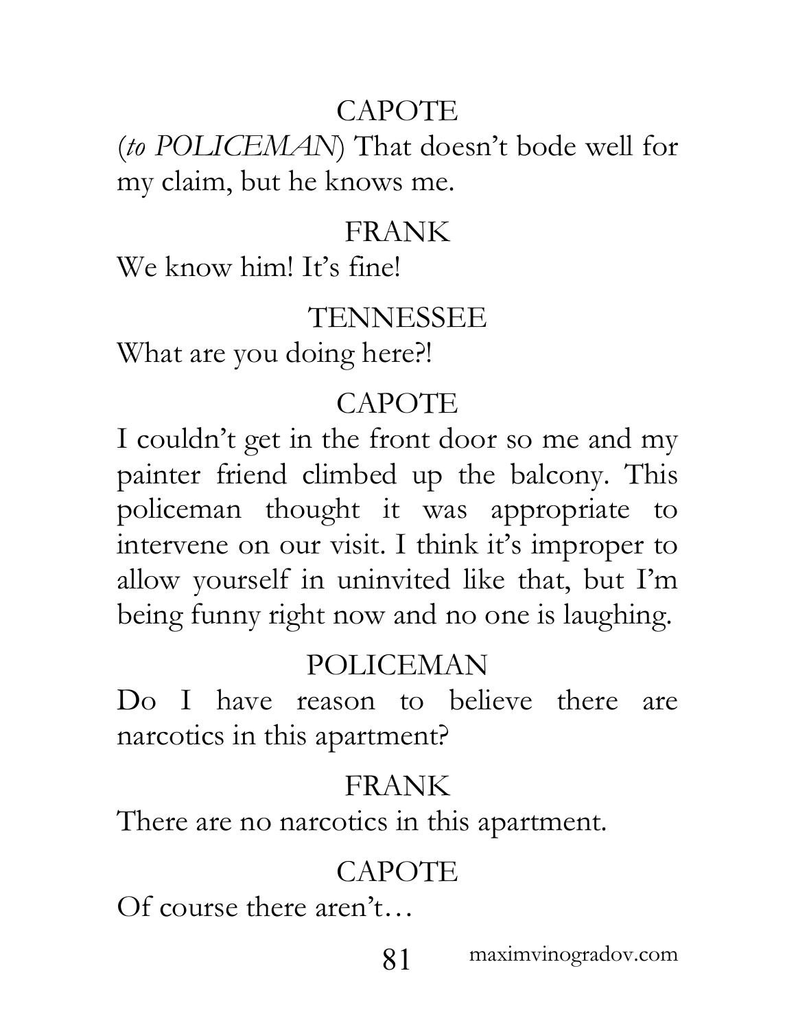CAPOTE

(*to POLICEMAN*) That doesn't bode well for my claim, but he knows me.

FRANK

We know him! It's fine!

TENNESSEE

What are you doing here?!

CAPOTE

I couldn't get in the front door so me and my painter friend climbed up the balcony. This policeman thought it was appropriate to intervene on our visit. I think it's improper to allow yourself in uninvited like that, but I'm being funny right now and no one is laughing.

POLICEMAN

Do I have reason to believe there are narcotics in this apartment?

FRANK

There are no narcotics in this apartment.

CAPOTE

Of course there aren't…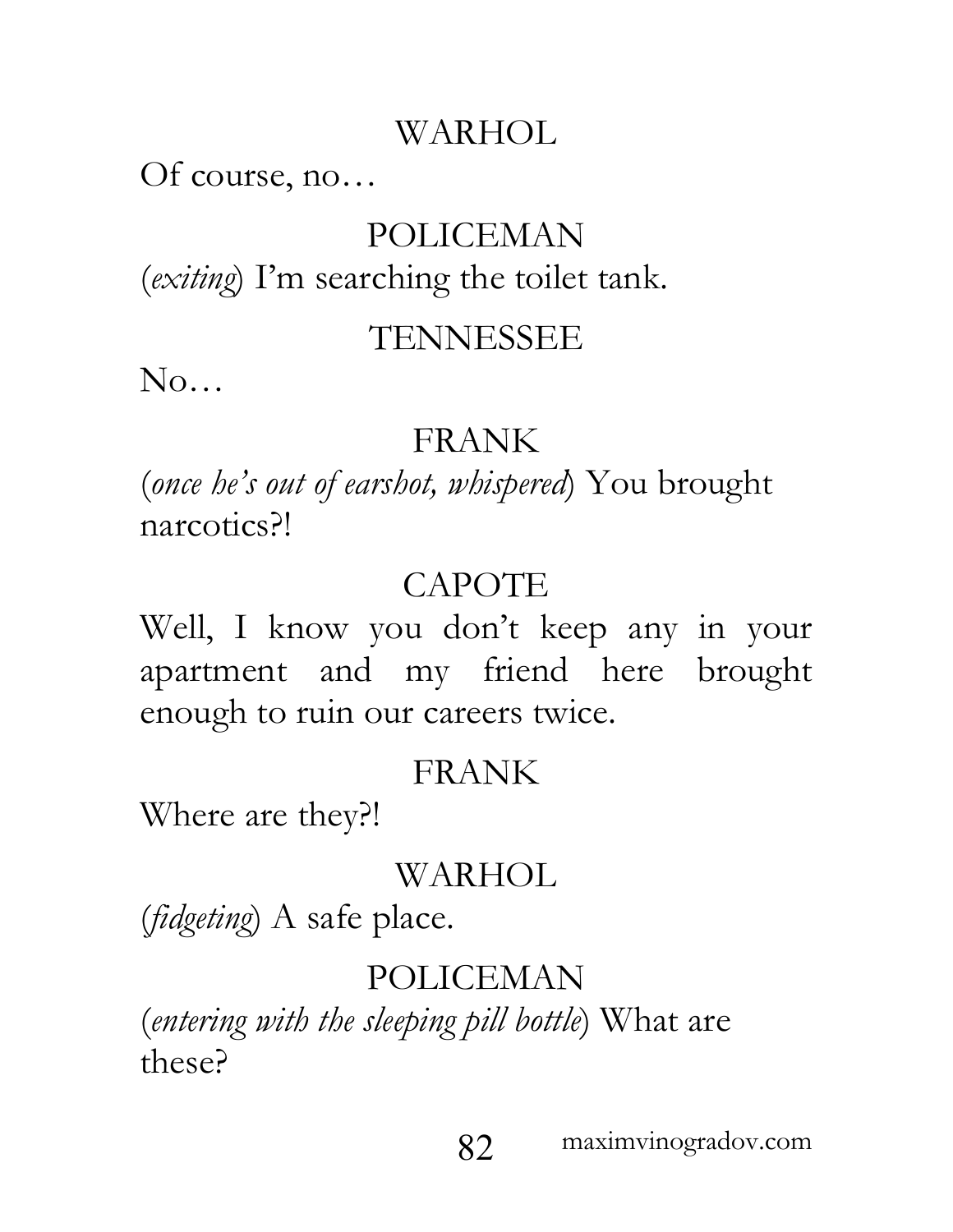WARHOL

Of course, no…

POLICEMAN

(*exiting*) I'm searching the toilet tank.

TENNESSEE

No…

FRANK

(*once he's out of earshot, whispered*) You brought narcotics?!

CAPOTE

Well, I know you don't keep any in your apartment and my friend here brought enough to ruin our careers twice.

FRANK

Where are they?!

WARHOL

(*fidgeting*) A safe place.

POLICEMAN

(*entering with the sleeping pill bottle*) What are these?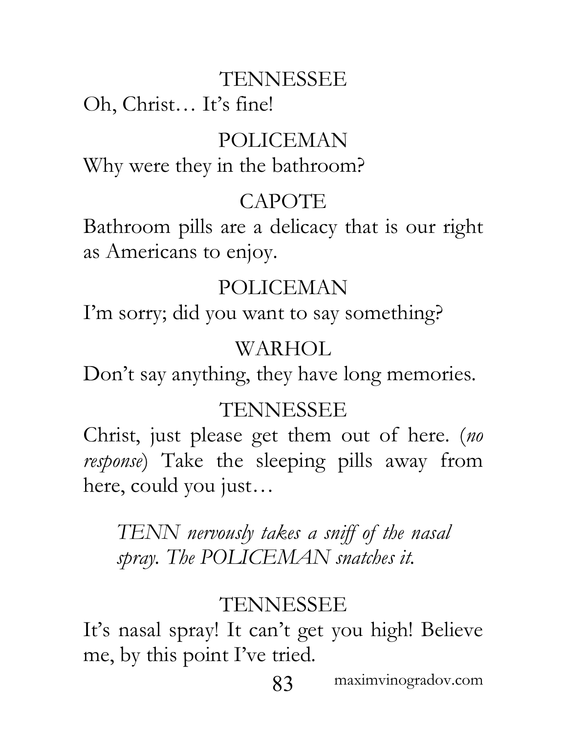TENNESSEE

Oh, Christ… It's fine!

POLICEMAN

Why were they in the bathroom?

CAPOTE

Bathroom pills are a delicacy that is our right as Americans to enjoy.

POLICEMAN

I'm sorry; did you want to say something?

WARHOL

Don't say anything, they have long memories.

TENNESSEE

Christ, just please get them out of here. (*no response*) Take the sleeping pills away from here, could you just…

> *TENN nervously takes a sniff of the nasal spray. The POLICEMAN snatches it.*

TENNESSEE

It's nasal spray! It can't get you high! Believe me, by this point I've tried.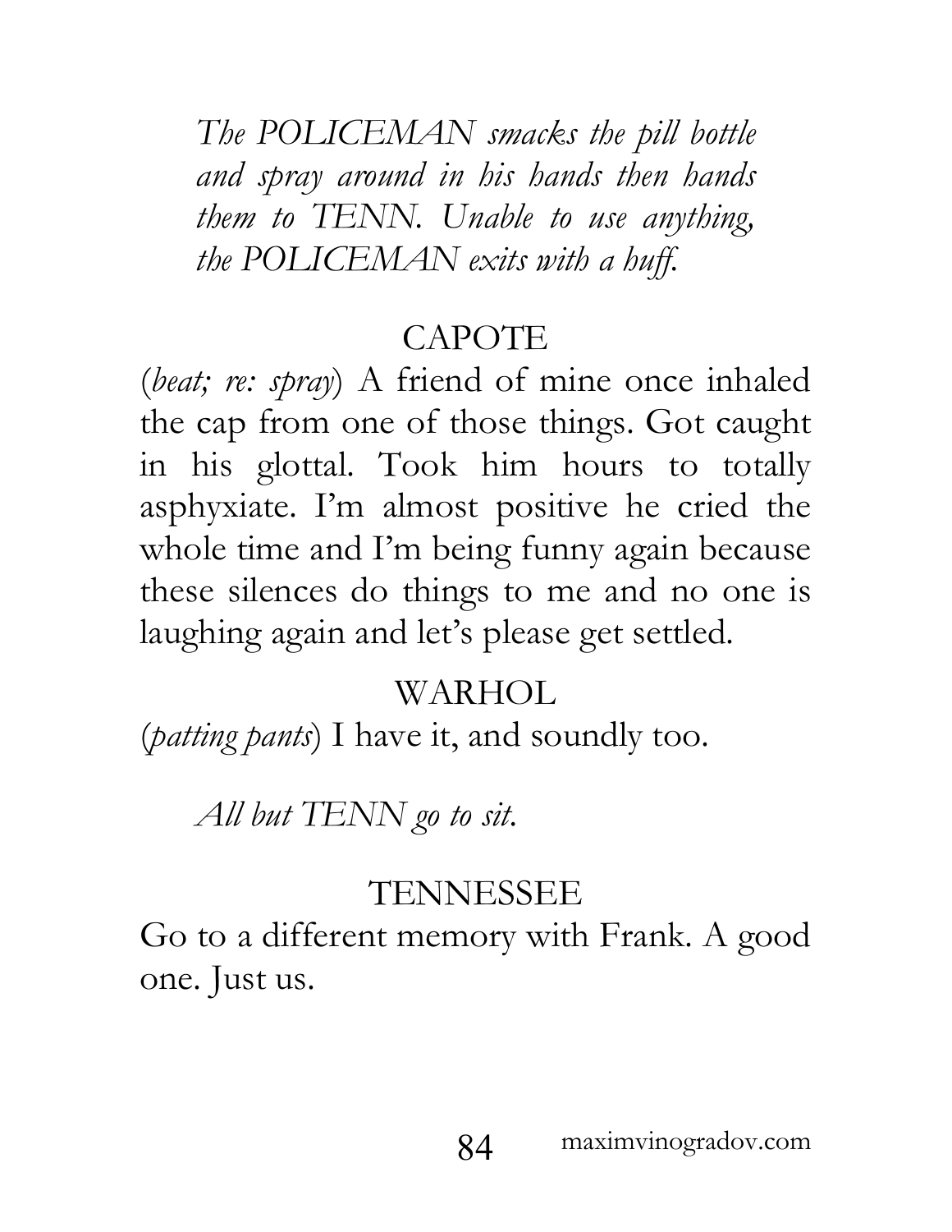*The POLICEMAN smacks the pill bottle and spray around in his hands then hands them to TENN. Unable to use anything, the POLICEMAN exits with a huff.*

CAPOTE

(*beat; re: spray*) A friend of mine once inhaled the cap from one of those things. Got caught in his glottal. Took him hours to totally asphyxiate. I'm almost positive he cried the whole time and I'm being funny again because these silences do things to me and no one is laughing again and let's please get settled.

WARHOL

(*patting pants*) I have it, and soundly too.

*All but TENN go to sit.*

TENNESSEE

Go to a different memory with Frank. A good one. Just us.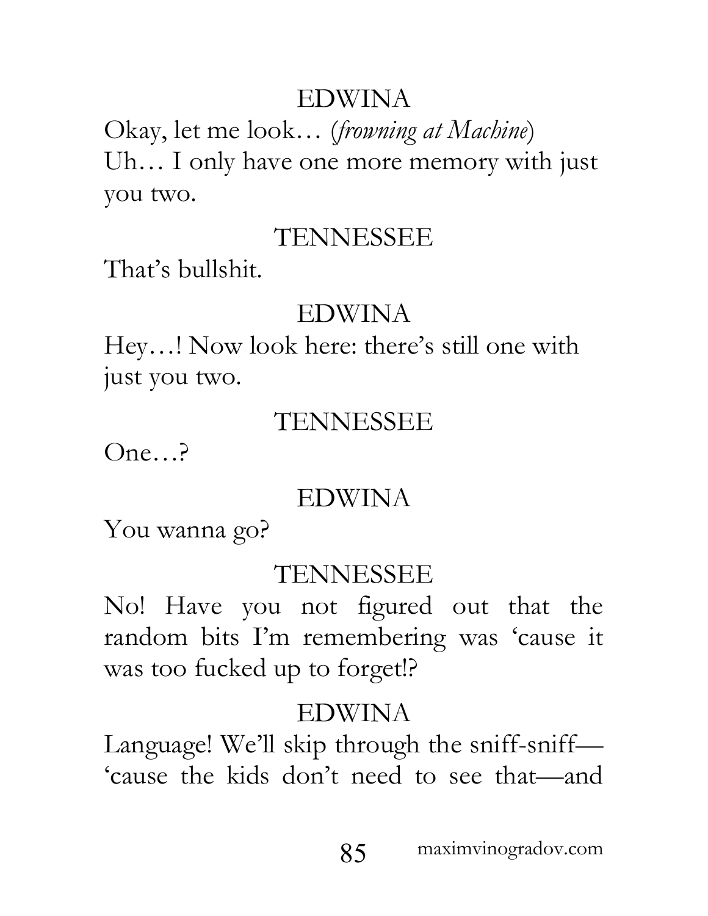EDWINA

Okay, let me look… (*frowning at Machine*) Uh… I only have one more memory with just you two.

TENNESSEE

That's bullshit.

EDWINA

Hey…! Now look here: there's still one with just you two.

TENNESSEE

One…?

EDWINA

You wanna go?

TENNESSEE

No! Have you not figured out that the random bits I'm remembering was 'cause it was too fucked up to forget!?

EDWINA

Language! We'll skip through the sniff-sniff—'cause the kids don't need to see that—and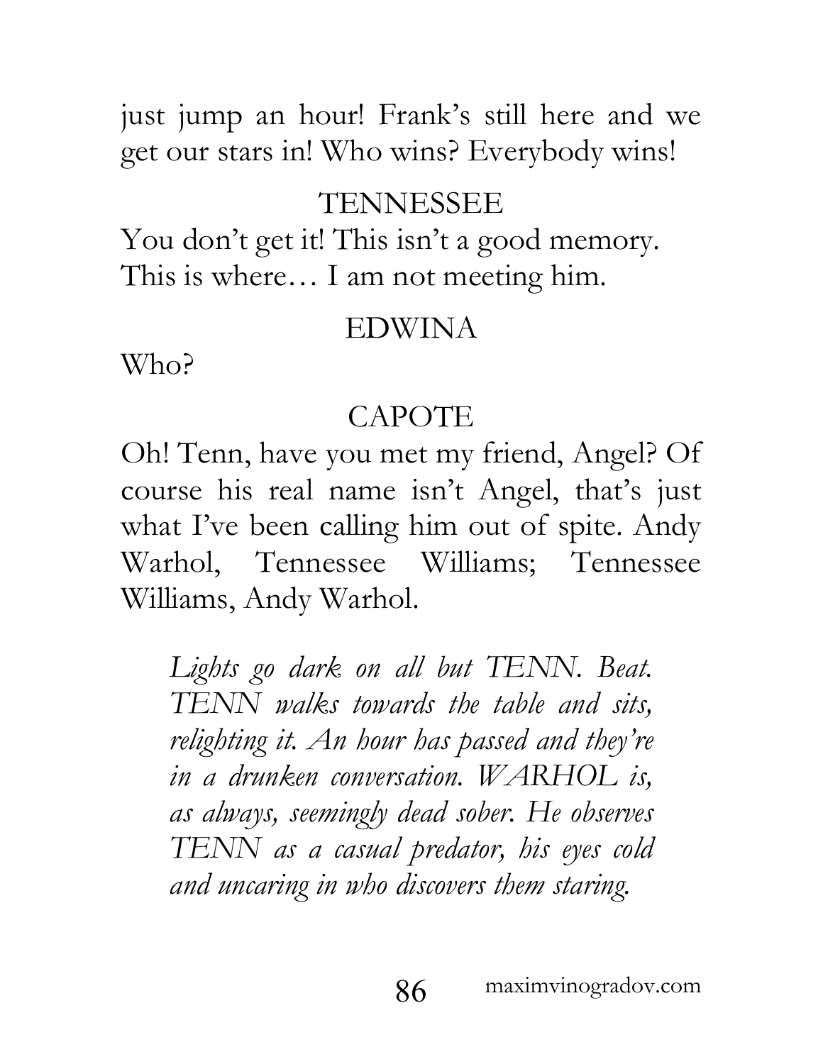just jump an hour! Frank's still here and we get our stars in! Who wins? Everybody wins!

TENNESSEE

You don't get it! This isn't a good memory. This is where… I am not meeting him.

EDWINA

Who?

CAPOTE

Oh! Tenn, have you met my friend, Angel? Of course his real name isn't Angel, that's just what I've been calling him out of spite. Andy Warhol, Tennessee Williams; Tennessee Williams, Andy Warhol.

*Lights go dark on all but TENN. Beat. TENN walks towards the table and sits, relighting it. An hour has passed and they're in a drunken conversation. WARHOL is, as always, seemingly dead sober. He observes TENN as a casual predator, his eyes cold and uncaring in who discovers them staring.*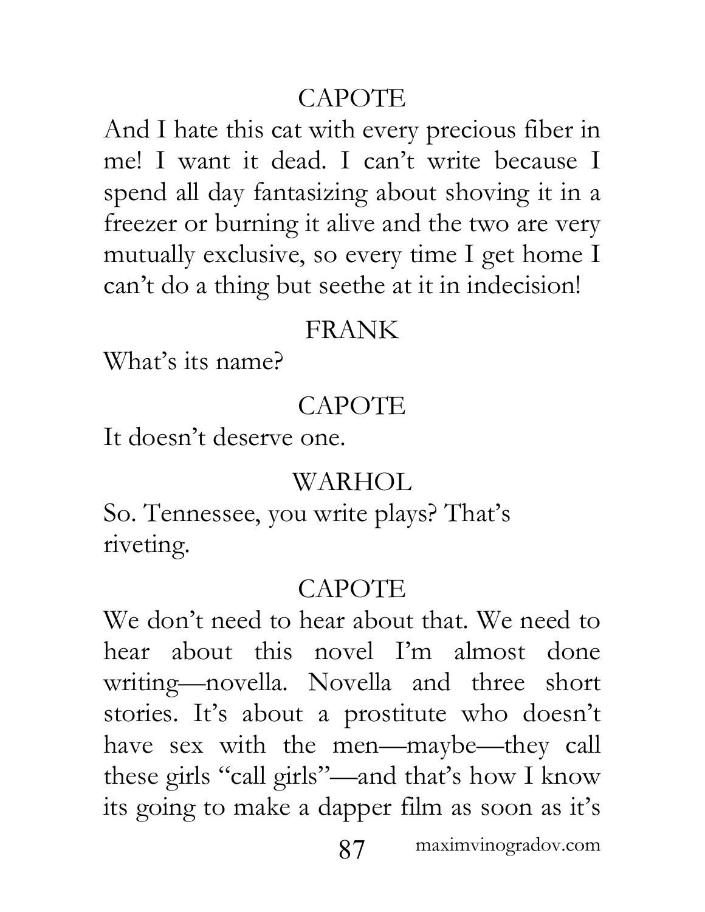CAPOTE

And I hate this cat with every precious fiber in me! I want it dead. I can't write because I spend all day fantasizing about shoving it in a freezer or burning it alive and the two are very mutually exclusive, so every time I get home I can't do a thing but seethe at it in indecision!

FRANK

What's its name?

CAPOTE

It doesn't deserve one.

WARHOL

So. Tennessee, you write plays? That's riveting.

CAPOTE

We don't need to hear about that. We need to hear about this novel I'm almost done writing—novella. Novella and three short stories. It's about a prostitute who doesn't have sex with the men—maybe—they call these girls "call girls"—and that's how I know its going to make a dapper film as soon as it's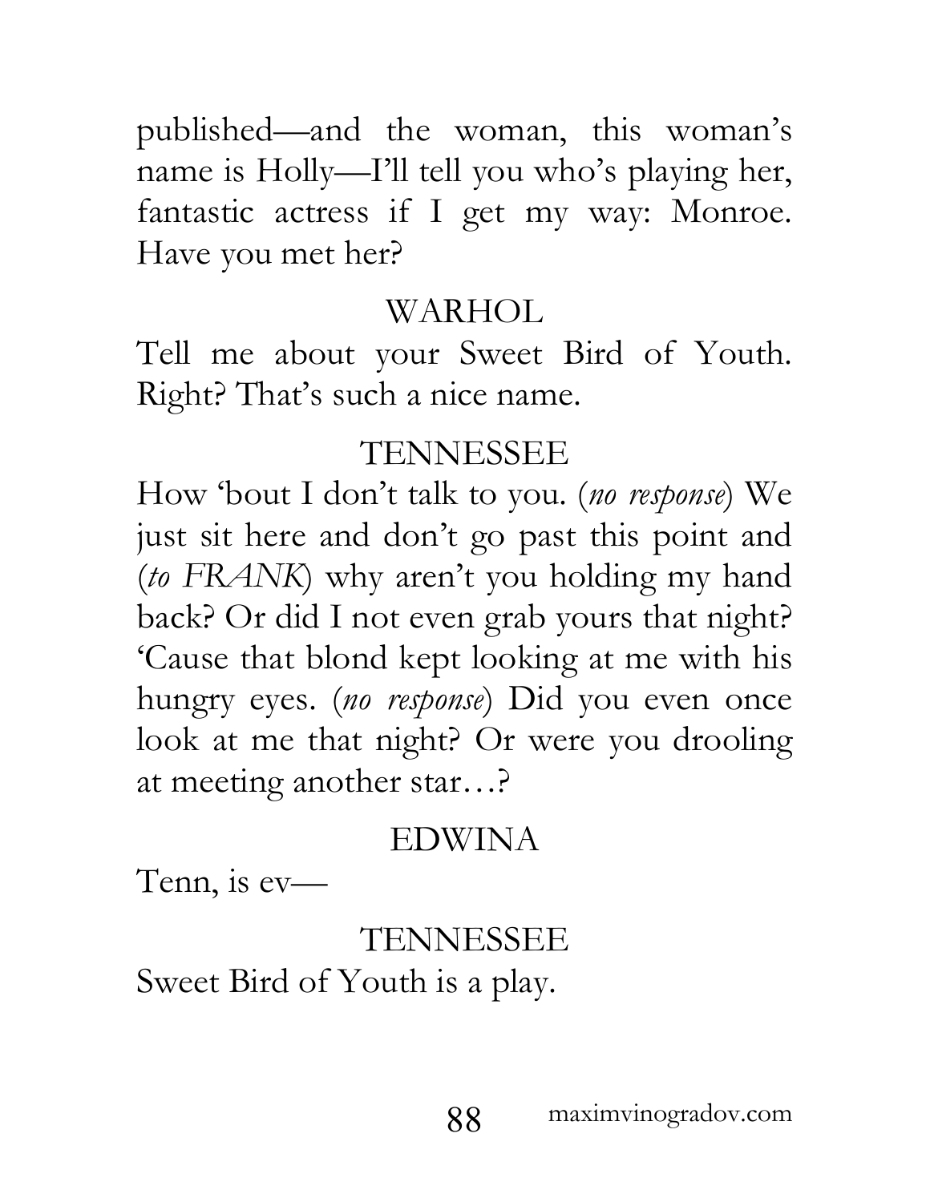published—and the woman, this woman's name is Holly—I'll tell you who's playing her, fantastic actress if I get my way: Monroe. Have you met her?

WARHOL

Tell me about your Sweet Bird of Youth. Right? That's such a nice name.

TENNESSEE

How 'bout I don't talk to you. (*no response*) We just sit here and don't go past this point and (*to FRANK*) why aren't you holding my hand back? Or did I not even grab yours that night? 'Cause that blond kept looking at me with his hungry eyes. (*no response*) Did you even once look at me that night? Or were you drooling at meeting another star…?

EDWINA

Tenn, is ev—

TENNESSEE

Sweet Bird of Youth is a play.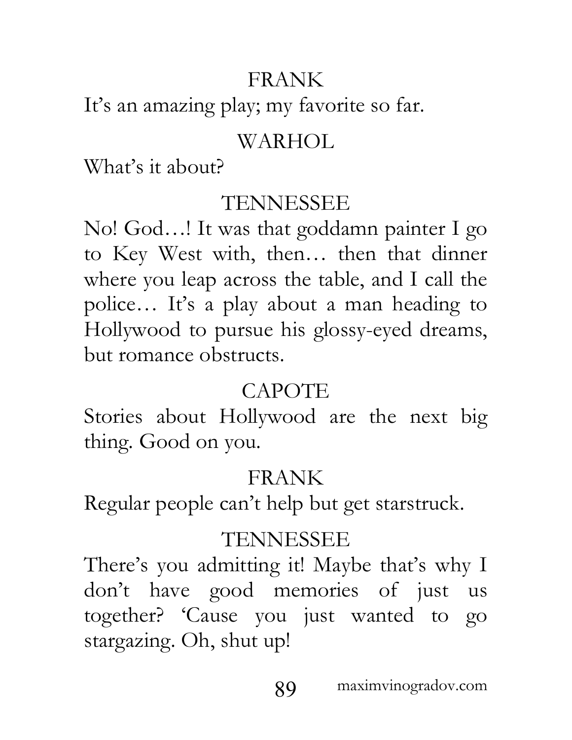FRANK

It's an amazing play; my favorite so far.

WARHOL

What's it about?

TENNESSEE

No! God…! It was that goddamn painter I go to Key West with, then… then that dinner where you leap across the table, and I call the police… It's a play about a man heading to Hollywood to pursue his glossy-eyed dreams, but romance obstructs.

CAPOTE

Stories about Hollywood are the next big thing. Good on you.

FRANK

Regular people can't help but get starstruck.

TENNESSEE

There's you admitting it! Maybe that's why I don't have good memories of just us together? 'Cause you just wanted to go stargazing. Oh, shut up!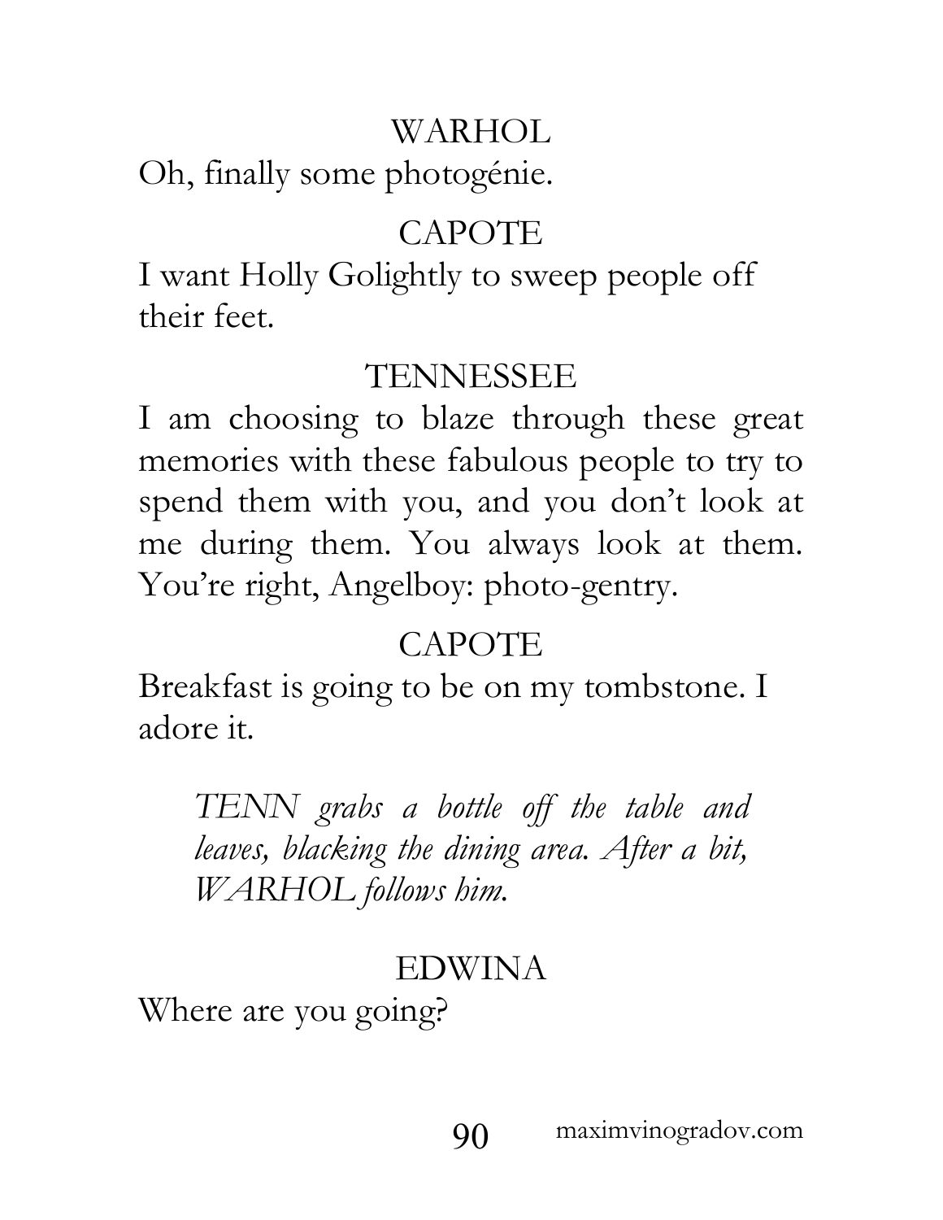WARHOL

Oh, finally some photogénie.

CAPOTE

I want Holly Golightly to sweep people off their feet.

TENNESSEE

I am choosing to blaze through these great memories with these fabulous people to try to spend them with you, and you don't look at me during them. You always look at them. You're right, Angelboy: photo-gentry.

CAPOTE

Breakfast is going to be on my tombstone. I adore it.

*TENN grabs a bottle off the table and leaves, blacking the dining area. After a bit, WARHOL follows him.*

EDWINA

Where are you going?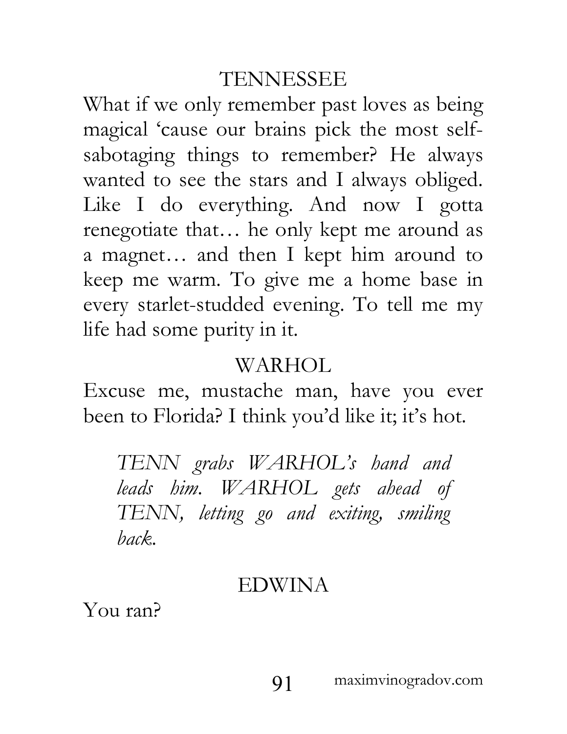TENNESSEE

What if we only remember past loves as being magical 'cause our brains pick the most self-sabotaging things to remember? He always wanted to see the stars and I always obliged. Like I do everything. And now I gotta renegotiate that… he only kept me around as a magnet… and then I kept him around to keep me warm. To give me a home base in every starlet-studded evening. To tell me my life had some purity in it.

WARHOL

Excuse me, mustache man, have you ever been to Florida? I think you'd like it; it's hot.

*TENN grabs WARHOL's hand and leads him. WARHOL gets ahead of TENN, letting go and exiting, smiling back.*

EDWINA

You ran?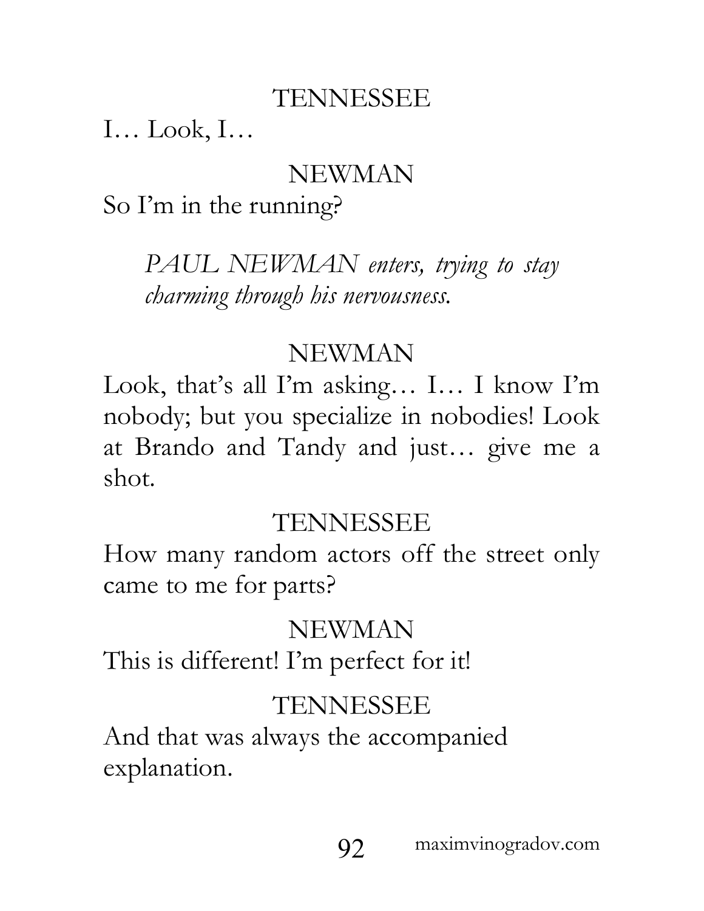TENNESSEE

I… Look, I…

NEWMAN

So I'm in the running?

*PAUL NEWMAN enters, trying to stay charming through his nervousness.*

NEWMAN

Look, that's all I'm asking… I… I know I'm nobody; but you specialize in nobodies! Look at Brando and Tandy and just… give me a shot.

TENNESSEE

How many random actors off the street only came to me for parts?

NEWMAN

This is different! I'm perfect for it!

TENNESSEE

And that was always the accompanied explanation.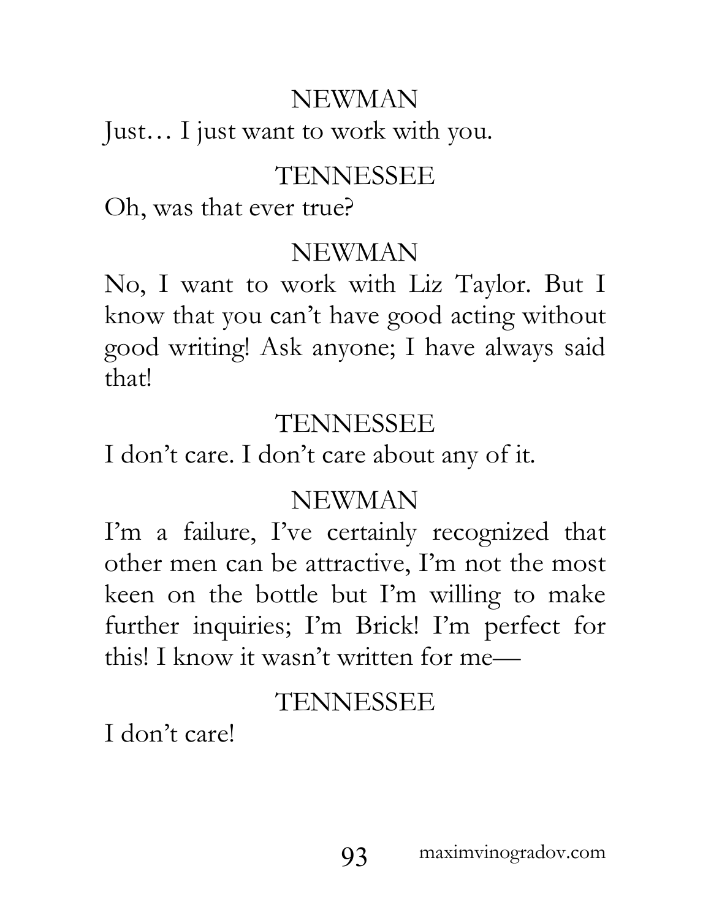NEWMAN

Just… I just want to work with you.

TENNESSEE

Oh, was that ever true?

NEWMAN

No, I want to work with Liz Taylor. But I know that you can't have good acting without good writing! Ask anyone; I have always said that!

TENNESSEE

I don't care. I don't care about any of it.

NEWMAN

I'm a failure, I've certainly recognized that other men can be attractive, I'm not the most keen on the bottle but I'm willing to make further inquiries; I'm Brick! I'm perfect for this! I know it wasn't written for me—

TENNESSEE

I don't care!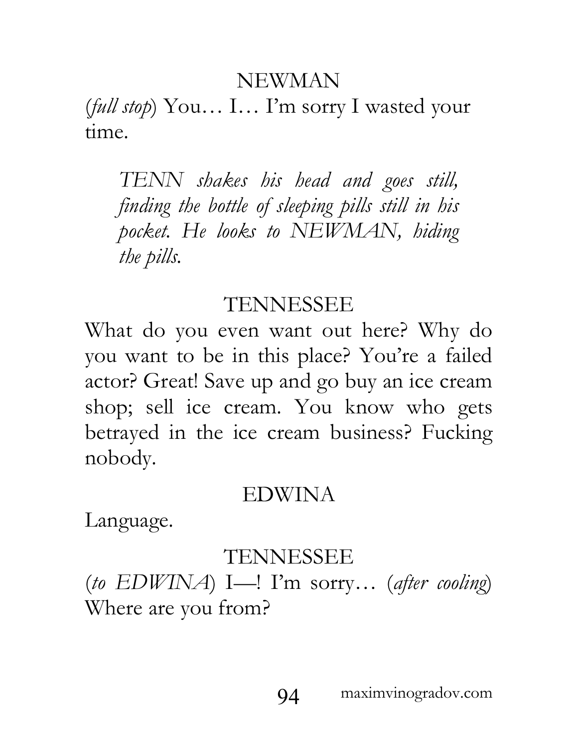NEWMAN

(*full stop*) You… I… I'm sorry I wasted your time.

> *TENN shakes his head and goes still, finding the bottle of sleeping pills still in his pocket. He looks to NEWMAN, hiding the pills.*

TENNESSEE

What do you even want out here? Why do you want to be in this place? You're a failed actor? Great! Save up and go buy an ice cream shop; sell ice cream. You know who gets betrayed in the ice cream business? Fucking nobody.

EDWINA

Language.

TENNESSEE

(*to EDWINA*) I—! I'm sorry… (*after cooling*) Where are you from?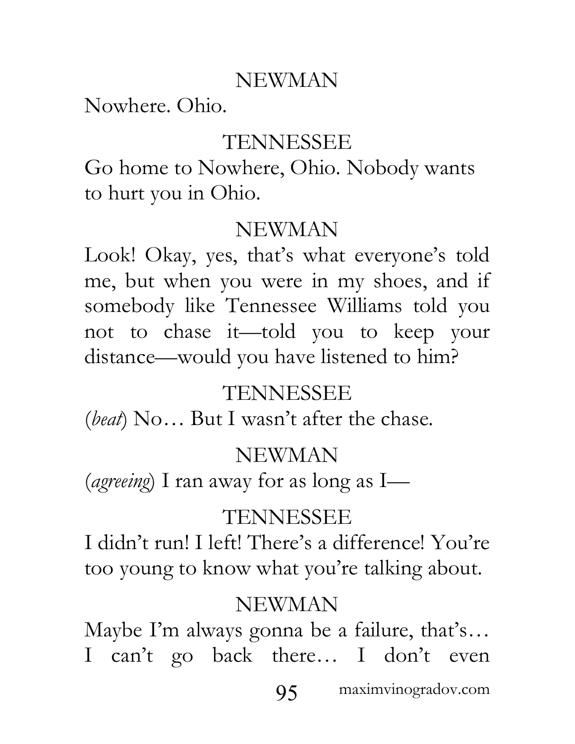NEWMAN

Nowhere. Ohio.

TENNESSEE

Go home to Nowhere, Ohio. Nobody wants to hurt you in Ohio.

NEWMAN

Look! Okay, yes, that's what everyone's told me, but when you were in my shoes, and if somebody like Tennessee Williams told you not to chase it—told you to keep your distance—would you have listened to him?

TENNESSEE

(*beat*) No… But I wasn't after the chase.

NEWMAN

(*agreeing*) I ran away for as long as I—

TENNESSEE

I didn't run! I left! There's a difference! You're too young to know what you're talking about.

NEWMAN

Maybe I'm always gonna be a failure, that's… I can't go back there… I don't even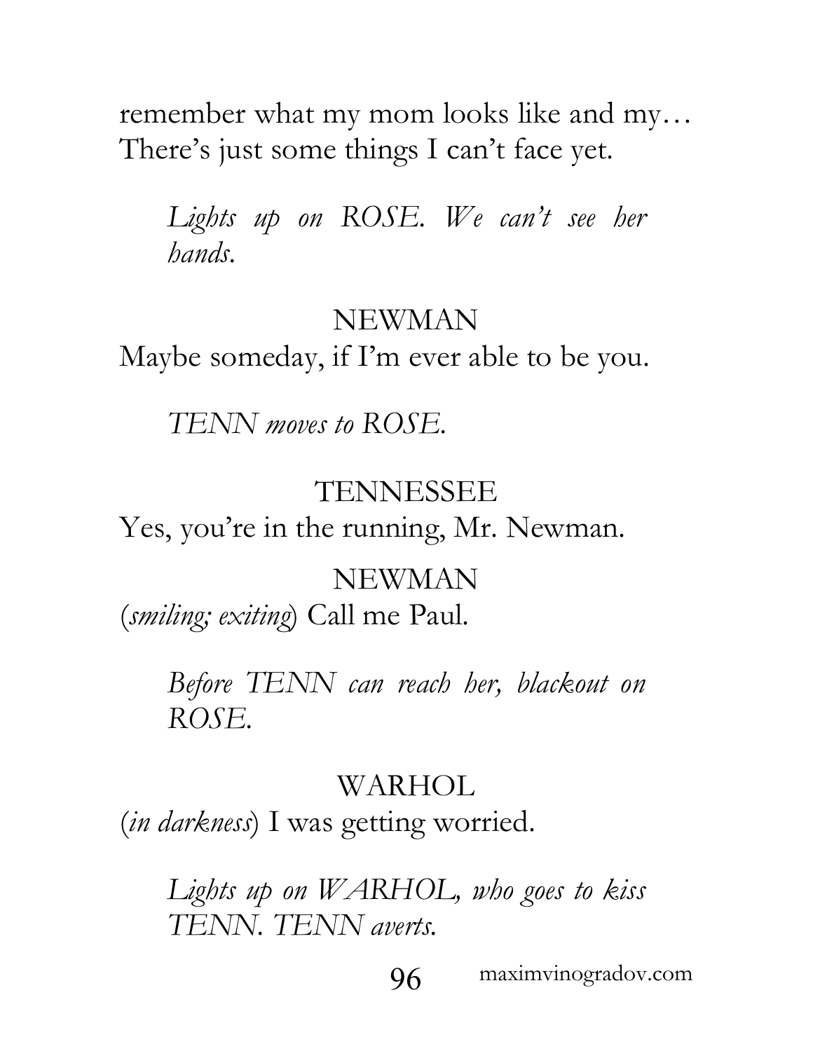remember what my mom looks like and my… There's just some things I can't face yet.

*Lights up on ROSE. We can't see her hands.*

NEWMAN

Maybe someday, if I'm ever able to be you.

*TENN moves to ROSE.*

TENNESSEE

Yes, you're in the running, Mr. Newman.

NEWMAN

(*smiling; exiting*) Call me Paul.

*Before TENN can reach her, blackout on ROSE.*

WARHOL

(*in darkness*) I was getting worried.

*Lights up on WARHOL, who goes to kiss TENN. TENN averts.*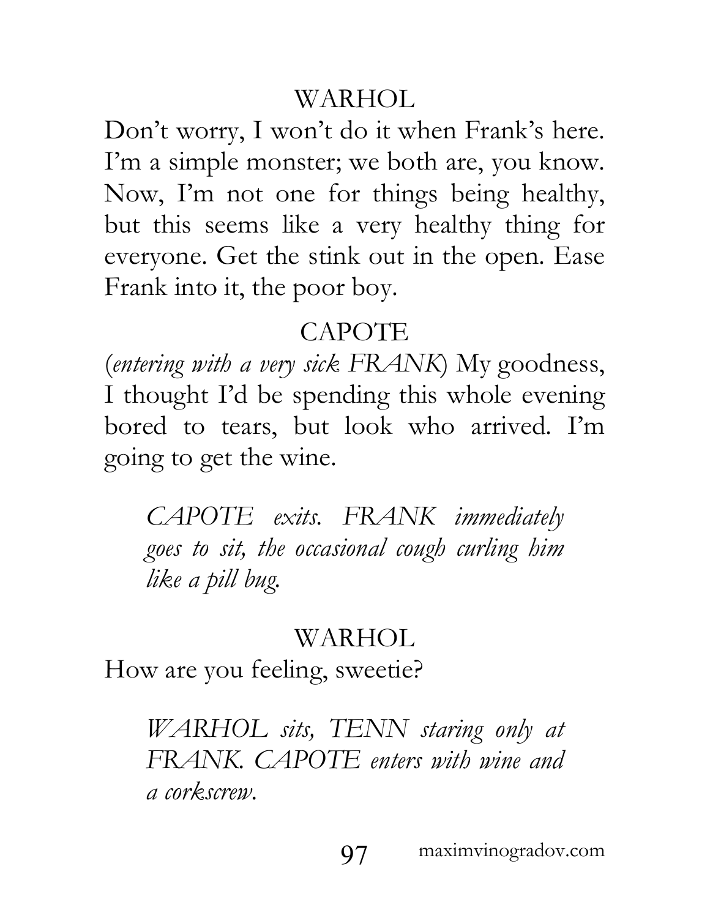WARHOL

Don't worry, I won't do it when Frank's here. I'm a simple monster; we both are, you know. Now, I'm not one for things being healthy, but this seems like a very healthy thing for everyone. Get the stink out in the open. Ease Frank into it, the poor boy.

CAPOTE

(*entering with a very sick FRANK*) My goodness, I thought I'd be spending this whole evening bored to tears, but look who arrived. I'm going to get the wine.

> *CAPOTE exits. FRANK immediately goes to sit, the occasional cough curling him like a pill bug.*

WARHOL

How are you feeling, sweetie?

> *WARHOL sits, TENN staring only at FRANK. CAPOTE enters with wine and a corkscrew.*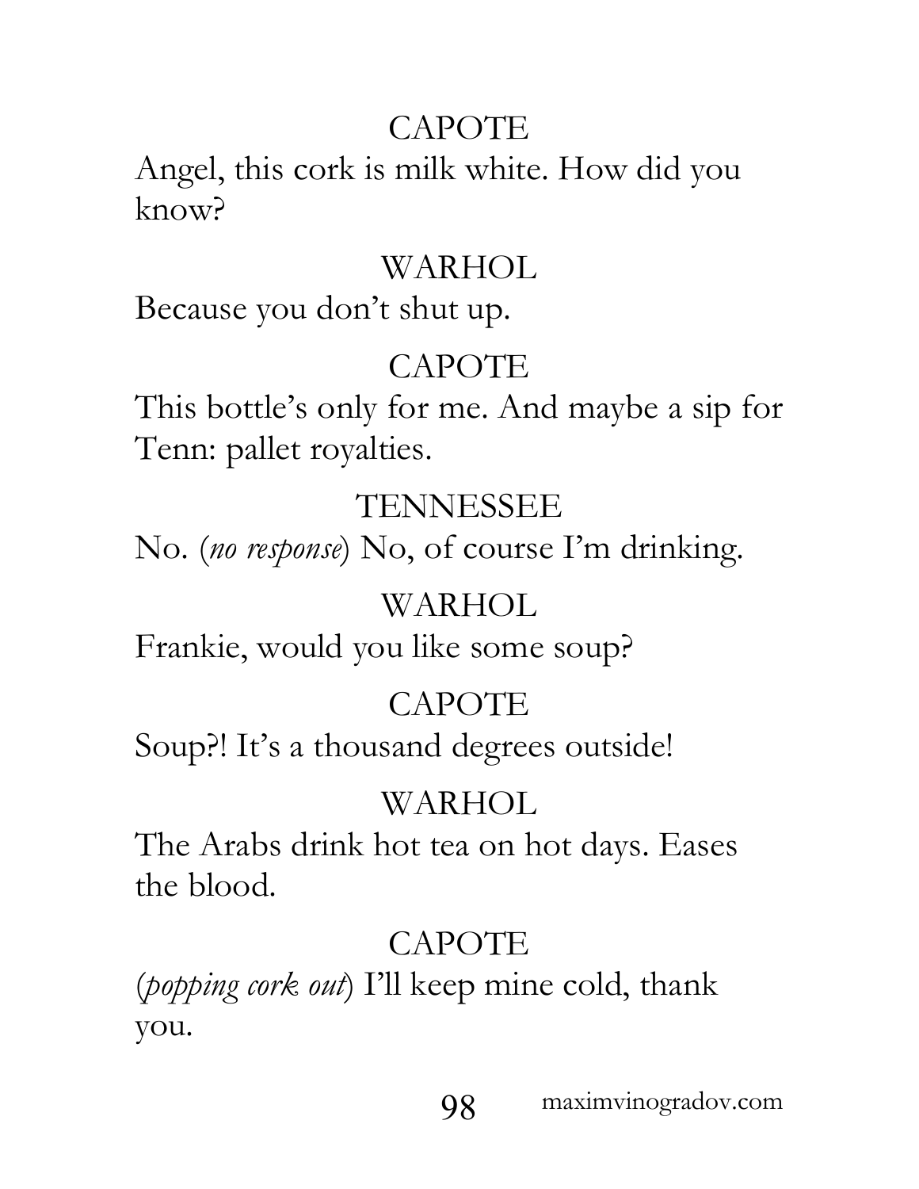CAPOTE

Angel, this cork is milk white. How did you know?

WARHOL

Because you don't shut up.

CAPOTE

This bottle's only for me. And maybe a sip for Tenn: pallet royalties.

TENNESSEE

No. (*no response*) No, of course I'm drinking.

WARHOL

Frankie, would you like some soup?

CAPOTE

Soup?! It's a thousand degrees outside!

WARHOL

The Arabs drink hot tea on hot days. Eases the blood.

CAPOTE

(*popping cork out*) I'll keep mine cold, thank you.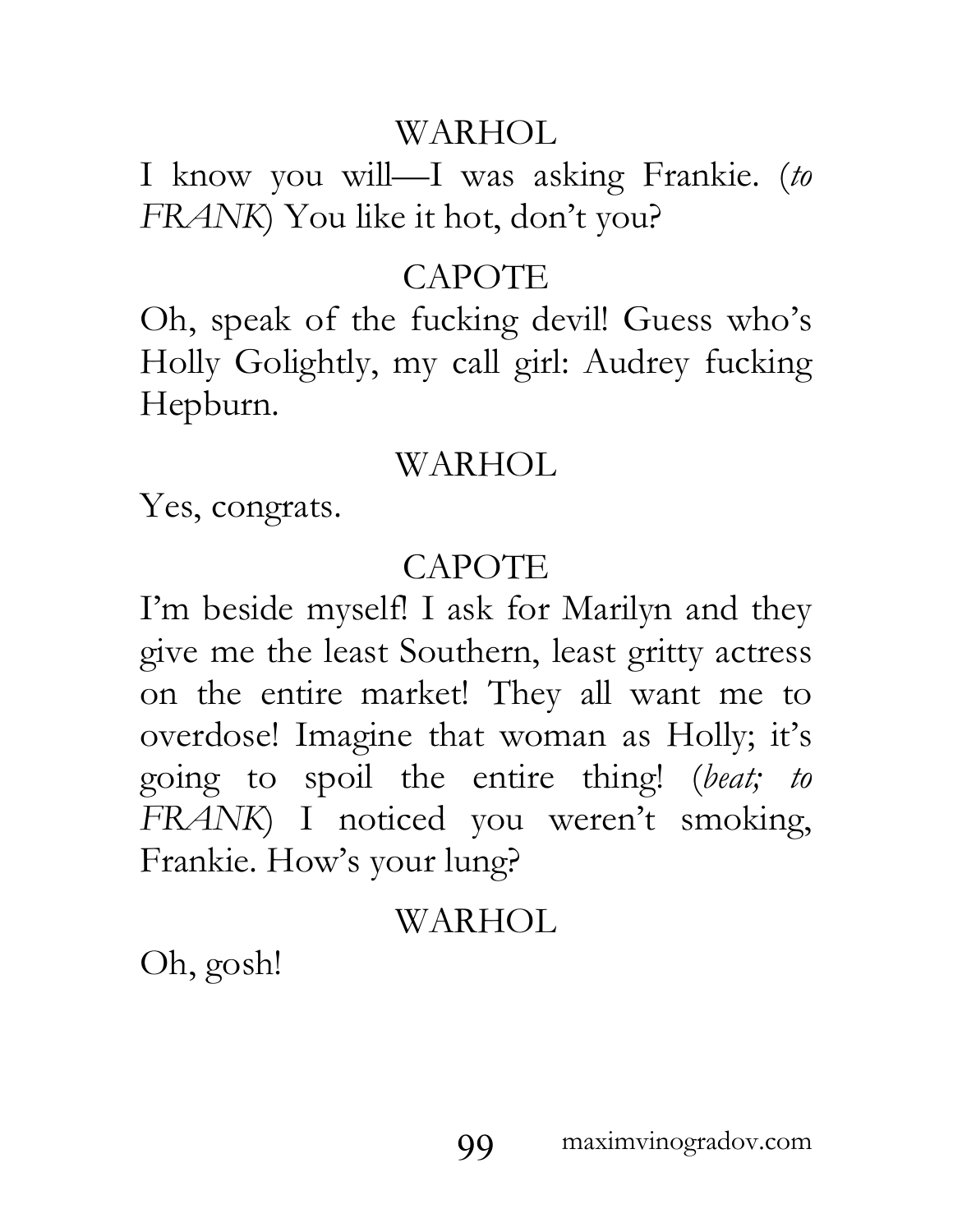WARHOL

I know you will—I was asking Frankie. (*to FRANK*) You like it hot, don't you?

CAPOTE

Oh, speak of the fucking devil! Guess who's Holly Golightly, my call girl: Audrey fucking Hepburn.

WARHOL

Yes, congrats.

CAPOTE

I'm beside myself! I ask for Marilyn and they give me the least Southern, least gritty actress on the entire market! They all want me to overdose! Imagine that woman as Holly; it's going to spoil the entire thing! (*beat; to FRANK*) I noticed you weren't smoking, Frankie. How's your lung?

WARHOL

Oh, gosh!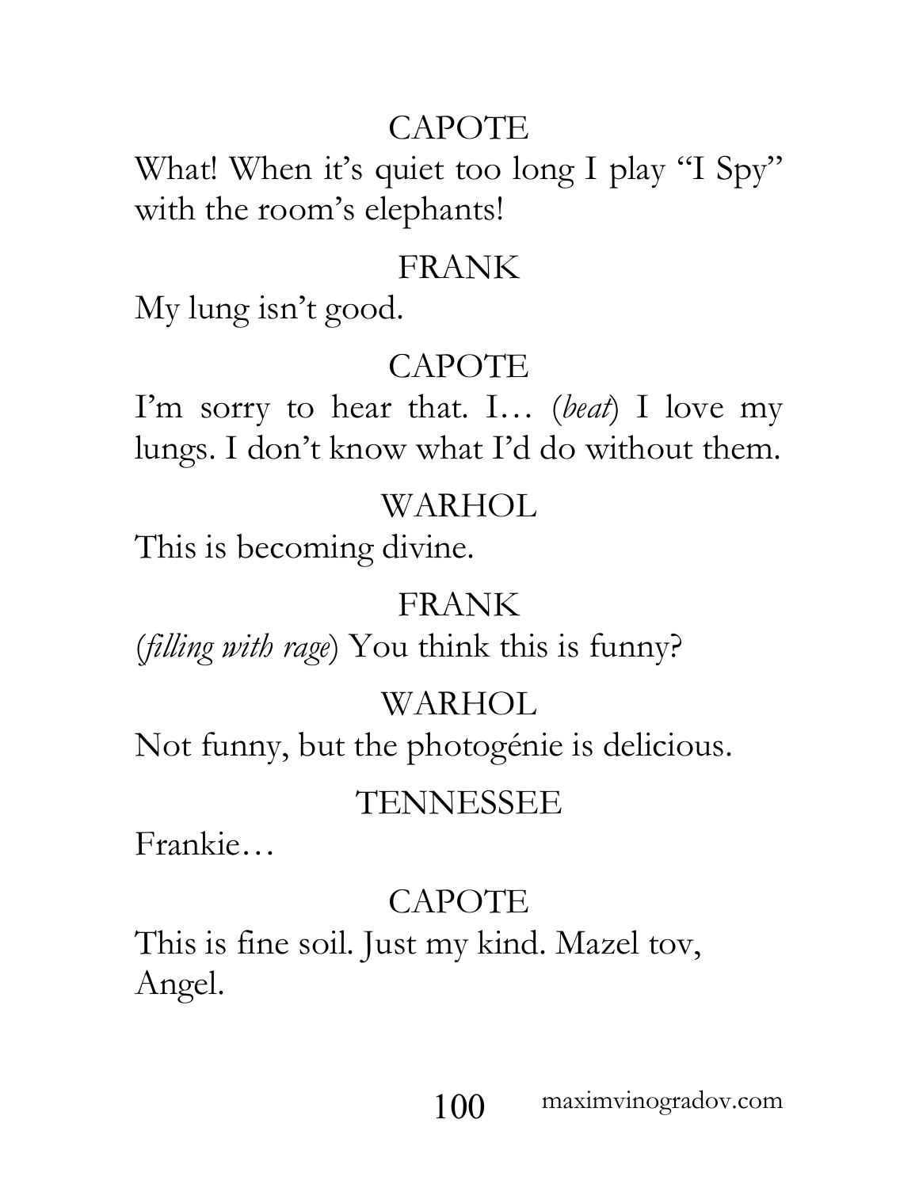CAPOTE

What! When it's quiet too long I play "I Spy" with the room's elephants!

FRANK

My lung isn't good.

CAPOTE

I'm sorry to hear that. I… (*beat*) I love my lungs. I don't know what I'd do without them.

WARHOL

This is becoming divine.

FRANK

(*filling with rage*) You think this is funny?

WARHOL

Not funny, but the photogénie is delicious.

TENNESSEE

Frankie…

CAPOTE

This is fine soil. Just my kind. Mazel tov, Angel.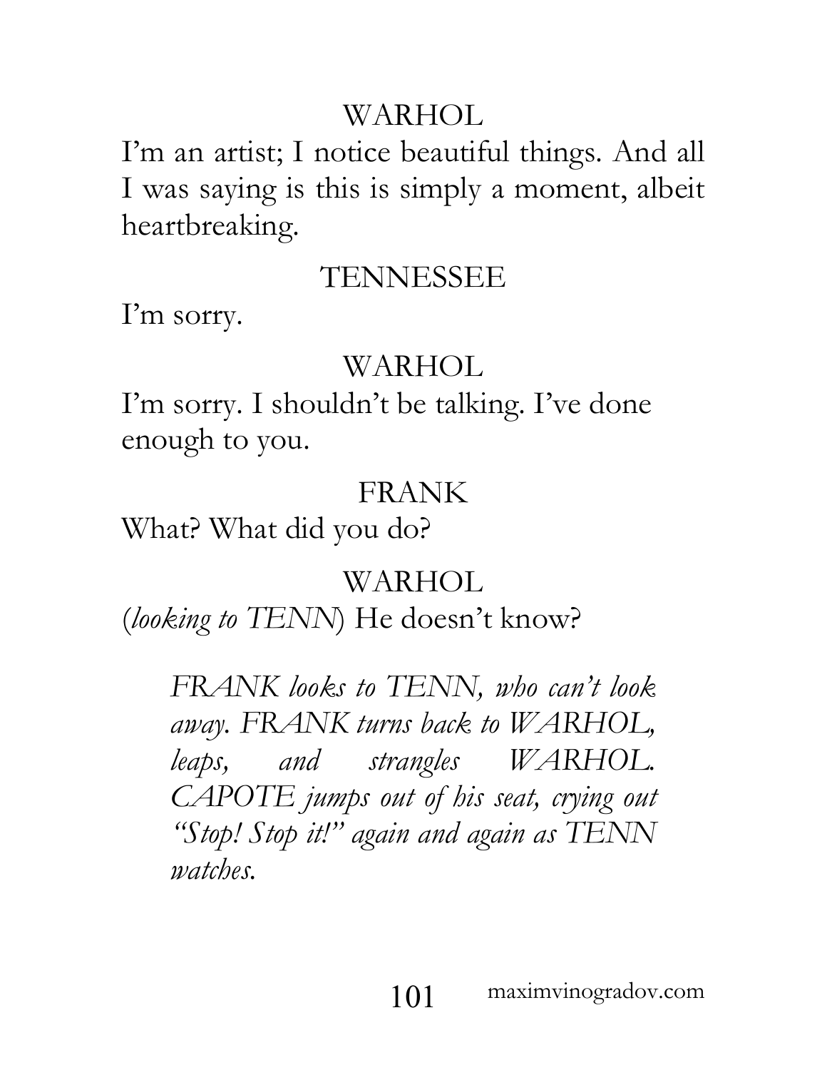WARHOL

I'm an artist; I notice beautiful things. And all I was saying is this is simply a moment, albeit heartbreaking.

TENNESSEE

I'm sorry.

WARHOL

I'm sorry. I shouldn't be talking. I've done enough to you.

FRANK

What? What did you do?

WARHOL

(*looking to TENN*) He doesn't know?

*FRANK looks to TENN, who can't look away. FRANK turns back to WARHOL, leaps, and strangles WARHOL. CAPOTE jumps out of his seat, crying out "Stop! Stop it!" again and again as TENN watches.*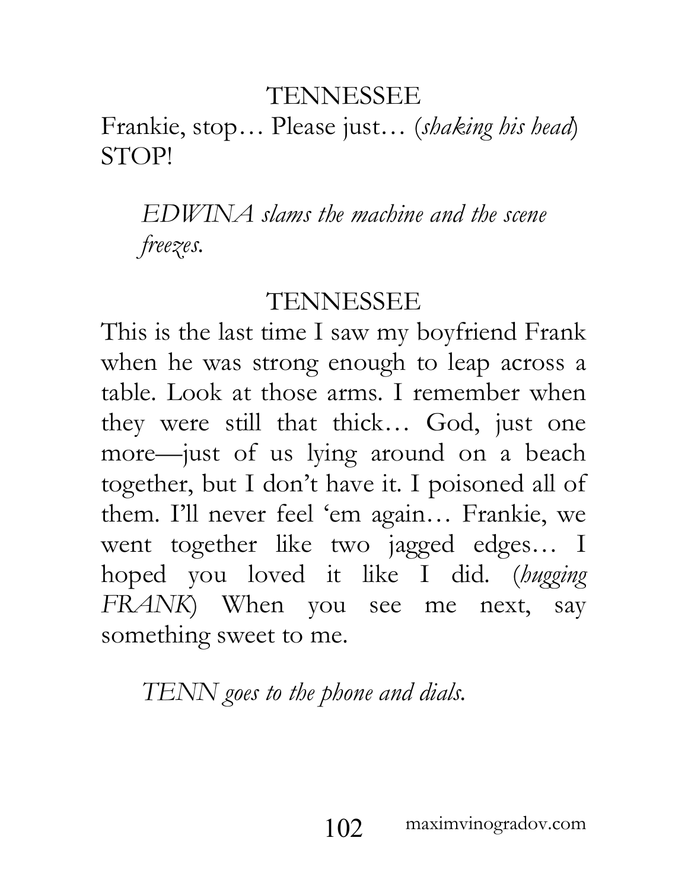TENNESSEE

Frankie, stop… Please just… (*shaking his head*) STOP!

*EDWINA slams the machine and the scene freezes.*

TENNESSEE

This is the last time I saw my boyfriend Frank when he was strong enough to leap across a table. Look at those arms. I remember when they were still that thick… God, just one more—just of us lying around on a beach together, but I don't have it. I poisoned all of them. I'll never feel 'em again… Frankie, we went together like two jagged edges… I hoped you loved it like I did. (*hugging FRANK*) When you see me next, say something sweet to me.

*TENN goes to the phone and dials.*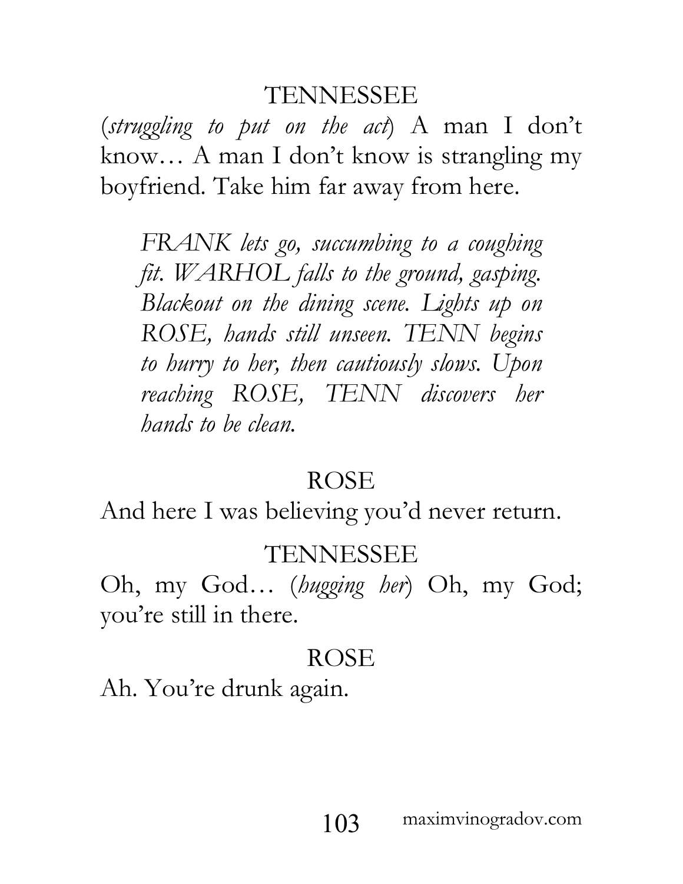TENNESSEE

(*struggling to put on the act*) A man I don't know… A man I don't know is strangling my boyfriend. Take him far away from here.

*FRANK lets go, succumbing to a coughing fit. WARHOL falls to the ground, gasping. Blackout on the dining scene. Lights up on ROSE, hands still unseen. TENN begins to hurry to her, then cautiously slows. Upon reaching ROSE, TENN discovers her hands to be clean.*

ROSE

And here I was believing you'd never return.

TENNESSEE

Oh, my God… (*hugging her*) Oh, my God; you're still in there.

ROSE

Ah. You're drunk again.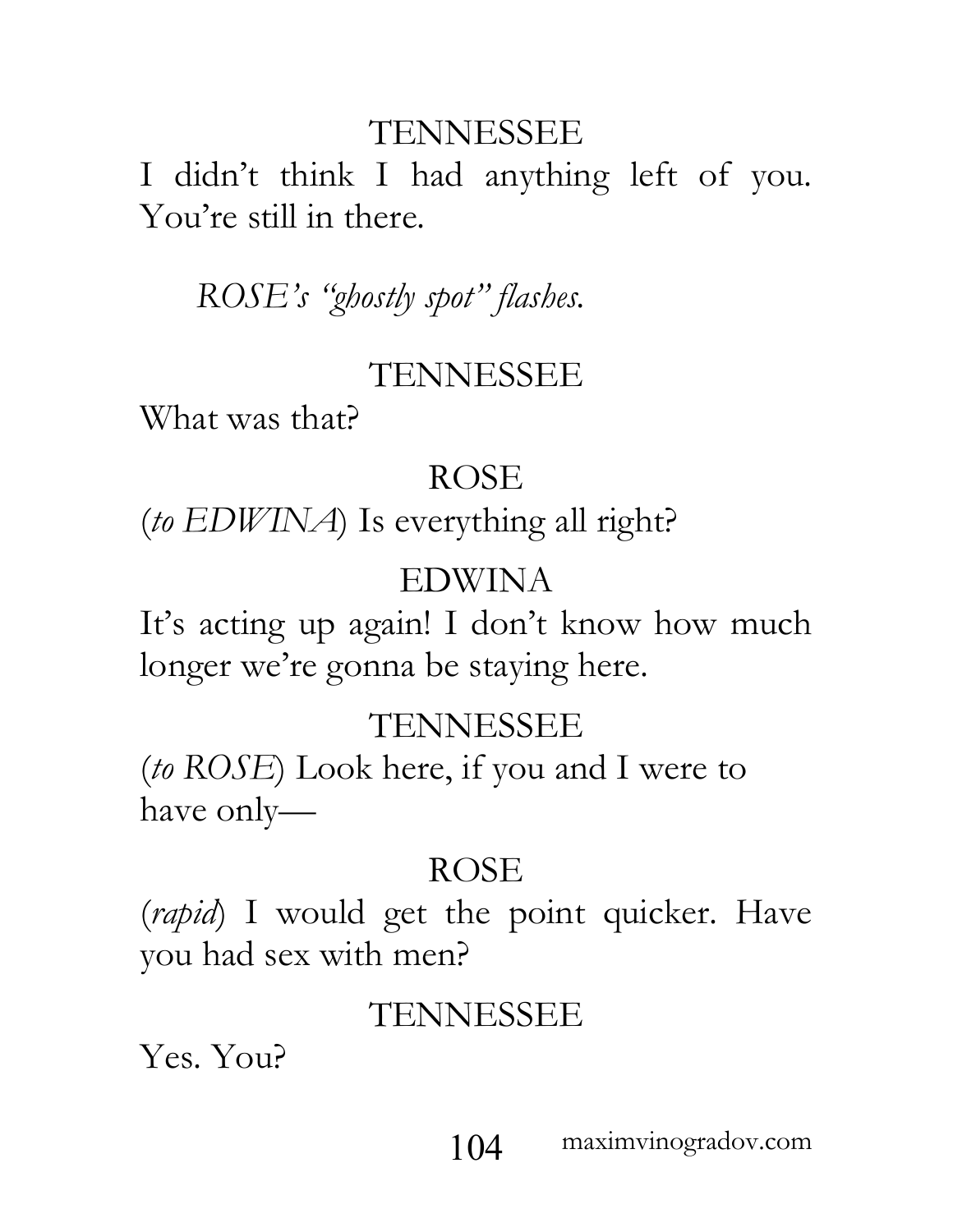TENNESSEE

I didn't think I had anything left of you. You're still in there.

*ROSE's "ghostly spot" flashes.*

TENNESSEE

What was that?

ROSE

(*to EDWINA*) Is everything all right?

EDWINA

It's acting up again! I don't know how much longer we're gonna be staying here.

TENNESSEE

(*to ROSE*) Look here, if you and I were to have only—

ROSE

(*rapid*) I would get the point quicker. Have you had sex with men?

TENNESSEE

Yes. You?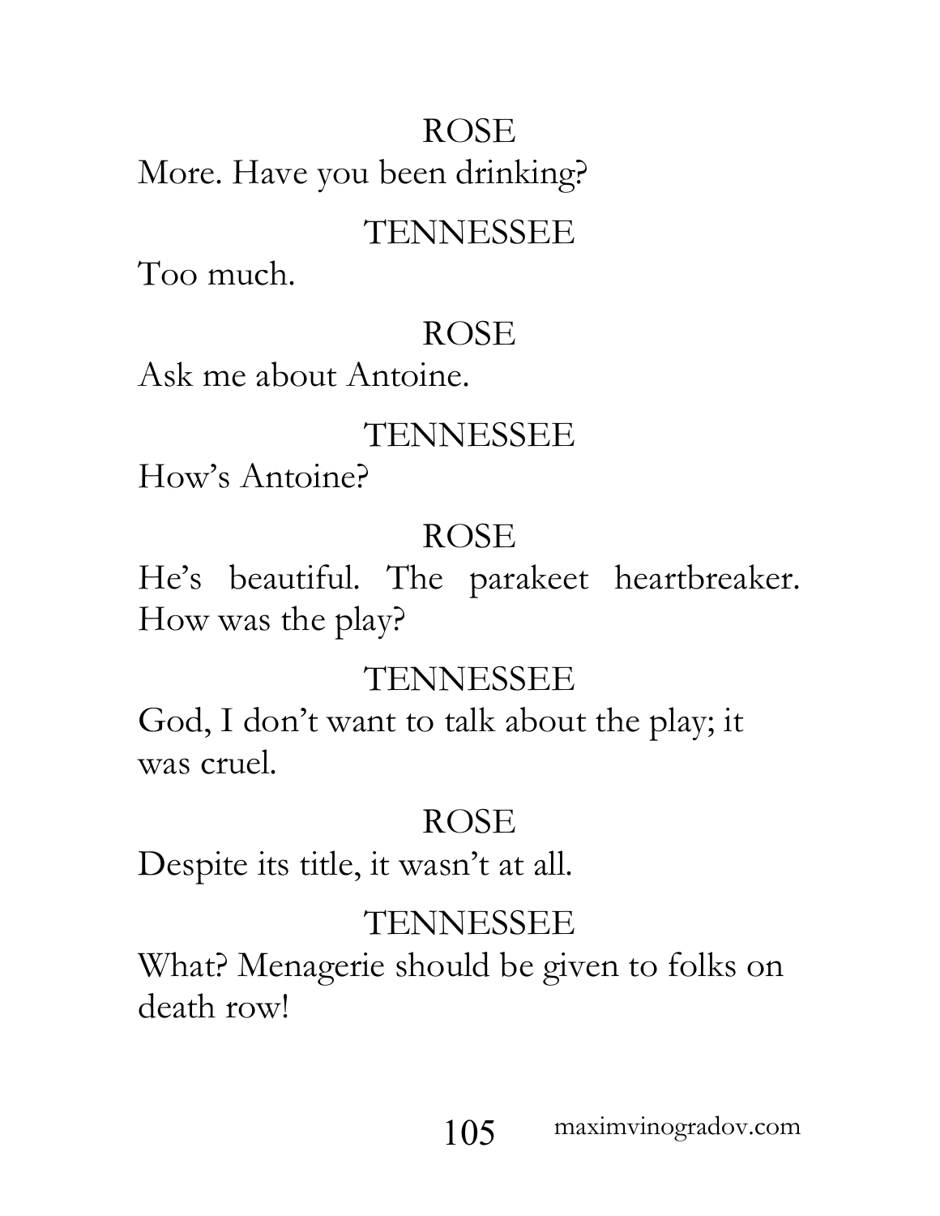ROSE

More. Have you been drinking?

TENNESSEE

Too much.

ROSE

Ask me about Antoine.

TENNESSEE

How's Antoine?

ROSE

He's beautiful. The parakeet heartbreaker. How was the play?

TENNESSEE

God, I don't want to talk about the play; it was cruel.

ROSE

Despite its title, it wasn't at all.

TENNESSEE

What? Menagerie should be given to folks on death row!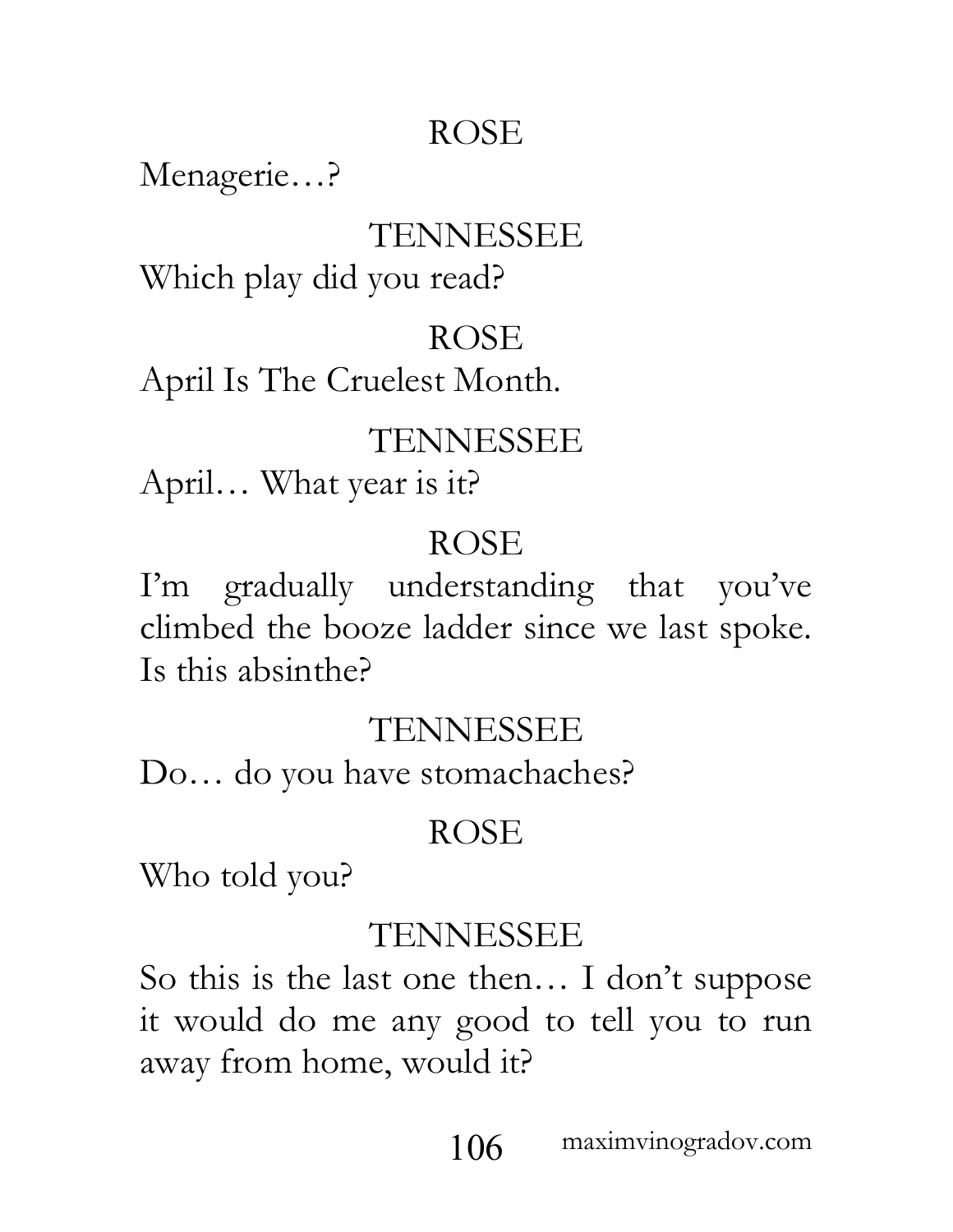ROSE

Menagerie…?

TENNESSEE

Which play did you read?

ROSE

April Is The Cruelest Month.

TENNESSEE

April… What year is it?

ROSE

I'm gradually understanding that you've climbed the booze ladder since we last spoke. Is this absinthe?

TENNESSEE

Do… do you have stomachaches?

ROSE

Who told you?

TENNESSEE

So this is the last one then… I don't suppose it would do me any good to tell you to run away from home, would it?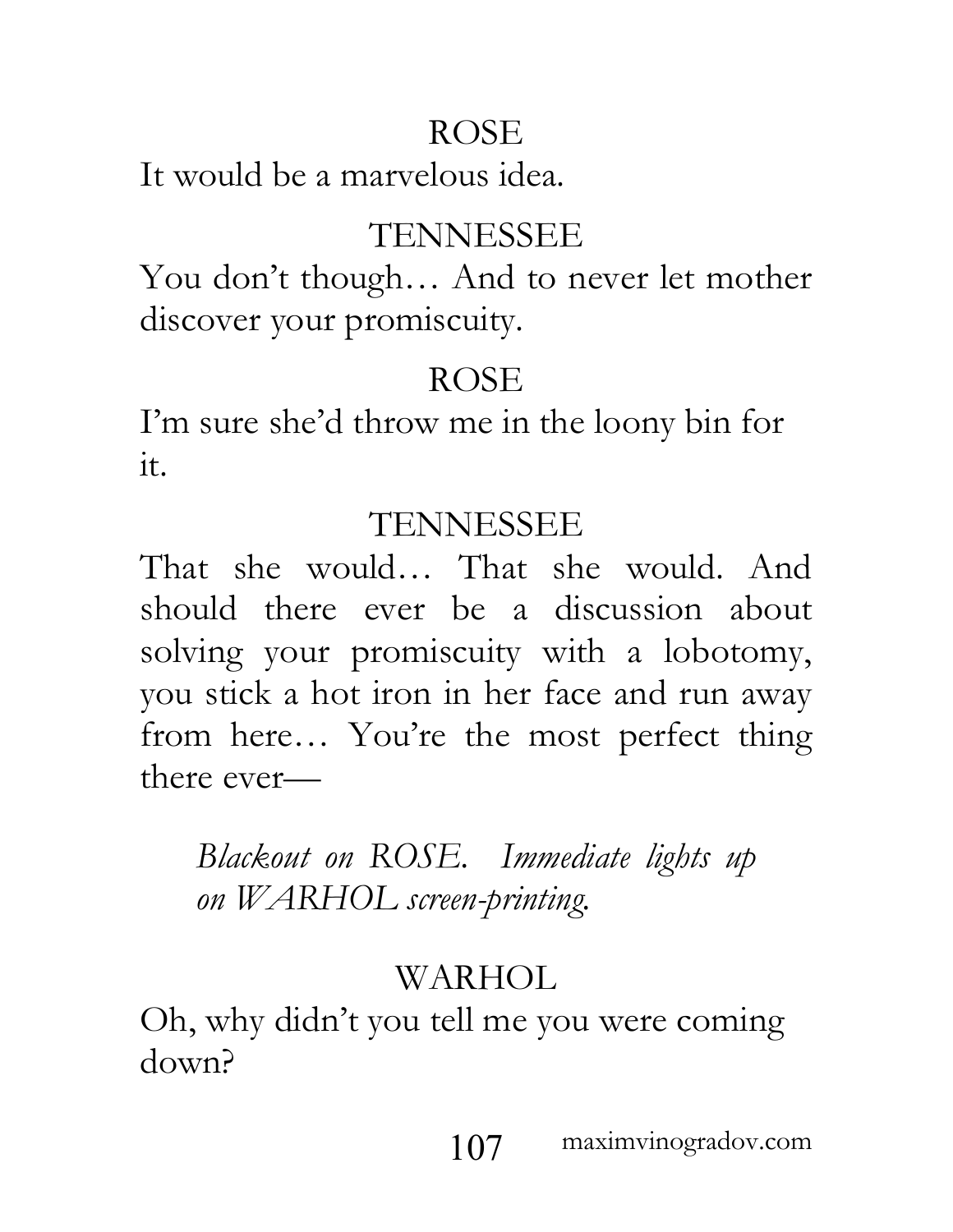ROSE

It would be a marvelous idea.

TENNESSEE

You don't though… And to never let mother discover your promiscuity.

ROSE

I'm sure she'd throw me in the loony bin for it.

TENNESSEE

That she would… That she would. And should there ever be a discussion about solving your promiscuity with a lobotomy, you stick a hot iron in her face and run away from here… You're the most perfect thing there ever—

*Blackout on ROSE. Immediate lights up on WARHOL screen-printing.*

WARHOL

Oh, why didn't you tell me you were coming down?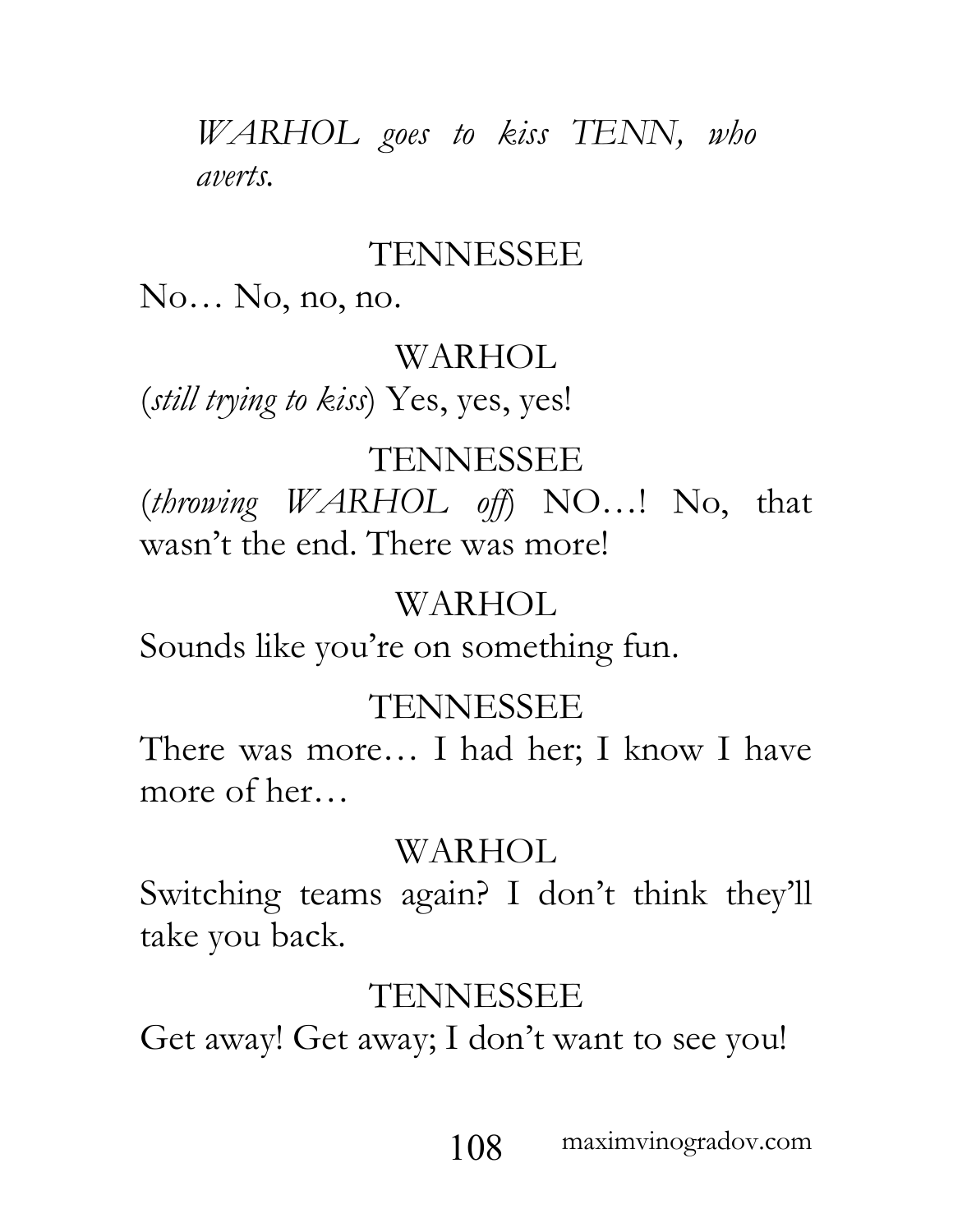*WARHOL goes to kiss TENN, who averts.*

TENNESSEE

No… No, no, no.

WARHOL

(*still trying to kiss*) Yes, yes, yes!

TENNESSEE

(*throwing WARHOL off*) NO…! No, that wasn't the end. There was more!

WARHOL

Sounds like you're on something fun.

TENNESSEE

There was more… I had her; I know I have more of her…

WARHOL

Switching teams again? I don't think they'll take you back.

TENNESSEE

Get away! Get away; I don't want to see you!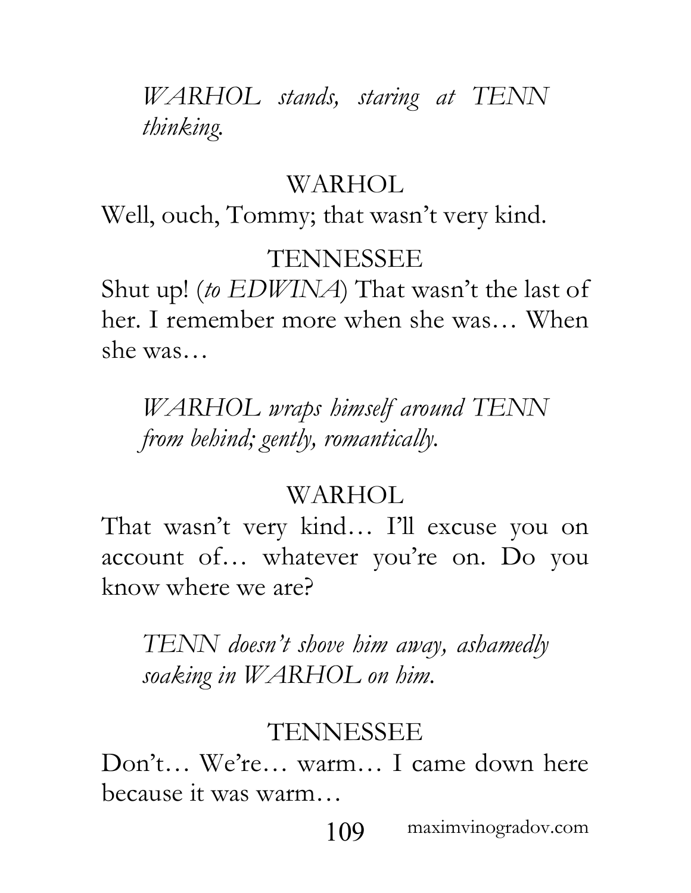*WARHOL stands, staring at TENN thinking.*

WARHOL

Well, ouch, Tommy; that wasn't very kind.

TENNESSEE

Shut up! (*to EDWINA*) That wasn't the last of her. I remember more when she was… When she was…

*WARHOL wraps himself around TENN from behind; gently, romantically.*

WARHOL

That wasn't very kind… I'll excuse you on account of… whatever you're on. Do you know where we are?

*TENN doesn't shove him away, ashamedly soaking in WARHOL on him.*

TENNESSEE

Don't… We're… warm… I came down here because it was warm…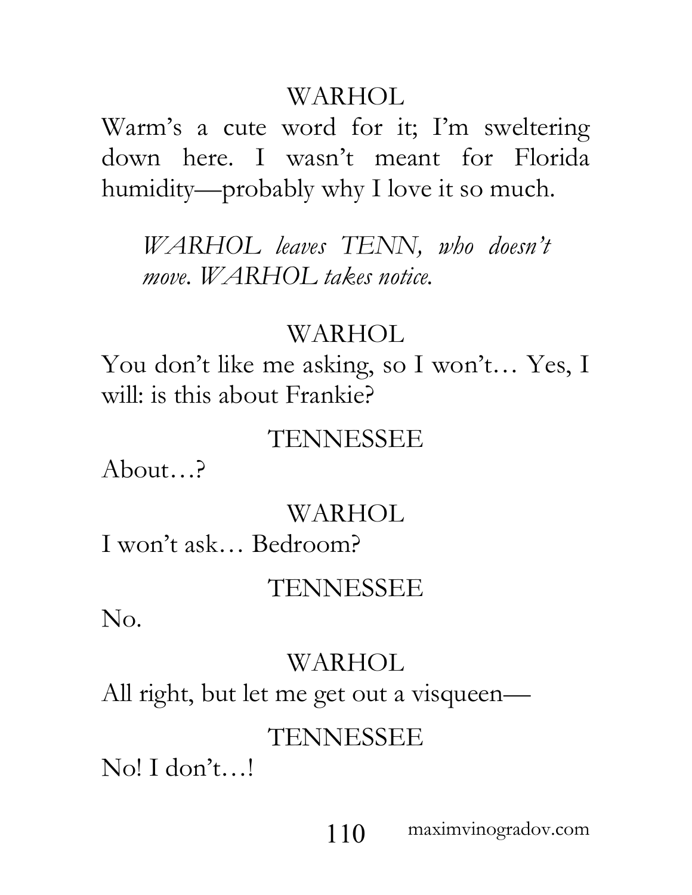WARHOL

Warm's a cute word for it; I'm sweltering down here. I wasn't meant for Florida humidity—probably why I love it so much.

*WARHOL leaves TENN, who doesn't move. WARHOL takes notice.*

WARHOL

You don't like me asking, so I won't… Yes, I will: is this about Frankie?

TENNESSEE

About…?

WARHOL

I won't ask… Bedroom?

TENNESSEE

No.

WARHOL

All right, but let me get out a visqueen—

TENNESSEE

No! I don't…!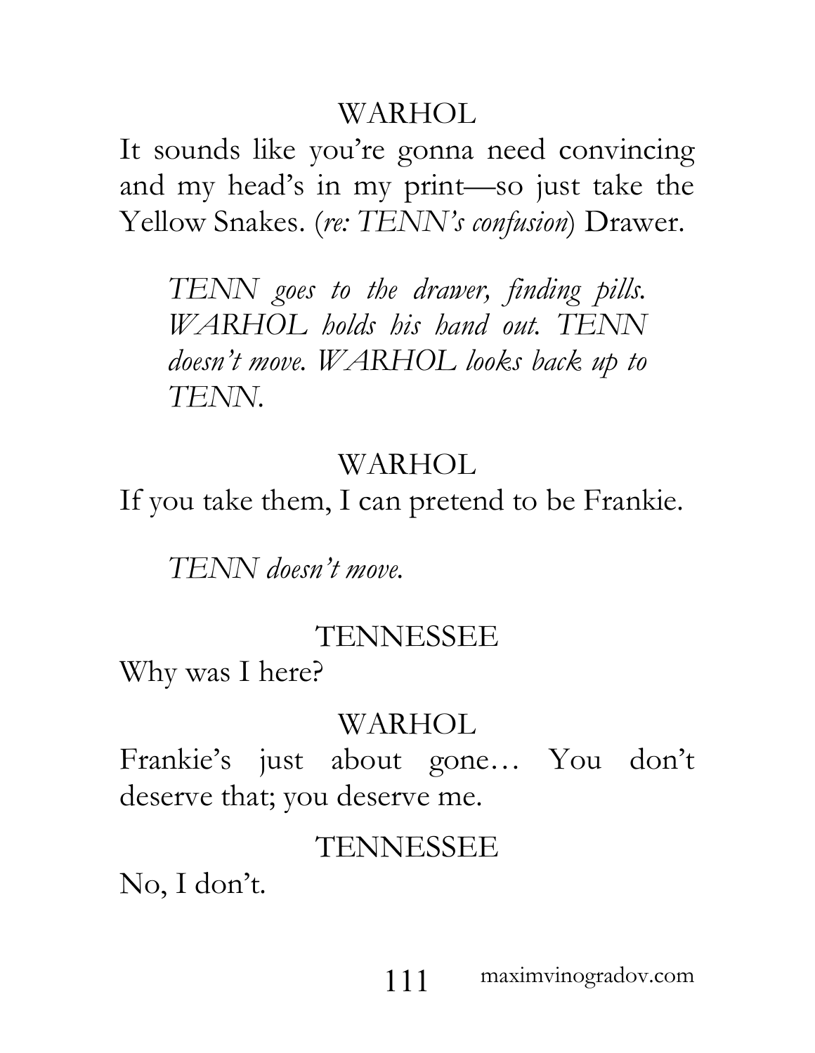WARHOL

It sounds like you're gonna need convincing and my head's in my print—so just take the Yellow Snakes. (*re: TENN's confusion*) Drawer.

*TENN goes to the drawer, finding pills. WARHOL holds his hand out. TENN doesn't move. WARHOL looks back up to TENN.*

WARHOL

If you take them, I can pretend to be Frankie.

*TENN doesn't move.*

TENNESSEE

Why was I here?

WARHOL

Frankie's just about gone… You don't deserve that; you deserve me.

TENNESSEE

No, I don't.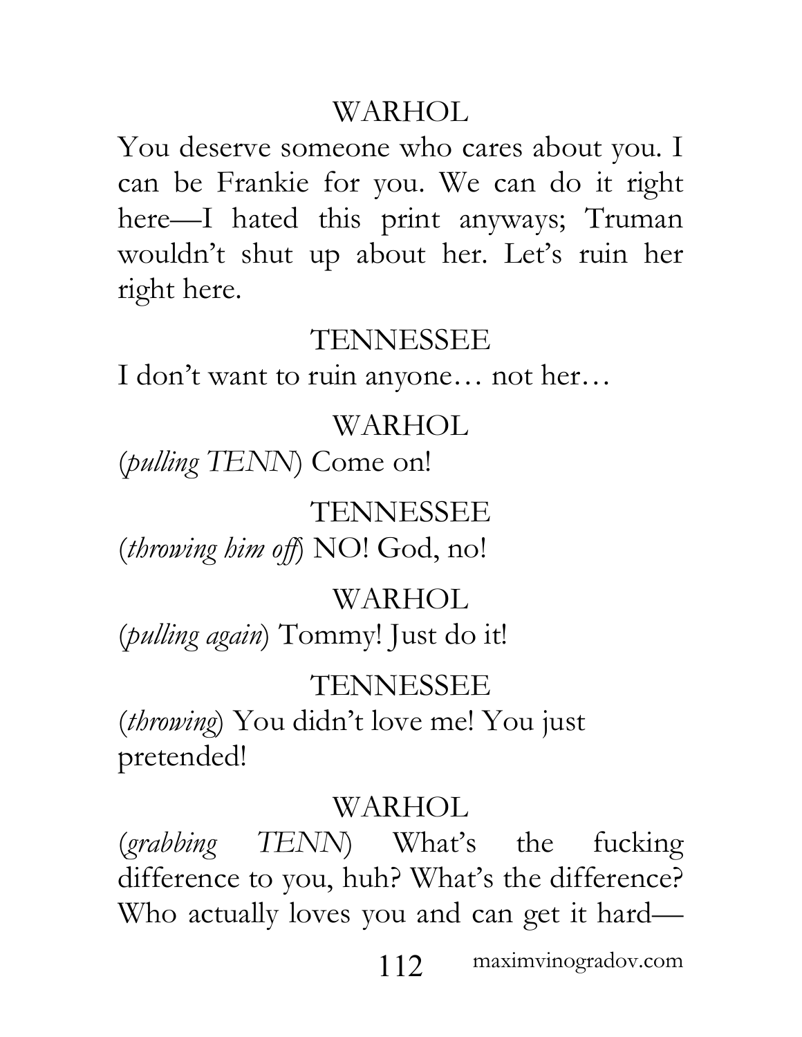WARHOL

You deserve someone who cares about you. I can be Frankie for you. We can do it right here—I hated this print anyways; Truman wouldn't shut up about her. Let's ruin her right here.

TENNESSEE

I don't want to ruin anyone… not her…

WARHOL

(*pulling TENN*) Come on!

TENNESSEE

(*throwing him off*) NO! God, no!

WARHOL

(*pulling again*) Tommy! Just do it!

TENNESSEE

(*throwing*) You didn't love me! You just pretended!

WARHOL

(*grabbing TENN*) What's the fucking difference to you, huh? What's the difference? Who actually loves you and can get it hard—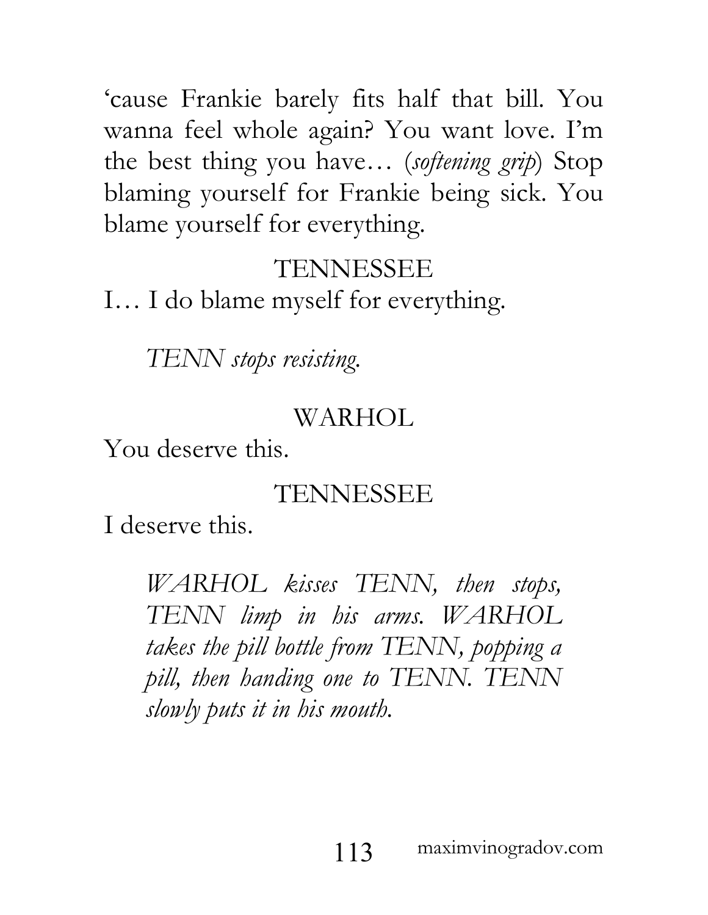'cause Frankie barely fits half that bill. You wanna feel whole again? You want love. I'm the best thing you have… (*softening grip*) Stop blaming yourself for Frankie being sick. You blame yourself for everything.

TENNESSEE

I… I do blame myself for everything.

*TENN stops resisting.*

WARHOL

You deserve this.

TENNESSEE

I deserve this.

*WARHOL kisses TENN, then stops, TENN limp in his arms. WARHOL takes the pill bottle from TENN, popping a pill, then handing one to TENN. TENN slowly puts it in his mouth.*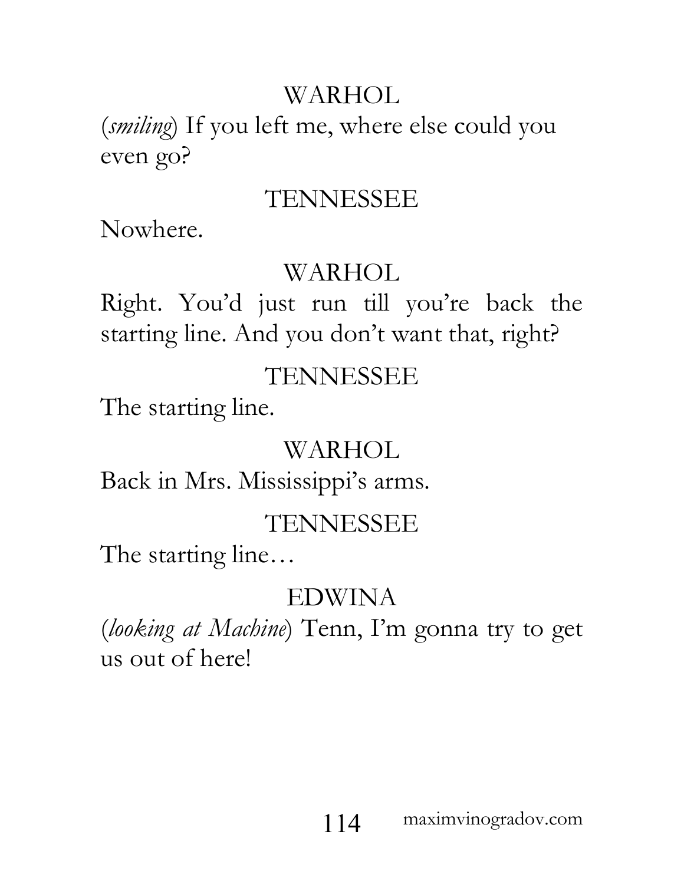WARHOL

(*smiling*) If you left me, where else could you even go?

TENNESSEE

Nowhere.

WARHOL

Right. You'd just run till you're back the starting line. And you don't want that, right?

TENNESSEE

The starting line.

WARHOL

Back in Mrs. Mississippi's arms.

TENNESSEE

The starting line…

EDWINA

(*looking at Machine*) Tenn, I'm gonna try to get us out of here!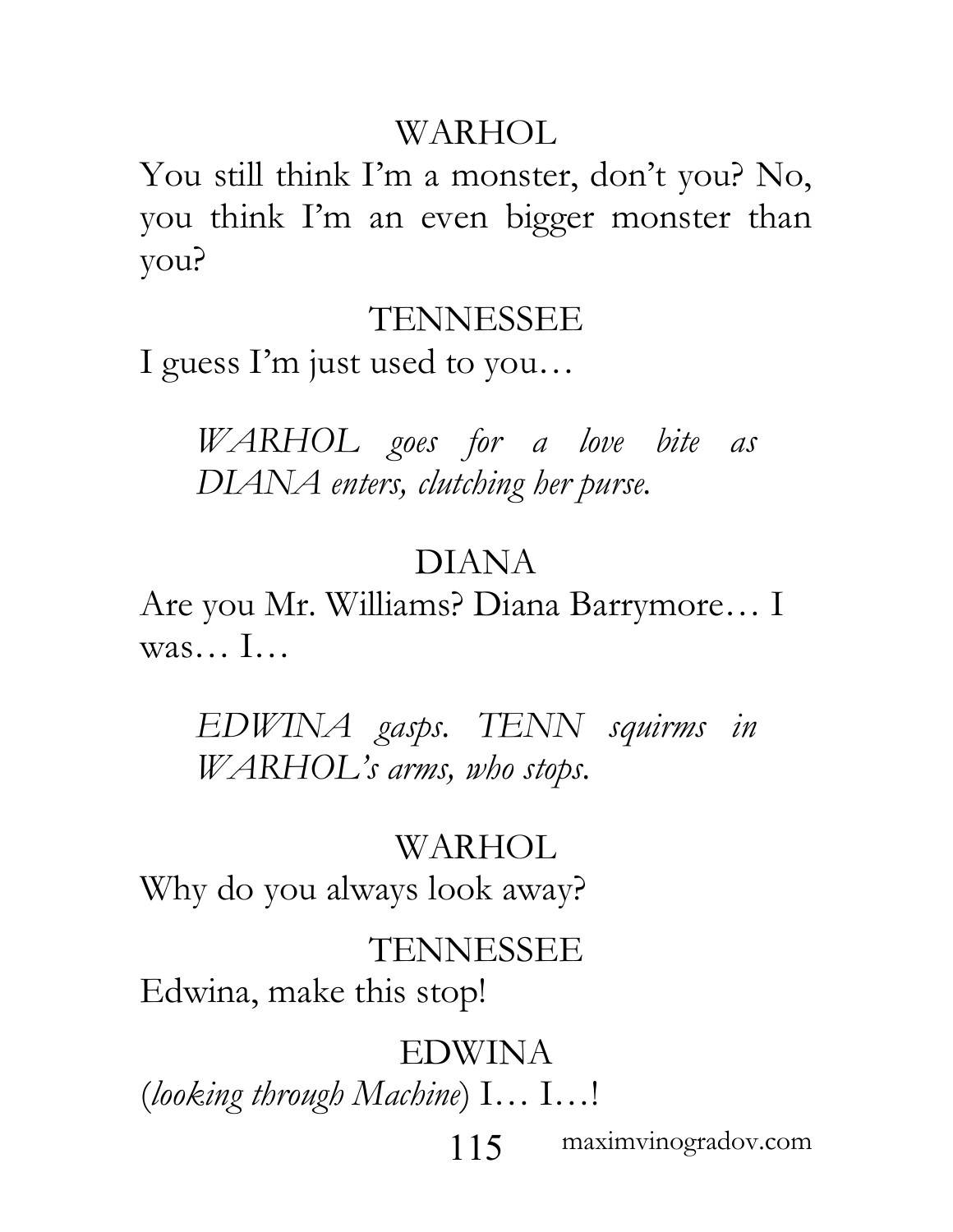WARHOL

You still think I'm a monster, don't you? No, you think I'm an even bigger monster than you?

TENNESSEE

I guess I'm just used to you…

*WARHOL goes for a love bite as DIANA enters, clutching her purse.*

DIANA

Are you Mr. Williams? Diana Barrymore… I was… I…

*EDWINA gasps. TENN squirms in WARHOL's arms, who stops.*

WARHOL

Why do you always look away?

TENNESSEE

Edwina, make this stop!

EDWINA

(*looking through Machine*) I… I…!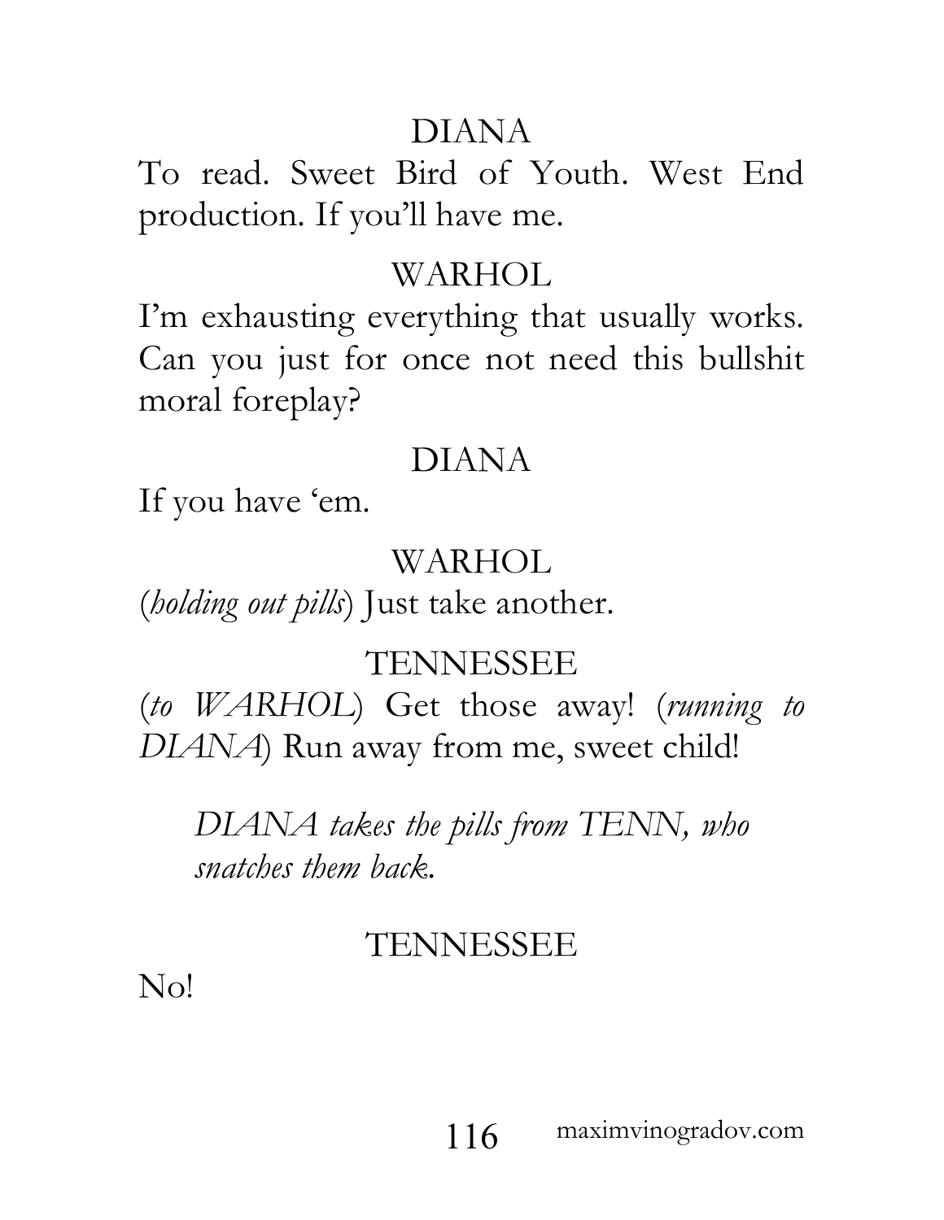DIANA

To read. Sweet Bird of Youth. West End production. If you'll have me.

WARHOL

I'm exhausting everything that usually works. Can you just for once not need this bullshit moral foreplay?

DIANA

If you have 'em.

WARHOL

(*holding out pills*) Just take another.

TENNESSEE

(*to WARHOL*) Get those away! (*running to DIANA*) Run away from me, sweet child!

*DIANA takes the pills from TENN, who snatches them back.*

TENNESSEE

No!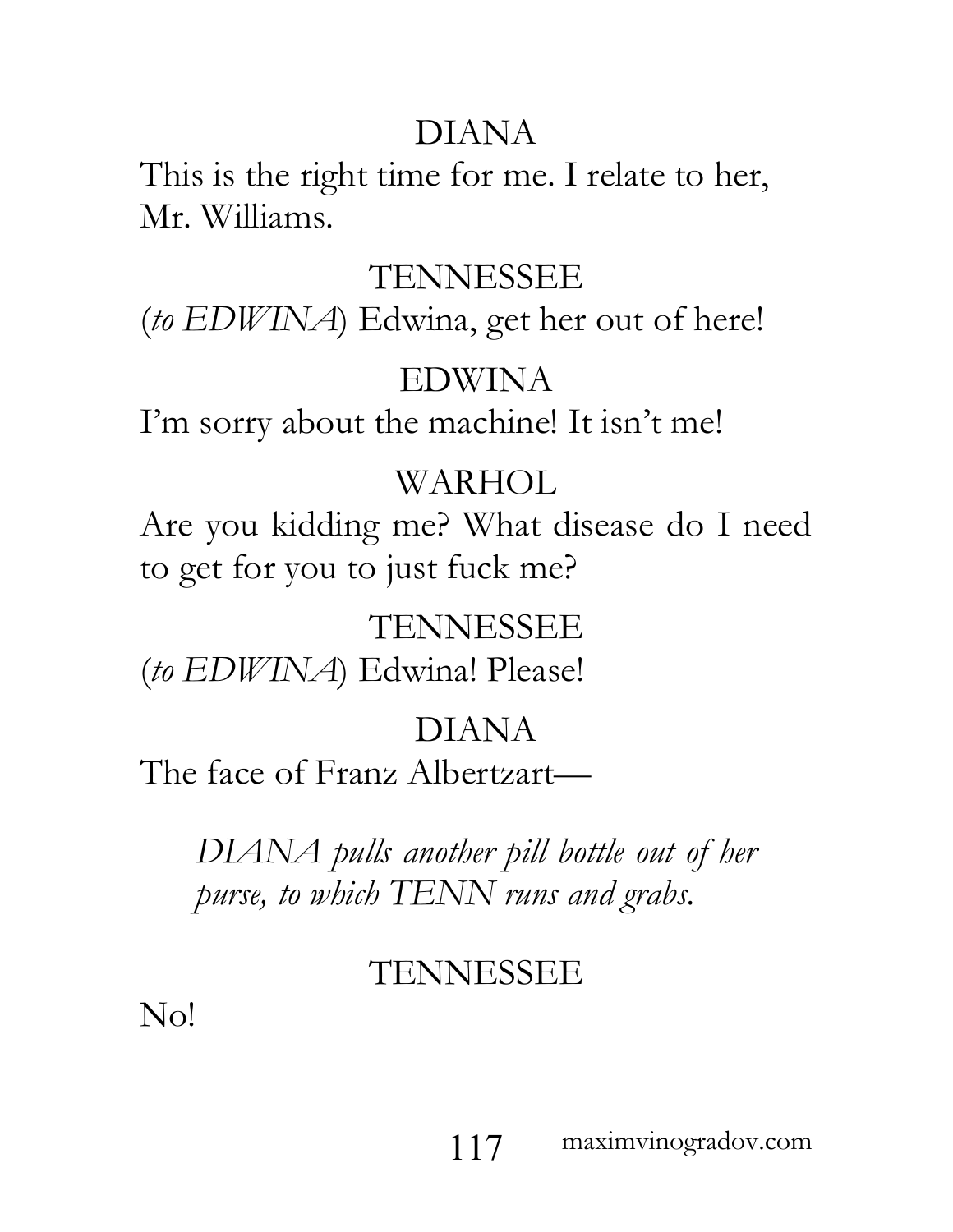DIANA

This is the right time for me. I relate to her, Mr. Williams.

TENNESSEE

(*to EDWINA*) Edwina, get her out of here!

EDWINA

I'm sorry about the machine! It isn't me!

WARHOL

Are you kidding me? What disease do I need to get for you to just fuck me?

TENNESSEE

(*to EDWINA*) Edwina! Please!

DIANA

The face of Franz Albertzart—

*DIANA pulls another pill bottle out of her purse, to which TENN runs and grabs.*

TENNESSEE

No!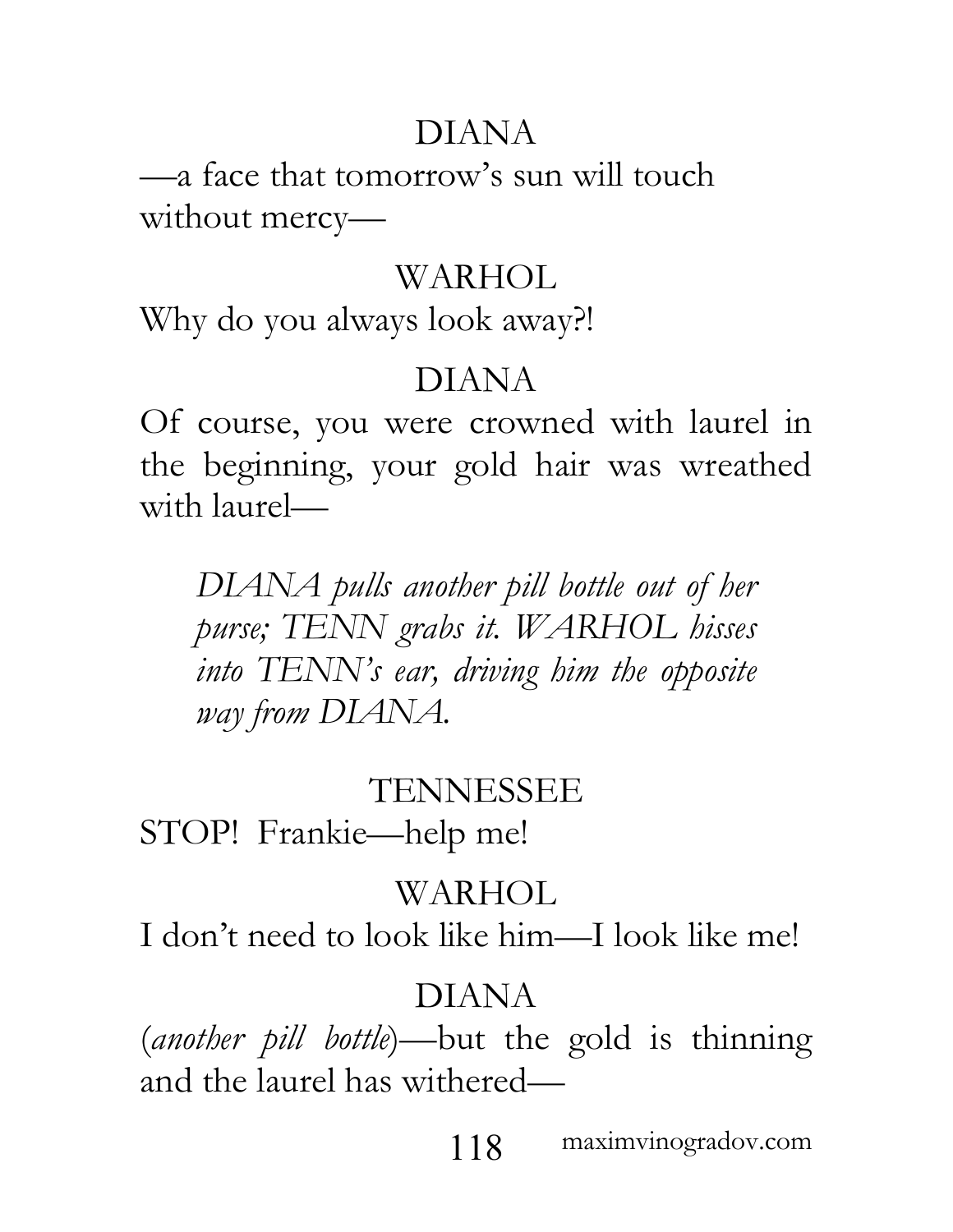DIANA

—a face that tomorrow's sun will touch without mercy—

WARHOL

Why do you always look away?!

DIANA

Of course, you were crowned with laurel in the beginning, your gold hair was wreathed with laurel—

> *DIANA pulls another pill bottle out of her purse; TENN grabs it. WARHOL hisses into TENN's ear, driving him the opposite way from DIANA.*

TENNESSEE

STOP! Frankie—help me!

WARHOL

I don't need to look like him—I look like me!

DIANA

(*another pill bottle*)—but the gold is thinning and the laurel has withered—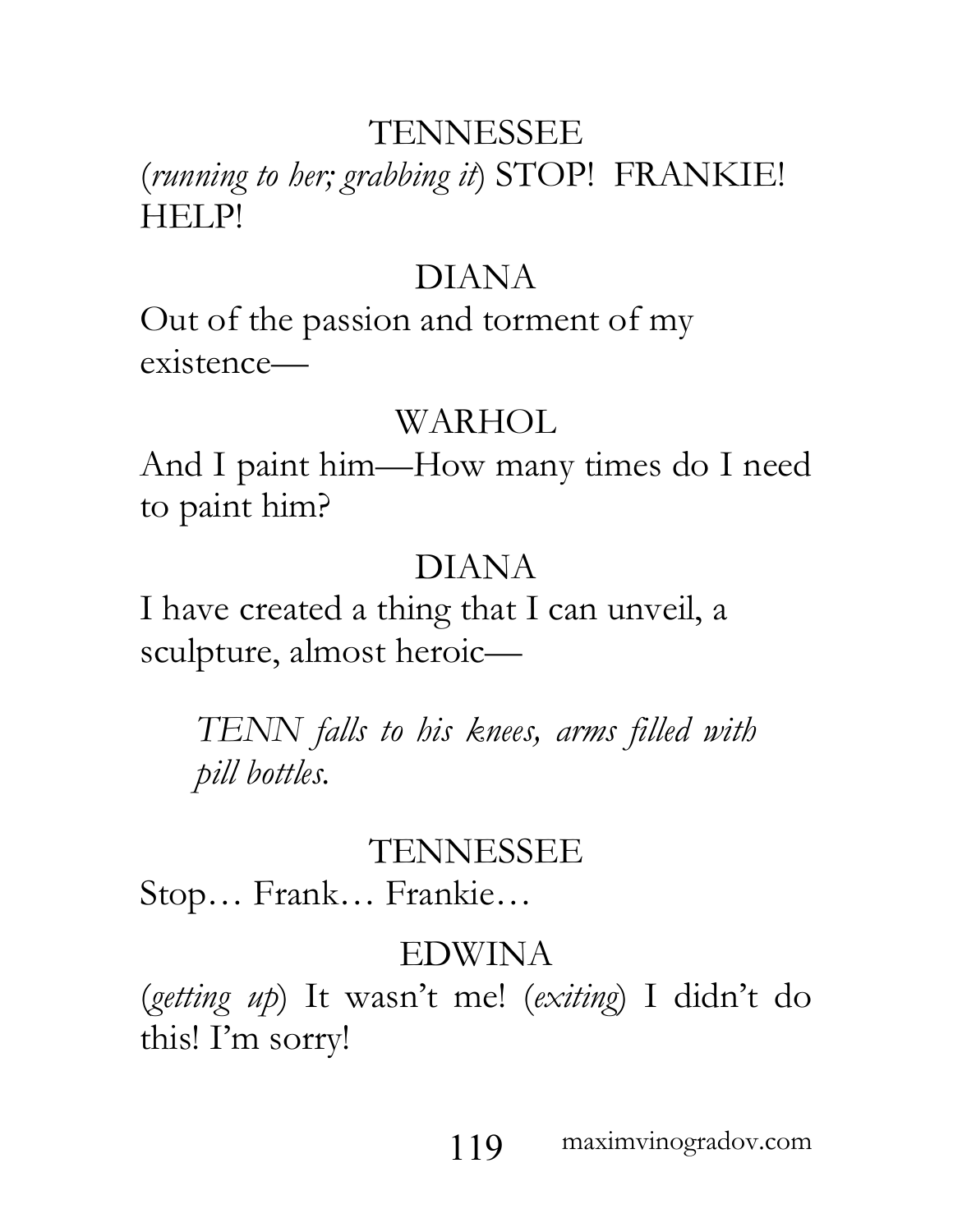TENNESSEE

(*running to her; grabbing it*) STOP! FRANKIE! HELP!

DIANA

Out of the passion and torment of my existence—

WARHOL

And I paint him—How many times do I need to paint him?

DIANA

I have created a thing that I can unveil, a sculpture, almost heroic—

*TENN falls to his knees, arms filled with pill bottles.*

TENNESSEE

Stop… Frank… Frankie…

EDWINA

(*getting up*) It wasn't me! (*exiting*) I didn't do this! I'm sorry!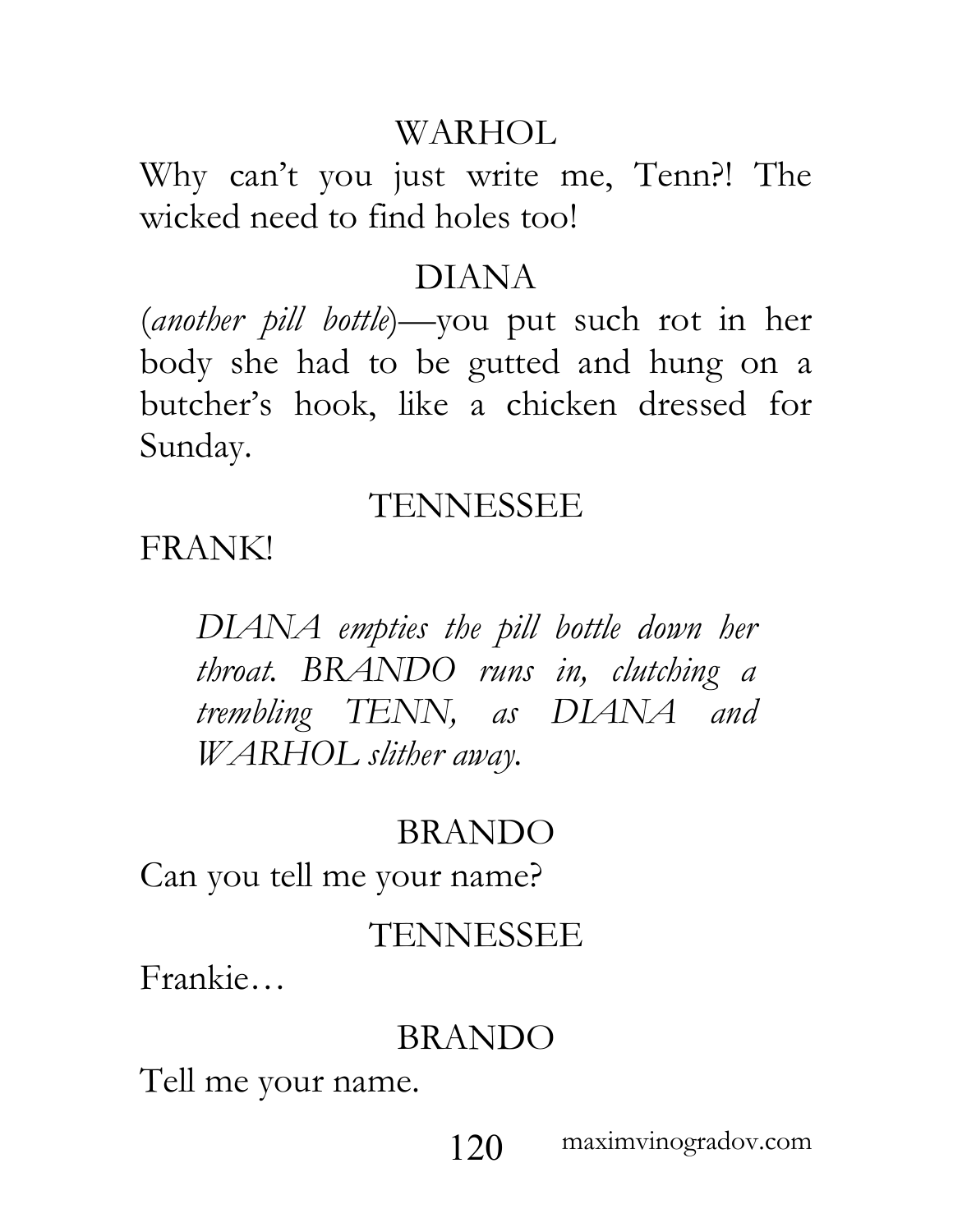WARHOL

Why can't you just write me, Tenn?! The wicked need to find holes too!

DIANA

(*another pill bottle*)—you put such rot in her body she had to be gutted and hung on a butcher's hook, like a chicken dressed for Sunday.

TENNESSEE

FRANK!

*DIANA empties the pill bottle down her throat. BRANDO runs in, clutching a trembling TENN, as DIANA and WARHOL slither away.*

BRANDO

Can you tell me your name?

TENNESSEE

Frankie…

BRANDO

Tell me your name.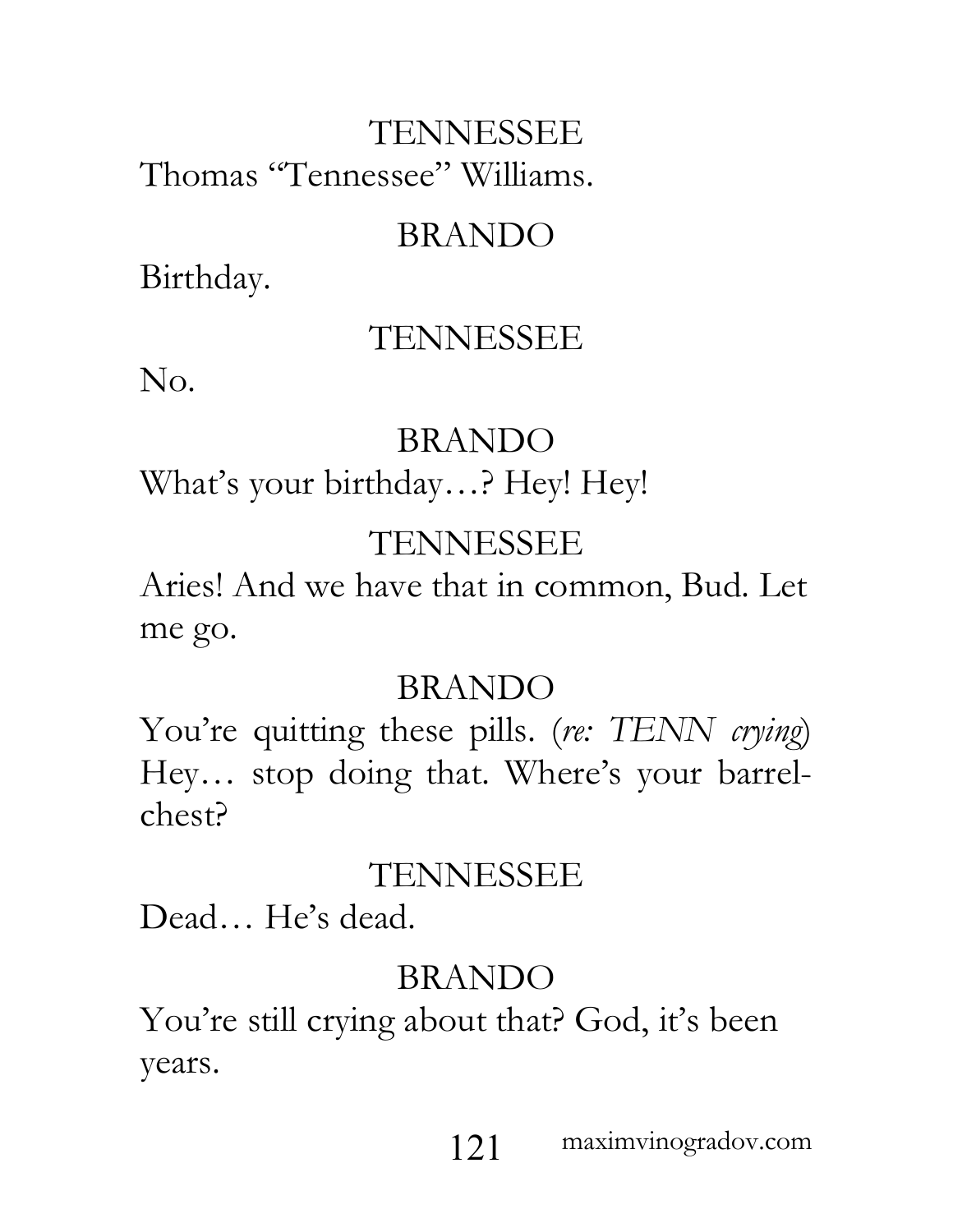TENNESSEE

Thomas "Tennessee" Williams.

BRANDO

Birthday.

TENNESSEE

No.

BRANDO

What's your birthday…? Hey! Hey!

TENNESSEE

Aries! And we have that in common, Bud. Let me go.

BRANDO

You're quitting these pills. (*re: TENN crying*) Hey… stop doing that. Where's your barrel-chest?

TENNESSEE

Dead… He's dead.

BRANDO

You're still crying about that? God, it's been years.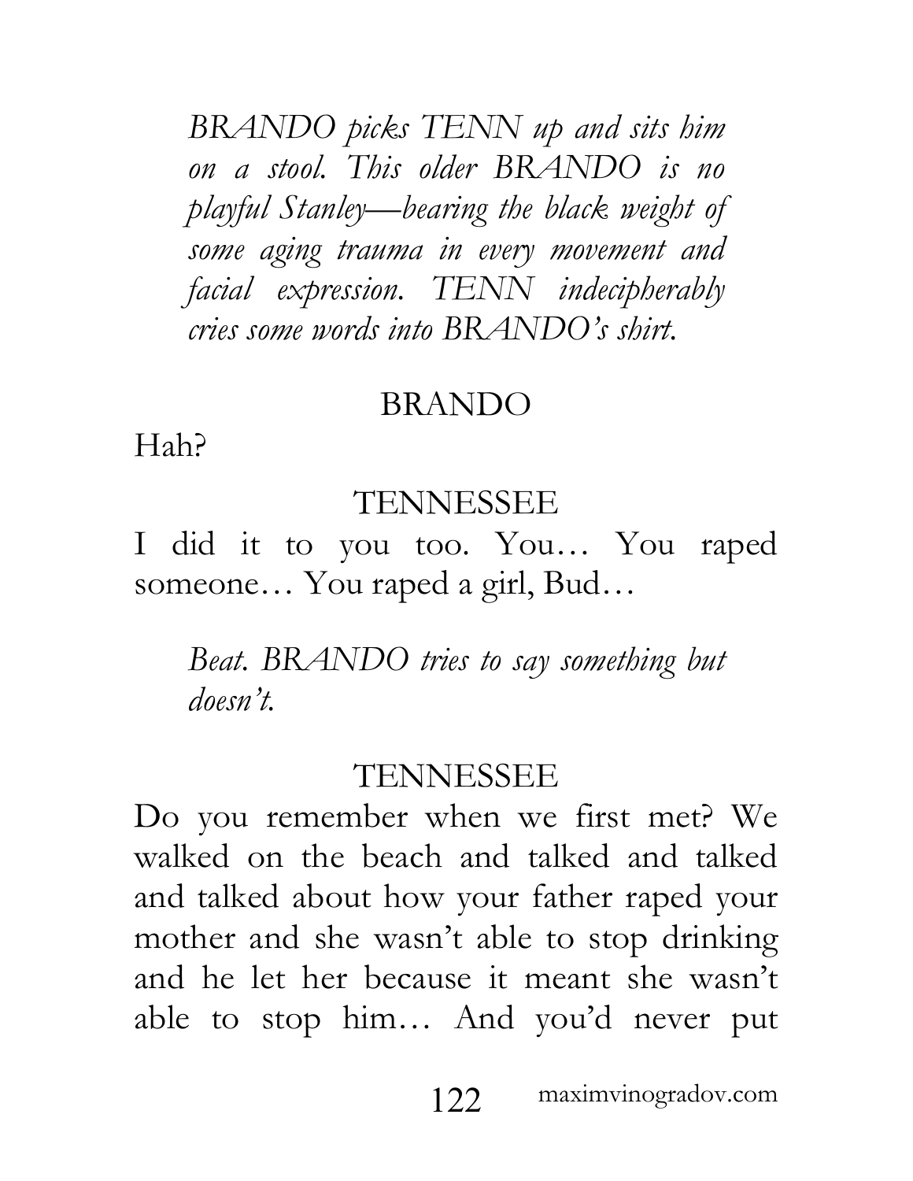*BRANDO picks TENN up and sits him on a stool. This older BRANDO is no playful Stanley—bearing the black weight of some aging trauma in every movement and facial expression. TENN indecipherably cries some words into BRANDO's shirt.*

BRANDO

Hah?

TENNESSEE

I did it to you too. You… You raped someone… You raped a girl, Bud…

*Beat. BRANDO tries to say something but doesn't.*

TENNESSEE

Do you remember when we first met? We walked on the beach and talked and talked and talked about how your father raped your mother and she wasn't able to stop drinking and he let her because it meant she wasn't able to stop him… And you'd never put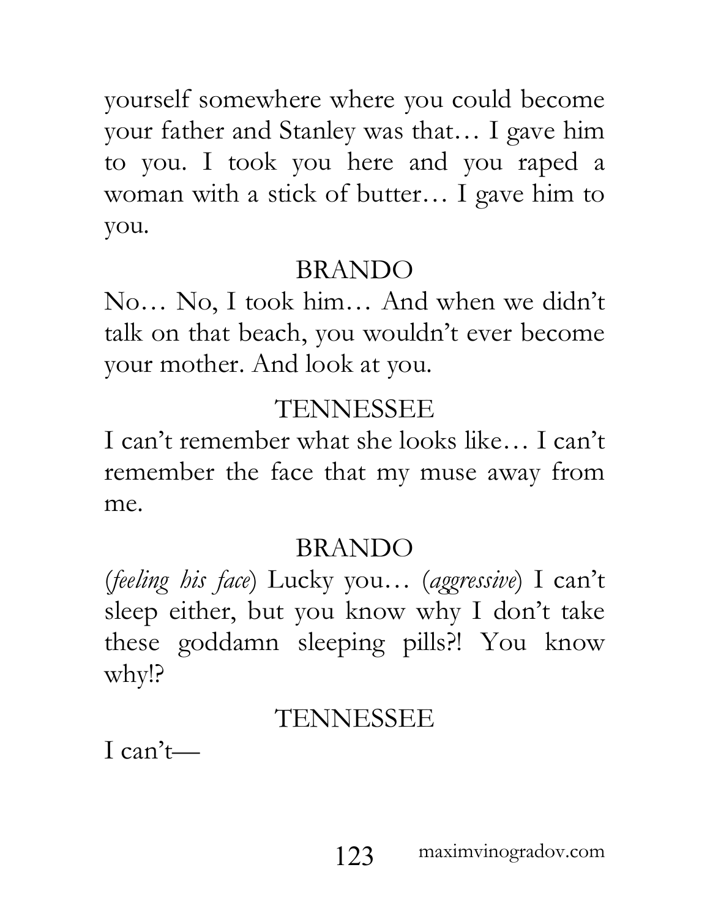yourself somewhere where you could become your father and Stanley was that… I gave him to you. I took you here and you raped a woman with a stick of butter… I gave him to you.

BRANDO

No… No, I took him… And when we didn't talk on that beach, you wouldn't ever become your mother. And look at you.

TENNESSEE

I can't remember what she looks like… I can't remember the face that my muse away from me.

BRANDO

(*feeling his face*) Lucky you… (*aggressive*) I can't sleep either, but you know why I don't take these goddamn sleeping pills?! You know why!?

TENNESSEE

I can't—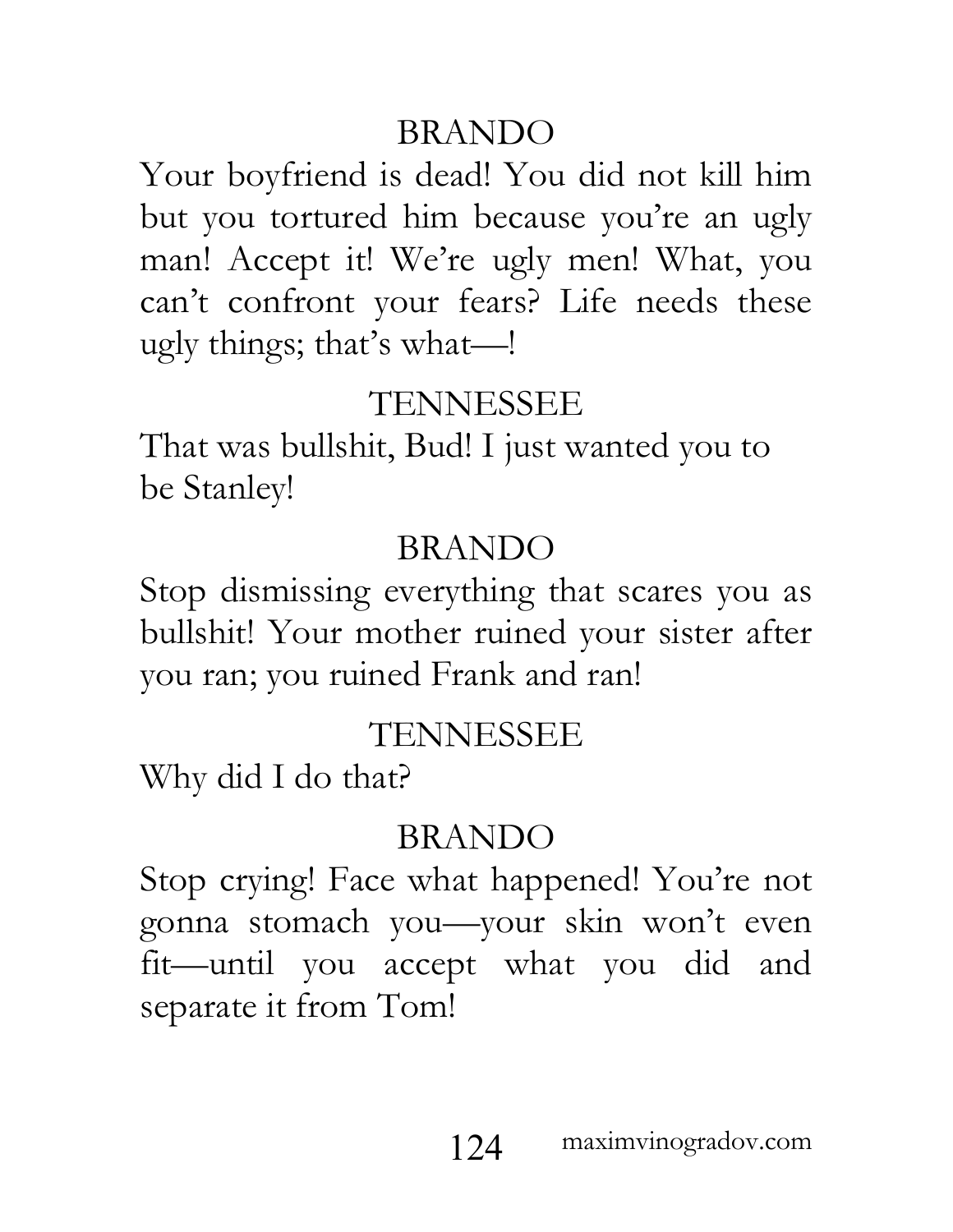BRANDO

Your boyfriend is dead! You did not kill him but you tortured him because you're an ugly man! Accept it! We're ugly men! What, you can't confront your fears? Life needs these ugly things; that's what—!

TENNESSEE

That was bullshit, Bud! I just wanted you to be Stanley!

BRANDO

Stop dismissing everything that scares you as bullshit! Your mother ruined your sister after you ran; you ruined Frank and ran!

TENNESSEE

Why did I do that?

BRANDO

Stop crying! Face what happened! You're not gonna stomach you—your skin won't even fit—until you accept what you did and separate it from Tom!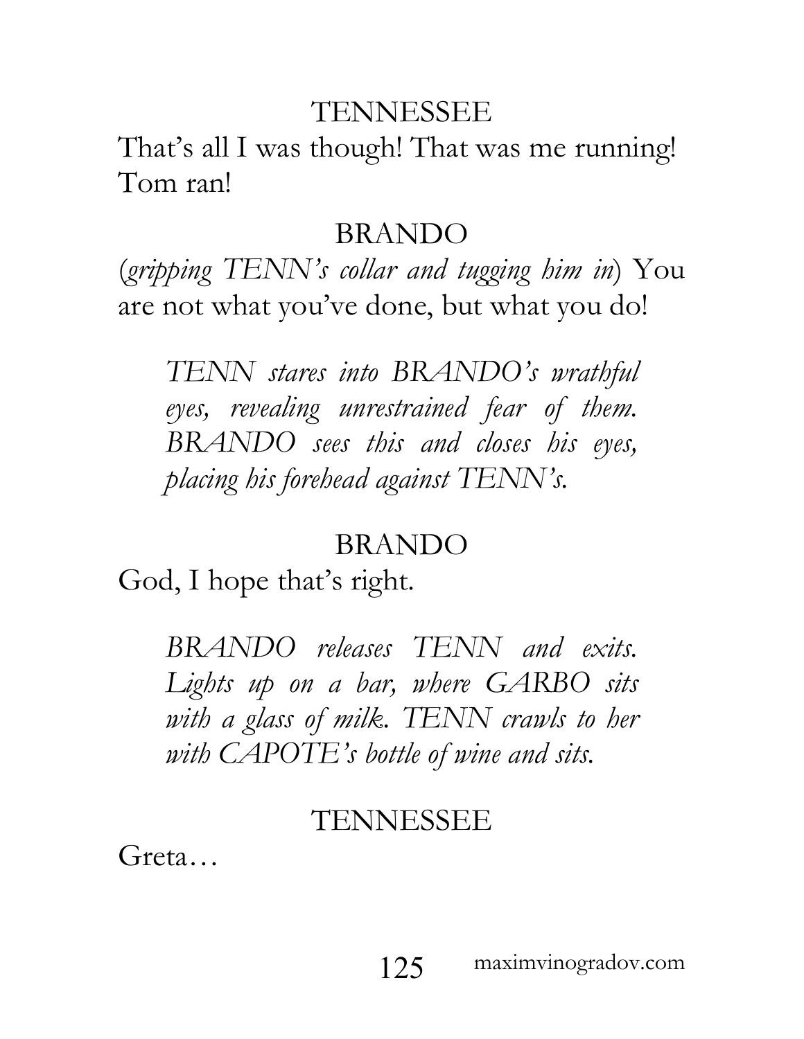TENNESSEE

That's all I was though! That was me running! Tom ran!

BRANDO

(*gripping TENN's collar and tugging him in*) You are not what you've done, but what you do!

*TENN stares into BRANDO's wrathful eyes, revealing unrestrained fear of them. BRANDO sees this and closes his eyes, placing his forehead against TENN's.*

BRANDO

God, I hope that's right.

*BRANDO releases TENN and exits. Lights up on a bar, where GARBO sits with a glass of milk. TENN crawls to her with CAPOTE's bottle of wine and sits.*

TENNESSEE

Greta…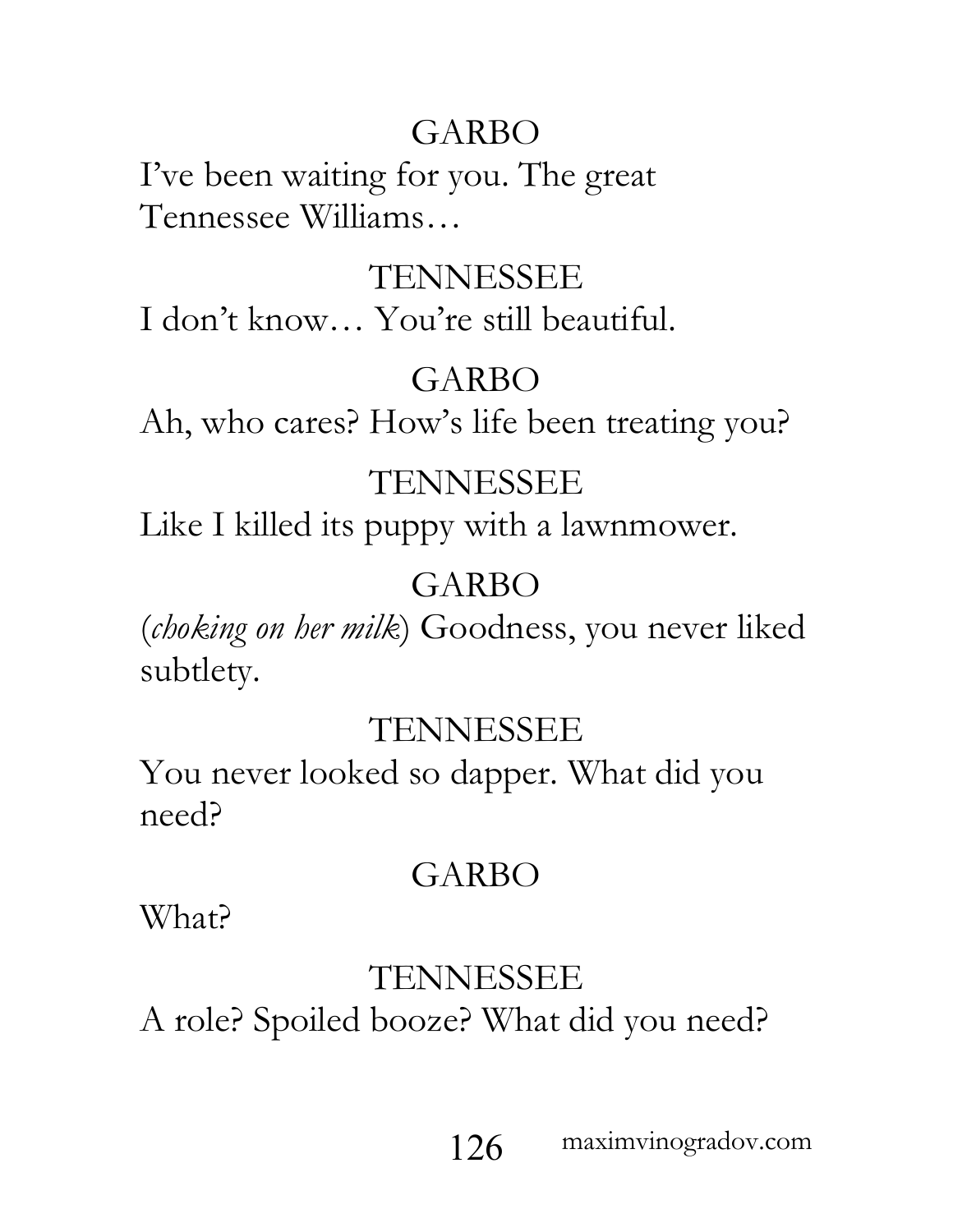GARBO

I've been waiting for you. The great Tennessee Williams…

TENNESSEE

I don't know… You're still beautiful.

GARBO

Ah, who cares? How's life been treating you?

TENNESSEE

Like I killed its puppy with a lawnmower.

GARBO

(*choking on her milk*) Goodness, you never liked subtlety.

TENNESSEE

You never looked so dapper. What did you need?

GARBO

What?

TENNESSEE

A role? Spoiled booze? What did you need?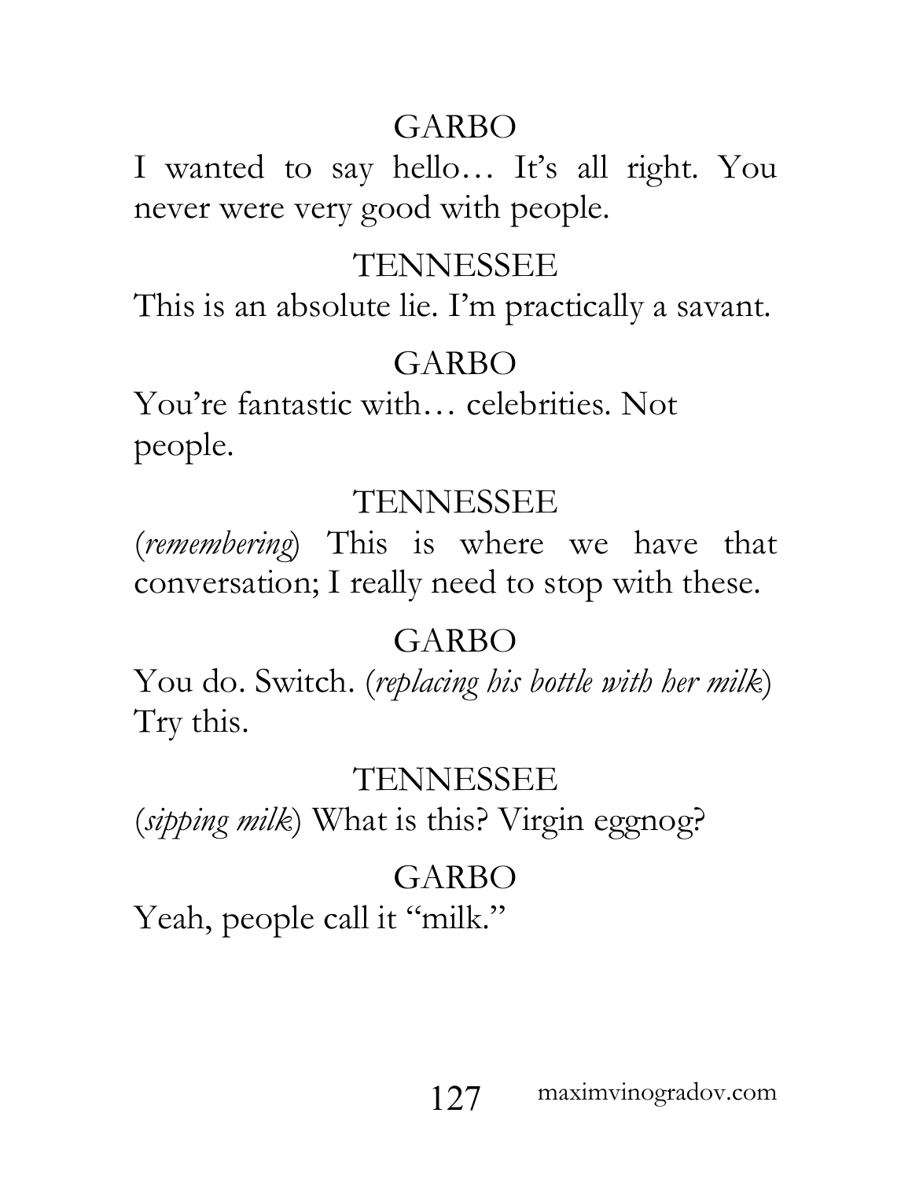GARBO

I wanted to say hello… It's all right. You never were very good with people.

TENNESSEE

This is an absolute lie. I'm practically a savant.

GARBO

You're fantastic with… celebrities. Not people.

TENNESSEE

(*remembering*) This is where we have that conversation; I really need to stop with these.

GARBO

You do. Switch. (*replacing his bottle with her milk*) Try this.

TENNESSEE

(*sipping milk*) What is this? Virgin eggnog?

GARBO

Yeah, people call it "milk."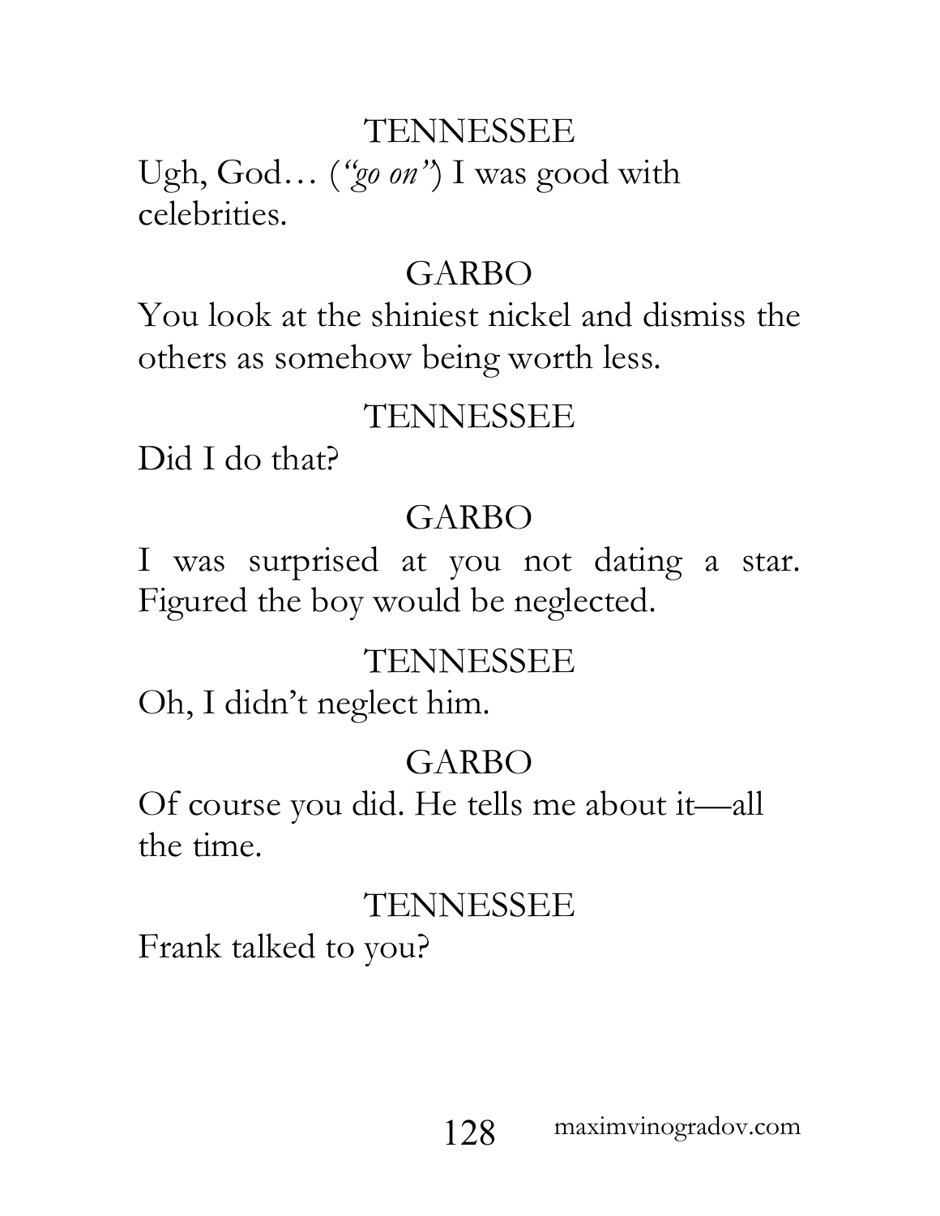TENNESSEE

Ugh, God… (*"go on"*) I was good with celebrities.

GARBO

You look at the shiniest nickel and dismiss the others as somehow being worth less.

TENNESSEE

Did I do that?

GARBO

I was surprised at you not dating a star. Figured the boy would be neglected.

TENNESSEE

Oh, I didn't neglect him.

GARBO

Of course you did. He tells me about it—all the time.

TENNESSEE

Frank talked to you?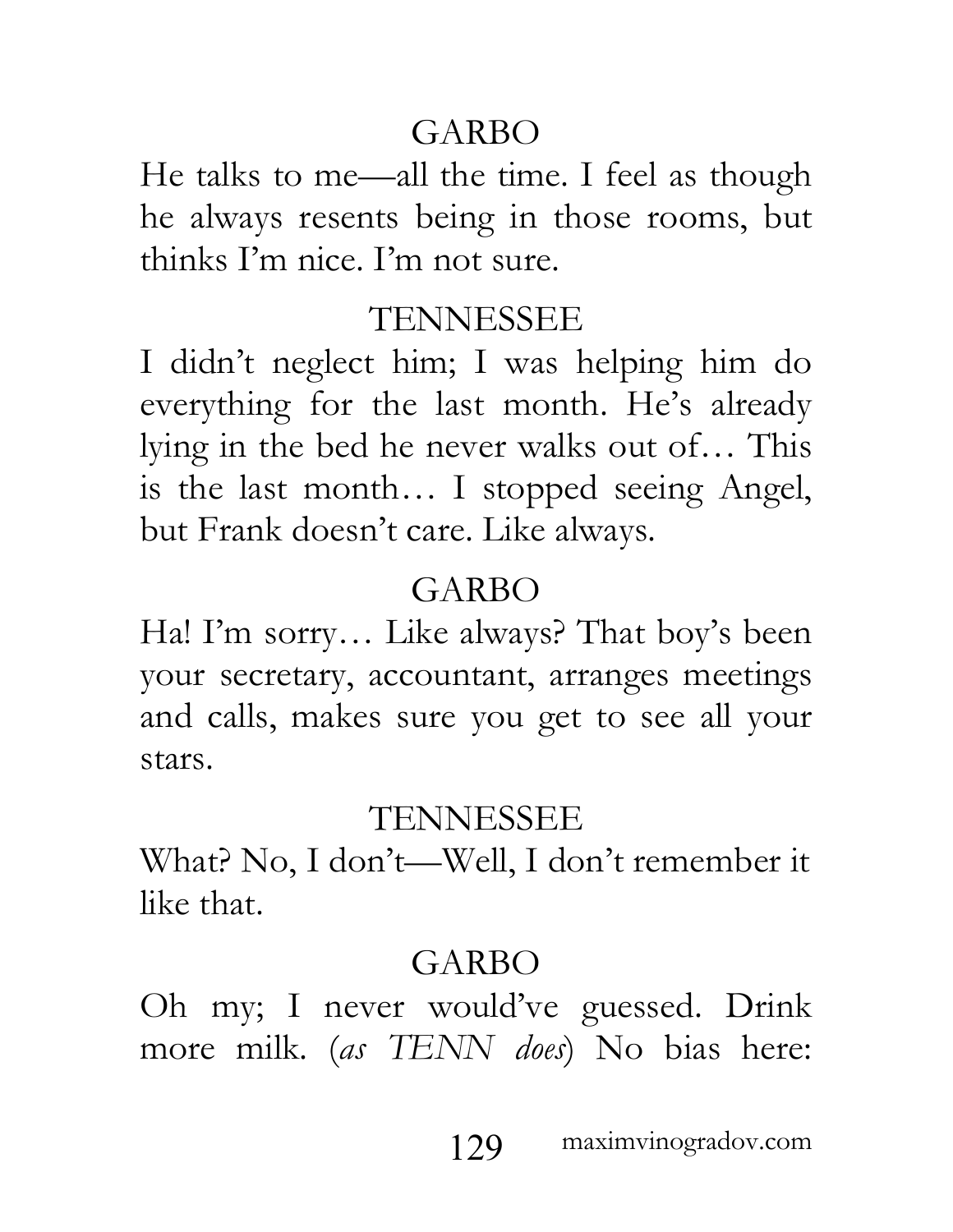GARBO

He talks to me—all the time. I feel as though he always resents being in those rooms, but thinks I'm nice. I'm not sure.

TENNESSEE

I didn't neglect him; I was helping him do everything for the last month. He's already lying in the bed he never walks out of… This is the last month… I stopped seeing Angel, but Frank doesn't care. Like always.

GARBO

Ha! I'm sorry… Like always? That boy's been your secretary, accountant, arranges meetings and calls, makes sure you get to see all your stars.

TENNESSEE

What? No, I don't—Well, I don't remember it like that.

GARBO

Oh my; I never would've guessed. Drink more milk. (*as TENN does*) No bias here: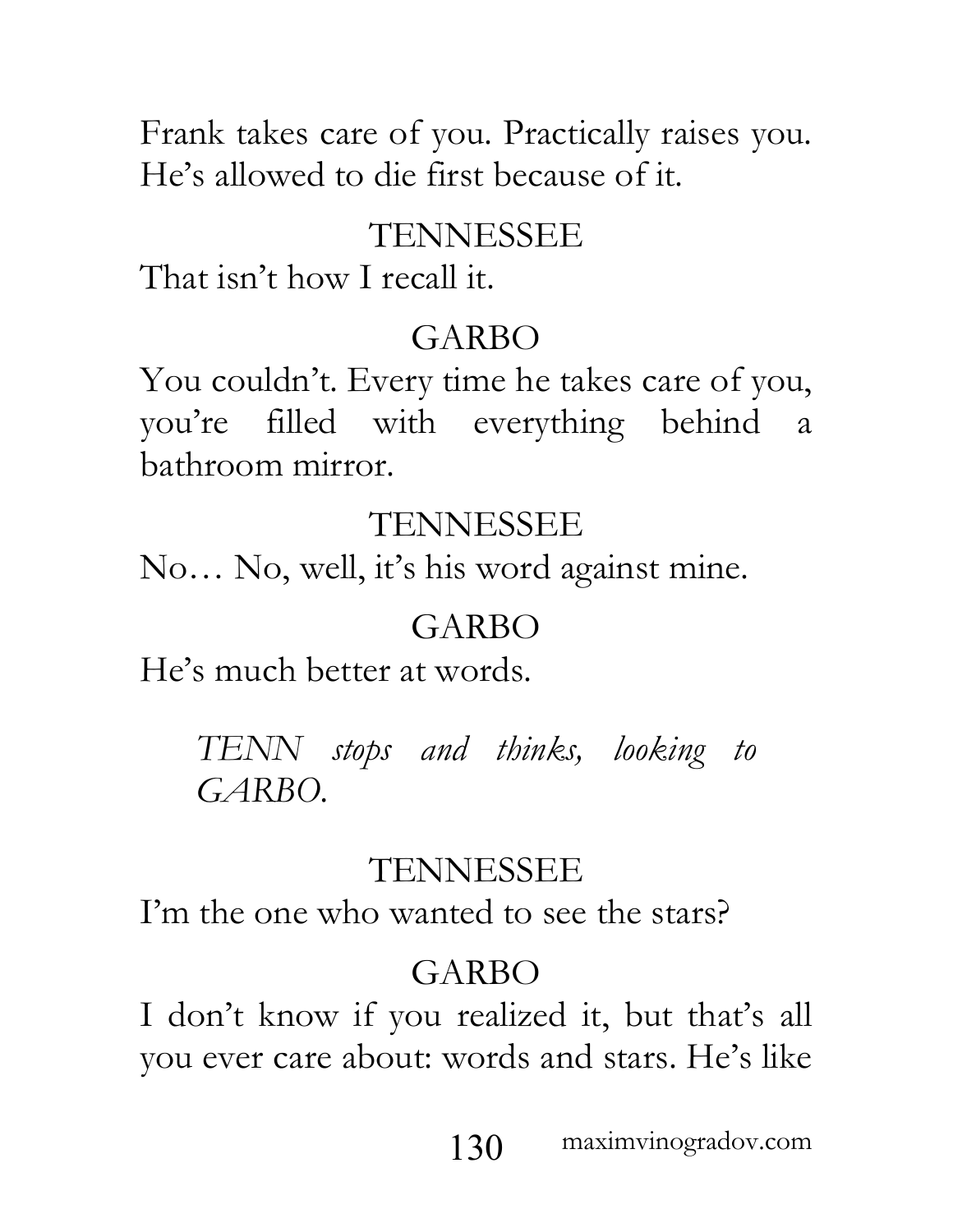Frank takes care of you. Practically raises you. He's allowed to die first because of it.

TENNESSEE

That isn't how I recall it.

GARBO

You couldn't. Every time he takes care of you, you're filled with everything behind a bathroom mirror.

TENNESSEE

No… No, well, it's his word against mine.

GARBO

He's much better at words.

*TENN stops and thinks, looking to GARBO.*

TENNESSEE

I'm the one who wanted to see the stars?

GARBO

I don't know if you realized it, but that's all you ever care about: words and stars. He's like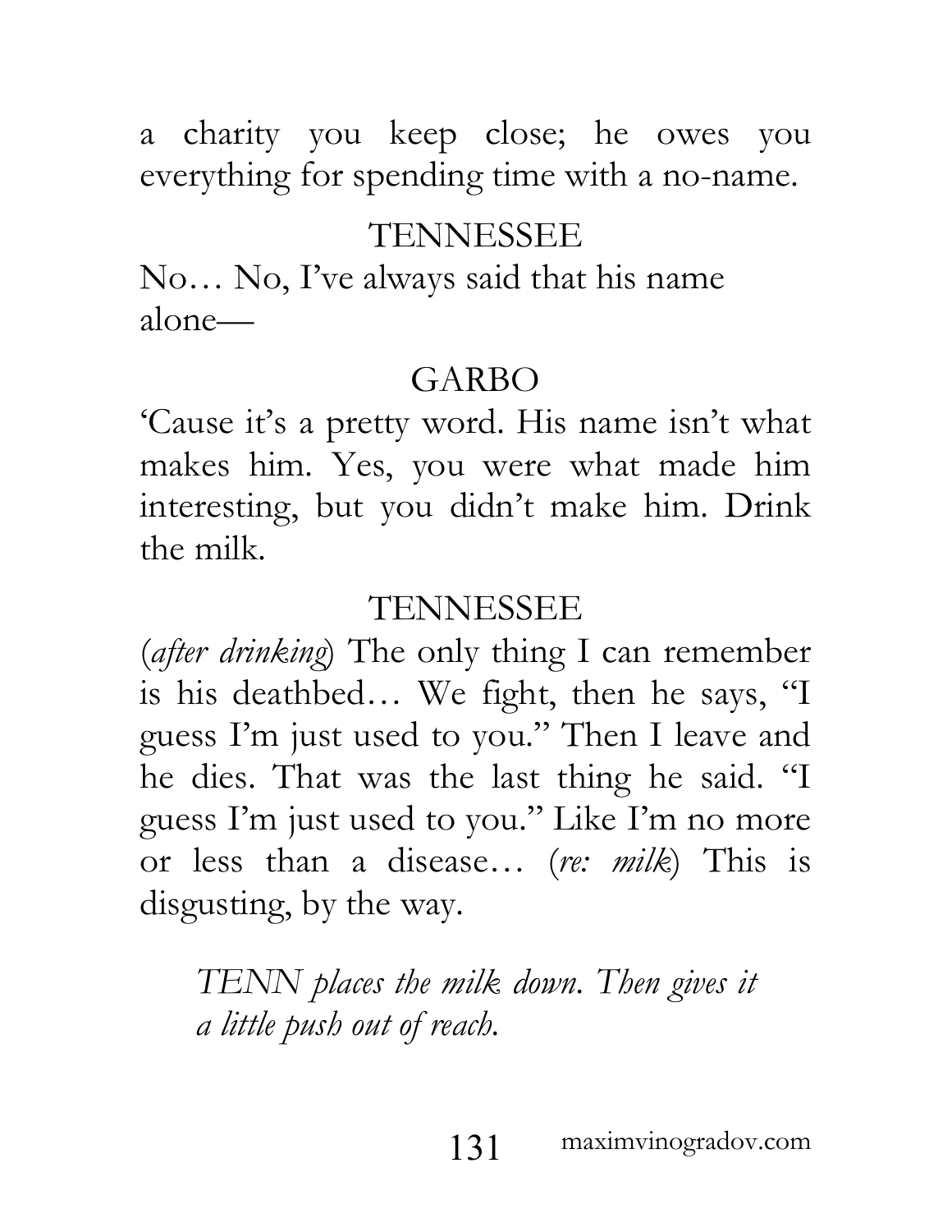a charity you keep close; he owes you everything for spending time with a no-name.

TENNESSEE

No… No, I've always said that his name alone—

GARBO

'Cause it's a pretty word. His name isn't what makes him. Yes, you were what made him interesting, but you didn't make him. Drink the milk.

TENNESSEE

(*after drinking*) The only thing I can remember is his deathbed… We fight, then he says, "I guess I'm just used to you." Then I leave and he dies. That was the last thing he said. "I guess I'm just used to you." Like I'm no more or less than a disease… (*re: milk*) This is disgusting, by the way.

*TENN places the milk down. Then gives it a little push out of reach.*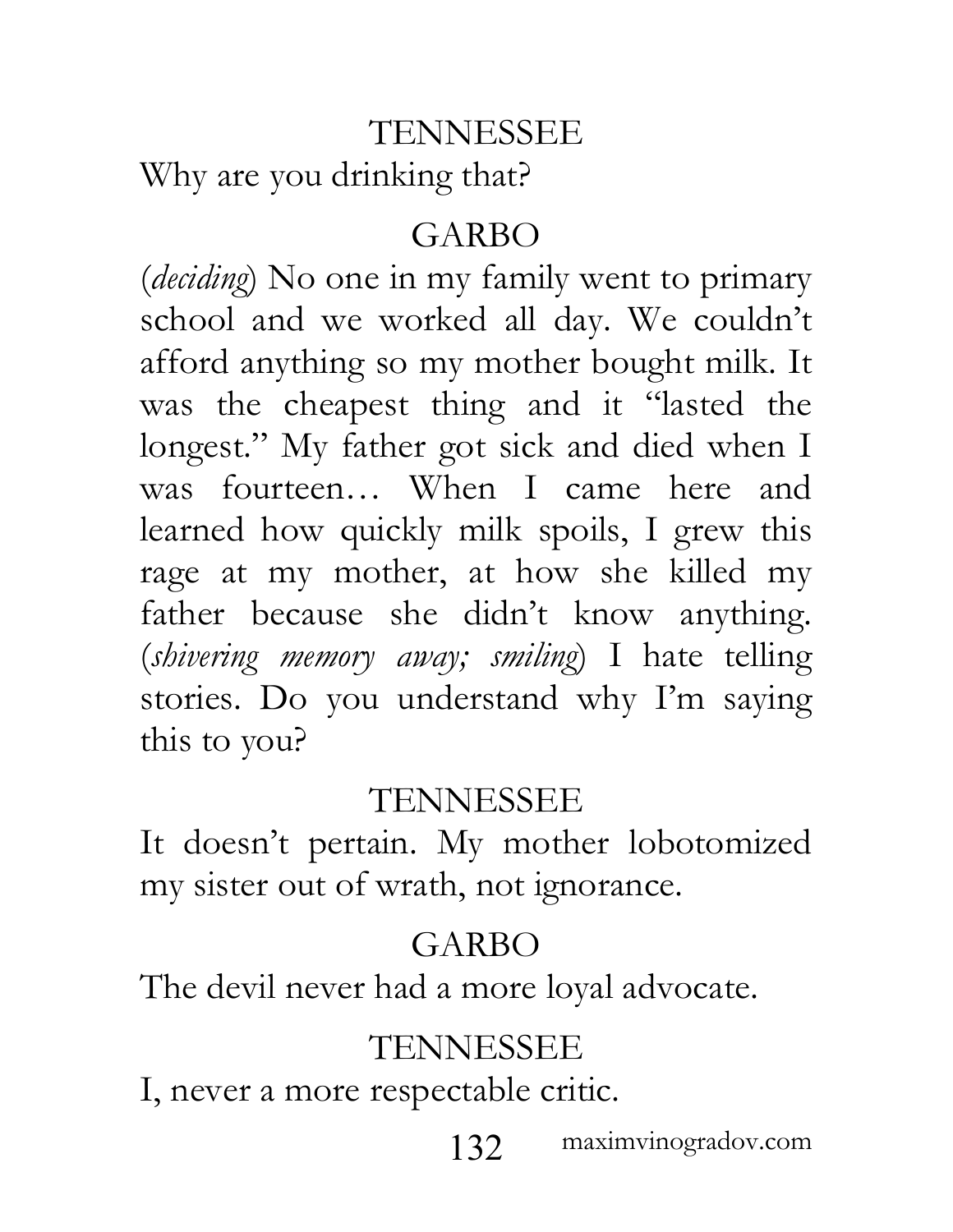TENNESSEE

Why are you drinking that?

GARBO

(*deciding*) No one in my family went to primary school and we worked all day. We couldn't afford anything so my mother bought milk. It was the cheapest thing and it "lasted the longest." My father got sick and died when I was fourteen… When I came here and learned how quickly milk spoils, I grew this rage at my mother, at how she killed my father because she didn't know anything. (*shivering memory away; smiling*) I hate telling stories. Do you understand why I'm saying this to you?

TENNESSEE

It doesn't pertain. My mother lobotomized my sister out of wrath, not ignorance.

GARBO

The devil never had a more loyal advocate.

TENNESSEE

I, never a more respectable critic.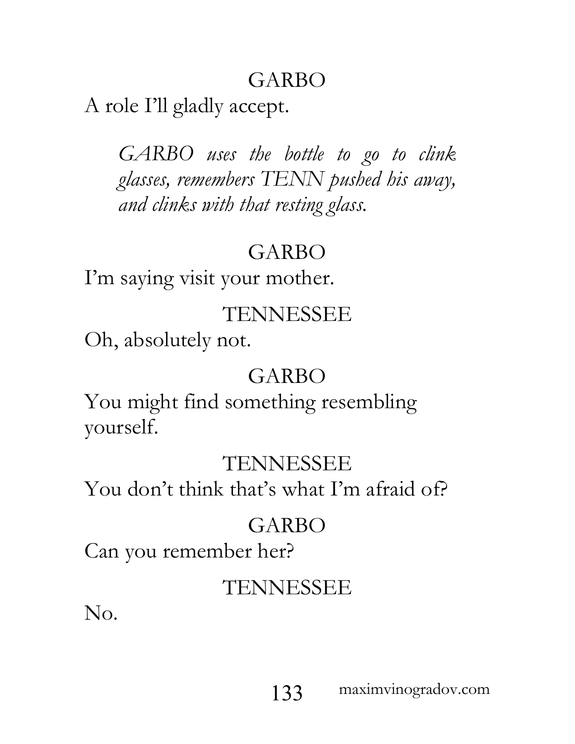GARBO

A role I'll gladly accept.

*GARBO uses the bottle to go to clink glasses, remembers TENN pushed his away, and clinks with that resting glass.*

GARBO

I'm saying visit your mother.

TENNESSEE

Oh, absolutely not.

GARBO

You might find something resembling yourself.

TENNESSEE

You don't think that's what I'm afraid of?

GARBO

Can you remember her?

TENNESSEE

No.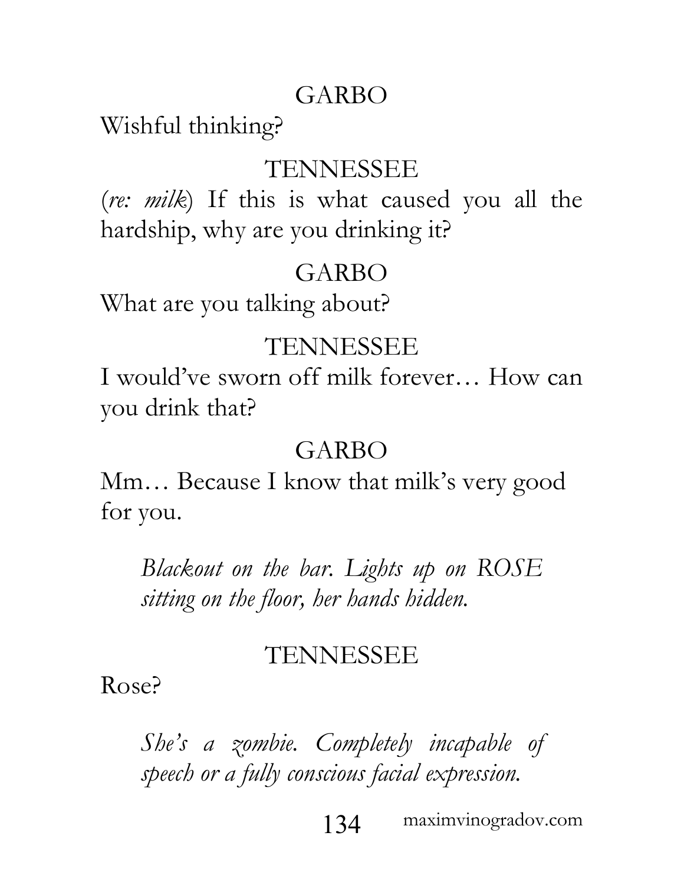GARBO

Wishful thinking?

TENNESSEE

(*re: milk*) If this is what caused you all the hardship, why are you drinking it?

GARBO

What are you talking about?

TENNESSEE

I would've sworn off milk forever… How can you drink that?

GARBO

Mm… Because I know that milk's very good for you.

*Blackout on the bar. Lights up on ROSE sitting on the floor, her hands hidden.*

TENNESSEE

Rose?

*She's a zombie. Completely incapable of speech or a fully conscious facial expression.*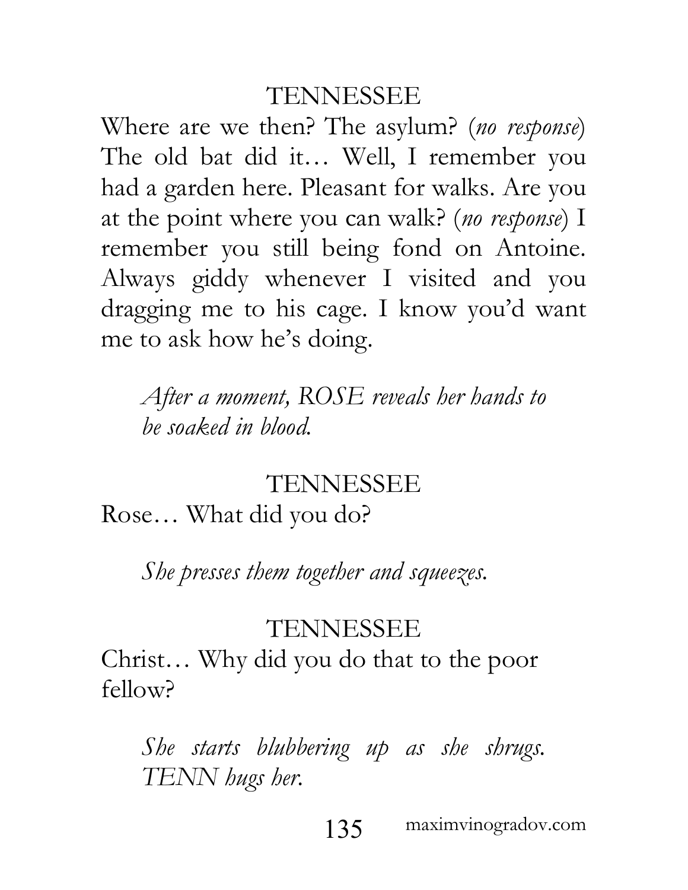TENNESSEE

Where are we then? The asylum? (*no response*) The old bat did it… Well, I remember you had a garden here. Pleasant for walks. Are you at the point where you can walk? (*no response*) I remember you still being fond on Antoine. Always giddy whenever I visited and you dragging me to his cage. I know you'd want me to ask how he's doing.

*After a moment, ROSE reveals her hands to be soaked in blood.*

TENNESSEE

Rose… What did you do?

*She presses them together and squeezes.*

TENNESSEE

Christ… Why did you do that to the poor fellow?

*She starts blubbering up as she shrugs. TENN hugs her.*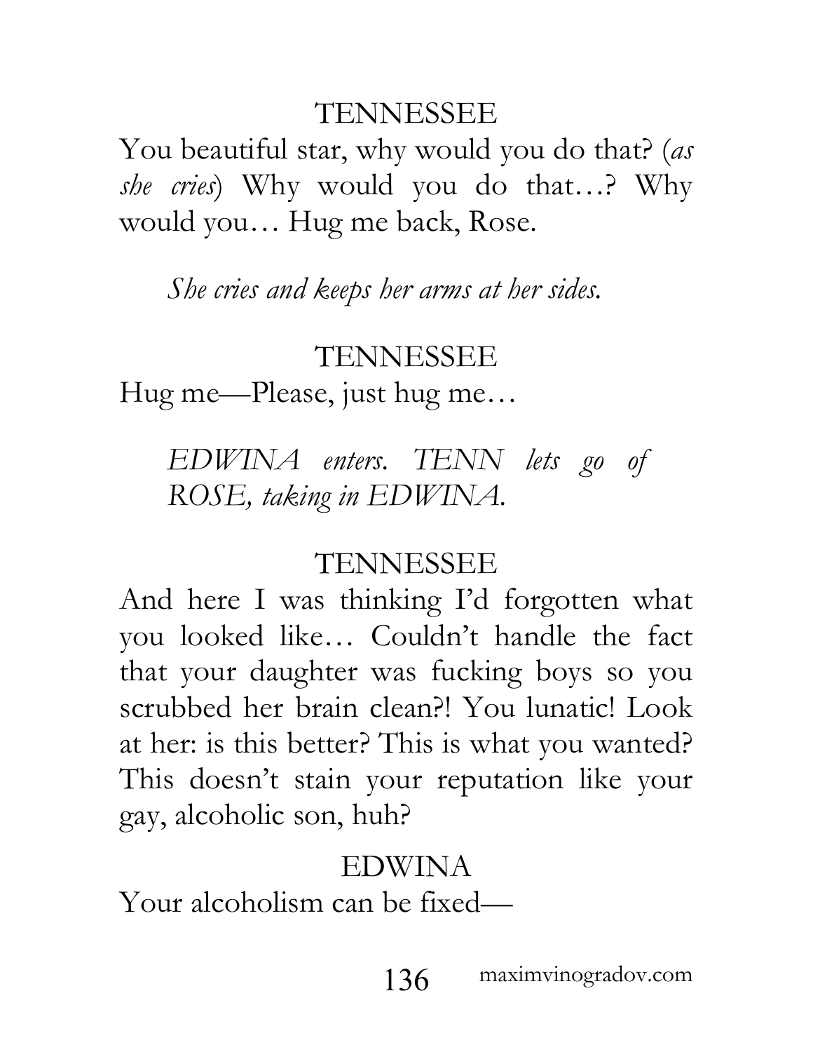TENNESSEE

You beautiful star, why would you do that? (*as she cries*) Why would you do that…? Why would you… Hug me back, Rose.

*She cries and keeps her arms at her sides.*

TENNESSEE

Hug me—Please, just hug me…

*EDWINA enters. TENN lets go of ROSE, taking in EDWINA.*

TENNESSEE

And here I was thinking I'd forgotten what you looked like… Couldn't handle the fact that your daughter was fucking boys so you scrubbed her brain clean?! You lunatic! Look at her: is this better? This is what you wanted? This doesn't stain your reputation like your gay, alcoholic son, huh?

EDWINA

Your alcoholism can be fixed—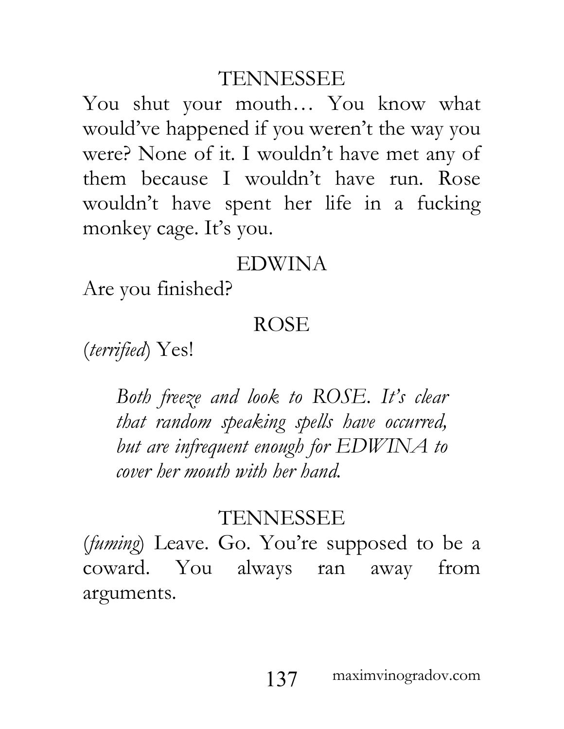TENNESSEE

You shut your mouth… You know what would've happened if you weren't the way you were? None of it. I wouldn't have met any of them because I wouldn't have run. Rose wouldn't have spent her life in a fucking monkey cage. It's you.

EDWINA

Are you finished?

ROSE

(*terrified*) Yes!

*Both freeze and look to ROSE. It's clear that random speaking spells have occurred, but are infrequent enough for EDWINA to cover her mouth with her hand.*

TENNESSEE

(*fuming*) Leave. Go. You're supposed to be a coward. You always ran away from arguments.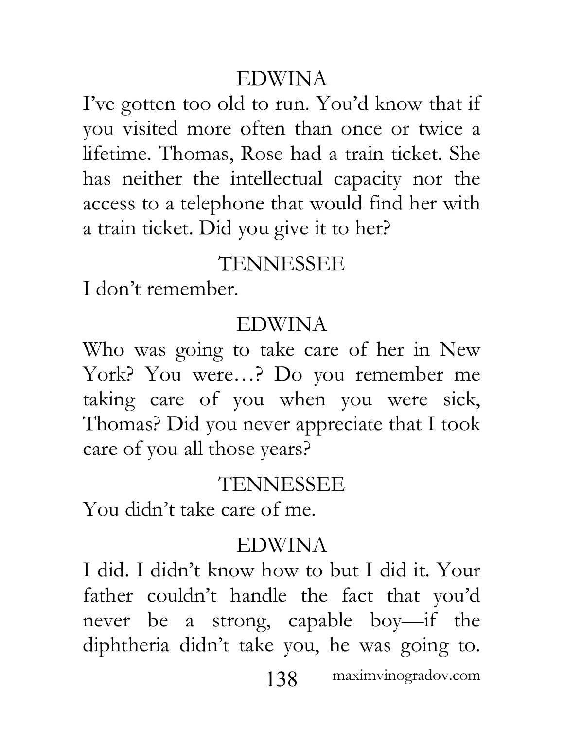EDWINA

I've gotten too old to run. You'd know that if you visited more often than once or twice a lifetime. Thomas, Rose had a train ticket. She has neither the intellectual capacity nor the access to a telephone that would find her with a train ticket. Did you give it to her?

TENNESSEE

I don't remember.

EDWINA

Who was going to take care of her in New York? You were…? Do you remember me taking care of you when you were sick, Thomas? Did you never appreciate that I took care of you all those years?

TENNESSEE

You didn't take care of me.

EDWINA

I did. I didn't know how to but I did it. Your father couldn't handle the fact that you'd never be a strong, capable boy—if the diphtheria didn't take you, he was going to.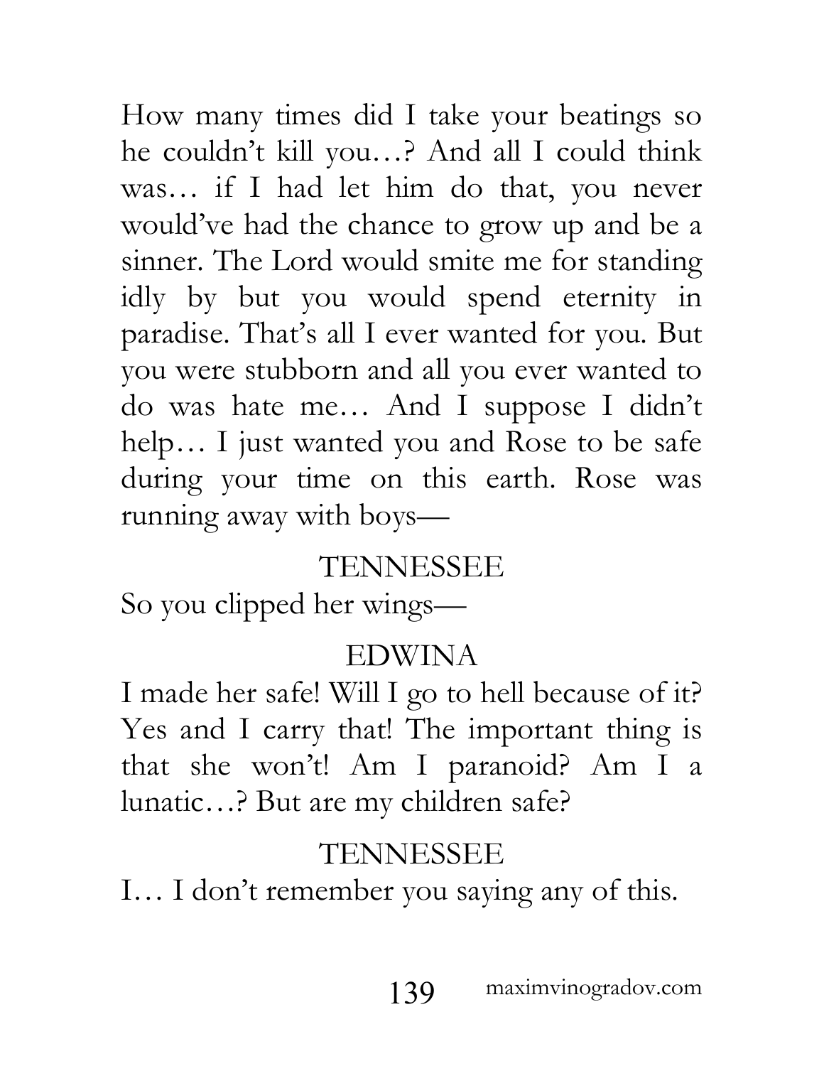How many times did I take your beatings so he couldn't kill you…? And all I could think was… if I had let him do that, you never would've had the chance to grow up and be a sinner. The Lord would smite me for standing idly by but you would spend eternity in paradise. That's all I ever wanted for you. But you were stubborn and all you ever wanted to do was hate me… And I suppose I didn't help… I just wanted you and Rose to be safe during your time on this earth. Rose was running away with boys—

TENNESSEE

So you clipped her wings—

EDWINA

I made her safe! Will I go to hell because of it? Yes and I carry that! The important thing is that she won't! Am I paranoid? Am I a lunatic…? But are my children safe?

TENNESSEE

I… I don't remember you saying any of this.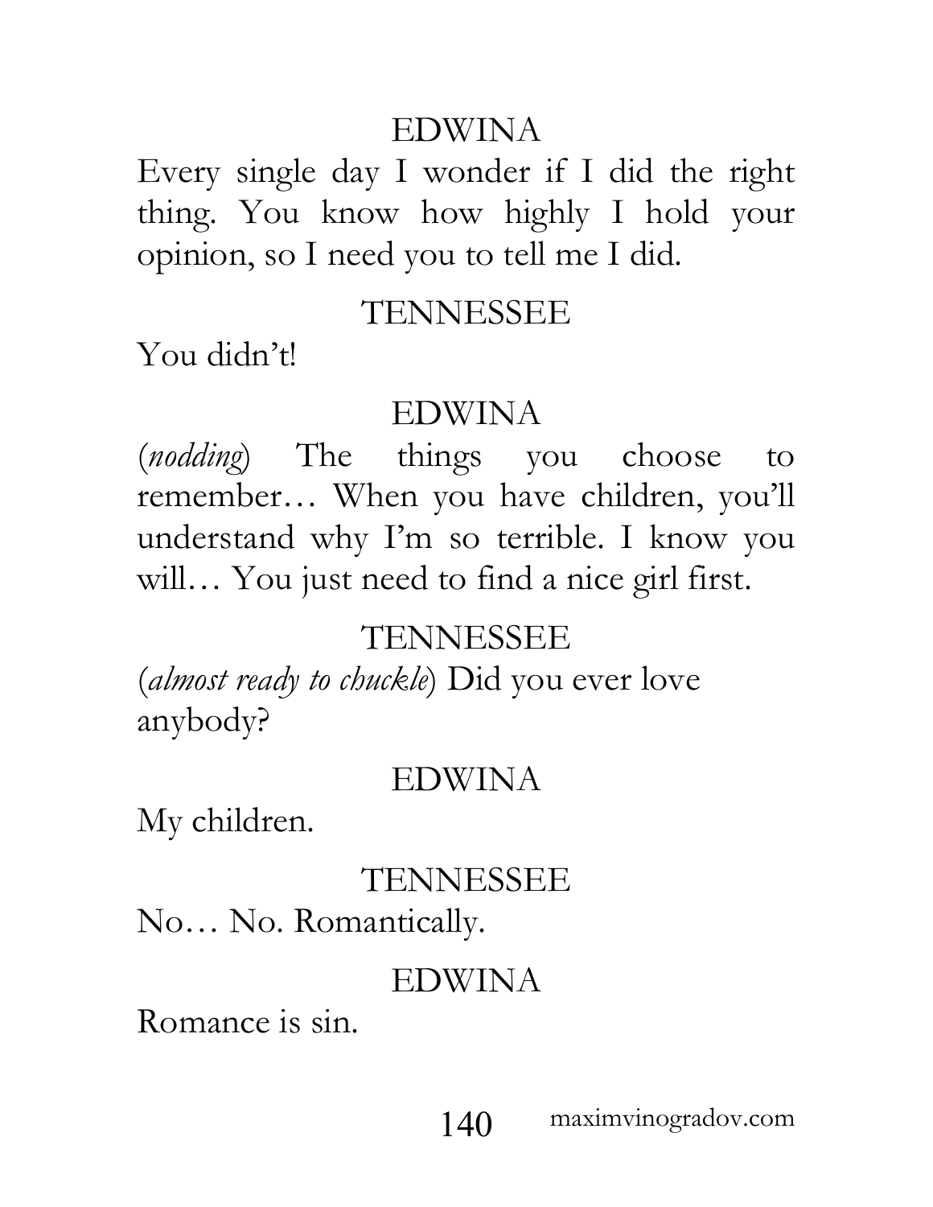EDWINA

Every single day I wonder if I did the right thing. You know how highly I hold your opinion, so I need you to tell me I did.

TENNESSEE

You didn't!

EDWINA

(*nodding*) The things you choose to remember… When you have children, you'll understand why I'm so terrible. I know you will… You just need to find a nice girl first.

TENNESSEE

(*almost ready to chuckle*) Did you ever love anybody?

EDWINA

My children.

TENNESSEE

No… No. Romantically.

EDWINA

Romance is sin.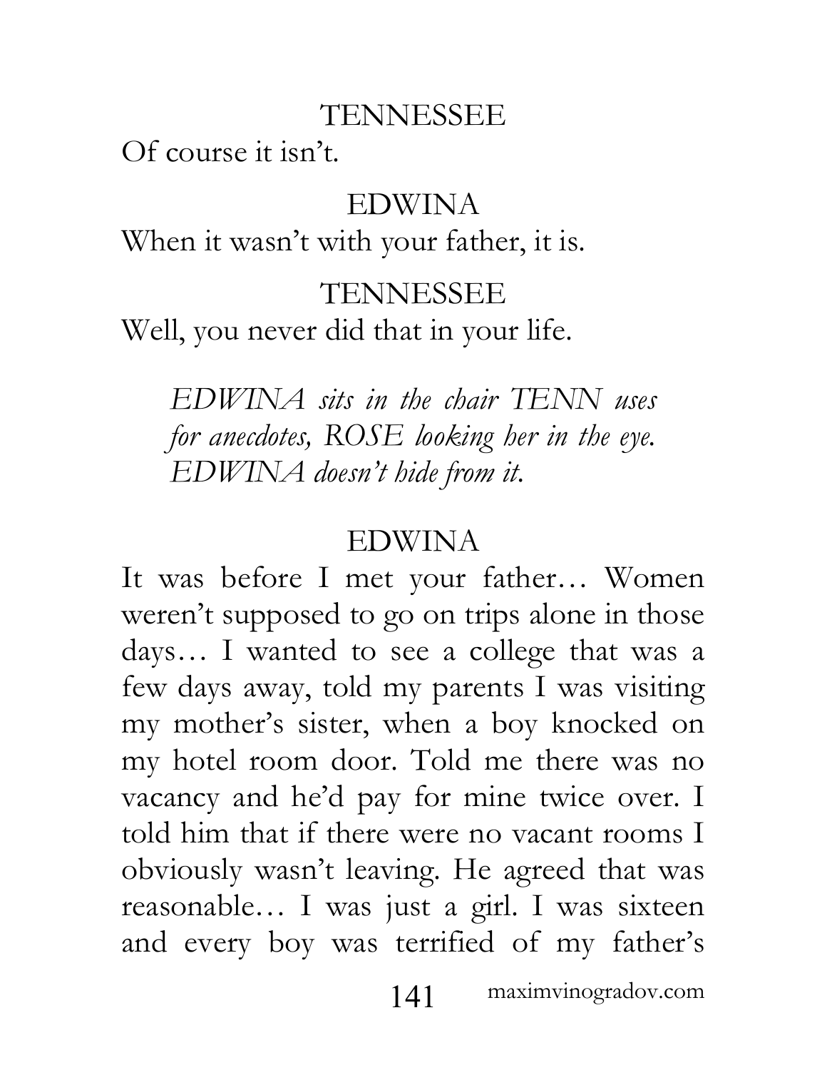TENNESSEE

Of course it isn't.

EDWINA

When it wasn't with your father, it is.

TENNESSEE

Well, you never did that in your life.

*EDWINA sits in the chair TENN uses for anecdotes, ROSE looking her in the eye. EDWINA doesn't hide from it.*

EDWINA

It was before I met your father… Women weren't supposed to go on trips alone in those days… I wanted to see a college that was a few days away, told my parents I was visiting my mother's sister, when a boy knocked on my hotel room door. Told me there was no vacancy and he'd pay for mine twice over. I told him that if there were no vacant rooms I obviously wasn't leaving. He agreed that was reasonable… I was just a girl. I was sixteen and every boy was terrified of my father's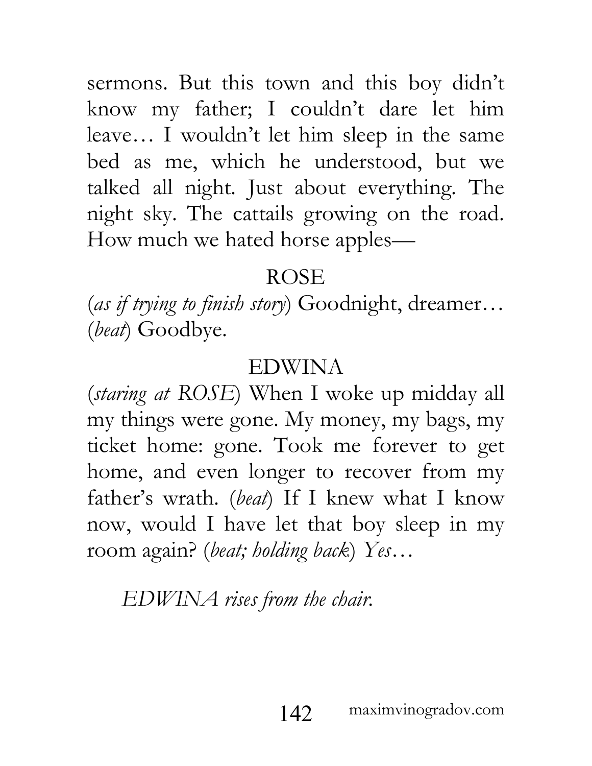sermons. But this town and this boy didn't know my father; I couldn't dare let him leave… I wouldn't let him sleep in the same bed as me, which he understood, but we talked all night. Just about everything. The night sky. The cattails growing on the road. How much we hated horse apples—

ROSE

(*as if trying to finish story*) Goodnight, dreamer… (*beat*) Goodbye.

EDWINA

(*staring at ROSE*) When I woke up midday all my things were gone. My money, my bags, my ticket home: gone. Took me forever to get home, and even longer to recover from my father's wrath. (*beat*) If I knew what I know now, would I have let that boy sleep in my room again? (*beat; holding back*) *Yes…*

*EDWINA rises from the chair.*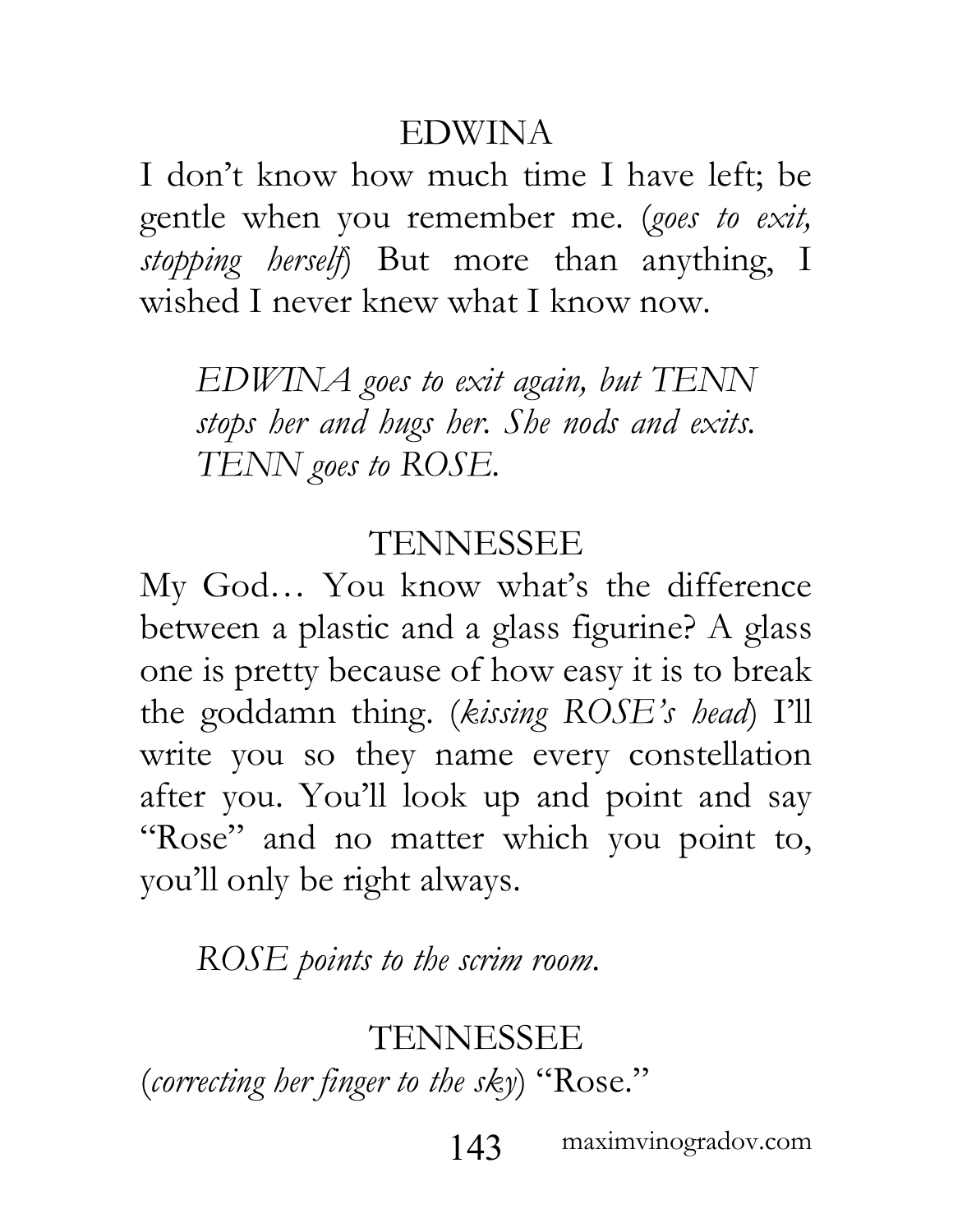EDWINA

I don't know how much time I have left; be gentle when you remember me. (*goes to exit, stopping herself*) But more than anything, I wished I never knew what I know now.

*EDWINA goes to exit again, but TENN stops her and hugs her. She nods and exits. TENN goes to ROSE.*

TENNESSEE

My God… You know what's the difference between a plastic and a glass figurine? A glass one is pretty because of how easy it is to break the goddamn thing. (*kissing ROSE's head*) I'll write you so they name every constellation after you. You'll look up and point and say "Rose" and no matter which you point to, you'll only be right always.

*ROSE points to the scrim room.*

TENNESSEE

(*correcting her finger to the sky*) "Rose."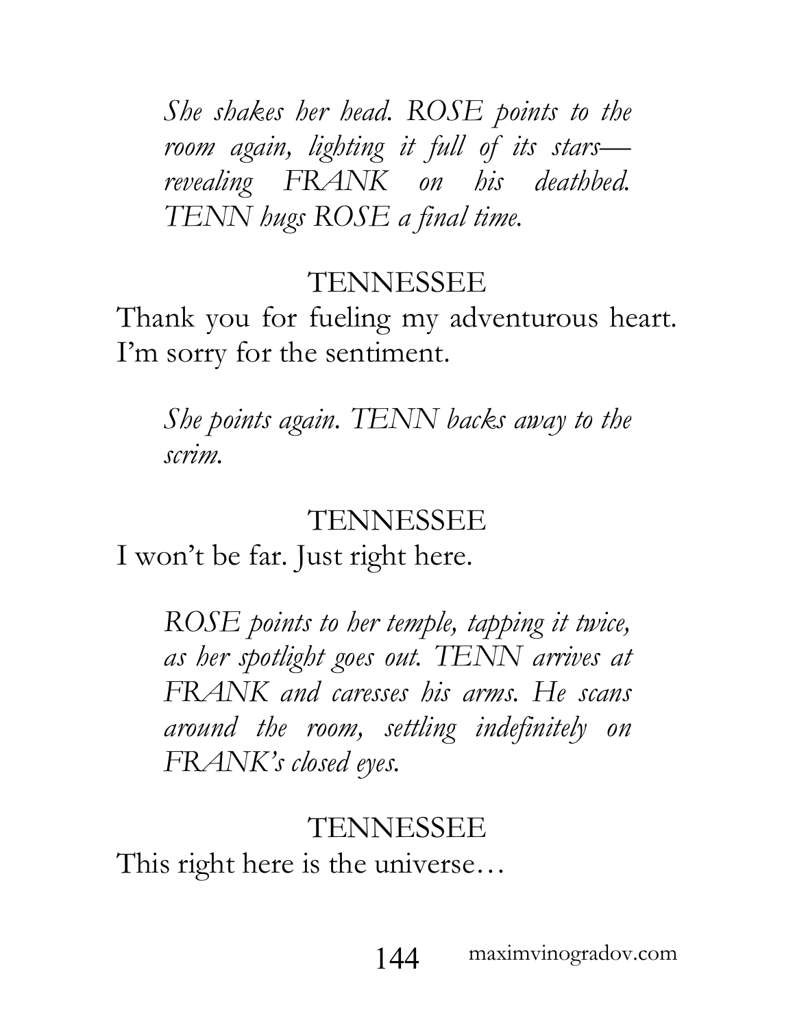*She shakes her head. ROSE points to the room again, lighting it full of its stars—revealing FRANK on his deathbed. TENN hugs ROSE a final time.*

TENNESSEE

Thank you for fueling my adventurous heart. I'm sorry for the sentiment.

*She points again. TENN backs away to the scrim.*

TENNESSEE

I won't be far. Just right here.

*ROSE points to her temple, tapping it twice, as her spotlight goes out. TENN arrives at FRANK and caresses his arms. He scans around the room, settling indefinitely on FRANK's closed eyes.*

TENNESSEE

This right here is the universe…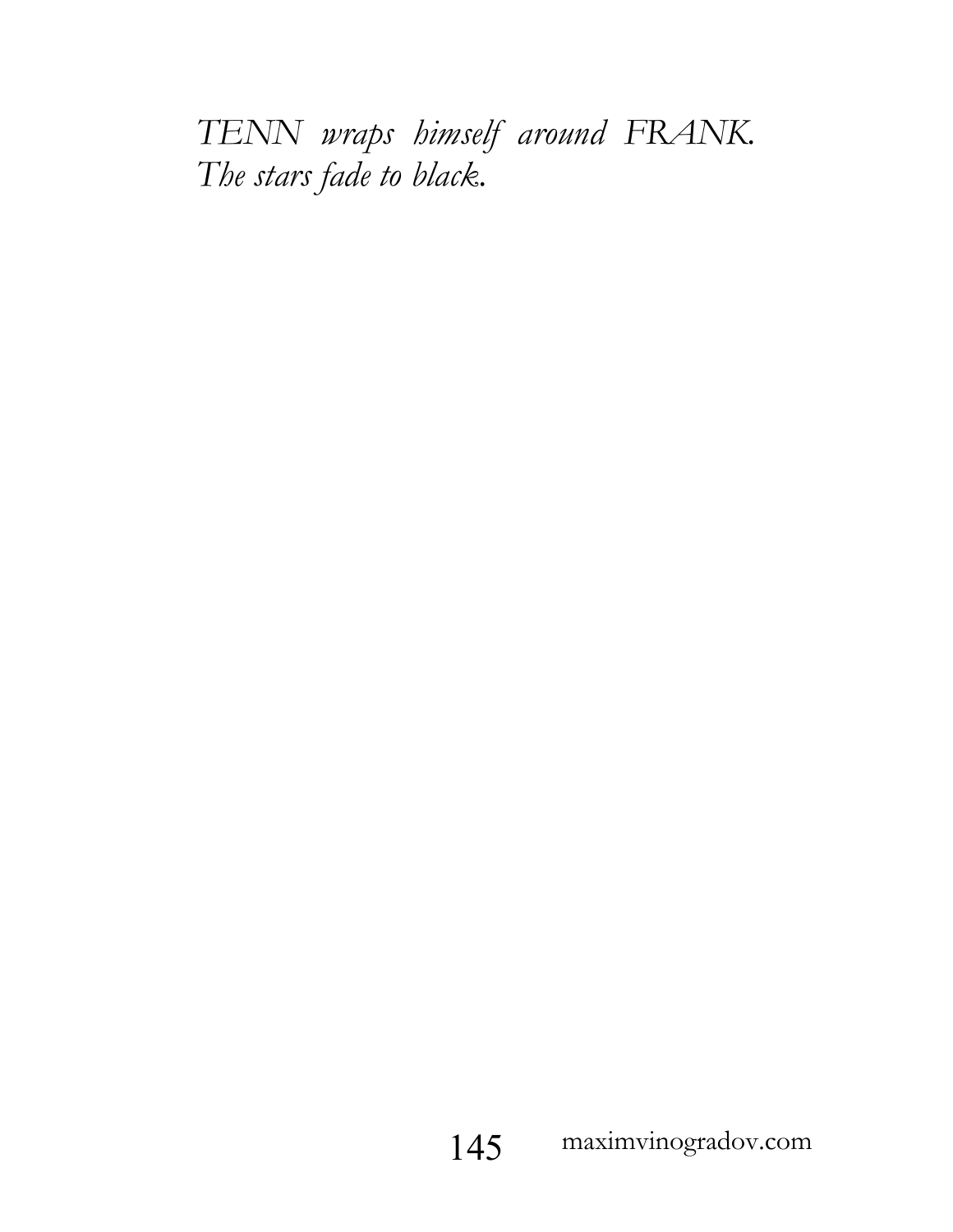*TENN wraps himself around FRANK. The stars fade to black.*